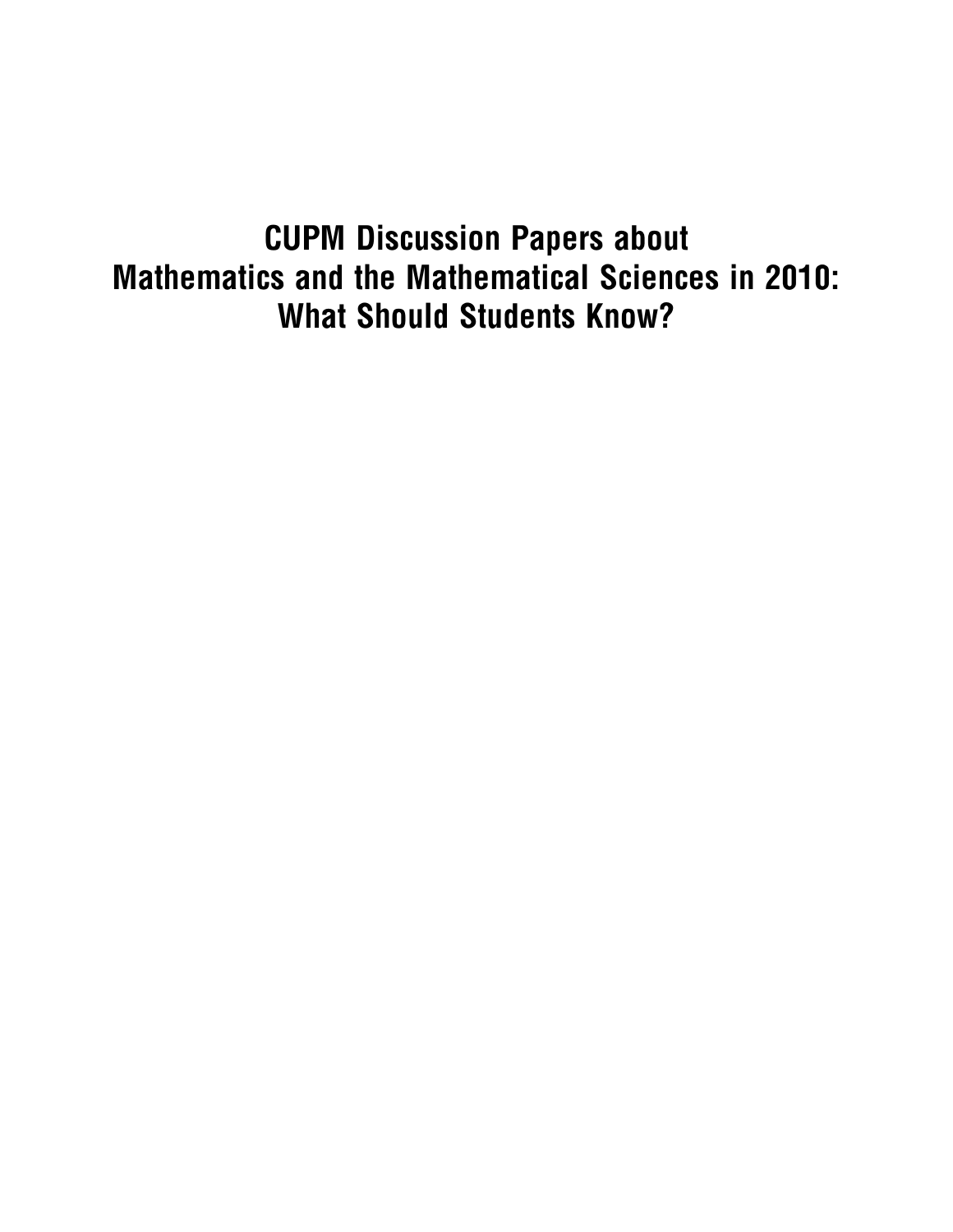# CUPM Discussion Papers about Mathematics and the Mathematical Sciences in 2010: What Should Students Know?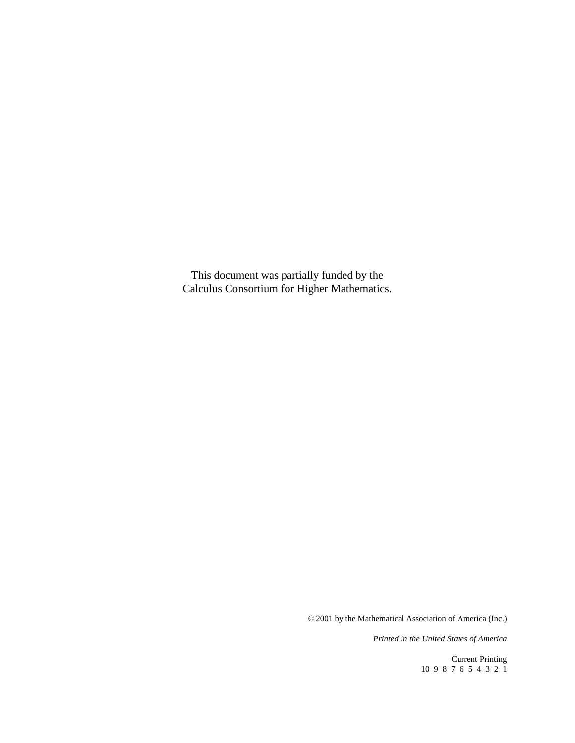This document was partially funded by the
Calculus Consortium for Higher Mathematics.

© 2001 by the Mathematical Association of America (Inc.)

*Printed in the United States of America*

Current Printing
10 9 8 7 6 5 4 3 2 1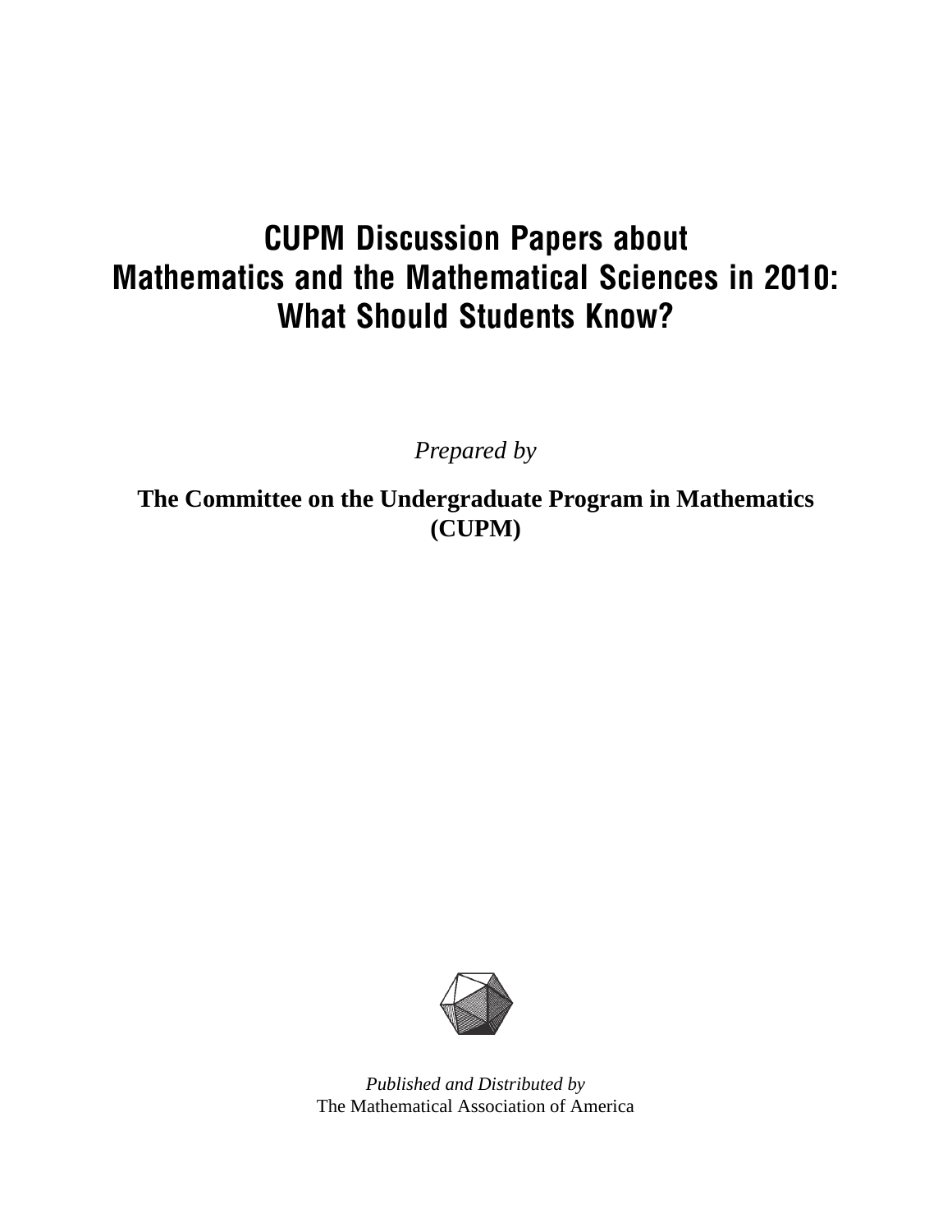# CUPM Discussion Papers about Mathematics and the Mathematical Sciences in 2010: What Should Students Know?

*Prepared by*

**The Committee on the Undergraduate Program in Mathematics (CUPM)**

*Published and Distributed by*
The Mathematical Association of America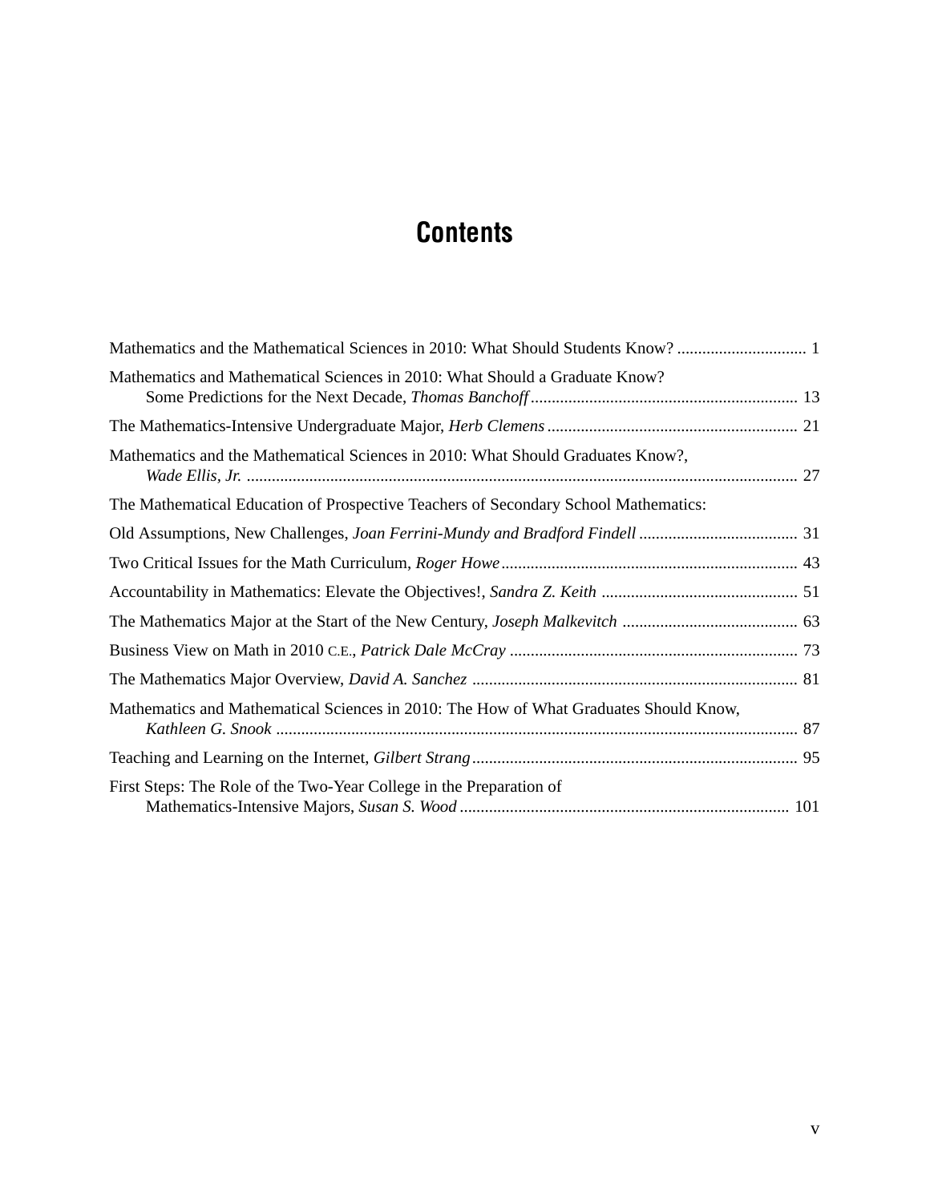# Contents

Mathematics and the Mathematical Sciences in 2010: What Should Students Know? ............................... 1

Mathematics and Mathematical Sciences in 2010: What Should a Graduate Know? Some Predictions for the Next Decade, *Thomas Banchoff* ................................................................ 13

The Mathematics-Intensive Undergraduate Major, *Herb Clemens* ............................................................ 21

Mathematics and the Mathematical Sciences in 2010: What Should Graduates Know?, *Wade Ellis, Jr.* .................................................................................................................................... 27

The Mathematical Education of Prospective Teachers of Secondary School Mathematics:

Old Assumptions, New Challenges, *Joan Ferrini-Mundy and Bradford Findell* ...................................... 31

Two Critical Issues for the Math Curriculum, *Roger Howe* ....................................................................... 43

Accountability in Mathematics: Elevate the Objectives!, *Sandra Z. Keith* ............................................... 51

The Mathematics Major at the Start of the New Century, *Joseph Malkevitch* .......................................... 63

Business View on Math in 2010 C.E., *Patrick Dale McCray* ..................................................................... 73

The Mathematics Major Overview, *David A. Sanchez* .............................................................................. 81

Mathematics and Mathematical Sciences in 2010: The How of What Graduates Should Know, *Kathleen G. Snook* ............................................................................................................................. 87

Teaching and Learning on the Internet, *Gilbert Strang* .............................................................................. 95

First Steps: The Role of the Two-Year College in the Preparation of Mathematics-Intensive Majors, *Susan S. Wood* .............................................................................. 101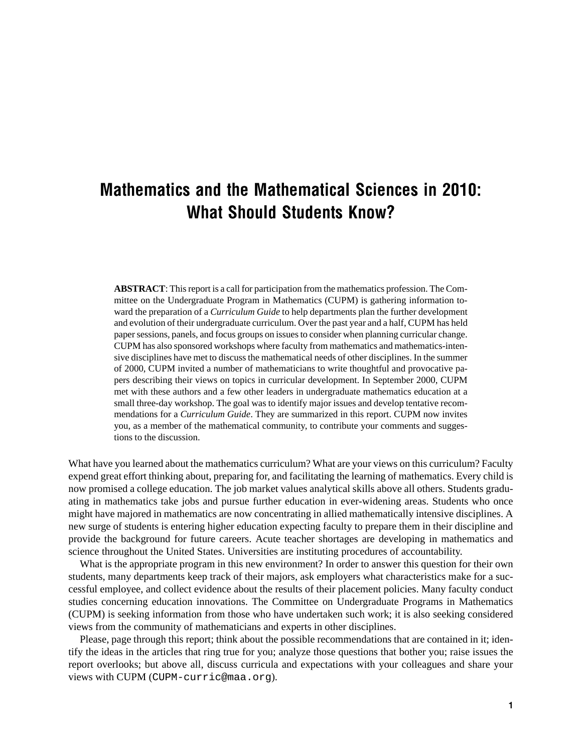# Mathematics and the Mathematical Sciences in 2010: What Should Students Know?

**ABSTRACT**: This report is a call for participation from the mathematics profession. The Committee on the Undergraduate Program in Mathematics (CUPM) is gathering information toward the preparation of a *Curriculum Guide* to help departments plan the further development and evolution of their undergraduate curriculum. Over the past year and a half, CUPM has held paper sessions, panels, and focus groups on issues to consider when planning curricular change. CUPM has also sponsored workshops where faculty from mathematics and mathematics-intensive disciplines have met to discuss the mathematical needs of other disciplines. In the summer of 2000, CUPM invited a number of mathematicians to write thoughtful and provocative papers describing their views on topics in curricular development. In September 2000, CUPM met with these authors and a few other leaders in undergraduate mathematics education at a small three-day workshop. The goal was to identify major issues and develop tentative recommendations for a *Curriculum Guide*. They are summarized in this report. CUPM now invites you, as a member of the mathematical community, to contribute your comments and suggestions to the discussion.

What have you learned about the mathematics curriculum? What are your views on this curriculum? Faculty expend great effort thinking about, preparing for, and facilitating the learning of mathematics. Every child is now promised a college education. The job market values analytical skills above all others. Students graduating in mathematics take jobs and pursue further education in ever-widening areas. Students who once might have majored in mathematics are now concentrating in allied mathematically intensive disciplines. A new surge of students is entering higher education expecting faculty to prepare them in their discipline and provide the background for future careers. Acute teacher shortages are developing in mathematics and science throughout the United States. Universities are instituting procedures of accountability.

What is the appropriate program in this new environment? In order to answer this question for their own students, many departments keep track of their majors, ask employers what characteristics make for a successful employee, and collect evidence about the results of their placement policies. Many faculty conduct studies concerning education innovations. The Committee on Undergraduate Programs in Mathematics (CUPM) is seeking information from those who have undertaken such work; it is also seeking considered views from the community of mathematicians and experts in other disciplines.

Please, page through this report; think about the possible recommendations that are contained in it; identify the ideas in the articles that ring true for you; analyze those questions that bother you; raise issues the report overlooks; but above all, discuss curricula and expectations with your colleagues and share your views with CUPM (`CUPM-curric@maa.org`).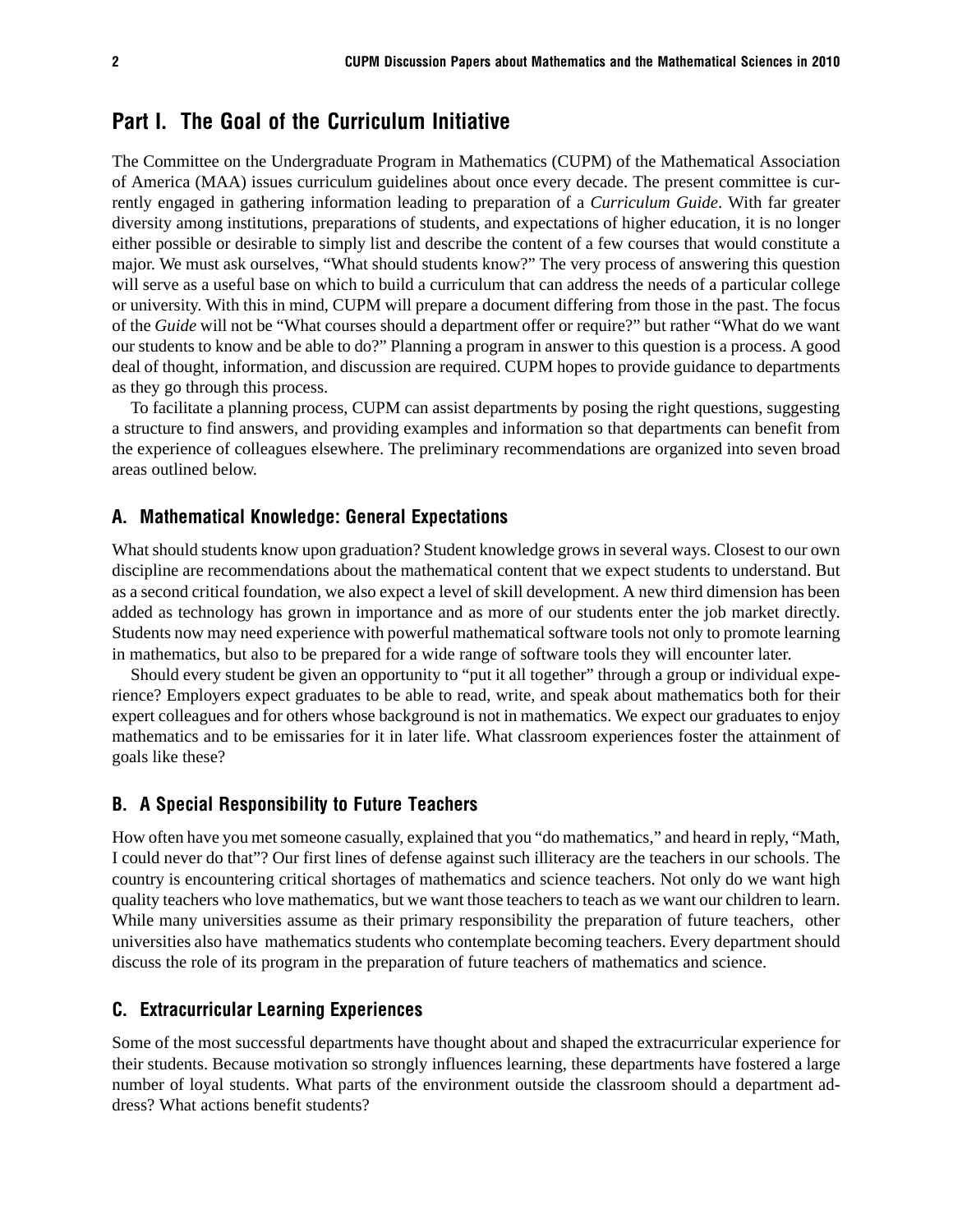## Part I. The Goal of the Curriculum Initiative

The Committee on the Undergraduate Program in Mathematics (CUPM) of the Mathematical Association of America (MAA) issues curriculum guidelines about once every decade. The present committee is currently engaged in gathering information leading to preparation of a *Curriculum Guide*. With far greater diversity among institutions, preparations of students, and expectations of higher education, it is no longer either possible or desirable to simply list and describe the content of a few courses that would constitute a major. We must ask ourselves, "What should students know?" The very process of answering this question will serve as a useful base on which to build a curriculum that can address the needs of a particular college or university. With this in mind, CUPM will prepare a document differing from those in the past. The focus of the *Guide* will not be "What courses should a department offer or require?" but rather "What do we want our students to know and be able to do?" Planning a program in answer to this question is a process. A good deal of thought, information, and discussion are required. CUPM hopes to provide guidance to departments as they go through this process.

To facilitate a planning process, CUPM can assist departments by posing the right questions, suggesting a structure to find answers, and providing examples and information so that departments can benefit from the experience of colleagues elsewhere. The preliminary recommendations are organized into seven broad areas outlined below.

### A. Mathematical Knowledge: General Expectations

What should students know upon graduation? Student knowledge grows in several ways. Closest to our own discipline are recommendations about the mathematical content that we expect students to understand. But as a second critical foundation, we also expect a level of skill development. A new third dimension has been added as technology has grown in importance and as more of our students enter the job market directly. Students now may need experience with powerful mathematical software tools not only to promote learning in mathematics, but also to be prepared for a wide range of software tools they will encounter later.

Should every student be given an opportunity to "put it all together" through a group or individual experience? Employers expect graduates to be able to read, write, and speak about mathematics both for their expert colleagues and for others whose background is not in mathematics. We expect our graduates to enjoy mathematics and to be emissaries for it in later life. What classroom experiences foster the attainment of goals like these?

### B. A Special Responsibility to Future Teachers

How often have you met someone casually, explained that you "do mathematics," and heard in reply, "Math, I could never do that"? Our first lines of defense against such illiteracy are the teachers in our schools. The country is encountering critical shortages of mathematics and science teachers. Not only do we want high quality teachers who love mathematics, but we want those teachers to teach as we want our children to learn. While many universities assume as their primary responsibility the preparation of future teachers, other universities also have mathematics students who contemplate becoming teachers. Every department should discuss the role of its program in the preparation of future teachers of mathematics and science.

### C. Extracurricular Learning Experiences

Some of the most successful departments have thought about and shaped the extracurricular experience for their students. Because motivation so strongly influences learning, these departments have fostered a large number of loyal students. What parts of the environment outside the classroom should a department address? What actions benefit students?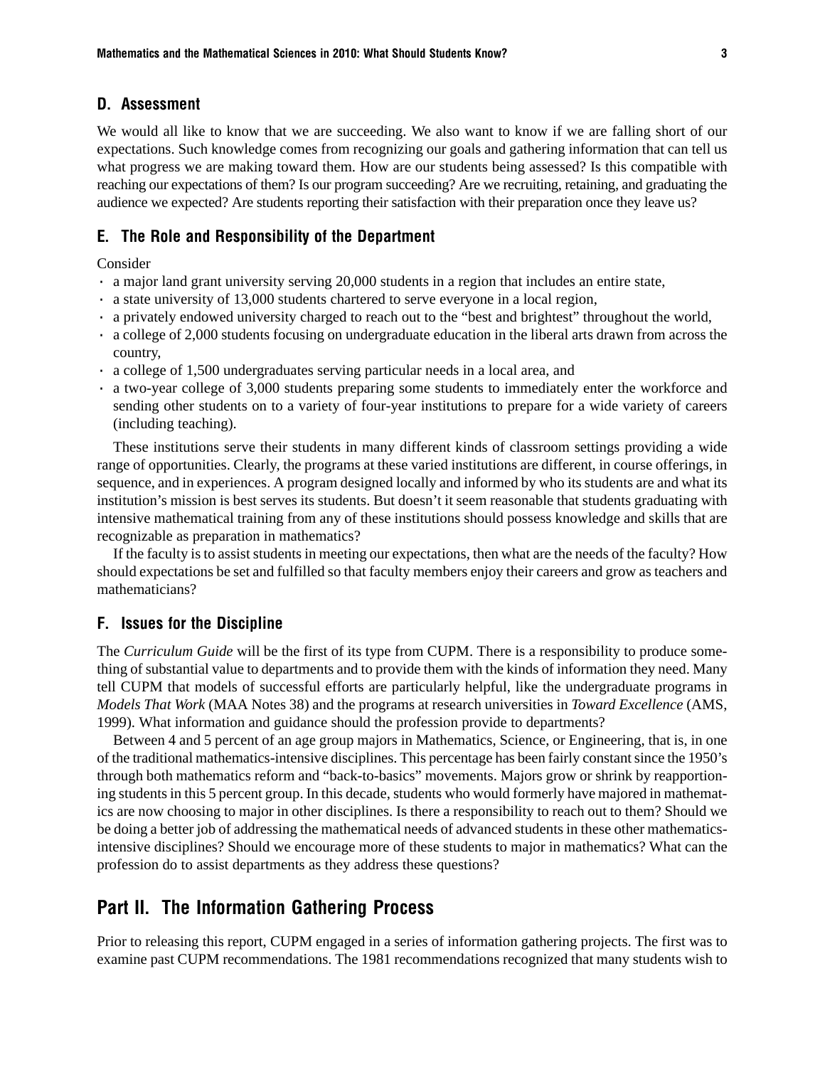### D. Assessment

We would all like to know that we are succeeding. We also want to know if we are falling short of our expectations. Such knowledge comes from recognizing our goals and gathering information that can tell us what progress we are making toward them. How are our students being assessed? Is this compatible with reaching our expectations of them? Is our program succeeding? Are we recruiting, retaining, and graduating the audience we expected? Are students reporting their satisfaction with their preparation once they leave us?

### E. The Role and Responsibility of the Department

Consider

- a major land grant university serving 20,000 students in a region that includes an entire state,
- a state university of 13,000 students chartered to serve everyone in a local region,
- a privately endowed university charged to reach out to the "best and brightest" throughout the world,
- a college of 2,000 students focusing on undergraduate education in the liberal arts drawn from across the country,
- a college of 1,500 undergraduates serving particular needs in a local area, and
- a two-year college of 3,000 students preparing some students to immediately enter the workforce and sending other students on to a variety of four-year institutions to prepare for a wide variety of careers (including teaching).

These institutions serve their students in many different kinds of classroom settings providing a wide range of opportunities. Clearly, the programs at these varied institutions are different, in course offerings, in sequence, and in experiences. A program designed locally and informed by who its students are and what its institution's mission is best serves its students. But doesn't it seem reasonable that students graduating with intensive mathematical training from any of these institutions should possess knowledge and skills that are recognizable as preparation in mathematics?

If the faculty is to assist students in meeting our expectations, then what are the needs of the faculty? How should expectations be set and fulfilled so that faculty members enjoy their careers and grow as teachers and mathematicians?

### F. Issues for the Discipline

The *Curriculum Guide* will be the first of its type from CUPM. There is a responsibility to produce something of substantial value to departments and to provide them with the kinds of information they need. Many tell CUPM that models of successful efforts are particularly helpful, like the undergraduate programs in *Models That Work* (MAA Notes 38) and the programs at research universities in *Toward Excellence* (AMS, 1999). What information and guidance should the profession provide to departments?

Between 4 and 5 percent of an age group majors in Mathematics, Science, or Engineering, that is, in one of the traditional mathematics-intensive disciplines. This percentage has been fairly constant since the 1950's through both mathematics reform and "back-to-basics" movements. Majors grow or shrink by reapportioning students in this 5 percent group. In this decade, students who would formerly have majored in mathematics are now choosing to major in other disciplines. Is there a responsibility to reach out to them? Should we be doing a better job of addressing the mathematical needs of advanced students in these other mathematics-intensive disciplines? Should we encourage more of these students to major in mathematics? What can the profession do to assist departments as they address these questions?

## Part II. The Information Gathering Process

Prior to releasing this report, CUPM engaged in a series of information gathering projects. The first was to examine past CUPM recommendations. The 1981 recommendations recognized that many students wish to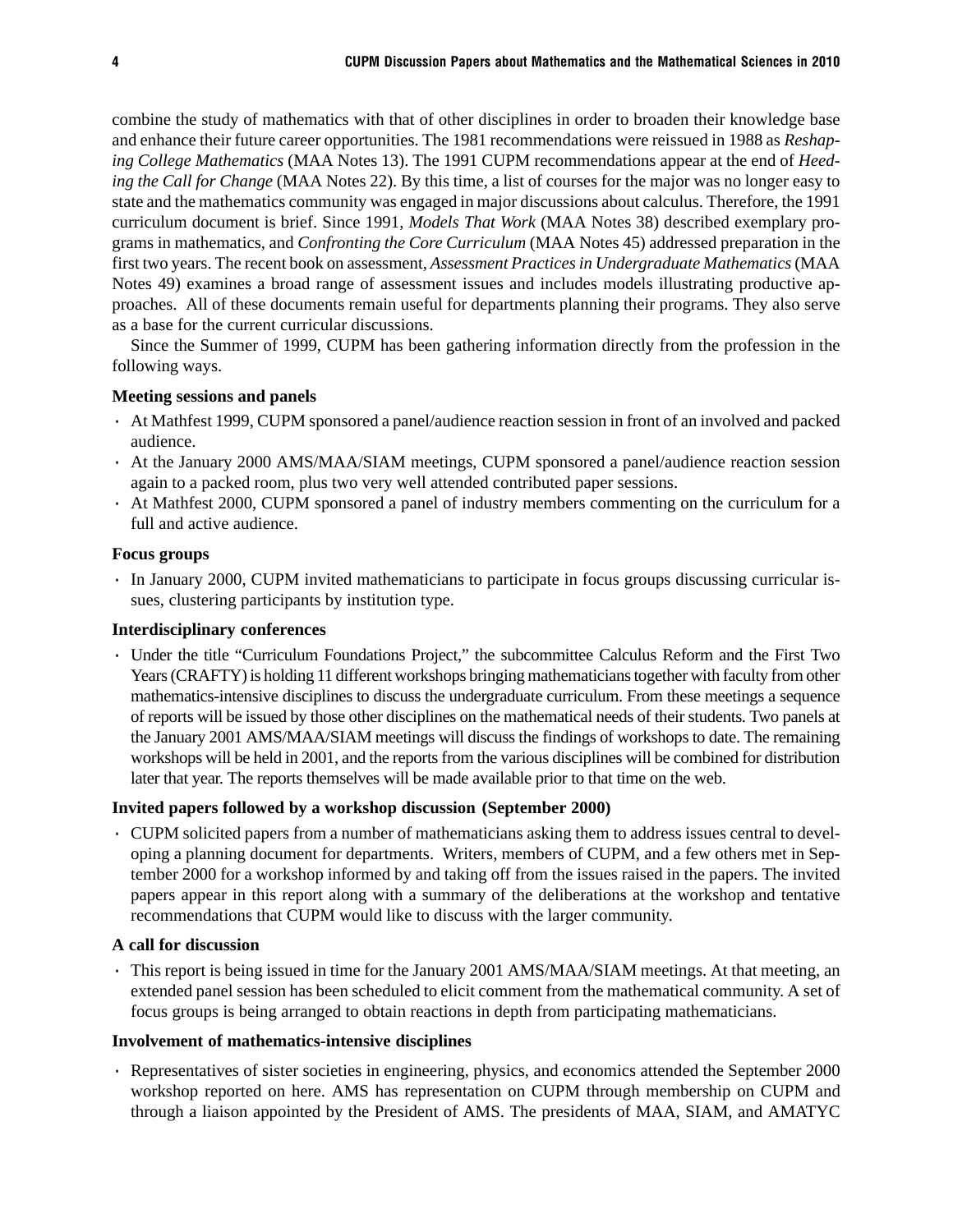combine the study of mathematics with that of other disciplines in order to broaden their knowledge base and enhance their future career opportunities. The 1981 recommendations were reissued in 1988 as *Reshaping College Mathematics* (MAA Notes 13). The 1991 CUPM recommendations appear at the end of *Heeding the Call for Change* (MAA Notes 22). By this time, a list of courses for the major was no longer easy to state and the mathematics community was engaged in major discussions about calculus. Therefore, the 1991 curriculum document is brief. Since 1991, *Models That Work* (MAA Notes 38) described exemplary programs in mathematics, and *Confronting the Core Curriculum* (MAA Notes 45) addressed preparation in the first two years. The recent book on assessment, *Assessment Practices in Undergraduate Mathematics* (MAA Notes 49) examines a broad range of assessment issues and includes models illustrating productive approaches. All of these documents remain useful for departments planning their programs. They also serve as a base for the current curricular discussions.

Since the Summer of 1999, CUPM has been gathering information directly from the profession in the following ways.

**Meeting sessions and panels**

- At Mathfest 1999, CUPM sponsored a panel/audience reaction session in front of an involved and packed audience.
- At the January 2000 AMS/MAA/SIAM meetings, CUPM sponsored a panel/audience reaction session again to a packed room, plus two very well attended contributed paper sessions.
- At Mathfest 2000, CUPM sponsored a panel of industry members commenting on the curriculum for a full and active audience.

**Focus groups**

- In January 2000, CUPM invited mathematicians to participate in focus groups discussing curricular issues, clustering participants by institution type.

**Interdisciplinary conferences**

- Under the title "Curriculum Foundations Project," the subcommittee Calculus Reform and the First Two Years (CRAFTY) is holding 11 different workshops bringing mathematicians together with faculty from other mathematics-intensive disciplines to discuss the undergraduate curriculum. From these meetings a sequence of reports will be issued by those other disciplines on the mathematical needs of their students. Two panels at the January 2001 AMS/MAA/SIAM meetings will discuss the findings of workshops to date. The remaining workshops will be held in 2001, and the reports from the various disciplines will be combined for distribution later that year. The reports themselves will be made available prior to that time on the web.

**Invited papers followed by a workshop discussion (September 2000)**

- CUPM solicited papers from a number of mathematicians asking them to address issues central to developing a planning document for departments. Writers, members of CUPM, and a few others met in September 2000 for a workshop informed by and taking off from the issues raised in the papers. The invited papers appear in this report along with a summary of the deliberations at the workshop and tentative recommendations that CUPM would like to discuss with the larger community.

**A call for discussion**

- This report is being issued in time for the January 2001 AMS/MAA/SIAM meetings. At that meeting, an extended panel session has been scheduled to elicit comment from the mathematical community. A set of focus groups is being arranged to obtain reactions in depth from participating mathematicians.

**Involvement of mathematics-intensive disciplines**

- Representatives of sister societies in engineering, physics, and economics attended the September 2000 workshop reported on here. AMS has representation on CUPM through membership on CUPM and through a liaison appointed by the President of AMS. The presidents of MAA, SIAM, and AMATYC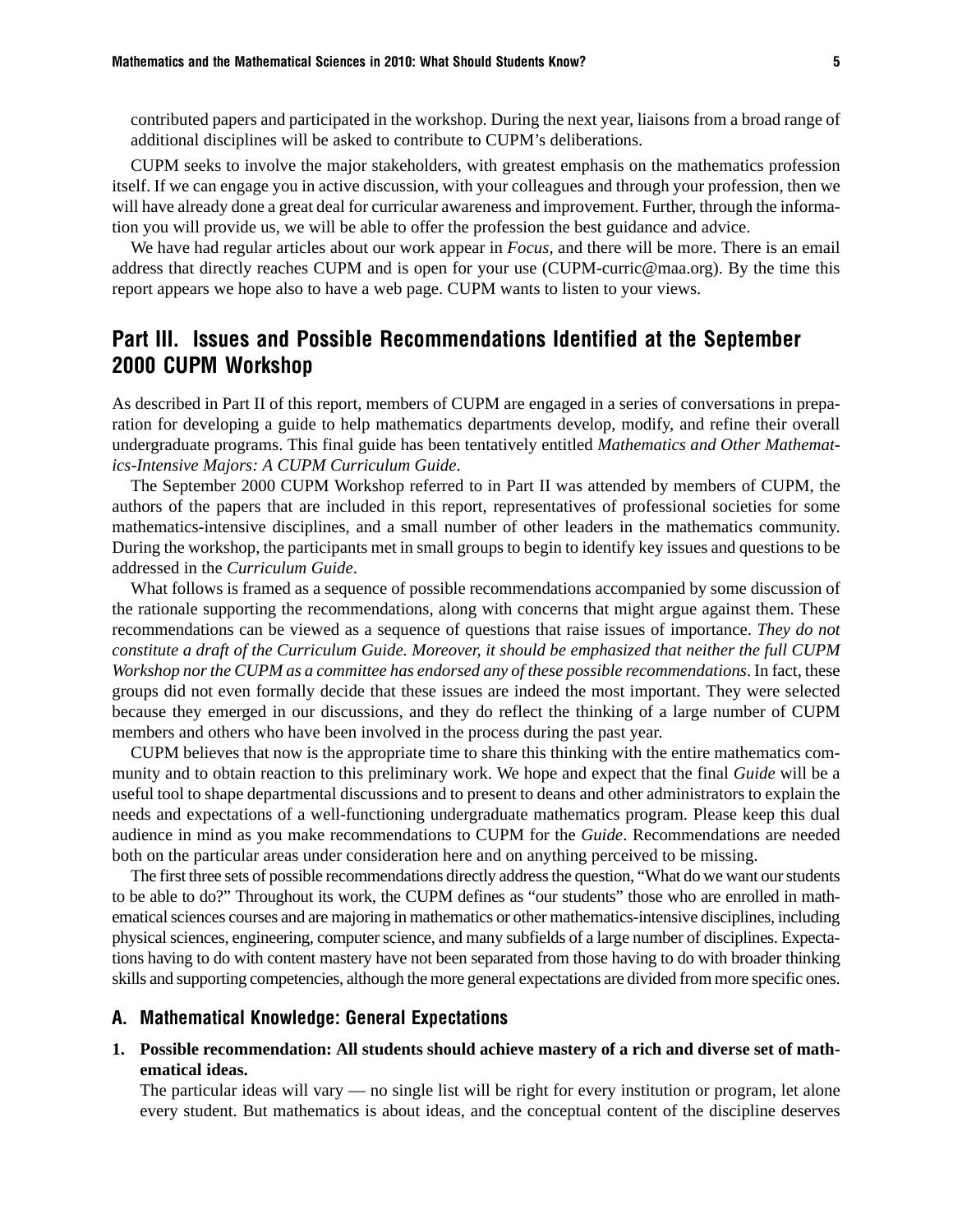contributed papers and participated in the workshop. During the next year, liaisons from a broad range of additional disciplines will be asked to contribute to CUPM's deliberations.

CUPM seeks to involve the major stakeholders, with greatest emphasis on the mathematics profession itself. If we can engage you in active discussion, with your colleagues and through your profession, then we will have already done a great deal for curricular awareness and improvement. Further, through the information you will provide us, we will be able to offer the profession the best guidance and advice.

We have had regular articles about our work appear in *Focus*, and there will be more. There is an email address that directly reaches CUPM and is open for your use (CUPM-curric@maa.org). By the time this report appears we hope also to have a web page. CUPM wants to listen to your views.

## Part III. Issues and Possible Recommendations Identified at the September 2000 CUPM Workshop

As described in Part II of this report, members of CUPM are engaged in a series of conversations in preparation for developing a guide to help mathematics departments develop, modify, and refine their overall undergraduate programs. This final guide has been tentatively entitled *Mathematics and Other Mathematics-Intensive Majors: A CUPM Curriculum Guide*.

The September 2000 CUPM Workshop referred to in Part II was attended by members of CUPM, the authors of the papers that are included in this report, representatives of professional societies for some mathematics-intensive disciplines, and a small number of other leaders in the mathematics community. During the workshop, the participants met in small groups to begin to identify key issues and questions to be addressed in the *Curriculum Guide*.

What follows is framed as a sequence of possible recommendations accompanied by some discussion of the rationale supporting the recommendations, along with concerns that might argue against them. These recommendations can be viewed as a sequence of questions that raise issues of importance. *They do not constitute a draft of the Curriculum Guide. Moreover, it should be emphasized that neither the full CUPM Workshop nor the CUPM as a committee has endorsed any of these possible recommendations*. In fact, these groups did not even formally decide that these issues are indeed the most important. They were selected because they emerged in our discussions, and they do reflect the thinking of a large number of CUPM members and others who have been involved in the process during the past year.

CUPM believes that now is the appropriate time to share this thinking with the entire mathematics community and to obtain reaction to this preliminary work. We hope and expect that the final *Guide* will be a useful tool to shape departmental discussions and to present to deans and other administrators to explain the needs and expectations of a well-functioning undergraduate mathematics program. Please keep this dual audience in mind as you make recommendations to CUPM for the *Guide*. Recommendations are needed both on the particular areas under consideration here and on anything perceived to be missing.

The first three sets of possible recommendations directly address the question, "What do we want our students to be able to do?" Throughout its work, the CUPM defines as "our students" those who are enrolled in mathematical sciences courses and are majoring in mathematics or other mathematics-intensive disciplines, including physical sciences, engineering, computer science, and many subfields of a large number of disciplines. Expectations having to do with content mastery have not been separated from those having to do with broader thinking skills and supporting competencies, although the more general expectations are divided from more specific ones.

### A. Mathematical Knowledge: General Expectations

1. **Possible recommendation: All students should achieve mastery of a rich and diverse set of mathematical ideas.**
   The particular ideas will vary — no single list will be right for every institution or program, let alone every student. But mathematics is about ideas, and the conceptual content of the discipline deserves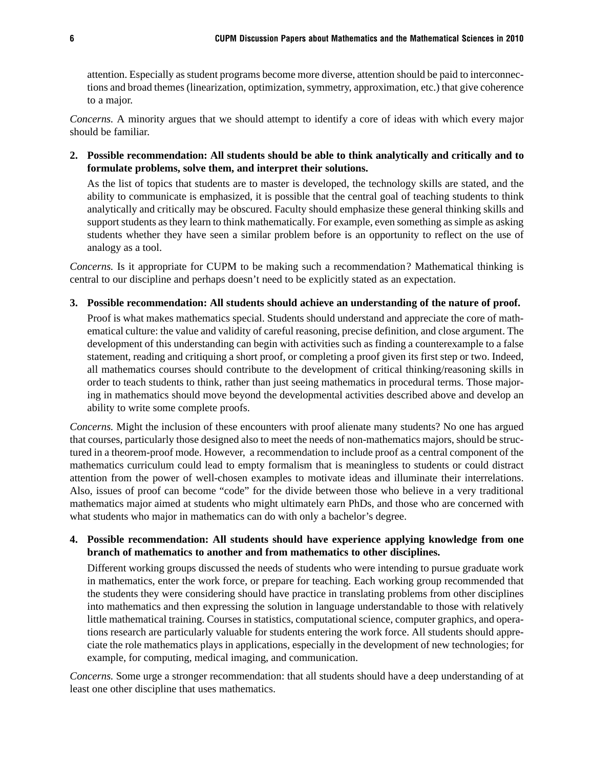attention. Especially as student programs become more diverse, attention should be paid to interconnections and broad themes (linearization, optimization, symmetry, approximation, etc.) that give coherence to a major.

*Concerns.* A minority argues that we should attempt to identify a core of ideas with which every major should be familiar.

2. **Possible recommendation: All students should be able to think analytically and critically and to formulate problems, solve them, and interpret their solutions.**

   As the list of topics that students are to master is developed, the technology skills are stated, and the ability to communicate is emphasized, it is possible that the central goal of teaching students to think analytically and critically may be obscured. Faculty should emphasize these general thinking skills and support students as they learn to think mathematically. For example, even something as simple as asking students whether they have seen a similar problem before is an opportunity to reflect on the use of analogy as a tool.

*Concerns.* Is it appropriate for CUPM to be making such a recommendation? Mathematical thinking is central to our discipline and perhaps doesn't need to be explicitly stated as an expectation.

3. **Possible recommendation: All students should achieve an understanding of the nature of proof.**

   Proof is what makes mathematics special. Students should understand and appreciate the core of mathematical culture: the value and validity of careful reasoning, precise definition, and close argument. The development of this understanding can begin with activities such as finding a counterexample to a false statement, reading and critiquing a short proof, or completing a proof given its first step or two. Indeed, all mathematics courses should contribute to the development of critical thinking/reasoning skills in order to teach students to think, rather than just seeing mathematics in procedural terms. Those majoring in mathematics should move beyond the developmental activities described above and develop an ability to write some complete proofs.

*Concerns.* Might the inclusion of these encounters with proof alienate many students? No one has argued that courses, particularly those designed also to meet the needs of non-mathematics majors, should be structured in a theorem-proof mode. However, a recommendation to include proof as a central component of the mathematics curriculum could lead to empty formalism that is meaningless to students or could distract attention from the power of well-chosen examples to motivate ideas and illuminate their interrelations. Also, issues of proof can become "code" for the divide between those who believe in a very traditional mathematics major aimed at students who might ultimately earn PhDs, and those who are concerned with what students who major in mathematics can do with only a bachelor's degree.

4. **Possible recommendation: All students should have experience applying knowledge from one branch of mathematics to another and from mathematics to other disciplines.**

   Different working groups discussed the needs of students who were intending to pursue graduate work in mathematics, enter the work force, or prepare for teaching. Each working group recommended that the students they were considering should have practice in translating problems from other disciplines into mathematics and then expressing the solution in language understandable to those with relatively little mathematical training. Courses in statistics, computational science, computer graphics, and operations research are particularly valuable for students entering the work force. All students should appreciate the role mathematics plays in applications, especially in the development of new technologies; for example, for computing, medical imaging, and communication.

*Concerns.* Some urge a stronger recommendation: that all students should have a deep understanding of at least one other discipline that uses mathematics.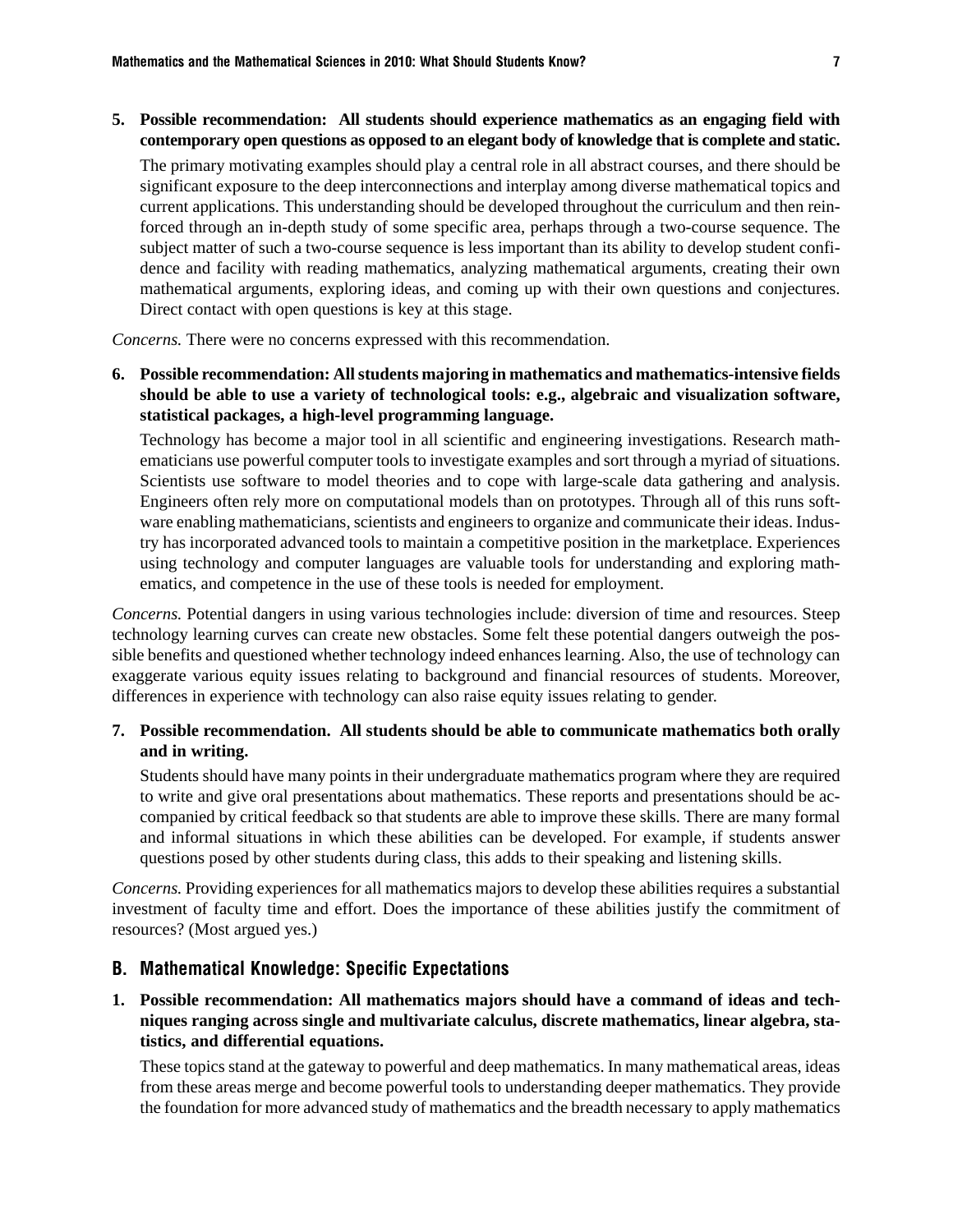5. **Possible recommendation: All students should experience mathematics as an engaging field with contemporary open questions as opposed to an elegant body of knowledge that is complete and static.**

   The primary motivating examples should play a central role in all abstract courses, and there should be significant exposure to the deep interconnections and interplay among diverse mathematical topics and current applications. This understanding should be developed throughout the curriculum and then reinforced through an in-depth study of some specific area, perhaps through a two-course sequence. The subject matter of such a two-course sequence is less important than its ability to develop student confidence and facility with reading mathematics, analyzing mathematical arguments, creating their own mathematical arguments, exploring ideas, and coming up with their own questions and conjectures. Direct contact with open questions is key at this stage.

*Concerns.* There were no concerns expressed with this recommendation.

6. **Possible recommendation: All students majoring in mathematics and mathematics-intensive fields should be able to use a variety of technological tools: e.g., algebraic and visualization software, statistical packages, a high-level programming language.**

   Technology has become a major tool in all scientific and engineering investigations. Research mathematicians use powerful computer tools to investigate examples and sort through a myriad of situations. Scientists use software to model theories and to cope with large-scale data gathering and analysis. Engineers often rely more on computational models than on prototypes. Through all of this runs software enabling mathematicians, scientists and engineers to organize and communicate their ideas. Industry has incorporated advanced tools to maintain a competitive position in the marketplace. Experiences using technology and computer languages are valuable tools for understanding and exploring mathematics, and competence in the use of these tools is needed for employment.

*Concerns.* Potential dangers in using various technologies include: diversion of time and resources. Steep technology learning curves can create new obstacles. Some felt these potential dangers outweigh the possible benefits and questioned whether technology indeed enhances learning. Also, the use of technology can exaggerate various equity issues relating to background and financial resources of students. Moreover, differences in experience with technology can also raise equity issues relating to gender.

7. **Possible recommendation. All students should be able to communicate mathematics both orally and in writing.**

   Students should have many points in their undergraduate mathematics program where they are required to write and give oral presentations about mathematics. These reports and presentations should be accompanied by critical feedback so that students are able to improve these skills. There are many formal and informal situations in which these abilities can be developed. For example, if students answer questions posed by other students during class, this adds to their speaking and listening skills.

*Concerns.* Providing experiences for all mathematics majors to develop these abilities requires a substantial investment of faculty time and effort. Does the importance of these abilities justify the commitment of resources? (Most argued yes.)

## B. Mathematical Knowledge: Specific Expectations

1. **Possible recommendation: All mathematics majors should have a command of ideas and techniques ranging across single and multivariate calculus, discrete mathematics, linear algebra, statistics, and differential equations.**

   These topics stand at the gateway to powerful and deep mathematics. In many mathematical areas, ideas from these areas merge and become powerful tools to understanding deeper mathematics. They provide the foundation for more advanced study of mathematics and the breadth necessary to apply mathematics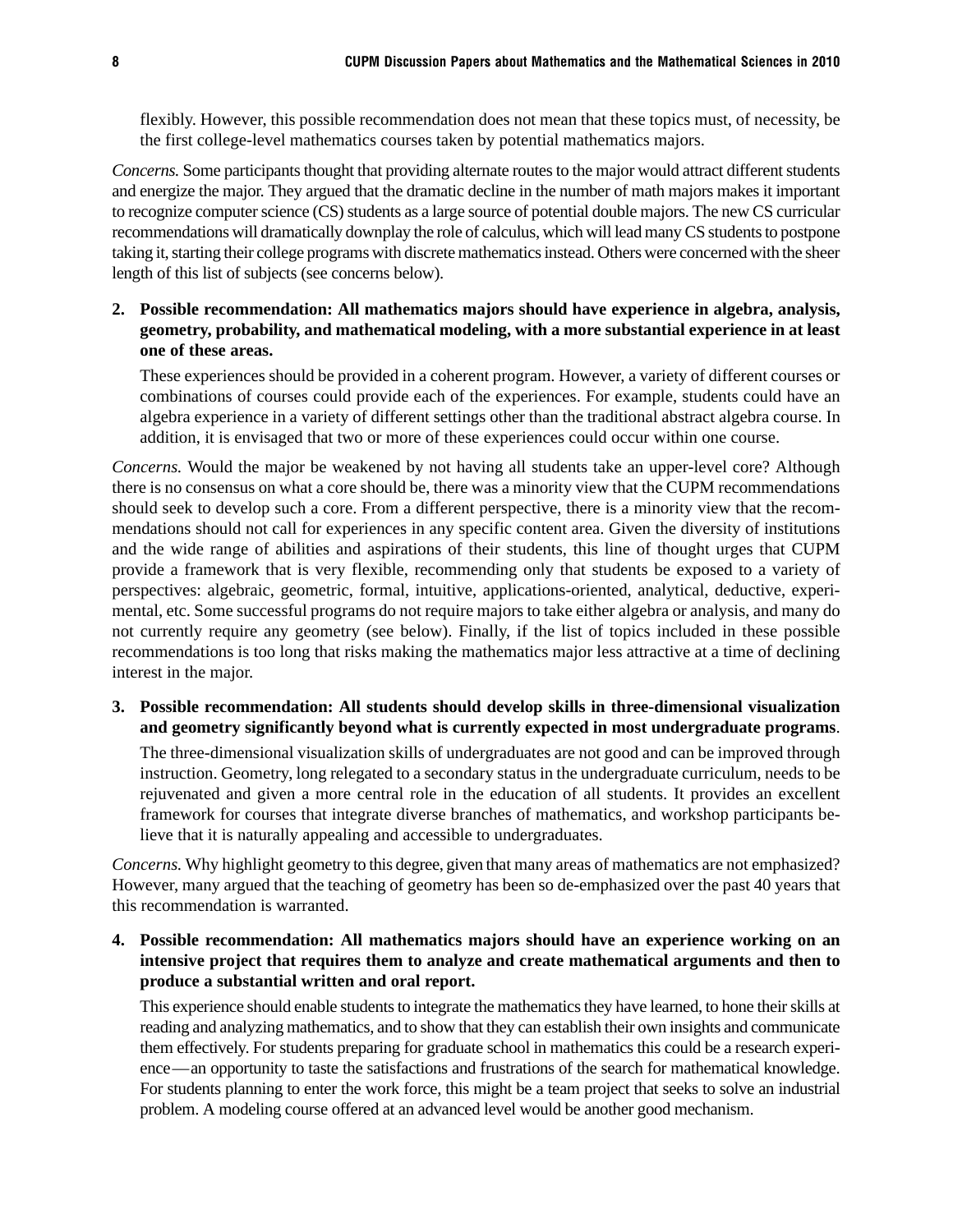flexibly. However, this possible recommendation does not mean that these topics must, of necessity, be the first college-level mathematics courses taken by potential mathematics majors.

*Concerns.* Some participants thought that providing alternate routes to the major would attract different students and energize the major. They argued that the dramatic decline in the number of math majors makes it important to recognize computer science (CS) students as a large source of potential double majors. The new CS curricular recommendations will dramatically downplay the role of calculus, which will lead many CS students to postpone taking it, starting their college programs with discrete mathematics instead. Others were concerned with the sheer length of this list of subjects (see concerns below).

2. **Possible recommendation: All mathematics majors should have experience in algebra, analysis, geometry, probability, and mathematical modeling, with a more substantial experience in at least one of these areas.**

   These experiences should be provided in a coherent program. However, a variety of different courses or combinations of courses could provide each of the experiences. For example, students could have an algebra experience in a variety of different settings other than the traditional abstract algebra course. In addition, it is envisaged that two or more of these experiences could occur within one course.

*Concerns.* Would the major be weakened by not having all students take an upper-level core? Although there is no consensus on what a core should be, there was a minority view that the CUPM recommendations should seek to develop such a core. From a different perspective, there is a minority view that the recommendations should not call for experiences in any specific content area. Given the diversity of institutions and the wide range of abilities and aspirations of their students, this line of thought urges that CUPM provide a framework that is very flexible, recommending only that students be exposed to a variety of perspectives: algebraic, geometric, formal, intuitive, applications-oriented, analytical, deductive, experimental, etc. Some successful programs do not require majors to take either algebra or analysis, and many do not currently require any geometry (see below). Finally, if the list of topics included in these possible recommendations is too long that risks making the mathematics major less attractive at a time of declining interest in the major.

3. **Possible recommendation: All students should develop skills in three-dimensional visualization and geometry significantly beyond what is currently expected in most undergraduate programs**.

   The three-dimensional visualization skills of undergraduates are not good and can be improved through instruction. Geometry, long relegated to a secondary status in the undergraduate curriculum, needs to be rejuvenated and given a more central role in the education of all students. It provides an excellent framework for courses that integrate diverse branches of mathematics, and workshop participants believe that it is naturally appealing and accessible to undergraduates.

*Concerns.* Why highlight geometry to this degree, given that many areas of mathematics are not emphasized? However, many argued that the teaching of geometry has been so de-emphasized over the past 40 years that this recommendation is warranted.

4. **Possible recommendation: All mathematics majors should have an experience working on an intensive project that requires them to analyze and create mathematical arguments and then to produce a substantial written and oral report.**

   This experience should enable students to integrate the mathematics they have learned, to hone their skills at reading and analyzing mathematics, and to show that they can establish their own insights and communicate them effectively. For students preparing for graduate school in mathematics this could be a research experience—an opportunity to taste the satisfactions and frustrations of the search for mathematical knowledge. For students planning to enter the work force, this might be a team project that seeks to solve an industrial problem. A modeling course offered at an advanced level would be another good mechanism.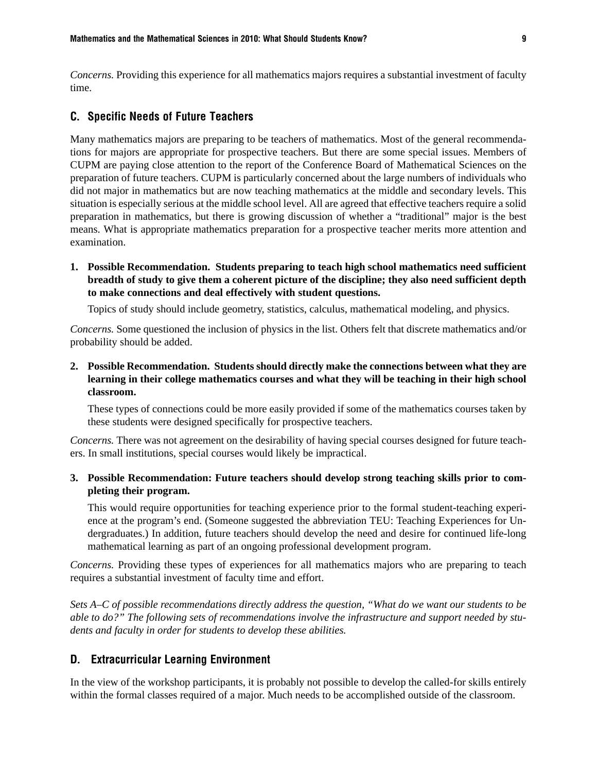*Concerns.* Providing this experience for all mathematics majors requires a substantial investment of faculty time.

## C. Specific Needs of Future Teachers

Many mathematics majors are preparing to be teachers of mathematics. Most of the general recommendations for majors are appropriate for prospective teachers. But there are some special issues. Members of CUPM are paying close attention to the report of the Conference Board of Mathematical Sciences on the preparation of future teachers. CUPM is particularly concerned about the large numbers of individuals who did not major in mathematics but are now teaching mathematics at the middle and secondary levels. This situation is especially serious at the middle school level. All are agreed that effective teachers require a solid preparation in mathematics, but there is growing discussion of whether a "traditional" major is the best means. What is appropriate mathematics preparation for a prospective teacher merits more attention and examination.

1. **Possible Recommendation. Students preparing to teach high school mathematics need sufficient breadth of study to give them a coherent picture of the discipline; they also need sufficient depth to make connections and deal effectively with student questions.**

   Topics of study should include geometry, statistics, calculus, mathematical modeling, and physics.

*Concerns.* Some questioned the inclusion of physics in the list. Others felt that discrete mathematics and/or probability should be added.

2. **Possible Recommendation. Students should directly make the connections between what they are learning in their college mathematics courses and what they will be teaching in their high school classroom.**

   These types of connections could be more easily provided if some of the mathematics courses taken by these students were designed specifically for prospective teachers.

*Concerns.* There was not agreement on the desirability of having special courses designed for future teachers. In small institutions, special courses would likely be impractical.

3. **Possible Recommendation: Future teachers should develop strong teaching skills prior to completing their program.**

   This would require opportunities for teaching experience prior to the formal student-teaching experience at the program's end. (Someone suggested the abbreviation TEU: Teaching Experiences for Undergraduates.) In addition, future teachers should develop the need and desire for continued life-long mathematical learning as part of an ongoing professional development program.

*Concerns.* Providing these types of experiences for all mathematics majors who are preparing to teach requires a substantial investment of faculty time and effort.

*Sets A–C of possible recommendations directly address the question, "What do we want our students to be able to do?" The following sets of recommendations involve the infrastructure and support needed by students and faculty in order for students to develop these abilities.*

## D. Extracurricular Learning Environment

In the view of the workshop participants, it is probably not possible to develop the called-for skills entirely within the formal classes required of a major. Much needs to be accomplished outside of the classroom.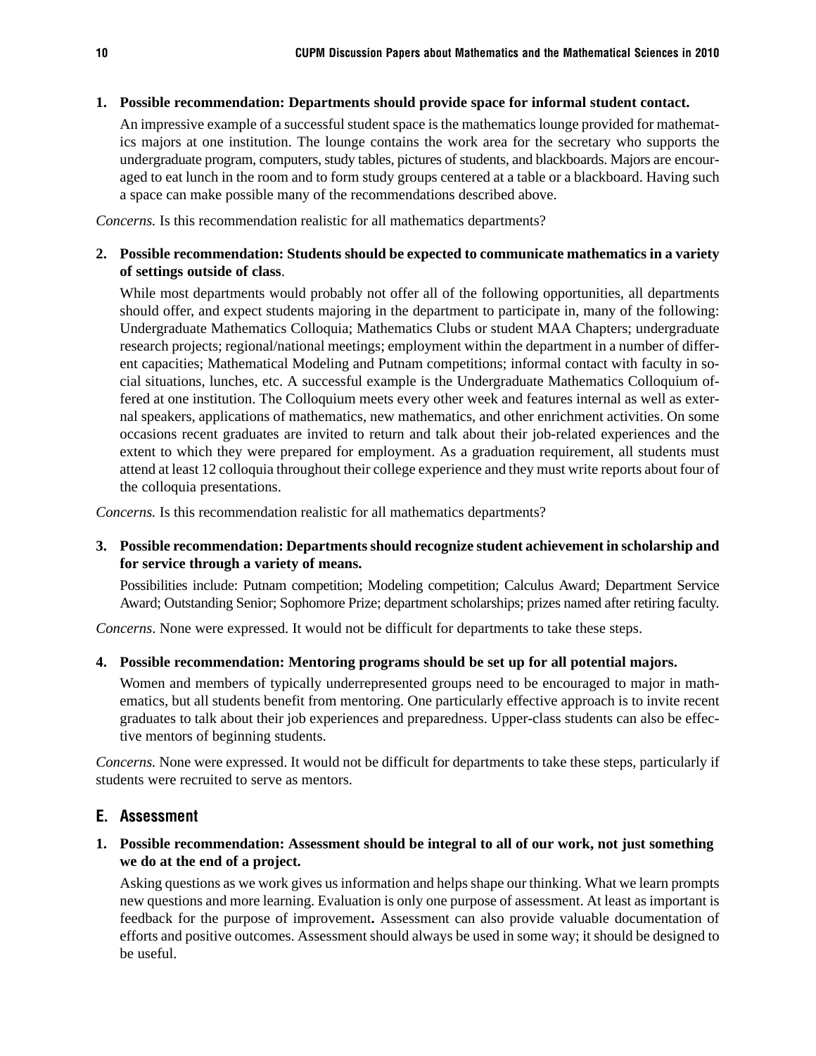**1. Possible recommendation: Departments should provide space for informal student contact.**

An impressive example of a successful student space is the mathematics lounge provided for mathematics majors at one institution. The lounge contains the work area for the secretary who supports the undergraduate program, computers, study tables, pictures of students, and blackboards. Majors are encouraged to eat lunch in the room and to form study groups centered at a table or a blackboard. Having such a space can make possible many of the recommendations described above.

*Concerns.* Is this recommendation realistic for all mathematics departments?

**2. Possible recommendation: Students should be expected to communicate mathematics in a variety of settings outside of class**.

While most departments would probably not offer all of the following opportunities, all departments should offer, and expect students majoring in the department to participate in, many of the following: Undergraduate Mathematics Colloquia; Mathematics Clubs or student MAA Chapters; undergraduate research projects; regional/national meetings; employment within the department in a number of different capacities; Mathematical Modeling and Putnam competitions; informal contact with faculty in social situations, lunches, etc. A successful example is the Undergraduate Mathematics Colloquium offered at one institution. The Colloquium meets every other week and features internal as well as external speakers, applications of mathematics, new mathematics, and other enrichment activities. On some occasions recent graduates are invited to return and talk about their job-related experiences and the extent to which they were prepared for employment. As a graduation requirement, all students must attend at least 12 colloquia throughout their college experience and they must write reports about four of the colloquia presentations.

*Concerns.* Is this recommendation realistic for all mathematics departments?

**3. Possible recommendation: Departments should recognize student achievement in scholarship and for service through a variety of means.**

Possibilities include: Putnam competition; Modeling competition; Calculus Award; Department Service Award; Outstanding Senior; Sophomore Prize; department scholarships; prizes named after retiring faculty.

*Concerns*. None were expressed. It would not be difficult for departments to take these steps.

**4. Possible recommendation: Mentoring programs should be set up for all potential majors.**

Women and members of typically underrepresented groups need to be encouraged to major in mathematics, but all students benefit from mentoring. One particularly effective approach is to invite recent graduates to talk about their job experiences and preparedness. Upper-class students can also be effective mentors of beginning students.

*Concerns.* None were expressed. It would not be difficult for departments to take these steps, particularly if students were recruited to serve as mentors.

## E. Assessment

**1. Possible recommendation: Assessment should be integral to all of our work, not just something we do at the end of a project.**

Asking questions as we work gives us information and helps shape our thinking. What we learn prompts new questions and more learning. Evaluation is only one purpose of assessment. At least as important is feedback for the purpose of improvement**.** Assessment can also provide valuable documentation of efforts and positive outcomes. Assessment should always be used in some way; it should be designed to be useful.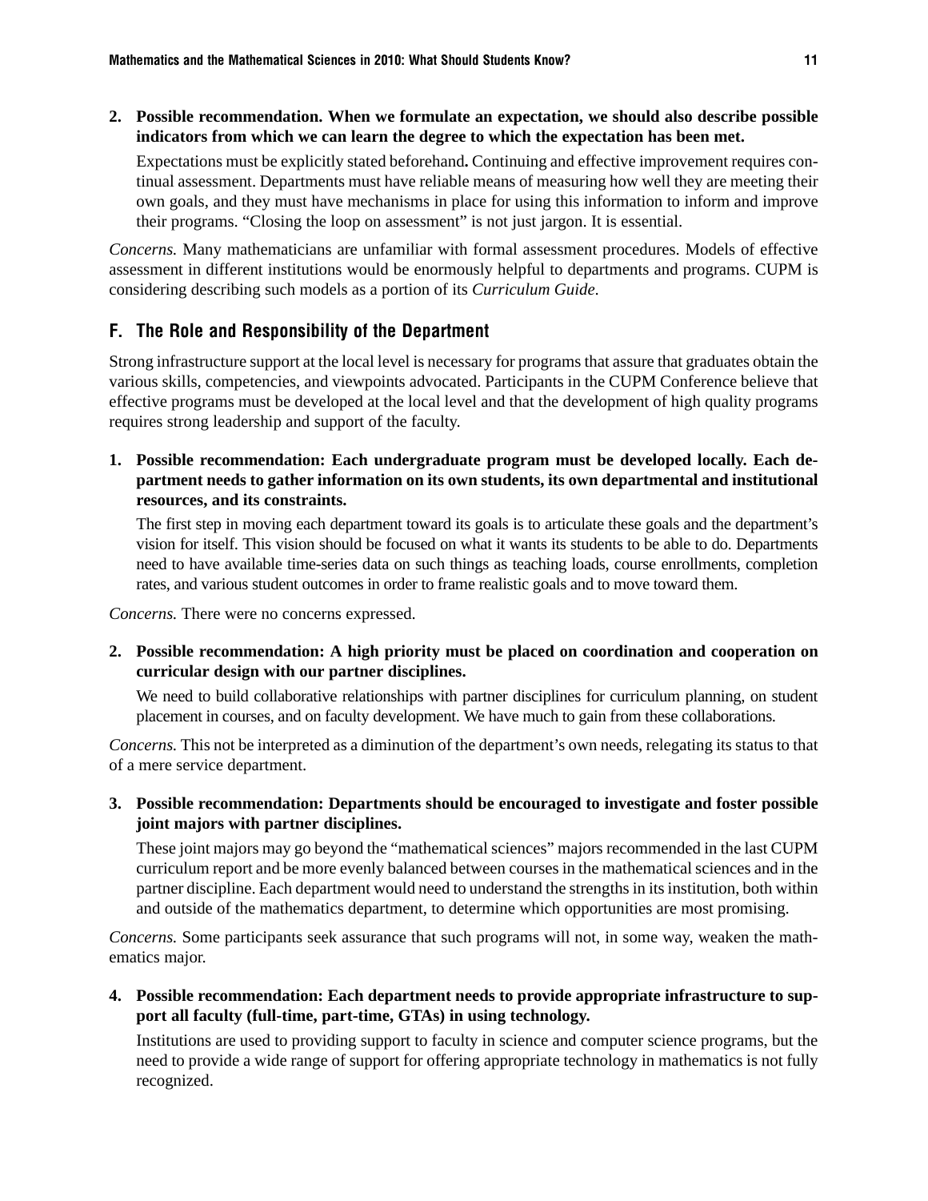**2. Possible recommendation. When we formulate an expectation, we should also describe possible indicators from which we can learn the degree to which the expectation has been met.**

Expectations must be explicitly stated beforehand**.** Continuing and effective improvement requires continual assessment. Departments must have reliable means of measuring how well they are meeting their own goals, and they must have mechanisms in place for using this information to inform and improve their programs. "Closing the loop on assessment" is not just jargon. It is essential.

*Concerns.* Many mathematicians are unfamiliar with formal assessment procedures. Models of effective assessment in different institutions would be enormously helpful to departments and programs. CUPM is considering describing such models as a portion of its *Curriculum Guide*.

## F. The Role and Responsibility of the Department

Strong infrastructure support at the local level is necessary for programs that assure that graduates obtain the various skills, competencies, and viewpoints advocated. Participants in the CUPM Conference believe that effective programs must be developed at the local level and that the development of high quality programs requires strong leadership and support of the faculty.

**1. Possible recommendation: Each undergraduate program must be developed locally. Each department needs to gather information on its own students, its own departmental and institutional resources, and its constraints.**

The first step in moving each department toward its goals is to articulate these goals and the department's vision for itself. This vision should be focused on what it wants its students to be able to do. Departments need to have available time-series data on such things as teaching loads, course enrollments, completion rates, and various student outcomes in order to frame realistic goals and to move toward them.

*Concerns.* There were no concerns expressed.

**2. Possible recommendation: A high priority must be placed on coordination and cooperation on curricular design with our partner disciplines.**

We need to build collaborative relationships with partner disciplines for curriculum planning, on student placement in courses, and on faculty development. We have much to gain from these collaborations.

*Concerns.* This not be interpreted as a diminution of the department's own needs, relegating its status to that of a mere service department.

**3. Possible recommendation: Departments should be encouraged to investigate and foster possible joint majors with partner disciplines.**

These joint majors may go beyond the "mathematical sciences" majors recommended in the last CUPM curriculum report and be more evenly balanced between courses in the mathematical sciences and in the partner discipline. Each department would need to understand the strengths in its institution, both within and outside of the mathematics department, to determine which opportunities are most promising.

*Concerns.* Some participants seek assurance that such programs will not, in some way, weaken the mathematics major.

**4. Possible recommendation: Each department needs to provide appropriate infrastructure to support all faculty (full-time, part-time, GTAs) in using technology.**

Institutions are used to providing support to faculty in science and computer science programs, but the need to provide a wide range of support for offering appropriate technology in mathematics is not fully recognized.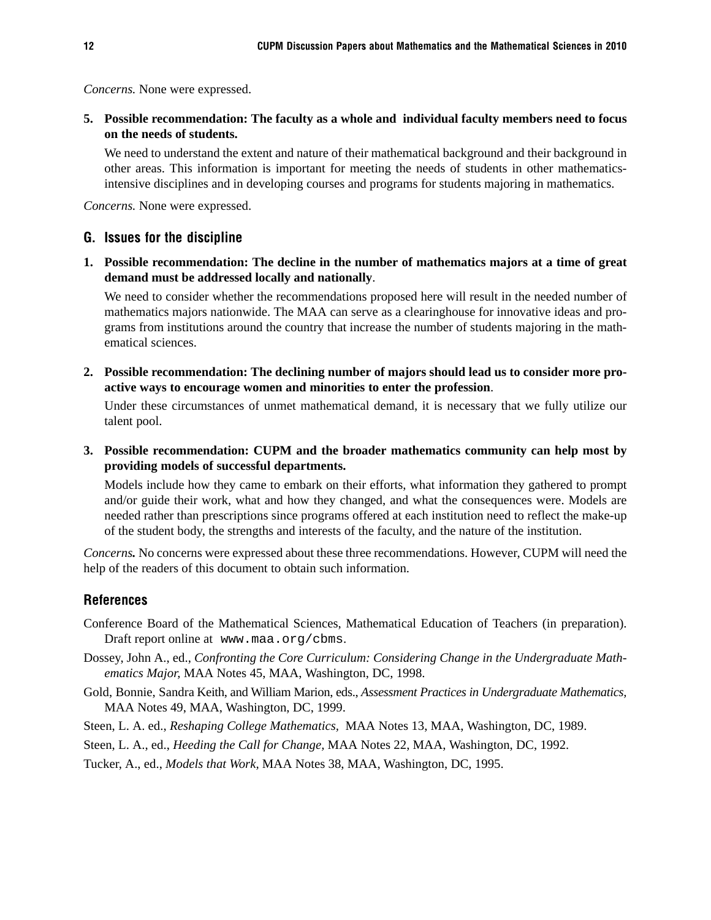*Concerns.* None were expressed.

5. **Possible recommendation: The faculty as a whole and individual faculty members need to focus on the needs of students.**

   We need to understand the extent and nature of their mathematical background and their background in other areas. This information is important for meeting the needs of students in other mathematics-intensive disciplines and in developing courses and programs for students majoring in mathematics.

*Concerns.* None were expressed.

## G. Issues for the discipline

1. **Possible recommendation: The decline in the number of mathematics majors at a time of great demand must be addressed locally and nationally**.

   We need to consider whether the recommendations proposed here will result in the needed number of mathematics majors nationwide. The MAA can serve as a clearinghouse for innovative ideas and programs from institutions around the country that increase the number of students majoring in the mathematical sciences.

2. **Possible recommendation: The declining number of majors should lead us to consider more proactive ways to encourage women and minorities to enter the profession**.

   Under these circumstances of unmet mathematical demand, it is necessary that we fully utilize our talent pool.

3. **Possible recommendation: CUPM and the broader mathematics community can help most by providing models of successful departments.**

   Models include how they came to embark on their efforts, what information they gathered to prompt and/or guide their work, what and how they changed, and what the consequences were. Models are needed rather than prescriptions since programs offered at each institution need to reflect the make-up of the student body, the strengths and interests of the faculty, and the nature of the institution.

*Concerns.* No concerns were expressed about these three recommendations. However, CUPM will need the help of the readers of this document to obtain such information.

## References

Conference Board of the Mathematical Sciences, Mathematical Education of Teachers (in preparation). Draft report online at `www.maa.org/cbms`.

Dossey, John A., ed., *Confronting the Core Curriculum: Considering Change in the Undergraduate Mathematics Major,* MAA Notes 45, MAA, Washington, DC, 1998.

Gold, Bonnie, Sandra Keith, and William Marion, eds., *Assessment Practices in Undergraduate Mathematics,* MAA Notes 49, MAA, Washington, DC, 1999.

Steen, L. A. ed., *Reshaping College Mathematics*, MAA Notes 13, MAA, Washington, DC, 1989.

Steen, L. A., ed., *Heeding the Call for Change,* MAA Notes 22, MAA, Washington, DC, 1992.

Tucker, A., ed., *Models that Work,* MAA Notes 38, MAA, Washington, DC, 1995.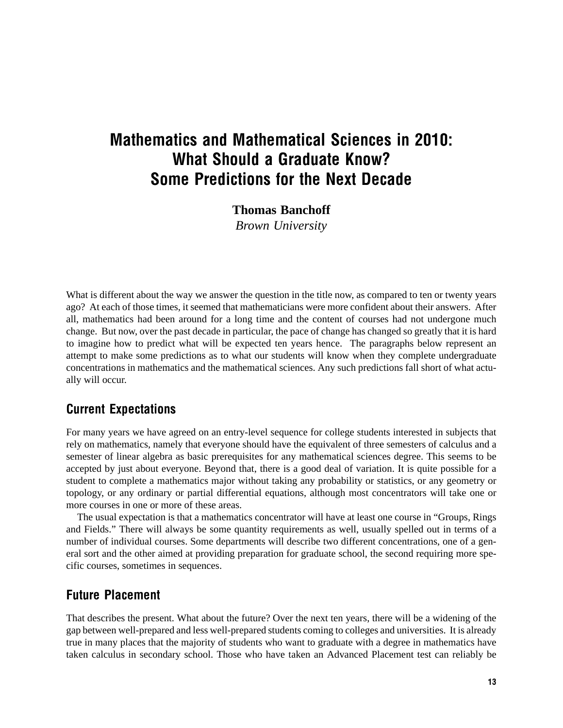# Mathematics and Mathematical Sciences in 2010: What Should a Graduate Know? Some Predictions for the Next Decade

**Thomas Banchoff**
*Brown University*

What is different about the way we answer the question in the title now, as compared to ten or twenty years ago? At each of those times, it seemed that mathematicians were more confident about their answers. After all, mathematics had been around for a long time and the content of courses had not undergone much change. But now, over the past decade in particular, the pace of change has changed so greatly that it is hard to imagine how to predict what will be expected ten years hence. The paragraphs below represent an attempt to make some predictions as to what our students will know when they complete undergraduate concentrations in mathematics and the mathematical sciences. Any such predictions fall short of what actually will occur.

## Current Expectations

For many years we have agreed on an entry-level sequence for college students interested in subjects that rely on mathematics, namely that everyone should have the equivalent of three semesters of calculus and a semester of linear algebra as basic prerequisites for any mathematical sciences degree. This seems to be accepted by just about everyone. Beyond that, there is a good deal of variation. It is quite possible for a student to complete a mathematics major without taking any probability or statistics, or any geometry or topology, or any ordinary or partial differential equations, although most concentrators will take one or more courses in one or more of these areas.

The usual expectation is that a mathematics concentrator will have at least one course in "Groups, Rings and Fields." There will always be some quantity requirements as well, usually spelled out in terms of a number of individual courses. Some departments will describe two different concentrations, one of a general sort and the other aimed at providing preparation for graduate school, the second requiring more specific courses, sometimes in sequences.

## Future Placement

That describes the present. What about the future? Over the next ten years, there will be a widening of the gap between well-prepared and less well-prepared students coming to colleges and universities. It is already true in many places that the majority of students who want to graduate with a degree in mathematics have taken calculus in secondary school. Those who have taken an Advanced Placement test can reliably be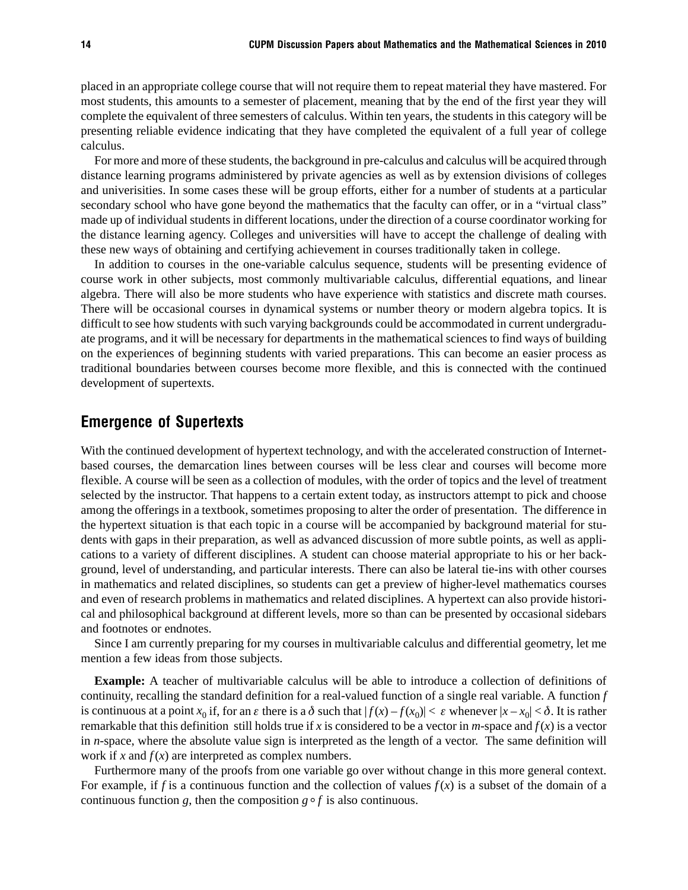placed in an appropriate college course that will not require them to repeat material they have mastered. For most students, this amounts to a semester of placement, meaning that by the end of the first year they will complete the equivalent of three semesters of calculus. Within ten years, the students in this category will be presenting reliable evidence indicating that they have completed the equivalent of a full year of college calculus.

For more and more of these students, the background in pre-calculus and calculus will be acquired through distance learning programs administered by private agencies as well as by extension divisions of colleges and univerisities. In some cases these will be group efforts, either for a number of students at a particular secondary school who have gone beyond the mathematics that the faculty can offer, or in a "virtual class" made up of individual students in different locations, under the direction of a course coordinator working for the distance learning agency. Colleges and universities will have to accept the challenge of dealing with these new ways of obtaining and certifying achievement in courses traditionally taken in college.

In addition to courses in the one-variable calculus sequence, students will be presenting evidence of course work in other subjects, most commonly multivariable calculus, differential equations, and linear algebra. There will also be more students who have experience with statistics and discrete math courses. There will be occasional courses in dynamical systems or number theory or modern algebra topics. It is difficult to see how students with such varying backgrounds could be accommodated in current undergraduate programs, and it will be necessary for departments in the mathematical sciences to find ways of building on the experiences of beginning students with varied preparations. This can become an easier process as traditional boundaries between courses become more flexible, and this is connected with the continued development of supertexts.

## Emergence of Supertexts

With the continued development of hypertext technology, and with the accelerated construction of Internet-based courses, the demarcation lines between courses will be less clear and courses will become more flexible. A course will be seen as a collection of modules, with the order of topics and the level of treatment selected by the instructor. That happens to a certain extent today, as instructors attempt to pick and choose among the offerings in a textbook, sometimes proposing to alter the order of presentation. The difference in the hypertext situation is that each topic in a course will be accompanied by background material for students with gaps in their preparation, as well as advanced discussion of more subtle points, as well as applications to a variety of different disciplines. A student can choose material appropriate to his or her background, level of understanding, and particular interests. There can also be lateral tie-ins with other courses in mathematics and related disciplines, so students can get a preview of higher-level mathematics courses and even of research problems in mathematics and related disciplines. A hypertext can also provide historical and philosophical background at different levels, more so than can be presented by occasional sidebars and footnotes or endnotes.

Since I am currently preparing for my courses in multivariable calculus and differential geometry, let me mention a few ideas from those subjects.

**Example:** A teacher of multivariable calculus will be able to introduce a collection of definitions of continuity, recalling the standard definition for a real-valued function of a single real variable. A function $f$ is continuous at a point $x_0$ if, for an $\varepsilon$ there is a $\delta$ such that $|f(x) - f(x_0)| < \varepsilon$ whenever $|x - x_0| < \delta$. It is rather remarkable that this definition still holds true if $x$ is considered to be a vector in $m$-space and $f(x)$ is a vector in $n$-space, where the absolute value sign is interpreted as the length of a vector. The same definition will work if $x$ and $f(x)$ are interpreted as complex numbers.

Furthermore many of the proofs from one variable go over without change in this more general context. For example, if $f$ is a continuous function and the collection of values $f(x)$ is a subset of the domain of a continuous function $g$, then the composition $g \circ f$ is also continuous.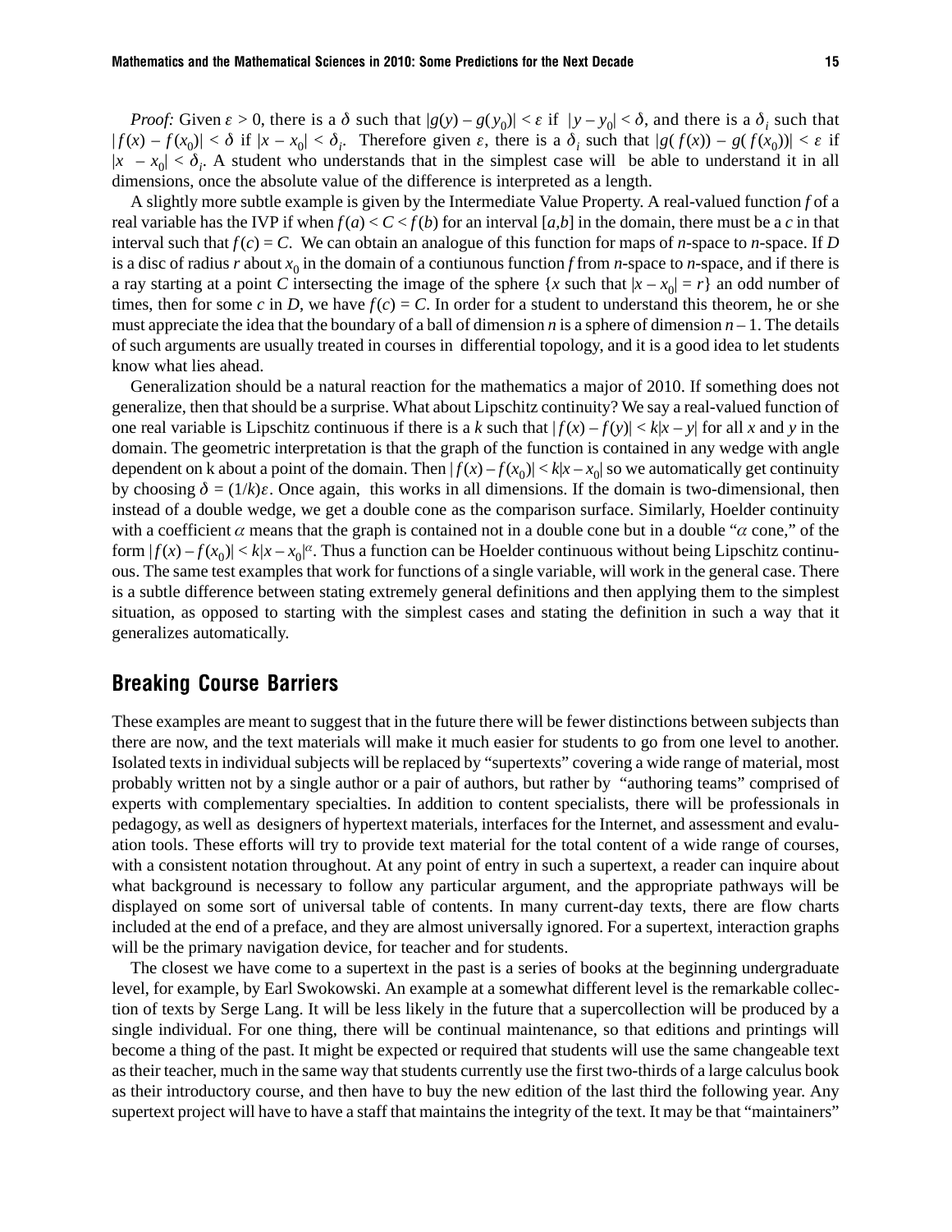*Proof:* Given $\varepsilon > 0$, there is a $\delta$ such that $|g(y) - g(y_0)| < \varepsilon$ if $|y - y_0| < \delta$, and there is a $\delta_i$ such that $|f(x) - f(x_0)| < \delta$ if $|x - x_0| < \delta_i$. Therefore given $\varepsilon$, there is a $\delta_i$ such that $|g(f(x)) - g(f(x_0))| < \varepsilon$ if $|x - x_0| < \delta_i$. A student who understands that in the simplest case will be able to understand it in all dimensions, once the absolute value of the difference is interpreted as a length.

A slightly more subtle example is given by the Intermediate Value Property. A real-valued function $f$ of a real variable has the IVP if when $f(a) < C < f(b)$ for an interval $[a,b]$ in the domain, there must be a $c$ in that interval such that $f(c) = C$. We can obtain an analogue of this function for maps of $n$-space to $n$-space. If $D$ is a disc of radius $r$ about $x_0$ in the domain of a contiuunous function $f$ from $n$-space to $n$-space, and if there is a ray starting at a point $C$ intersecting the image of the sphere $\{x$ such that $|x - x_0| = r\}$ an odd number of times, then for some $c$ in $D$, we have $f(c) = C$. In order for a student to understand this theorem, he or she must appreciate the idea that the boundary of a ball of dimension $n$ is a sphere of dimension $n - 1$. The details of such arguments are usually treated in courses in differential topology, and it is a good idea to let students know what lies ahead.

Generalization should be a natural reaction for the mathematics a major of 2010. If something does not generalize, then that should be a surprise. What about Lipschitz continuity? We say a real-valued function of one real variable is Lipschitz continuous if there is a $k$ such that $|f(x) - f(y)| < k|x - y|$ for all $x$ and $y$ in the domain. The geometric interpretation is that the graph of the function is contained in any wedge with angle dependent on k about a point of the domain. Then $|f(x) - f(x_0)| < k|x - x_0|$ so we automatically get continuity by choosing $\delta = (1/k)\varepsilon$. Once again, this works in all dimensions. If the domain is two-dimensional, then instead of a double wedge, we get a double cone as the comparison surface. Similarly, Hoelder continuity with a coefficient $\alpha$ means that the graph is contained not in a double cone but in a double "$\alpha$ cone," of the form $|f(x) - f(x_0)| < k|x - x_0|^{\alpha}$. Thus a function can be Hoelder continuous without being Lipschitz continuous. The same test examples that work for functions of a single variable, will work in the general case. There is a subtle difference between stating extremely general definitions and then applying them to the simplest situation, as opposed to starting with the simplest cases and stating the definition in such a way that it generalizes automatically.

## Breaking Course Barriers

These examples are meant to suggest that in the future there will be fewer distinctions between subjects than there are now, and the text materials will make it much easier for students to go from one level to another. Isolated texts in individual subjects will be replaced by "supertexts" covering a wide range of material, most probably written not by a single author or a pair of authors, but rather by "authoring teams" comprised of experts with complementary specialties. In addition to content specialists, there will be professionals in pedagogy, as well as designers of hypertext materials, interfaces for the Internet, and assessment and evaluation tools. These efforts will try to provide text material for the total content of a wide range of courses, with a consistent notation throughout. At any point of entry in such a supertext, a reader can inquire about what background is necessary to follow any particular argument, and the appropriate pathways will be displayed on some sort of universal table of contents. In many current-day texts, there are flow charts included at the end of a preface, and they are almost universally ignored. For a supertext, interaction graphs will be the primary navigation device, for teacher and for students.

The closest we have come to a supertext in the past is a series of books at the beginning undergraduate level, for example, by Earl Swokowski. An example at a somewhat different level is the remarkable collection of texts by Serge Lang. It will be less likely in the future that a supercollection will be produced by a single individual. For one thing, there will be continual maintenance, so that editions and printings will become a thing of the past. It might be expected or required that students will use the same changeable text as their teacher, much in the same way that students currently use the first two-thirds of a large calculus book as their introductory course, and then have to buy the new edition of the last third the following year. Any supertext project will have to have a staff that maintains the integrity of the text. It may be that "maintainers"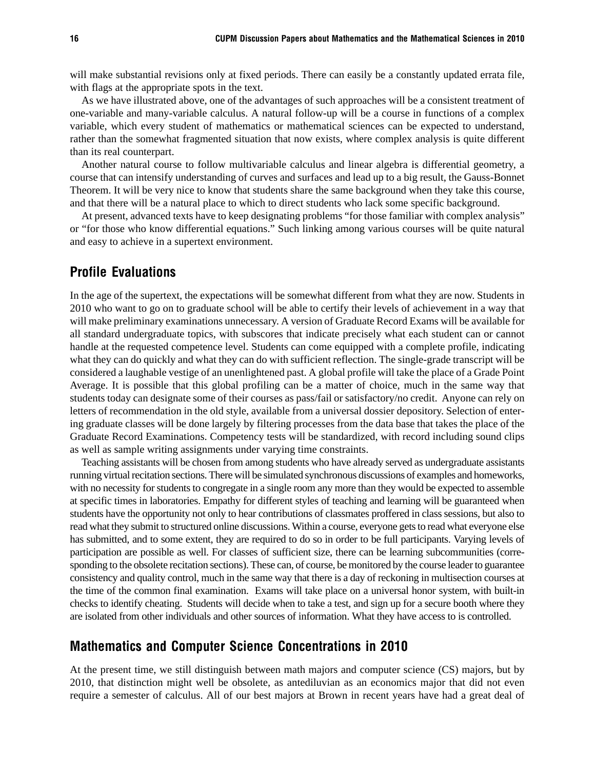will make substantial revisions only at fixed periods. There can easily be a constantly updated errata file, with flags at the appropriate spots in the text.

As we have illustrated above, one of the advantages of such approaches will be a consistent treatment of one-variable and many-variable calculus. A natural follow-up will be a course in functions of a complex variable, which every student of mathematics or mathematical sciences can be expected to understand, rather than the somewhat fragmented situation that now exists, where complex analysis is quite different than its real counterpart.

Another natural course to follow multivariable calculus and linear algebra is differential geometry, a course that can intensify understanding of curves and surfaces and lead up to a big result, the Gauss-Bonnet Theorem. It will be very nice to know that students share the same background when they take this course, and that there will be a natural place to which to direct students who lack some specific background.

At present, advanced texts have to keep designating problems "for those familiar with complex analysis" or "for those who know differential equations." Such linking among various courses will be quite natural and easy to achieve in a supertext environment.

## Profile Evaluations

In the age of the supertext, the expectations will be somewhat different from what they are now. Students in 2010 who want to go on to graduate school will be able to certify their levels of achievement in a way that will make preliminary examinations unnecessary. A version of Graduate Record Exams will be available for all standard undergraduate topics, with subscores that indicate precisely what each student can or cannot handle at the requested competence level. Students can come equipped with a complete profile, indicating what they can do quickly and what they can do with sufficient reflection. The single-grade transcript will be considered a laughable vestige of an unenlightened past. A global profile will take the place of a Grade Point Average. It is possible that this global profiling can be a matter of choice, much in the same way that students today can designate some of their courses as pass/fail or satisfactory/no credit. Anyone can rely on letters of recommendation in the old style, available from a universal dossier depository. Selection of entering graduate classes will be done largely by filtering processes from the data base that takes the place of the Graduate Record Examinations. Competency tests will be standardized, with record including sound clips as well as sample writing assignments under varying time constraints.

Teaching assistants will be chosen from among students who have already served as undergraduate assistants running virtual recitation sections. There will be simulated synchronous discussions of examples and homeworks, with no necessity for students to congregate in a single room any more than they would be expected to assemble at specific times in laboratories. Empathy for different styles of teaching and learning will be guaranteed when students have the opportunity not only to hear contributions of classmates proffered in class sessions, but also to read what they submit to structured online discussions. Within a course, everyone gets to read what everyone else has submitted, and to some extent, they are required to do so in order to be full participants. Varying levels of participation are possible as well. For classes of sufficient size, there can be learning subcommunities (corresponding to the obsolete recitation sections). These can, of course, be monitored by the course leader to guarantee consistency and quality control, much in the same way that there is a day of reckoning in multisection courses at the time of the common final examination. Exams will take place on a universal honor system, with built-in checks to identify cheating. Students will decide when to take a test, and sign up for a secure booth where they are isolated from other individuals and other sources of information. What they have access to is controlled.

## Mathematics and Computer Science Concentrations in 2010

At the present time, we still distinguish between math majors and computer science (CS) majors, but by 2010, that distinction might well be obsolete, as antediluvian as an economics major that did not even require a semester of calculus. All of our best majors at Brown in recent years have had a great deal of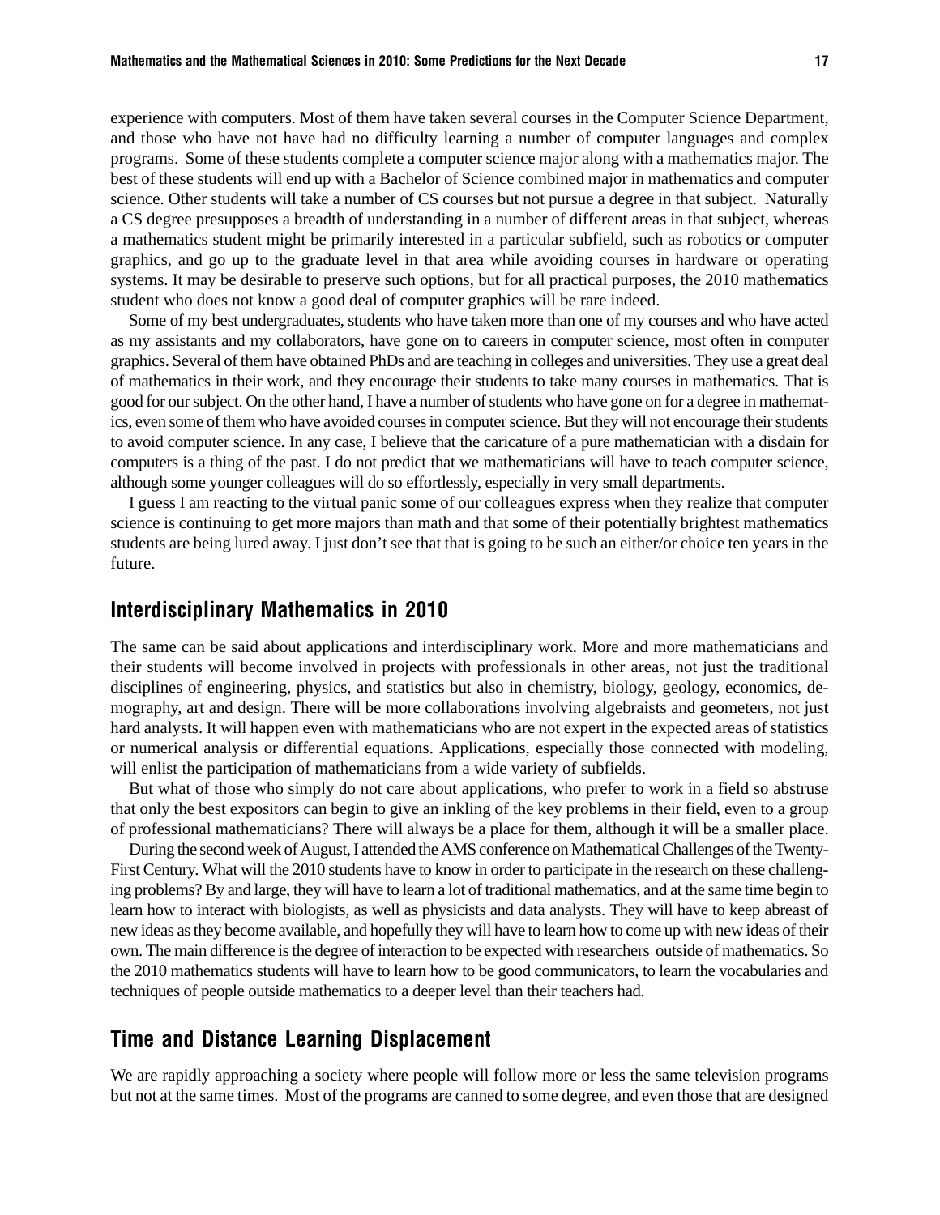experience with computers. Most of them have taken several courses in the Computer Science Department, and those who have not have had no difficulty learning a number of computer languages and complex programs. Some of these students complete a computer science major along with a mathematics major. The best of these students will end up with a Bachelor of Science combined major in mathematics and computer science. Other students will take a number of CS courses but not pursue a degree in that subject. Naturally a CS degree presupposes a breadth of understanding in a number of different areas in that subject, whereas a mathematics student might be primarily interested in a particular subfield, such as robotics or computer graphics, and go up to the graduate level in that area while avoiding courses in hardware or operating systems. It may be desirable to preserve such options, but for all practical purposes, the 2010 mathematics student who does not know a good deal of computer graphics will be rare indeed.

Some of my best undergraduates, students who have taken more than one of my courses and who have acted as my assistants and my collaborators, have gone on to careers in computer science, most often in computer graphics. Several of them have obtained PhDs and are teaching in colleges and universities. They use a great deal of mathematics in their work, and they encourage their students to take many courses in mathematics. That is good for our subject. On the other hand, I have a number of students who have gone on for a degree in mathematics, even some of them who have avoided courses in computer science. But they will not encourage their students to avoid computer science. In any case, I believe that the caricature of a pure mathematician with a disdain for computers is a thing of the past. I do not predict that we mathematicians will have to teach computer science, although some younger colleagues will do so effortlessly, especially in very small departments.

I guess I am reacting to the virtual panic some of our colleagues express when they realize that computer science is continuing to get more majors than math and that some of their potentially brightest mathematics students are being lured away. I just don't see that that is going to be such an either/or choice ten years in the future.

## Interdisciplinary Mathematics in 2010

The same can be said about applications and interdisciplinary work. More and more mathematicians and their students will become involved in projects with professionals in other areas, not just the traditional disciplines of engineering, physics, and statistics but also in chemistry, biology, geology, economics, demography, art and design. There will be more collaborations involving algebraists and geometers, not just hard analysts. It will happen even with mathematicians who are not expert in the expected areas of statistics or numerical analysis or differential equations. Applications, especially those connected with modeling, will enlist the participation of mathematicians from a wide variety of subfields.

But what of those who simply do not care about applications, who prefer to work in a field so abstruse that only the best expositors can begin to give an inkling of the key problems in their field, even to a group of professional mathematicians? There will always be a place for them, although it will be a smaller place.

During the second week of August, I attended the AMS conference on Mathematical Challenges of the Twenty-First Century. What will the 2010 students have to know in order to participate in the research on these challenging problems? By and large, they will have to learn a lot of traditional mathematics, and at the same time begin to learn how to interact with biologists, as well as physicists and data analysts. They will have to keep abreast of new ideas as they become available, and hopefully they will have to learn how to come up with new ideas of their own. The main difference is the degree of interaction to be expected with researchers outside of mathematics. So the 2010 mathematics students will have to learn how to be good communicators, to learn the vocabularies and techniques of people outside mathematics to a deeper level than their teachers had.

## Time and Distance Learning Displacement

We are rapidly approaching a society where people will follow more or less the same television programs but not at the same times. Most of the programs are canned to some degree, and even those that are designed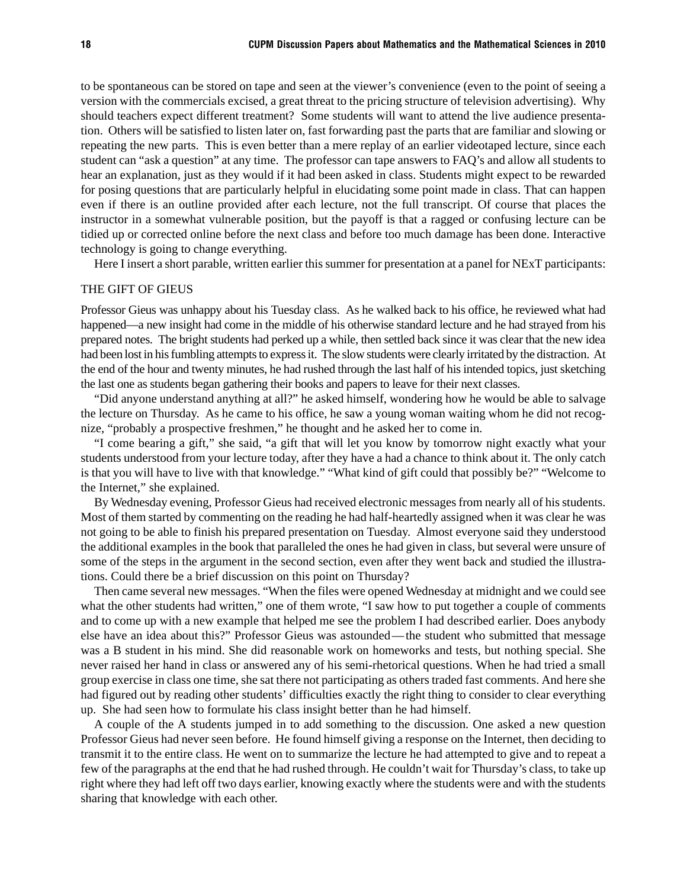to be spontaneous can be stored on tape and seen at the viewer's convenience (even to the point of seeing a version with the commercials excised, a great threat to the pricing structure of television advertising). Why should teachers expect different treatment? Some students will want to attend the live audience presentation. Others will be satisfied to listen later on, fast forwarding past the parts that are familiar and slowing or repeating the new parts. This is even better than a mere replay of an earlier videotaped lecture, since each student can "ask a question" at any time. The professor can tape answers to FAQ's and allow all students to hear an explanation, just as they would if it had been asked in class. Students might expect to be rewarded for posing questions that are particularly helpful in elucidating some point made in class. That can happen even if there is an outline provided after each lecture, not the full transcript. Of course that places the instructor in a somewhat vulnerable position, but the payoff is that a ragged or confusing lecture can be tidied up or corrected online before the next class and before too much damage has been done. Interactive technology is going to change everything.

Here I insert a short parable, written earlier this summer for presentation at a panel for NExT participants:

THE GIFT OF GIEUS

Professor Gieus was unhappy about his Tuesday class. As he walked back to his office, he reviewed what had happened—a new insight had come in the middle of his otherwise standard lecture and he had strayed from his prepared notes. The bright students had perked up a while, then settled back since it was clear that the new idea had been lost in his fumbling attempts to express it. The slow students were clearly irritated by the distraction. At the end of the hour and twenty minutes, he had rushed through the last half of his intended topics, just sketching the last one as students began gathering their books and papers to leave for their next classes.

"Did anyone understand anything at all?" he asked himself, wondering how he would be able to salvage the lecture on Thursday. As he came to his office, he saw a young woman waiting whom he did not recognize, "probably a prospective freshmen," he thought and he asked her to come in.

"I come bearing a gift," she said, "a gift that will let you know by tomorrow night exactly what your students understood from your lecture today, after they have a had a chance to think about it. The only catch is that you will have to live with that knowledge." "What kind of gift could that possibly be?" "Welcome to the Internet," she explained.

By Wednesday evening, Professor Gieus had received electronic messages from nearly all of his students. Most of them started by commenting on the reading he had half-heartedly assigned when it was clear he was not going to be able to finish his prepared presentation on Tuesday. Almost everyone said they understood the additional examples in the book that paralleled the ones he had given in class, but several were unsure of some of the steps in the argument in the second section, even after they went back and studied the illustrations. Could there be a brief discussion on this point on Thursday?

Then came several new messages. "When the files were opened Wednesday at midnight and we could see what the other students had written," one of them wrote, "I saw how to put together a couple of comments and to come up with a new example that helped me see the problem I had described earlier. Does anybody else have an idea about this?" Professor Gieus was astounded — the student who submitted that message was a B student in his mind. She did reasonable work on homeworks and tests, but nothing special. She never raised her hand in class or answered any of his semi-rhetorical questions. When he had tried a small group exercise in class one time, she sat there not participating as others traded fast comments. And here she had figured out by reading other students' difficulties exactly the right thing to consider to clear everything up. She had seen how to formulate his class insight better than he had himself.

A couple of the A students jumped in to add something to the discussion. One asked a new question Professor Gieus had never seen before. He found himself giving a response on the Internet, then deciding to transmit it to the entire class. He went on to summarize the lecture he had attempted to give and to repeat a few of the paragraphs at the end that he had rushed through. He couldn't wait for Thursday's class, to take up right where they had left off two days earlier, knowing exactly where the students were and with the students sharing that knowledge with each other.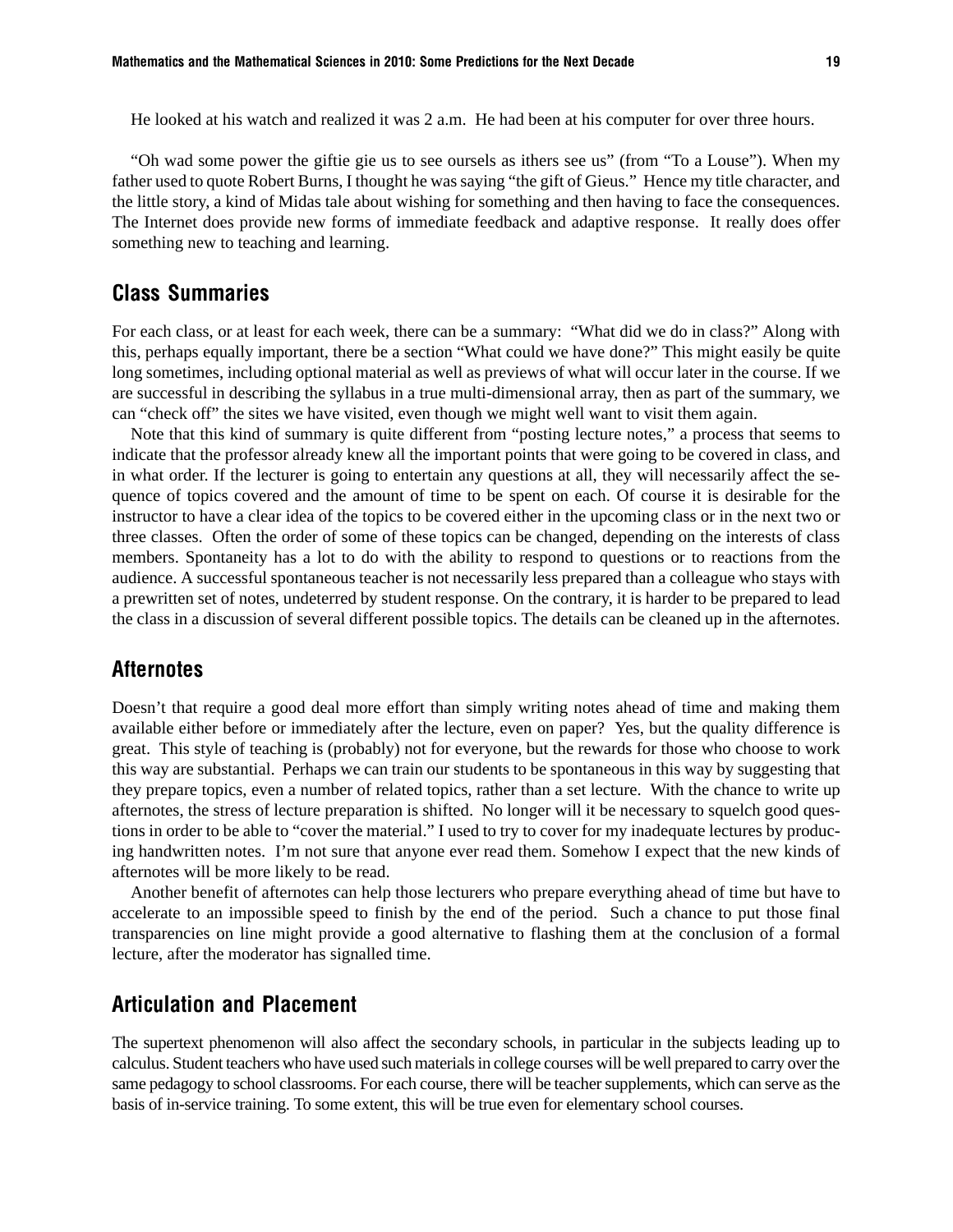He looked at his watch and realized it was 2 a.m. He had been at his computer for over three hours.

"Oh wad some power the giftie gie us to see oursels as ithers see us" (from "To a Louse"). When my father used to quote Robert Burns, I thought he was saying "the gift of Gieus." Hence my title character, and the little story, a kind of Midas tale about wishing for something and then having to face the consequences. The Internet does provide new forms of immediate feedback and adaptive response. It really does offer something new to teaching and learning.

## Class Summaries

For each class, or at least for each week, there can be a summary: "What did we do in class?" Along with this, perhaps equally important, there be a section "What could we have done?" This might easily be quite long sometimes, including optional material as well as previews of what will occur later in the course. If we are successful in describing the syllabus in a true multi-dimensional array, then as part of the summary, we can "check off" the sites we have visited, even though we might well want to visit them again.

Note that this kind of summary is quite different from "posting lecture notes," a process that seems to indicate that the professor already knew all the important points that were going to be covered in class, and in what order. If the lecturer is going to entertain any questions at all, they will necessarily affect the sequence of topics covered and the amount of time to be spent on each. Of course it is desirable for the instructor to have a clear idea of the topics to be covered either in the upcoming class or in the next two or three classes. Often the order of some of these topics can be changed, depending on the interests of class members. Spontaneity has a lot to do with the ability to respond to questions or to reactions from the audience. A successful spontaneous teacher is not necessarily less prepared than a colleague who stays with a prewritten set of notes, undeterred by student response. On the contrary, it is harder to be prepared to lead the class in a discussion of several different possible topics. The details can be cleaned up in the afternotes.

## Afternotes

Doesn't that require a good deal more effort than simply writing notes ahead of time and making them available either before or immediately after the lecture, even on paper? Yes, but the quality difference is great. This style of teaching is (probably) not for everyone, but the rewards for those who choose to work this way are substantial. Perhaps we can train our students to be spontaneous in this way by suggesting that they prepare topics, even a number of related topics, rather than a set lecture. With the chance to write up afternotes, the stress of lecture preparation is shifted. No longer will it be necessary to squelch good questions in order to be able to "cover the material." I used to try to cover for my inadequate lectures by producing handwritten notes. I'm not sure that anyone ever read them. Somehow I expect that the new kinds of afternotes will be more likely to be read.

Another benefit of afternotes can help those lecturers who prepare everything ahead of time but have to accelerate to an impossible speed to finish by the end of the period. Such a chance to put those final transparencies on line might provide a good alternative to flashing them at the conclusion of a formal lecture, after the moderator has signalled time.

## Articulation and Placement

The supertext phenomenon will also affect the secondary schools, in particular in the subjects leading up to calculus. Student teachers who have used such materials in college courses will be well prepared to carry over the same pedagogy to school classrooms. For each course, there will be teacher supplements, which can serve as the basis of in-service training. To some extent, this will be true even for elementary school courses.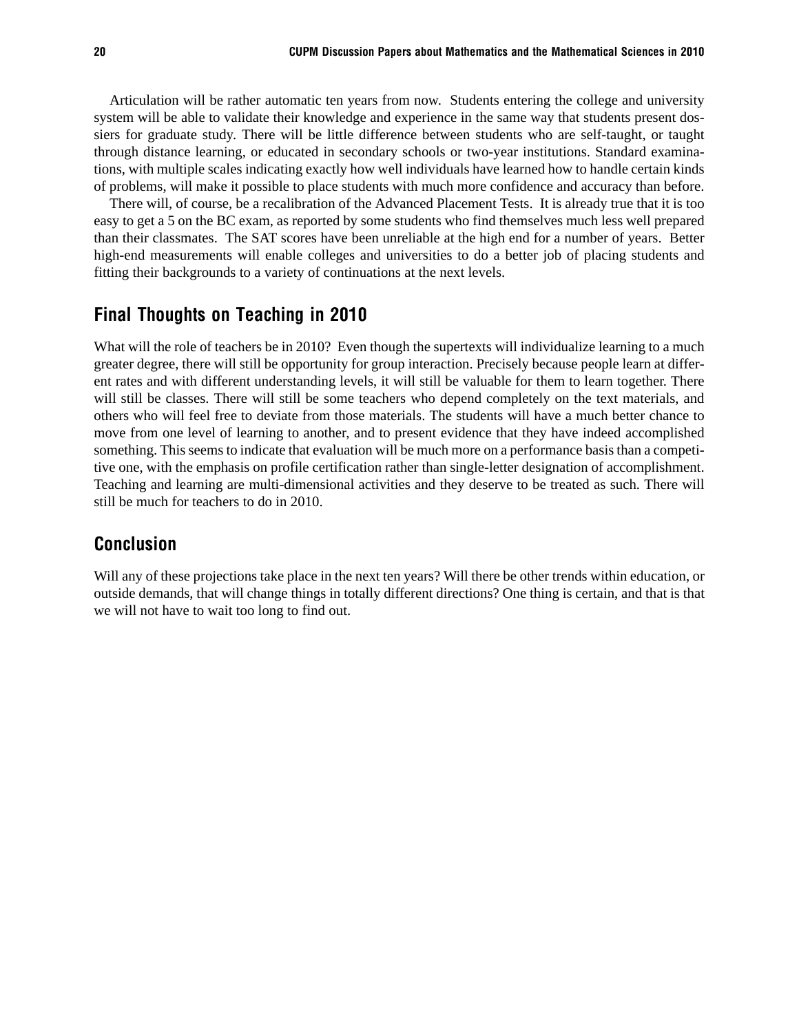Articulation will be rather automatic ten years from now. Students entering the college and university system will be able to validate their knowledge and experience in the same way that students present dossiers for graduate study. There will be little difference between students who are self-taught, or taught through distance learning, or educated in secondary schools or two-year institutions. Standard examinations, with multiple scales indicating exactly how well individuals have learned how to handle certain kinds of problems, will make it possible to place students with much more confidence and accuracy than before.

There will, of course, be a recalibration of the Advanced Placement Tests. It is already true that it is too easy to get a 5 on the BC exam, as reported by some students who find themselves much less well prepared than their classmates. The SAT scores have been unreliable at the high end for a number of years. Better high-end measurements will enable colleges and universities to do a better job of placing students and fitting their backgrounds to a variety of continuations at the next levels.

## Final Thoughts on Teaching in 2010

What will the role of teachers be in 2010? Even though the supertexts will individualize learning to a much greater degree, there will still be opportunity for group interaction. Precisely because people learn at different rates and with different understanding levels, it will still be valuable for them to learn together. There will still be classes. There will still be some teachers who depend completely on the text materials, and others who will feel free to deviate from those materials. The students will have a much better chance to move from one level of learning to another, and to present evidence that they have indeed accomplished something. This seems to indicate that evaluation will be much more on a performance basis than a competitive one, with the emphasis on profile certification rather than single-letter designation of accomplishment. Teaching and learning are multi-dimensional activities and they deserve to be treated as such. There will still be much for teachers to do in 2010.

## Conclusion

Will any of these projections take place in the next ten years? Will there be other trends within education, or outside demands, that will change things in totally different directions? One thing is certain, and that is that we will not have to wait too long to find out.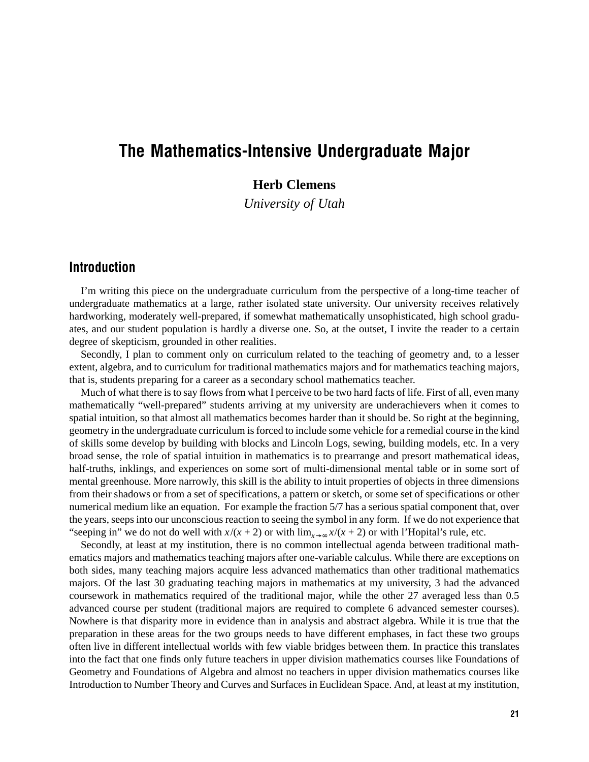# The Mathematics-Intensive Undergraduate Major

**Herb Clemens**

*University of Utah*

## Introduction

I'm writing this piece on the undergraduate curriculum from the perspective of a long-time teacher of undergraduate mathematics at a large, rather isolated state university. Our university receives relatively hardworking, moderately well-prepared, if somewhat mathematically unsophisticated, high school graduates, and our student population is hardly a diverse one. So, at the outset, I invite the reader to a certain degree of skepticism, grounded in other realities.

Secondly, I plan to comment only on curriculum related to the teaching of geometry and, to a lesser extent, algebra, and to curriculum for traditional mathematics majors and for mathematics teaching majors, that is, students preparing for a career as a secondary school mathematics teacher.

Much of what there is to say flows from what I perceive to be two hard facts of life. First of all, even many mathematically "well-prepared" students arriving at my university are underachievers when it comes to spatial intuition, so that almost all mathematics becomes harder than it should be. So right at the beginning, geometry in the undergraduate curriculum is forced to include some vehicle for a remedial course in the kind of skills some develop by building with blocks and Lincoln Logs, sewing, building models, etc. In a very broad sense, the role of spatial intuition in mathematics is to prearrange and presort mathematical ideas, half-truths, inklings, and experiences on some sort of multi-dimensional mental table or in some sort of mental greenhouse. More narrowly, this skill is the ability to intuit properties of objects in three dimensions from their shadows or from a set of specifications, a pattern or sketch, or some set of specifications or other numerical medium like an equation. For example the fraction 5/7 has a serious spatial component that, over the years, seeps into our unconscious reaction to seeing the symbol in any form. If we do not experience that "seeping in" we do not do well with $x/(x + 2)$ or with $\lim_{x\to\infty} x/(x + 2)$ or with l'Hopital's rule, etc.

Secondly, at least at my institution, there is no common intellectual agenda between traditional mathematics majors and mathematics teaching majors after one-variable calculus. While there are exceptions on both sides, many teaching majors acquire less advanced mathematics than other traditional mathematics majors. Of the last 30 graduating teaching majors in mathematics at my university, 3 had the advanced coursework in mathematics required of the traditional major, while the other 27 averaged less than 0.5 advanced course per student (traditional majors are required to complete 6 advanced semester courses). Nowhere is that disparity more in evidence than in analysis and abstract algebra. While it is true that the preparation in these areas for the two groups needs to have different emphases, in fact these two groups often live in different intellectual worlds with few viable bridges between them. In practice this translates into the fact that one finds only future teachers in upper division mathematics courses like Foundations of Geometry and Foundations of Algebra and almost no teachers in upper division mathematics courses like Introduction to Number Theory and Curves and Surfaces in Euclidean Space. And, at least at my institution,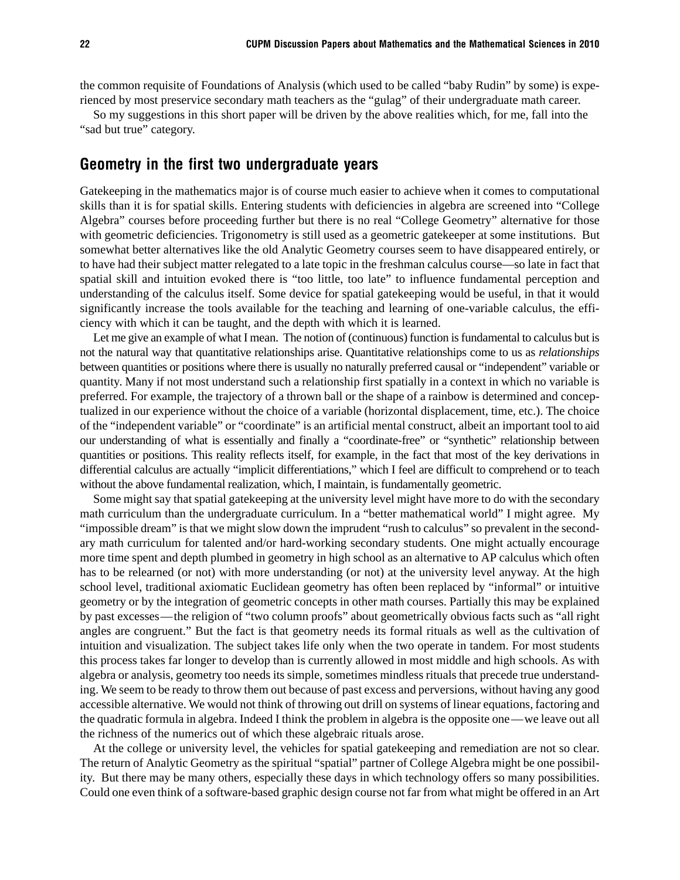the common requisite of Foundations of Analysis (which used to be called "baby Rudin" by some) is experienced by most preservice secondary math teachers as the "gulag" of their undergraduate math career.

So my suggestions in this short paper will be driven by the above realities which, for me, fall into the "sad but true" category.

## Geometry in the first two undergraduate years

Gatekeeping in the mathematics major is of course much easier to achieve when it comes to computational skills than it is for spatial skills. Entering students with deficiencies in algebra are screened into "College Algebra" courses before proceeding further but there is no real "College Geometry" alternative for those with geometric deficiencies. Trigonometry is still used as a geometric gatekeeper at some institutions. But somewhat better alternatives like the old Analytic Geometry courses seem to have disappeared entirely, or to have had their subject matter relegated to a late topic in the freshman calculus course—so late in fact that spatial skill and intuition evoked there is "too little, too late" to influence fundamental perception and understanding of the calculus itself. Some device for spatial gatekeeping would be useful, in that it would significantly increase the tools available for the teaching and learning of one-variable calculus, the efficiency with which it can be taught, and the depth with which it is learned.

Let me give an example of what I mean. The notion of (continuous) function is fundamental to calculus but is not the natural way that quantitative relationships arise. Quantitative relationships come to us as *relationships* between quantities or positions where there is usually no naturally preferred causal or "independent" variable or quantity. Many if not most understand such a relationship first spatially in a context in which no variable is preferred. For example, the trajectory of a thrown ball or the shape of a rainbow is determined and conceptualized in our experience without the choice of a variable (horizontal displacement, time, etc.). The choice of the "independent variable" or "coordinate" is an artificial mental construct, albeit an important tool to aid our understanding of what is essentially and finally a "coordinate-free" or "synthetic" relationship between quantities or positions. This reality reflects itself, for example, in the fact that most of the key derivations in differential calculus are actually "implicit differentiations," which I feel are difficult to comprehend or to teach without the above fundamental realization, which, I maintain, is fundamentally geometric.

Some might say that spatial gatekeeping at the university level might have more to do with the secondary math curriculum than the undergraduate curriculum. In a "better mathematical world" I might agree. My "impossible dream" is that we might slow down the imprudent "rush to calculus" so prevalent in the secondary math curriculum for talented and/or hard-working secondary students. One might actually encourage more time spent and depth plumbed in geometry in high school as an alternative to AP calculus which often has to be relearned (or not) with more understanding (or not) at the university level anyway. At the high school level, traditional axiomatic Euclidean geometry has often been replaced by "informal" or intuitive geometry or by the integration of geometric concepts in other math courses. Partially this may be explained by past excesses—the religion of "two column proofs" about geometrically obvious facts such as "all right angles are congruent." But the fact is that geometry needs its formal rituals as well as the cultivation of intuition and visualization. The subject takes life only when the two operate in tandem. For most students this process takes far longer to develop than is currently allowed in most middle and high schools. As with algebra or analysis, geometry too needs its simple, sometimes mindless rituals that precede true understanding. We seem to be ready to throw them out because of past excess and perversions, without having any good accessible alternative. We would not think of throwing out drill on systems of linear equations, factoring and the quadratic formula in algebra. Indeed I think the problem in algebra is the opposite one—we leave out all the richness of the numerics out of which these algebraic rituals arose.

At the college or university level, the vehicles for spatial gatekeeping and remediation are not so clear. The return of Analytic Geometry as the spiritual "spatial" partner of College Algebra might be one possibility. But there may be many others, especially these days in which technology offers so many possibilities. Could one even think of a software-based graphic design course not far from what might be offered in an Art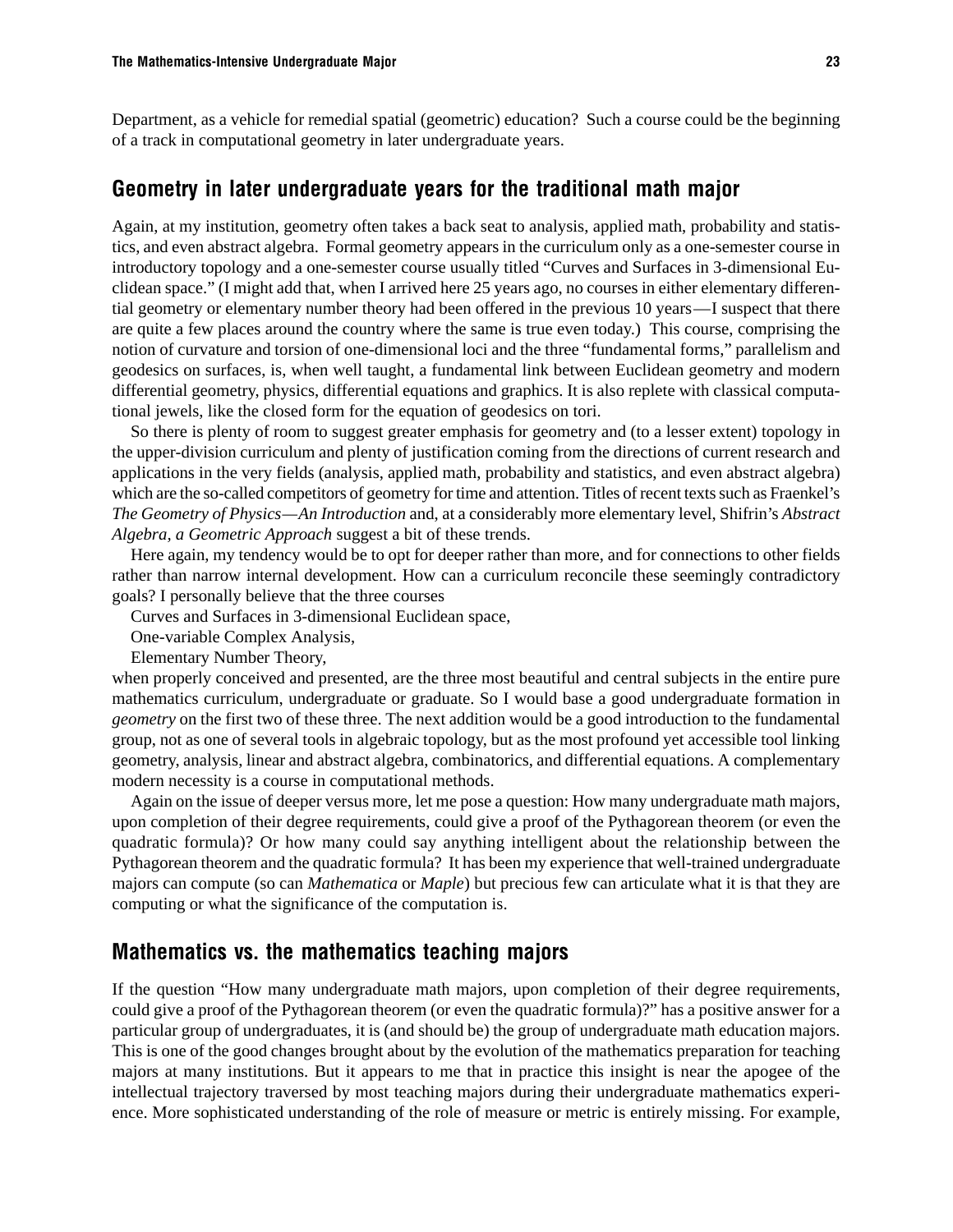Department, as a vehicle for remedial spatial (geometric) education? Such a course could be the beginning of a track in computational geometry in later undergraduate years.

## Geometry in later undergraduate years for the traditional math major

Again, at my institution, geometry often takes a back seat to analysis, applied math, probability and statistics, and even abstract algebra. Formal geometry appears in the curriculum only as a one-semester course in introductory topology and a one-semester course usually titled "Curves and Surfaces in 3-dimensional Euclidean space." (I might add that, when I arrived here 25 years ago, no courses in either elementary differential geometry or elementary number theory had been offered in the previous 10 years—I suspect that there are quite a few places around the country where the same is true even today.) This course, comprising the notion of curvature and torsion of one-dimensional loci and the three "fundamental forms," parallelism and geodesics on surfaces, is, when well taught, a fundamental link between Euclidean geometry and modern differential geometry, physics, differential equations and graphics. It is also replete with classical computational jewels, like the closed form for the equation of geodesics on tori.

So there is plenty of room to suggest greater emphasis for geometry and (to a lesser extent) topology in the upper-division curriculum and plenty of justification coming from the directions of current research and applications in the very fields (analysis, applied math, probability and statistics, and even abstract algebra) which are the so-called competitors of geometry for time and attention. Titles of recent texts such as Fraenkel's *The Geometry of Physics—An Introduction* and, at a considerably more elementary level, Shifrin's *Abstract Algebra, a Geometric Approach* suggest a bit of these trends.

Here again, my tendency would be to opt for deeper rather than more, and for connections to other fields rather than narrow internal development. How can a curriculum reconcile these seemingly contradictory goals? I personally believe that the three courses

Curves and Surfaces in 3-dimensional Euclidean space,

One-variable Complex Analysis,

Elementary Number Theory,

when properly conceived and presented, are the three most beautiful and central subjects in the entire pure mathematics curriculum, undergraduate or graduate. So I would base a good undergraduate formation in *geometry* on the first two of these three. The next addition would be a good introduction to the fundamental group, not as one of several tools in algebraic topology, but as the most profound yet accessible tool linking geometry, analysis, linear and abstract algebra, combinatorics, and differential equations. A complementary modern necessity is a course in computational methods.

Again on the issue of deeper versus more, let me pose a question: How many undergraduate math majors, upon completion of their degree requirements, could give a proof of the Pythagorean theorem (or even the quadratic formula)? Or how many could say anything intelligent about the relationship between the Pythagorean theorem and the quadratic formula? It has been my experience that well-trained undergraduate majors can compute (so can *Mathematica* or *Maple*) but precious few can articulate what it is that they are computing or what the significance of the computation is.

## Mathematics vs. the mathematics teaching majors

If the question "How many undergraduate math majors, upon completion of their degree requirements, could give a proof of the Pythagorean theorem (or even the quadratic formula)?" has a positive answer for a particular group of undergraduates, it is (and should be) the group of undergraduate math education majors. This is one of the good changes brought about by the evolution of the mathematics preparation for teaching majors at many institutions. But it appears to me that in practice this insight is near the apogee of the intellectual trajectory traversed by most teaching majors during their undergraduate mathematics experience. More sophisticated understanding of the role of measure or metric is entirely missing. For example,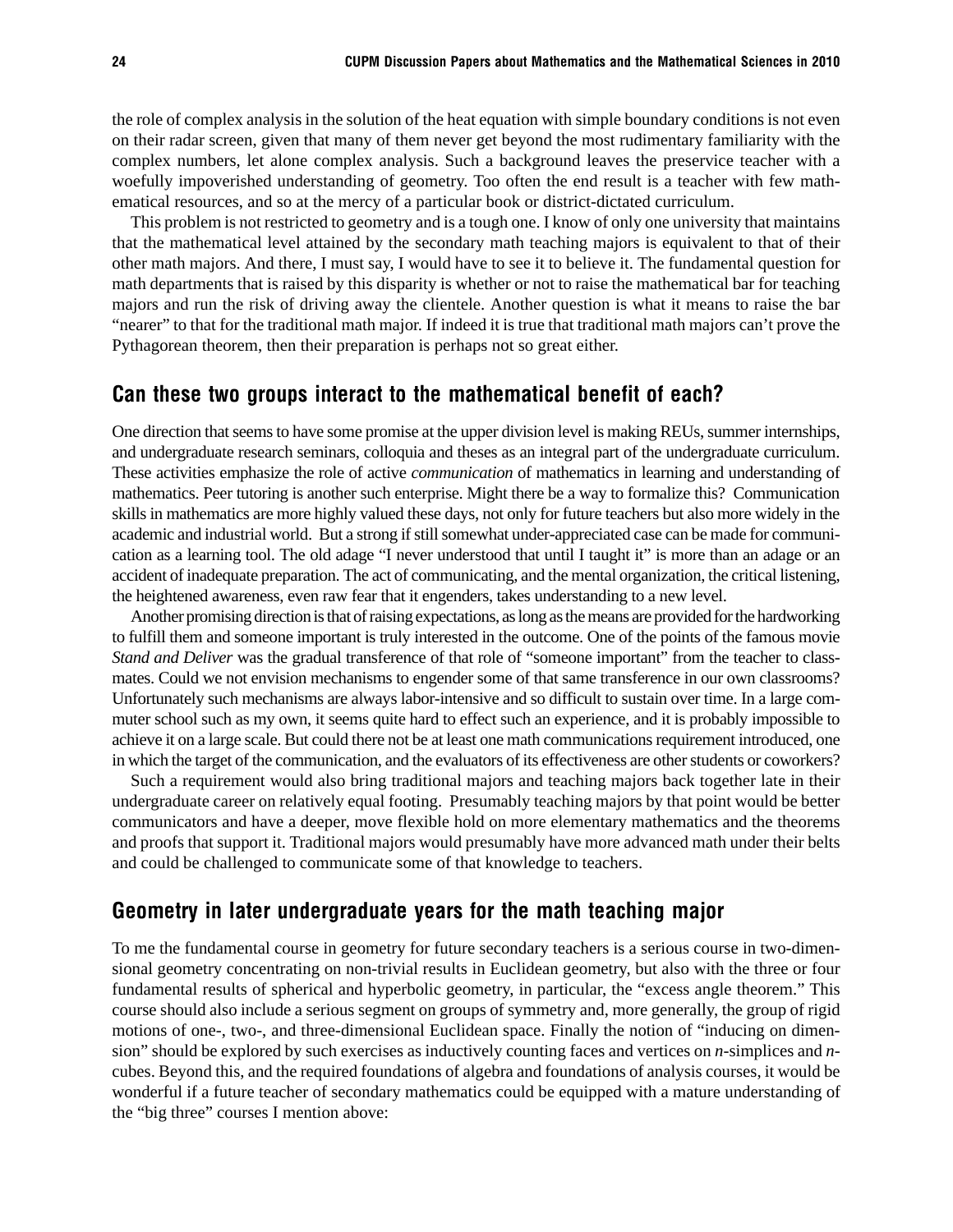the role of complex analysis in the solution of the heat equation with simple boundary conditions is not even on their radar screen, given that many of them never get beyond the most rudimentary familiarity with the complex numbers, let alone complex analysis. Such a background leaves the preservice teacher with a woefully impoverished understanding of geometry. Too often the end result is a teacher with few mathematical resources, and so at the mercy of a particular book or district-dictated curriculum.

This problem is not restricted to geometry and is a tough one. I know of only one university that maintains that the mathematical level attained by the secondary math teaching majors is equivalent to that of their other math majors. And there, I must say, I would have to see it to believe it. The fundamental question for math departments that is raised by this disparity is whether or not to raise the mathematical bar for teaching majors and run the risk of driving away the clientele. Another question is what it means to raise the bar "nearer" to that for the traditional math major. If indeed it is true that traditional math majors can't prove the Pythagorean theorem, then their preparation is perhaps not so great either.

## Can these two groups interact to the mathematical benefit of each?

One direction that seems to have some promise at the upper division level is making REUs, summer internships, and undergraduate research seminars, colloquia and theses as an integral part of the undergraduate curriculum. These activities emphasize the role of active *communication* of mathematics in learning and understanding of mathematics. Peer tutoring is another such enterprise. Might there be a way to formalize this? Communication skills in mathematics are more highly valued these days, not only for future teachers but also more widely in the academic and industrial world. But a strong if still somewhat under-appreciated case can be made for communication as a learning tool. The old adage "I never understood that until I taught it" is more than an adage or an accident of inadequate preparation. The act of communicating, and the mental organization, the critical listening, the heightened awareness, even raw fear that it engenders, takes understanding to a new level.

Another promising direction is that of raising expectations, as long as the means are provided for the hardworking to fulfill them and someone important is truly interested in the outcome. One of the points of the famous movie *Stand and Deliver* was the gradual transference of that role of "someone important" from the teacher to classmates. Could we not envision mechanisms to engender some of that same transference in our own classrooms? Unfortunately such mechanisms are always labor-intensive and so difficult to sustain over time. In a large commuter school such as my own, it seems quite hard to effect such an experience, and it is probably impossible to achieve it on a large scale. But could there not be at least one math communications requirement introduced, one in which the target of the communication, and the evaluators of its effectiveness are other students or coworkers?

Such a requirement would also bring traditional majors and teaching majors back together late in their undergraduate career on relatively equal footing. Presumably teaching majors by that point would be better communicators and have a deeper, move flexible hold on more elementary mathematics and the theorems and proofs that support it. Traditional majors would presumably have more advanced math under their belts and could be challenged to communicate some of that knowledge to teachers.

## Geometry in later undergraduate years for the math teaching major

To me the fundamental course in geometry for future secondary teachers is a serious course in two-dimensional geometry concentrating on non-trivial results in Euclidean geometry, but also with the three or four fundamental results of spherical and hyperbolic geometry, in particular, the "excess angle theorem." This course should also include a serious segment on groups of symmetry and, more generally, the group of rigid motions of one-, two-, and three-dimensional Euclidean space. Finally the notion of "inducing on dimension" should be explored by such exercises as inductively counting faces and vertices on *n*-simplices and *n*-cubes. Beyond this, and the required foundations of algebra and foundations of analysis courses, it would be wonderful if a future teacher of secondary mathematics could be equipped with a mature understanding of the "big three" courses I mention above: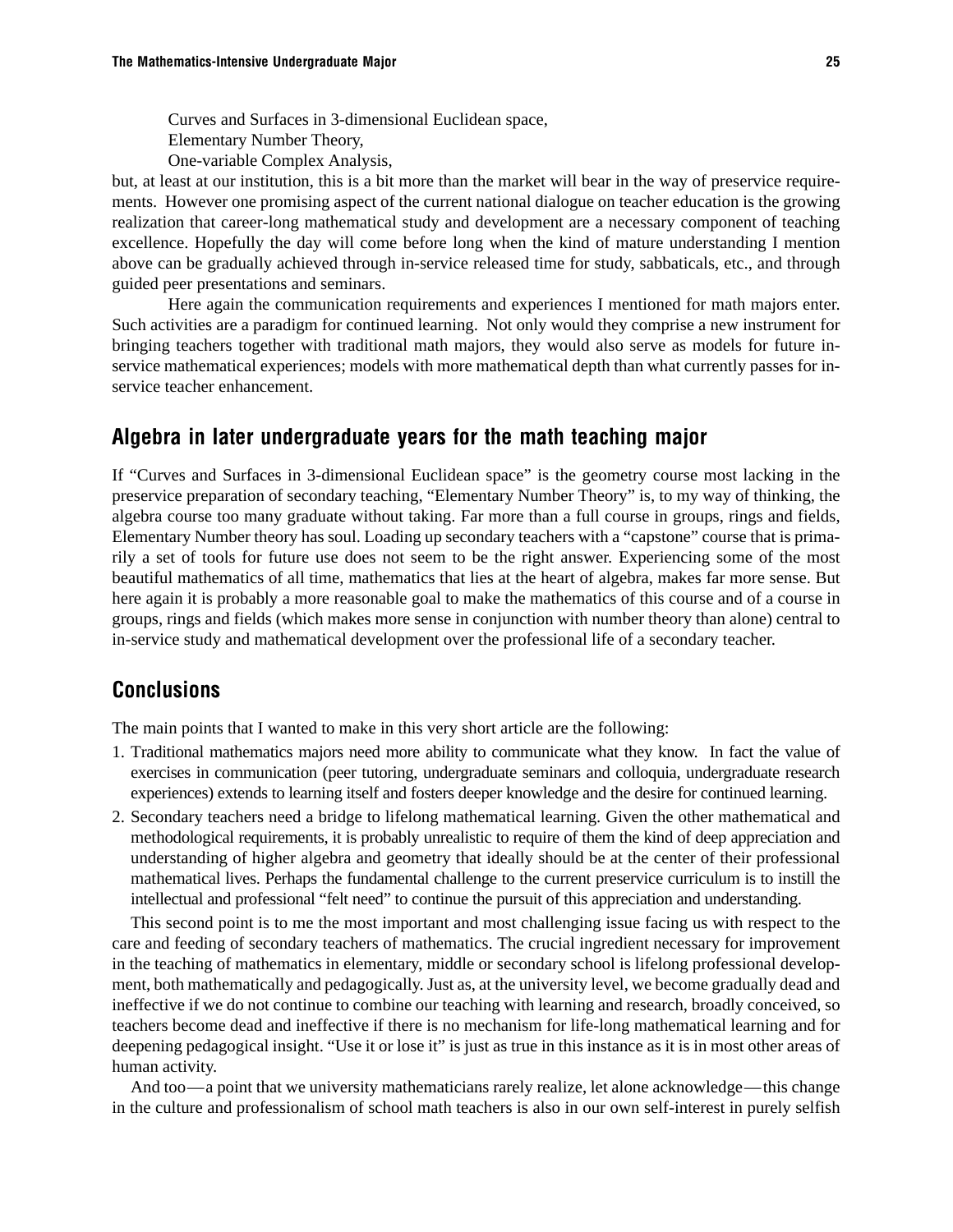Curves and Surfaces in 3-dimensional Euclidean space,
Elementary Number Theory,
One-variable Complex Analysis,

but, at least at our institution, this is a bit more than the market will bear in the way of preservice requirements. However one promising aspect of the current national dialogue on teacher education is the growing realization that career-long mathematical study and development are a necessary component of teaching excellence. Hopefully the day will come before long when the kind of mature understanding I mention above can be gradually achieved through in-service released time for study, sabbaticals, etc., and through guided peer presentations and seminars.

Here again the communication requirements and experiences I mentioned for math majors enter. Such activities are a paradigm for continued learning. Not only would they comprise a new instrument for bringing teachers together with traditional math majors, they would also serve as models for future in-service mathematical experiences; models with more mathematical depth than what currently passes for in-service teacher enhancement.

## Algebra in later undergraduate years for the math teaching major

If "Curves and Surfaces in 3-dimensional Euclidean space" is the geometry course most lacking in the preservice preparation of secondary teaching, "Elementary Number Theory" is, to my way of thinking, the algebra course too many graduate without taking. Far more than a full course in groups, rings and fields, Elementary Number theory has soul. Loading up secondary teachers with a "capstone" course that is primarily a set of tools for future use does not seem to be the right answer. Experiencing some of the most beautiful mathematics of all time, mathematics that lies at the heart of algebra, makes far more sense. But here again it is probably a more reasonable goal to make the mathematics of this course and of a course in groups, rings and fields (which makes more sense in conjunction with number theory than alone) central to in-service study and mathematical development over the professional life of a secondary teacher.

## Conclusions

The main points that I wanted to make in this very short article are the following:

1. Traditional mathematics majors need more ability to communicate what they know. In fact the value of exercises in communication (peer tutoring, undergraduate seminars and colloquia, undergraduate research experiences) extends to learning itself and fosters deeper knowledge and the desire for continued learning.
2. Secondary teachers need a bridge to lifelong mathematical learning. Given the other mathematical and methodological requirements, it is probably unrealistic to require of them the kind of deep appreciation and understanding of higher algebra and geometry that ideally should be at the center of their professional mathematical lives. Perhaps the fundamental challenge to the current preservice curriculum is to instill the intellectual and professional "felt need" to continue the pursuit of this appreciation and understanding.

This second point is to me the most important and most challenging issue facing us with respect to the care and feeding of secondary teachers of mathematics. The crucial ingredient necessary for improvement in the teaching of mathematics in elementary, middle or secondary school is lifelong professional development, both mathematically and pedagogically. Just as, at the university level, we become gradually dead and ineffective if we do not continue to combine our teaching with learning and research, broadly conceived, so teachers become dead and ineffective if there is no mechanism for life-long mathematical learning and for deepening pedagogical insight. "Use it or lose it" is just as true in this instance as it is in most other areas of human activity.

And too—a point that we university mathematicians rarely realize, let alone acknowledge—this change in the culture and professionalism of school math teachers is also in our own self-interest in purely selfish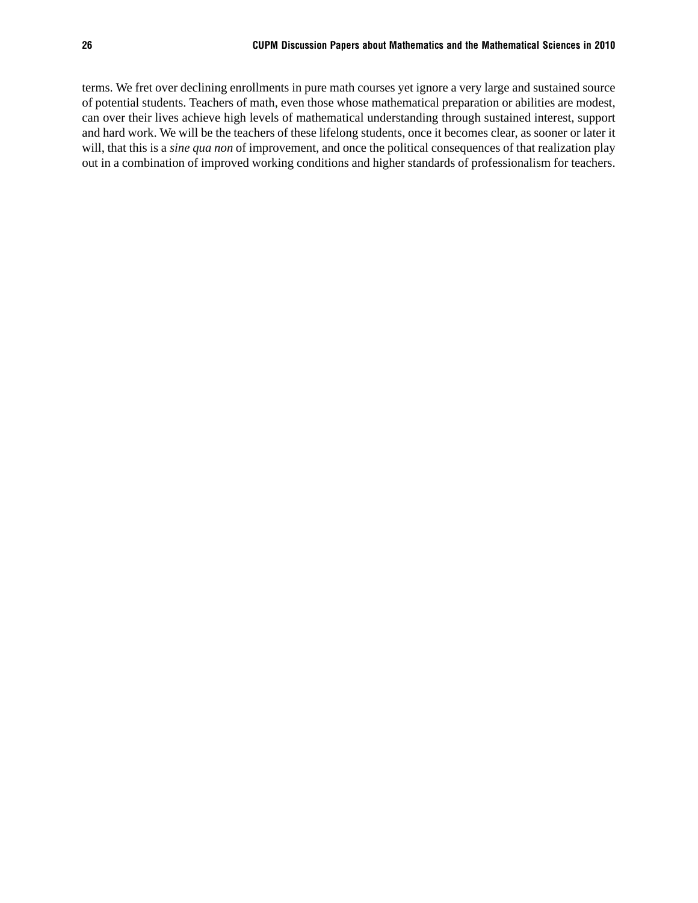terms. We fret over declining enrollments in pure math courses yet ignore a very large and sustained source of potential students. Teachers of math, even those whose mathematical preparation or abilities are modest, can over their lives achieve high levels of mathematical understanding through sustained interest, support and hard work. We will be the teachers of these lifelong students, once it becomes clear, as sooner or later it will, that this is a *sine qua non* of improvement, and once the political consequences of that realization play out in a combination of improved working conditions and higher standards of professionalism for teachers.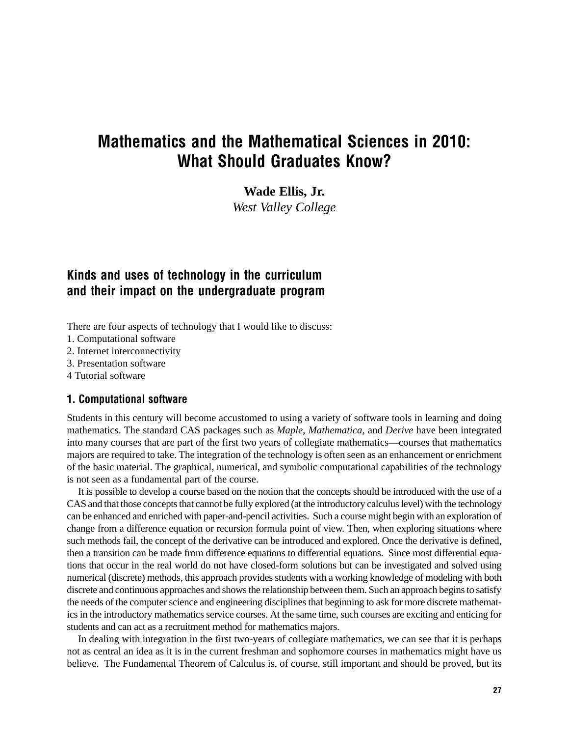# Mathematics and the Mathematical Sciences in 2010: What Should Graduates Know?

**Wade Ellis, Jr.**
*West Valley College*

## Kinds and uses of technology in the curriculum and their impact on the undergraduate program

There are four aspects of technology that I would like to discuss:
1. Computational software
2. Internet interconnectivity
3. Presentation software
4 Tutorial software

### 1. Computational software

Students in this century will become accustomed to using a variety of software tools in learning and doing mathematics. The standard CAS packages such as *Maple*, *Mathematica*, and *Derive* have been integrated into many courses that are part of the first two years of collegiate mathematics—courses that mathematics majors are required to take. The integration of the technology is often seen as an enhancement or enrichment of the basic material. The graphical, numerical, and symbolic computational capabilities of the technology is not seen as a fundamental part of the course.

It is possible to develop a course based on the notion that the concepts should be introduced with the use of a CAS and that those concepts that cannot be fully explored (at the introductory calculus level) with the technology can be enhanced and enriched with paper-and-pencil activities. Such a course might begin with an exploration of change from a difference equation or recursion formula point of view. Then, when exploring situations where such methods fail, the concept of the derivative can be introduced and explored. Once the derivative is defined, then a transition can be made from difference equations to differential equations. Since most differential equations that occur in the real world do not have closed-form solutions but can be investigated and solved using numerical (discrete) methods, this approach provides students with a working knowledge of modeling with both discrete and continuous approaches and shows the relationship between them. Such an approach begins to satisfy the needs of the computer science and engineering disciplines that beginning to ask for more discrete mathematics in the introductory mathematics service courses. At the same time, such courses are exciting and enticing for students and can act as a recruitment method for mathematics majors.

In dealing with integration in the first two-years of collegiate mathematics, we can see that it is perhaps not as central an idea as it is in the current freshman and sophomore courses in mathematics might have us believe. The Fundamental Theorem of Calculus is, of course, still important and should be proved, but its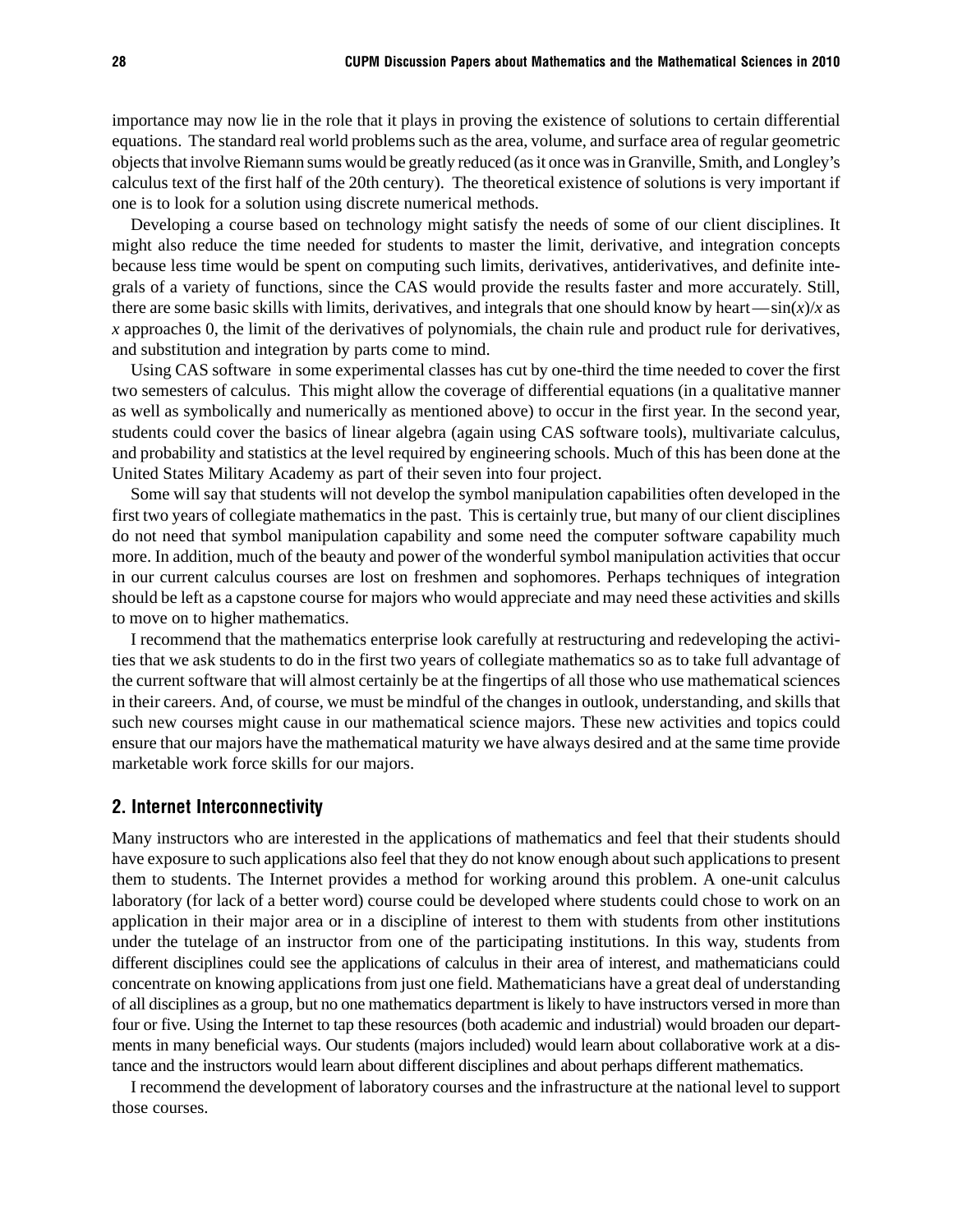importance may now lie in the role that it plays in proving the existence of solutions to certain differential equations. The standard real world problems such as the area, volume, and surface area of regular geometric objects that involve Riemann sums would be greatly reduced (as it once was in Granville, Smith, and Longley's calculus text of the first half of the 20th century). The theoretical existence of solutions is very important if one is to look for a solution using discrete numerical methods.

Developing a course based on technology might satisfy the needs of some of our client disciplines. It might also reduce the time needed for students to master the limit, derivative, and integration concepts because less time would be spent on computing such limits, derivatives, antiderivatives, and definite integrals of a variety of functions, since the CAS would provide the results faster and more accurately. Still, there are some basic skills with limits, derivatives, and integrals that one should know by heart—$\sin(x)/x$ as $x$ approaches 0, the limit of the derivatives of polynomials, the chain rule and product rule for derivatives, and substitution and integration by parts come to mind.

Using CAS software in some experimental classes has cut by one-third the time needed to cover the first two semesters of calculus. This might allow the coverage of differential equations (in a qualitative manner as well as symbolically and numerically as mentioned above) to occur in the first year. In the second year, students could cover the basics of linear algebra (again using CAS software tools), multivariate calculus, and probability and statistics at the level required by engineering schools. Much of this has been done at the United States Military Academy as part of their seven into four project.

Some will say that students will not develop the symbol manipulation capabilities often developed in the first two years of collegiate mathematics in the past. This is certainly true, but many of our client disciplines do not need that symbol manipulation capability and some need the computer software capability much more. In addition, much of the beauty and power of the wonderful symbol manipulation activities that occur in our current calculus courses are lost on freshmen and sophomores. Perhaps techniques of integration should be left as a capstone course for majors who would appreciate and may need these activities and skills to move on to higher mathematics.

I recommend that the mathematics enterprise look carefully at restructuring and redeveloping the activities that we ask students to do in the first two years of collegiate mathematics so as to take full advantage of the current software that will almost certainly be at the fingertips of all those who use mathematical sciences in their careers. And, of course, we must be mindful of the changes in outlook, understanding, and skills that such new courses might cause in our mathematical science majors. These new activities and topics could ensure that our majors have the mathematical maturity we have always desired and at the same time provide marketable work force skills for our majors.

## 2. Internet Interconnectivity

Many instructors who are interested in the applications of mathematics and feel that their students should have exposure to such applications also feel that they do not know enough about such applications to present them to students. The Internet provides a method for working around this problem. A one-unit calculus laboratory (for lack of a better word) course could be developed where students could chose to work on an application in their major area or in a discipline of interest to them with students from other institutions under the tutelage of an instructor from one of the participating institutions. In this way, students from different disciplines could see the applications of calculus in their area of interest, and mathematicians could concentrate on knowing applications from just one field. Mathematicians have a great deal of understanding of all disciplines as a group, but no one mathematics department is likely to have instructors versed in more than four or five. Using the Internet to tap these resources (both academic and industrial) would broaden our departments in many beneficial ways. Our students (majors included) would learn about collaborative work at a distance and the instructors would learn about different disciplines and about perhaps different mathematics.

I recommend the development of laboratory courses and the infrastructure at the national level to support those courses.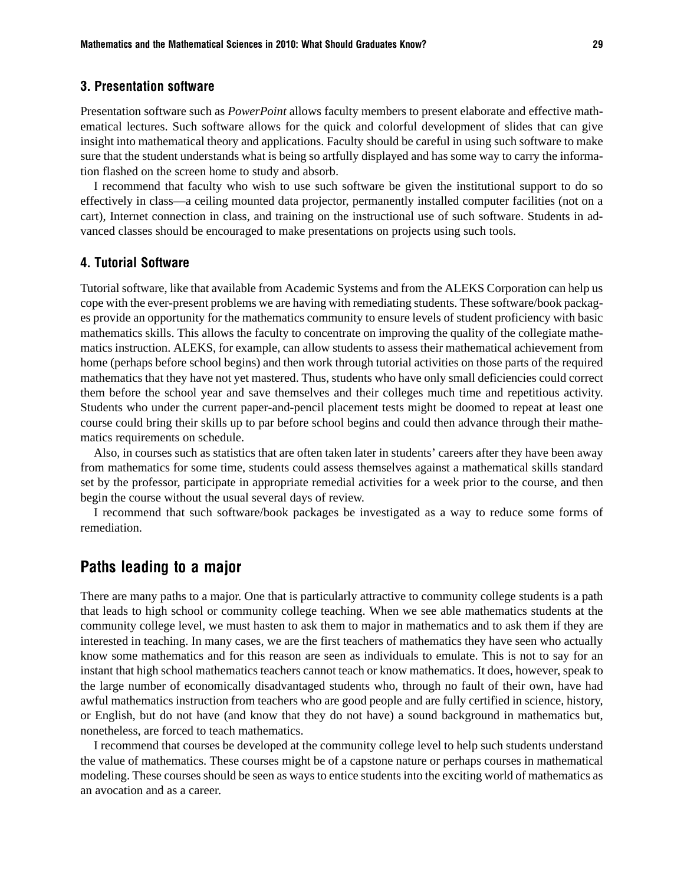### 3. Presentation software

Presentation software such as *PowerPoint* allows faculty members to present elaborate and effective mathematical lectures. Such software allows for the quick and colorful development of slides that can give insight into mathematical theory and applications. Faculty should be careful in using such software to make sure that the student understands what is being so artfully displayed and has some way to carry the information flashed on the screen home to study and absorb.

I recommend that faculty who wish to use such software be given the institutional support to do so effectively in class—a ceiling mounted data projector, permanently installed computer facilities (not on a cart), Internet connection in class, and training on the instructional use of such software. Students in advanced classes should be encouraged to make presentations on projects using such tools.

### 4. Tutorial Software

Tutorial software, like that available from Academic Systems and from the ALEKS Corporation can help us cope with the ever-present problems we are having with remediating students. These software/book packages provide an opportunity for the mathematics community to ensure levels of student proficiency with basic mathematics skills. This allows the faculty to concentrate on improving the quality of the collegiate mathematics instruction. ALEKS, for example, can allow students to assess their mathematical achievement from home (perhaps before school begins) and then work through tutorial activities on those parts of the required mathematics that they have not yet mastered. Thus, students who have only small deficiencies could correct them before the school year and save themselves and their colleges much time and repetitious activity. Students who under the current paper-and-pencil placement tests might be doomed to repeat at least one course could bring their skills up to par before school begins and could then advance through their mathematics requirements on schedule.

Also, in courses such as statistics that are often taken later in students' careers after they have been away from mathematics for some time, students could assess themselves against a mathematical skills standard set by the professor, participate in appropriate remedial activities for a week prior to the course, and then begin the course without the usual several days of review.

I recommend that such software/book packages be investigated as a way to reduce some forms of remediation.

## Paths leading to a major

There are many paths to a major. One that is particularly attractive to community college students is a path that leads to high school or community college teaching. When we see able mathematics students at the community college level, we must hasten to ask them to major in mathematics and to ask them if they are interested in teaching. In many cases, we are the first teachers of mathematics they have seen who actually know some mathematics and for this reason are seen as individuals to emulate. This is not to say for an instant that high school mathematics teachers cannot teach or know mathematics. It does, however, speak to the large number of economically disadvantaged students who, through no fault of their own, have had awful mathematics instruction from teachers who are good people and are fully certified in science, history, or English, but do not have (and know that they do not have) a sound background in mathematics but, nonetheless, are forced to teach mathematics.

I recommend that courses be developed at the community college level to help such students understand the value of mathematics. These courses might be of a capstone nature or perhaps courses in mathematical modeling. These courses should be seen as ways to entice students into the exciting world of mathematics as an avocation and as a career.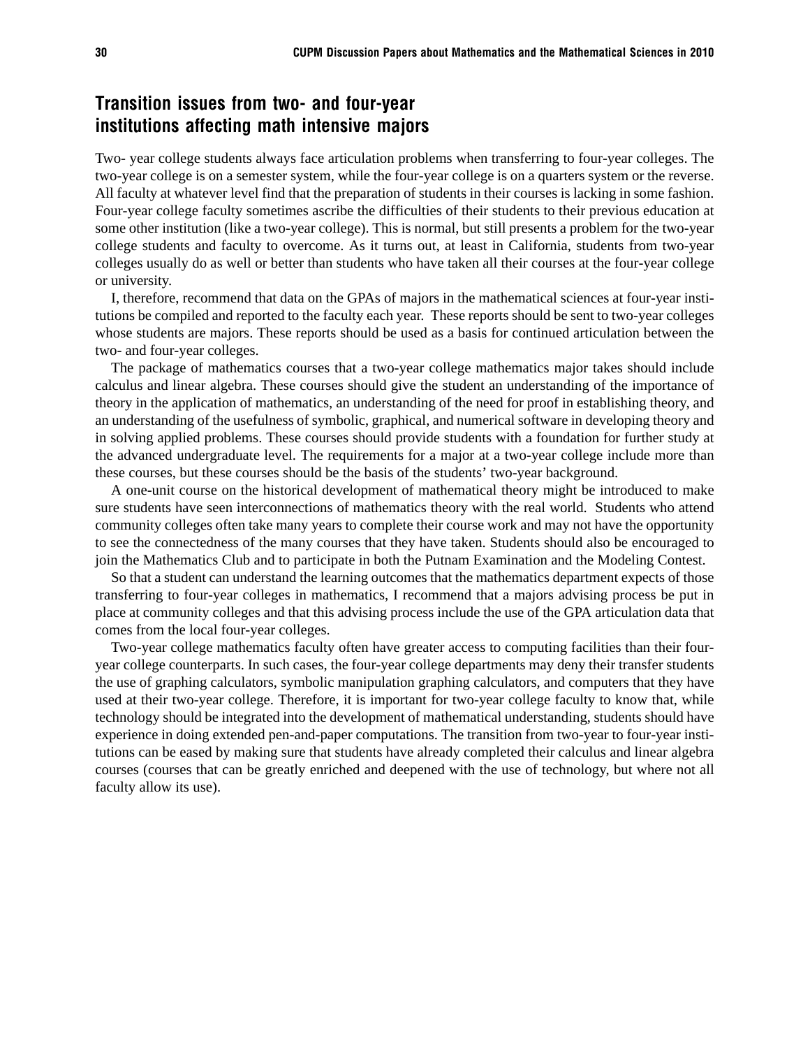## Transition issues from two- and four-year institutions affecting math intensive majors

Two- year college students always face articulation problems when transferring to four-year colleges. The two-year college is on a semester system, while the four-year college is on a quarters system or the reverse. All faculty at whatever level find that the preparation of students in their courses is lacking in some fashion. Four-year college faculty sometimes ascribe the difficulties of their students to their previous education at some other institution (like a two-year college). This is normal, but still presents a problem for the two-year college students and faculty to overcome. As it turns out, at least in California, students from two-year colleges usually do as well or better than students who have taken all their courses at the four-year college or university.

I, therefore, recommend that data on the GPAs of majors in the mathematical sciences at four-year institutions be compiled and reported to the faculty each year. These reports should be sent to two-year colleges whose students are majors. These reports should be used as a basis for continued articulation between the two- and four-year colleges.

The package of mathematics courses that a two-year college mathematics major takes should include calculus and linear algebra. These courses should give the student an understanding of the importance of theory in the application of mathematics, an understanding of the need for proof in establishing theory, and an understanding of the usefulness of symbolic, graphical, and numerical software in developing theory and in solving applied problems. These courses should provide students with a foundation for further study at the advanced undergraduate level. The requirements for a major at a two-year college include more than these courses, but these courses should be the basis of the students' two-year background.

A one-unit course on the historical development of mathematical theory might be introduced to make sure students have seen interconnections of mathematics theory with the real world. Students who attend community colleges often take many years to complete their course work and may not have the opportunity to see the connectedness of the many courses that they have taken. Students should also be encouraged to join the Mathematics Club and to participate in both the Putnam Examination and the Modeling Contest.

So that a student can understand the learning outcomes that the mathematics department expects of those transferring to four-year colleges in mathematics, I recommend that a majors advising process be put in place at community colleges and that this advising process include the use of the GPA articulation data that comes from the local four-year colleges.

Two-year college mathematics faculty often have greater access to computing facilities than their four-year college counterparts. In such cases, the four-year college departments may deny their transfer students the use of graphing calculators, symbolic manipulation graphing calculators, and computers that they have used at their two-year college. Therefore, it is important for two-year college faculty to know that, while technology should be integrated into the development of mathematical understanding, students should have experience in doing extended pen-and-paper computations. The transition from two-year to four-year institutions can be eased by making sure that students have already completed their calculus and linear algebra courses (courses that can be greatly enriched and deepened with the use of technology, but where not all faculty allow its use).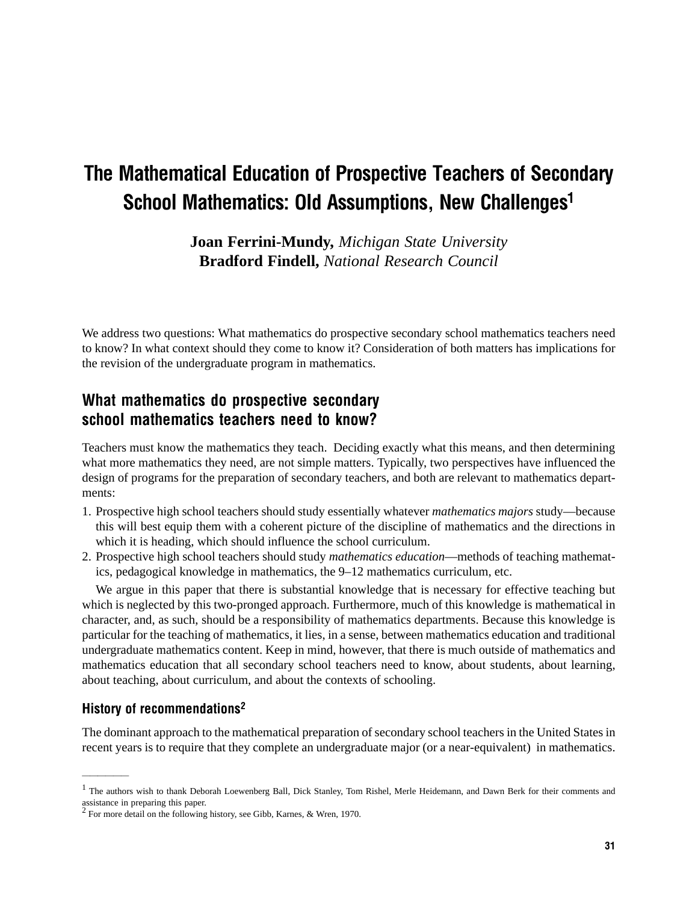# The Mathematical Education of Prospective Teachers of Secondary School Mathematics: Old Assumptions, New Challenges[1]

**Joan Ferrini-Mundy,** *Michigan State University*
**Bradford Findell,** *National Research Council*

We address two questions: What mathematics do prospective secondary school mathematics teachers need to know? In what context should they come to know it? Consideration of both matters has implications for the revision of the undergraduate program in mathematics.

## What mathematics do prospective secondary school mathematics teachers need to know?

Teachers must know the mathematics they teach. Deciding exactly what this means, and then determining what more mathematics they need, are not simple matters. Typically, two perspectives have influenced the design of programs for the preparation of secondary teachers, and both are relevant to mathematics departments:

1. Prospective high school teachers should study essentially whatever *mathematics majors* study—because this will best equip them with a coherent picture of the discipline of mathematics and the directions in which it is heading, which should influence the school curriculum.
2. Prospective high school teachers should study *mathematics education*—methods of teaching mathematics, pedagogical knowledge in mathematics, the 9–12 mathematics curriculum, etc.

We argue in this paper that there is substantial knowledge that is necessary for effective teaching but which is neglected by this two-pronged approach. Furthermore, much of this knowledge is mathematical in character, and, as such, should be a responsibility of mathematics departments. Because this knowledge is particular for the teaching of mathematics, it lies, in a sense, between mathematics education and traditional undergraduate mathematics content. Keep in mind, however, that there is much outside of mathematics and mathematics education that all secondary school teachers need to know, about students, about learning, about teaching, about curriculum, and about the contexts of schooling.

### History of recommendations[2]

The dominant approach to the mathematical preparation of secondary school teachers in the United States in recent years is to require that they complete an undergraduate major (or a near-equivalent) in mathematics.

[1] The authors wish to thank Deborah Loewenberg Ball, Dick Stanley, Tom Rishel, Merle Heidemann, and Dawn Berk for their comments and assistance in preparing this paper.

[2] For more detail on the following history, see Gibb, Karnes, & Wren, 1970.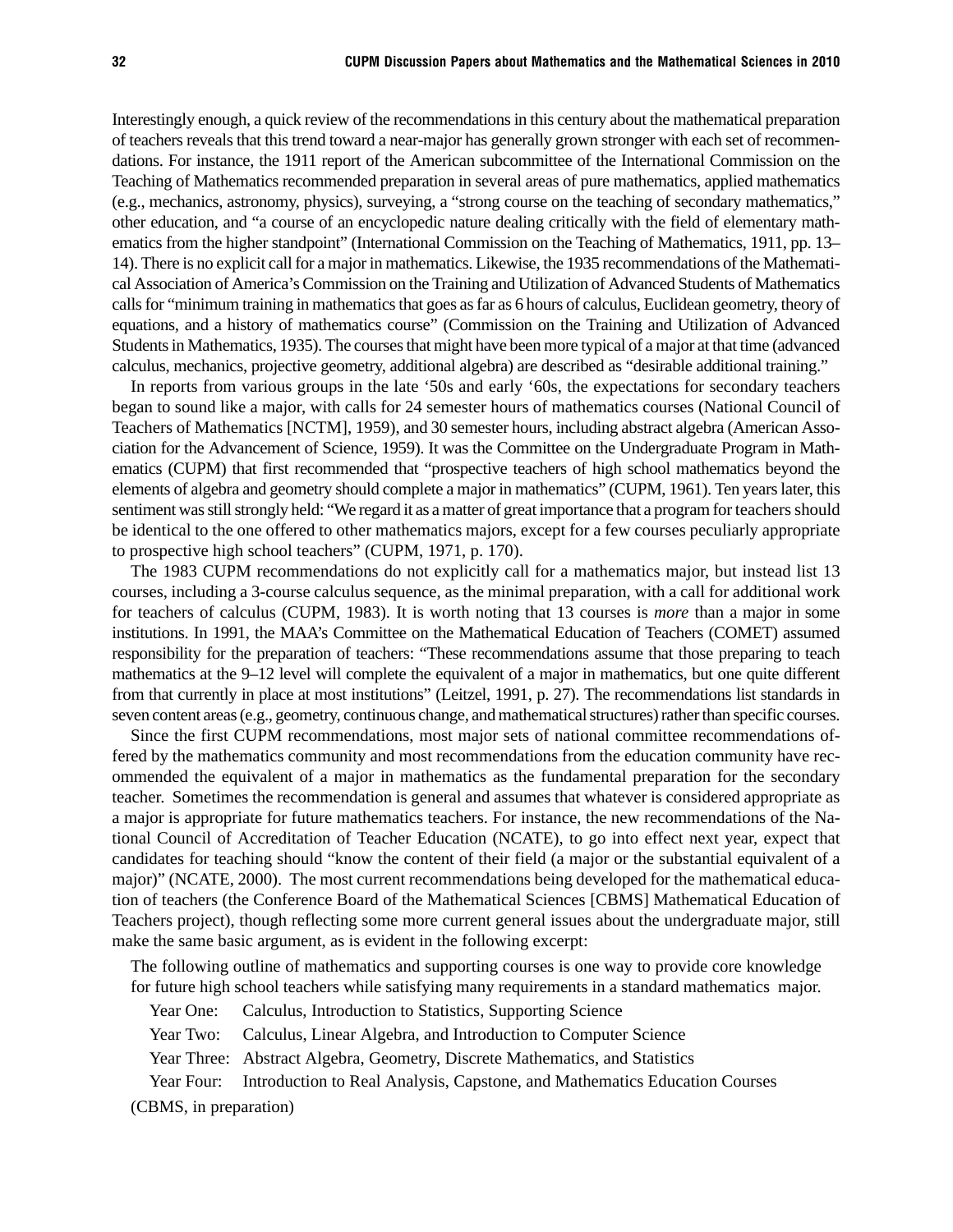Interestingly enough, a quick review of the recommendations in this century about the mathematical preparation of teachers reveals that this trend toward a near-major has generally grown stronger with each set of recommendations. For instance, the 1911 report of the American subcommittee of the International Commission on the Teaching of Mathematics recommended preparation in several areas of pure mathematics, applied mathematics (e.g., mechanics, astronomy, physics), surveying, a "strong course on the teaching of secondary mathematics," other education, and "a course of an encyclopedic nature dealing critically with the field of elementary mathematics from the higher standpoint" (International Commission on the Teaching of Mathematics, 1911, pp. 13–14). There is no explicit call for a major in mathematics. Likewise, the 1935 recommendations of the Mathematical Association of America's Commission on the Training and Utilization of Advanced Students of Mathematics calls for "minimum training in mathematics that goes as far as 6 hours of calculus, Euclidean geometry, theory of equations, and a history of mathematics course" (Commission on the Training and Utilization of Advanced Students in Mathematics, 1935). The courses that might have been more typical of a major at that time (advanced calculus, mechanics, projective geometry, additional algebra) are described as "desirable additional training."

In reports from various groups in the late '50s and early '60s, the expectations for secondary teachers began to sound like a major, with calls for 24 semester hours of mathematics courses (National Council of Teachers of Mathematics [NCTM], 1959), and 30 semester hours, including abstract algebra (American Association for the Advancement of Science, 1959). It was the Committee on the Undergraduate Program in Mathematics (CUPM) that first recommended that "prospective teachers of high school mathematics beyond the elements of algebra and geometry should complete a major in mathematics" (CUPM, 1961). Ten years later, this sentiment was still strongly held: "We regard it as a matter of great importance that a program for teachers should be identical to the one offered to other mathematics majors, except for a few courses peculiarly appropriate to prospective high school teachers" (CUPM, 1971, p. 170).

The 1983 CUPM recommendations do not explicitly call for a mathematics major, but instead list 13 courses, including a 3-course calculus sequence, as the minimal preparation, with a call for additional work for teachers of calculus (CUPM, 1983). It is worth noting that 13 courses is *more* than a major in some institutions. In 1991, the MAA's Committee on the Mathematical Education of Teachers (COMET) assumed responsibility for the preparation of teachers: "These recommendations assume that those preparing to teach mathematics at the 9–12 level will complete the equivalent of a major in mathematics, but one quite different from that currently in place at most institutions" (Leitzel, 1991, p. 27). The recommendations list standards in seven content areas (e.g., geometry, continuous change, and mathematical structures) rather than specific courses.

Since the first CUPM recommendations, most major sets of national committee recommendations offered by the mathematics community and most recommendations from the education community have recommended the equivalent of a major in mathematics as the fundamental preparation for the secondary teacher. Sometimes the recommendation is general and assumes that whatever is considered appropriate as a major is appropriate for future mathematics teachers. For instance, the new recommendations of the National Council of Accreditation of Teacher Education (NCATE), to go into effect next year, expect that candidates for teaching should "know the content of their field (a major or the substantial equivalent of a major)" (NCATE, 2000). The most current recommendations being developed for the mathematical education of teachers (the Conference Board of the Mathematical Sciences [CBMS] Mathematical Education of Teachers project), though reflecting some more current general issues about the undergraduate major, still make the same basic argument, as is evident in the following excerpt:

> The following outline of mathematics and supporting courses is one way to provide core knowledge for future high school teachers while satisfying many requirements in a standard mathematics major.
>
> Year One: Calculus, Introduction to Statistics, Supporting Science
>
> Year Two: Calculus, Linear Algebra, and Introduction to Computer Science
>
> Year Three: Abstract Algebra, Geometry, Discrete Mathematics, and Statistics
>
> Year Four: Introduction to Real Analysis, Capstone, and Mathematics Education Courses
>
> (CBMS, in preparation)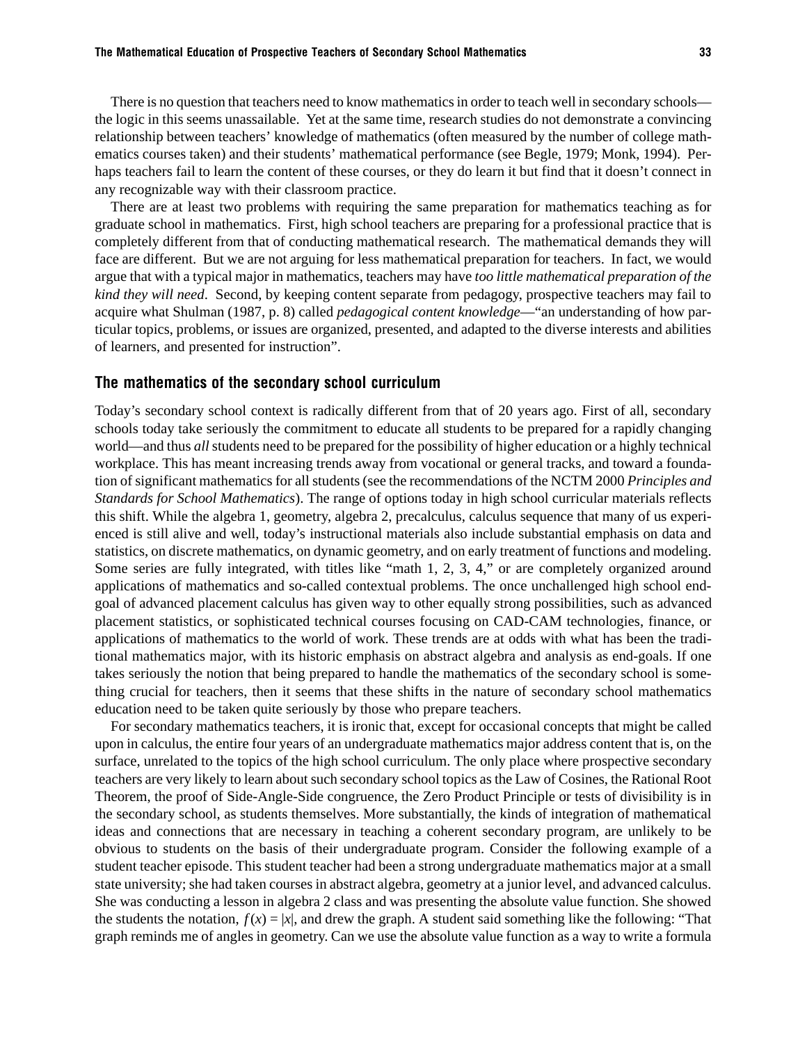There is no question that teachers need to know mathematics in order to teach well in secondary schools—the logic in this seems unassailable. Yet at the same time, research studies do not demonstrate a convincing relationship between teachers' knowledge of mathematics (often measured by the number of college mathematics courses taken) and their students' mathematical performance (see Begle, 1979; Monk, 1994). Perhaps teachers fail to learn the content of these courses, or they do learn it but find that it doesn't connect in any recognizable way with their classroom practice.

There are at least two problems with requiring the same preparation for mathematics teaching as for graduate school in mathematics. First, high school teachers are preparing for a professional practice that is completely different from that of conducting mathematical research. The mathematical demands they will face are different. But we are not arguing for less mathematical preparation for teachers. In fact, we would argue that with a typical major in mathematics, teachers may have *too little mathematical preparation of the kind they will need*. Second, by keeping content separate from pedagogy, prospective teachers may fail to acquire what Shulman (1987, p. 8) called *pedagogical content knowledge*—"an understanding of how particular topics, problems, or issues are organized, presented, and adapted to the diverse interests and abilities of learners, and presented for instruction".

## The mathematics of the secondary school curriculum

Today's secondary school context is radically different from that of 20 years ago. First of all, secondary schools today take seriously the commitment to educate all students to be prepared for a rapidly changing world—and thus *all* students need to be prepared for the possibility of higher education or a highly technical workplace. This has meant increasing trends away from vocational or general tracks, and toward a foundation of significant mathematics for all students (see the recommendations of the NCTM 2000 *Principles and Standards for School Mathematics*). The range of options today in high school curricular materials reflects this shift. While the algebra 1, geometry, algebra 2, precalculus, calculus sequence that many of us experienced is still alive and well, today's instructional materials also include substantial emphasis on data and statistics, on discrete mathematics, on dynamic geometry, and on early treatment of functions and modeling. Some series are fully integrated, with titles like "math 1, 2, 3, 4," or are completely organized around applications of mathematics and so-called contextual problems. The once unchallenged high school end-goal of advanced placement calculus has given way to other equally strong possibilities, such as advanced placement statistics, or sophisticated technical courses focusing on CAD-CAM technologies, finance, or applications of mathematics to the world of work. These trends are at odds with what has been the traditional mathematics major, with its historic emphasis on abstract algebra and analysis as end-goals. If one takes seriously the notion that being prepared to handle the mathematics of the secondary school is something crucial for teachers, then it seems that these shifts in the nature of secondary school mathematics education need to be taken quite seriously by those who prepare teachers.

For secondary mathematics teachers, it is ironic that, except for occasional concepts that might be called upon in calculus, the entire four years of an undergraduate mathematics major address content that is, on the surface, unrelated to the topics of the high school curriculum. The only place where prospective secondary teachers are very likely to learn about such secondary school topics as the Law of Cosines, the Rational Root Theorem, the proof of Side-Angle-Side congruence, the Zero Product Principle or tests of divisibility is in the secondary school, as students themselves. More substantially, the kinds of integration of mathematical ideas and connections that are necessary in teaching a coherent secondary program, are unlikely to be obvious to students on the basis of their undergraduate program. Consider the following example of a student teacher episode. This student teacher had been a strong undergraduate mathematics major at a small state university; she had taken courses in abstract algebra, geometry at a junior level, and advanced calculus. She was conducting a lesson in algebra 2 class and was presenting the absolute value function. She showed the students the notation, $f(x) = |x|$, and drew the graph. A student said something like the following: "That graph reminds me of angles in geometry. Can we use the absolute value function as a way to write a formula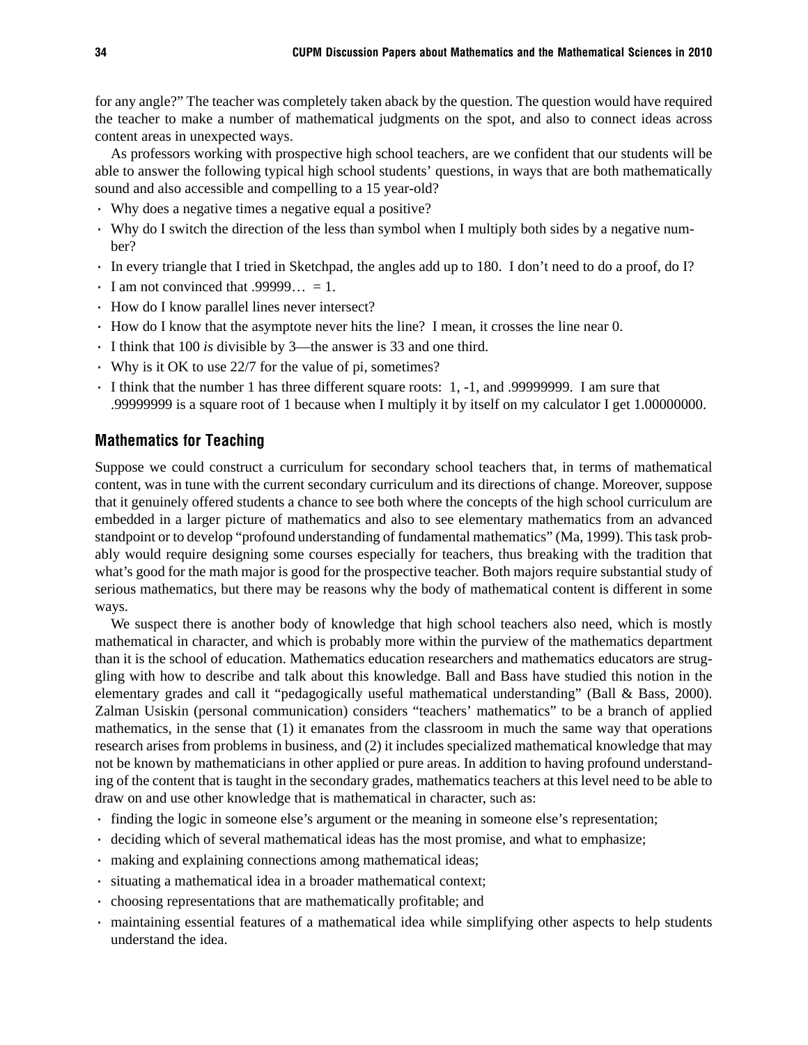for any angle?" The teacher was completely taken aback by the question. The question would have required the teacher to make a number of mathematical judgments on the spot, and also to connect ideas across content areas in unexpected ways.

As professors working with prospective high school teachers, are we confident that our students will be able to answer the following typical high school students' questions, in ways that are both mathematically sound and also accessible and compelling to a 15 year-old?

- Why does a negative times a negative equal a positive?
- Why do I switch the direction of the less than symbol when I multiply both sides by a negative number?
- In every triangle that I tried in Sketchpad, the angles add up to 180. I don't need to do a proof, do I?
- I am not convinced that .99999… = 1.
- How do I know parallel lines never intersect?
- How do I know that the asymptote never hits the line? I mean, it crosses the line near 0.
- I think that 100 *is* divisible by 3—the answer is 33 and one third.
- Why is it OK to use 22/7 for the value of pi, sometimes?
- I think that the number 1 has three different square roots: 1, -1, and .99999999. I am sure that .99999999 is a square root of 1 because when I multiply it by itself on my calculator I get 1.00000000.

## Mathematics for Teaching

Suppose we could construct a curriculum for secondary school teachers that, in terms of mathematical content, was in tune with the current secondary curriculum and its directions of change. Moreover, suppose that it genuinely offered students a chance to see both where the concepts of the high school curriculum are embedded in a larger picture of mathematics and also to see elementary mathematics from an advanced standpoint or to develop "profound understanding of fundamental mathematics" (Ma, 1999). This task probably would require designing some courses especially for teachers, thus breaking with the tradition that what's good for the math major is good for the prospective teacher. Both majors require substantial study of serious mathematics, but there may be reasons why the body of mathematical content is different in some ways.

We suspect there is another body of knowledge that high school teachers also need, which is mostly mathematical in character, and which is probably more within the purview of the mathematics department than it is the school of education. Mathematics education researchers and mathematics educators are struggling with how to describe and talk about this knowledge. Ball and Bass have studied this notion in the elementary grades and call it "pedagogically useful mathematical understanding" (Ball & Bass, 2000). Zalman Usiskin (personal communication) considers "teachers' mathematics" to be a branch of applied mathematics, in the sense that (1) it emanates from the classroom in much the same way that operations research arises from problems in business, and (2) it includes specialized mathematical knowledge that may not be known by mathematicians in other applied or pure areas. In addition to having profound understanding of the content that is taught in the secondary grades, mathematics teachers at this level need to be able to draw on and use other knowledge that is mathematical in character, such as:

- finding the logic in someone else's argument or the meaning in someone else's representation;
- deciding which of several mathematical ideas has the most promise, and what to emphasize;
- making and explaining connections among mathematical ideas;
- situating a mathematical idea in a broader mathematical context;
- choosing representations that are mathematically profitable; and
- maintaining essential features of a mathematical idea while simplifying other aspects to help students understand the idea.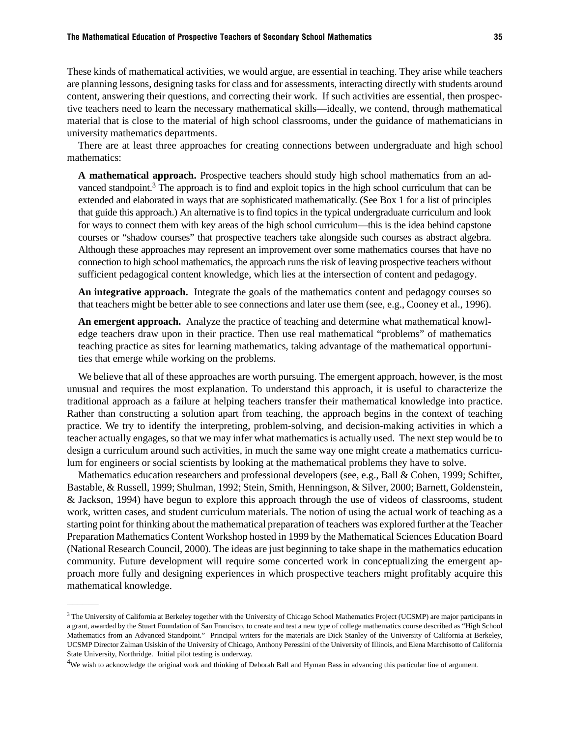These kinds of mathematical activities, we would argue, are essential in teaching. They arise while teachers are planning lessons, designing tasks for class and for assessments, interacting directly with students around content, answering their questions, and correcting their work. If such activities are essential, then prospective teachers need to learn the necessary mathematical skills—ideally, we contend, through mathematical material that is close to the material of high school classrooms, under the guidance of mathematicians in university mathematics departments.

There are at least three approaches for creating connections between undergraduate and high school mathematics:

**A mathematical approach.** Prospective teachers should study high school mathematics from an advanced standpoint.[3] The approach is to find and exploit topics in the high school curriculum that can be extended and elaborated in ways that are sophisticated mathematically. (See Box 1 for a list of principles that guide this approach.) An alternative is to find topics in the typical undergraduate curriculum and look for ways to connect them with key areas of the high school curriculum—this is the idea behind capstone courses or "shadow courses" that prospective teachers take alongside such courses as abstract algebra. Although these approaches may represent an improvement over some mathematics courses that have no connection to high school mathematics, the approach runs the risk of leaving prospective teachers without sufficient pedagogical content knowledge, which lies at the intersection of content and pedagogy.

**An integrative approach.** Integrate the goals of the mathematics content and pedagogy courses so that teachers might be better able to see connections and later use them (see, e.g., Cooney et al., 1996).

**An emergent approach.** Analyze the practice of teaching and determine what mathematical knowledge teachers draw upon in their practice. Then use real mathematical "problems" of mathematics teaching practice as sites for learning mathematics, taking advantage of the mathematical opportunities that emerge while working on the problems.

We believe that all of these approaches are worth pursuing. The emergent approach, however, is the most unusual and requires the most explanation. To understand this approach, it is useful to characterize the traditional approach as a failure at helping teachers transfer their mathematical knowledge into practice. Rather than constructing a solution apart from teaching, the approach begins in the context of teaching practice. We try to identify the interpreting, problem-solving, and decision-making activities in which a teacher actually engages, so that we may infer what mathematics is actually used. The next step would be to design a curriculum around such activities, in much the same way one might create a mathematics curriculum for engineers or social scientists by looking at the mathematical problems they have to solve.

Mathematics education researchers and professional developers (see, e.g., Ball & Cohen, 1999; Schifter, Bastable, & Russell, 1999; Shulman, 1992; Stein, Smith, Henningson, & Silver, 2000; Barnett, Goldenstein, & Jackson, 1994) have begun to explore this approach through the use of videos of classrooms, student work, written cases, and student curriculum materials. The notion of using the actual work of teaching as a starting point for thinking about the mathematical preparation of teachers was explored further at the Teacher Preparation Mathematics Content Workshop hosted in 1999 by the Mathematical Sciences Education Board (National Research Council, 2000). The ideas are just beginning to take shape in the mathematics education community. Future development will require some concerted work in conceptualizing the emergent approach more fully and designing experiences in which prospective teachers might profitably acquire this mathematical knowledge.

---

[3] The University of California at Berkeley together with the University of Chicago School Mathematics Project (UCSMP) are major participants in a grant, awarded by the Stuart Foundation of San Francisco, to create and test a new type of college mathematics course described as "High School Mathematics from an Advanced Standpoint." Principal writers for the materials are Dick Stanley of the University of California at Berkeley, UCSMP Director Zalman Usiskin of the University of Chicago, Anthony Peressini of the University of Illinois, and Elena Marchisotto of California State University, Northridge. Initial pilot testing is underway.

[4] We wish to acknowledge the original work and thinking of Deborah Ball and Hyman Bass in advancing this particular line of argument.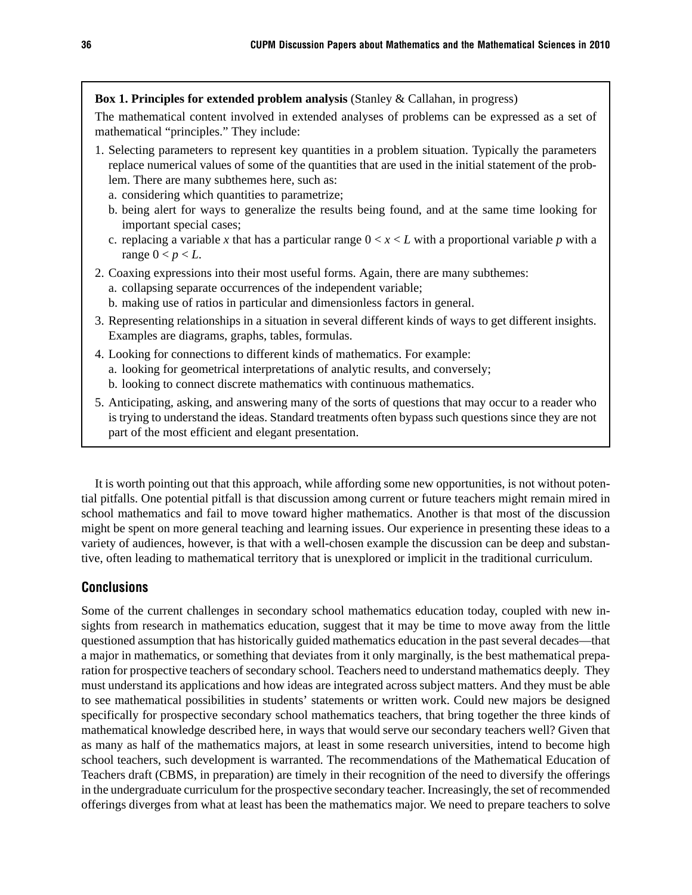**Box 1. Principles for extended problem analysis** (Stanley & Callahan, in progress)

The mathematical content involved in extended analyses of problems can be expressed as a set of mathematical "principles." They include:

1. Selecting parameters to represent key quantities in a problem situation. Typically the parameters replace numerical values of some of the quantities that are used in the initial statement of the problem. There are many subthemes here, such as:
   a. considering which quantities to parametrize;
   b. being alert for ways to generalize the results being found, and at the same time looking for important special cases;
   c. replacing a variable $x$ that has a particular range $0 < x < L$ with a proportional variable $p$ with a range $0 < p < L$.
2. Coaxing expressions into their most useful forms. Again, there are many subthemes:
   a. collapsing separate occurrences of the independent variable;
   b. making use of ratios in particular and dimensionless factors in general.
3. Representing relationships in a situation in several different kinds of ways to get different insights. Examples are diagrams, graphs, tables, formulas.
4. Looking for connections to different kinds of mathematics. For example:
   a. looking for geometrical interpretations of analytic results, and conversely;
   b. looking to connect discrete mathematics with continuous mathematics.
5. Anticipating, asking, and answering many of the sorts of questions that may occur to a reader who is trying to understand the ideas. Standard treatments often bypass such questions since they are not part of the most efficient and elegant presentation.

It is worth pointing out that this approach, while affording some new opportunities, is not without potential pitfalls. One potential pitfall is that discussion among current or future teachers might remain mired in school mathematics and fail to move toward higher mathematics. Another is that most of the discussion might be spent on more general teaching and learning issues. Our experience in presenting these ideas to a variety of audiences, however, is that with a well-chosen example the discussion can be deep and substantive, often leading to mathematical territory that is unexplored or implicit in the traditional curriculum.

## Conclusions

Some of the current challenges in secondary school mathematics education today, coupled with new insights from research in mathematics education, suggest that it may be time to move away from the little questioned assumption that has historically guided mathematics education in the past several decades—that a major in mathematics, or something that deviates from it only marginally, is the best mathematical preparation for prospective teachers of secondary school. Teachers need to understand mathematics deeply. They must understand its applications and how ideas are integrated across subject matters. And they must be able to see mathematical possibilities in students' statements or written work. Could new majors be designed specifically for prospective secondary school mathematics teachers, that bring together the three kinds of mathematical knowledge described here, in ways that would serve our secondary teachers well? Given that as many as half of the mathematics majors, at least in some research universities, intend to become high school teachers, such development is warranted. The recommendations of the Mathematical Education of Teachers draft (CBMS, in preparation) are timely in their recognition of the need to diversify the offerings in the undergraduate curriculum for the prospective secondary teacher. Increasingly, the set of recommended offerings diverges from what at least has been the mathematics major. We need to prepare teachers to solve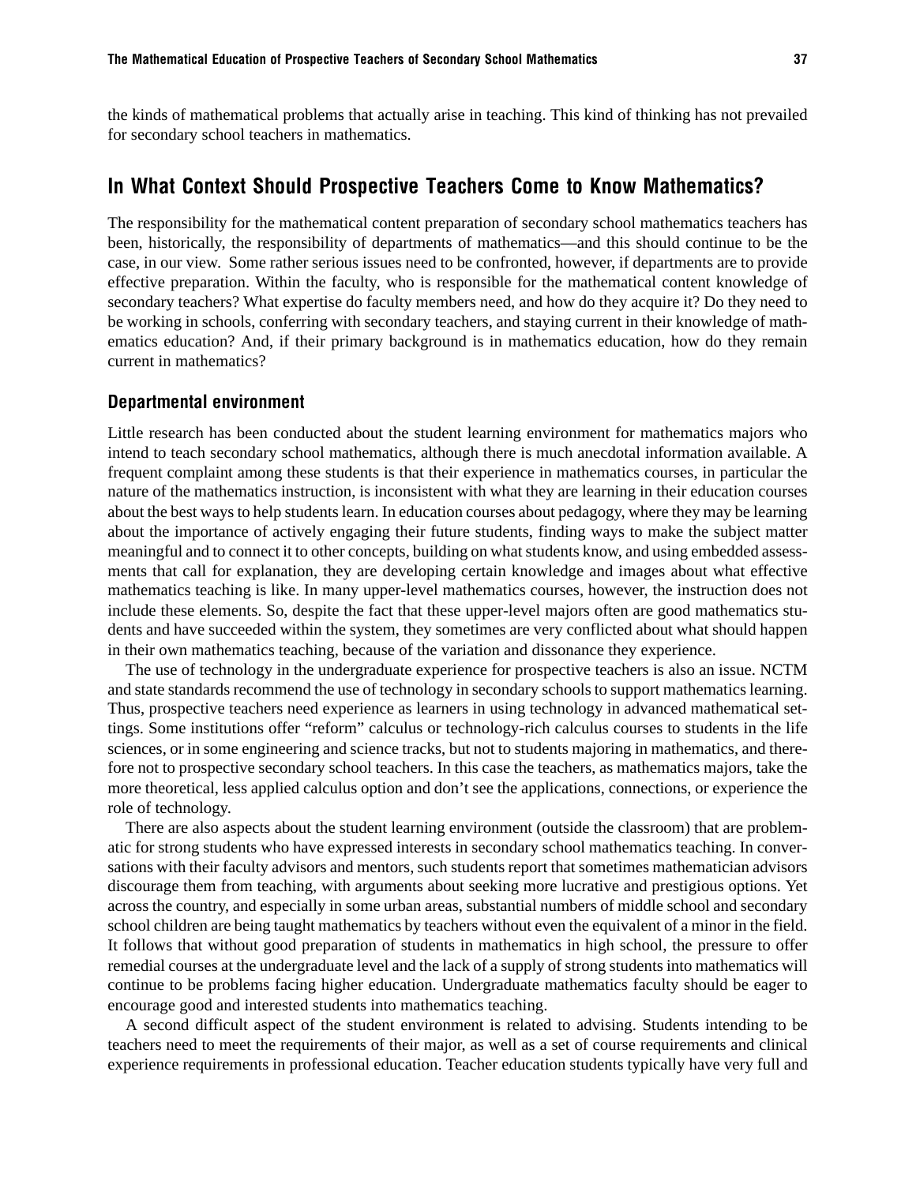the kinds of mathematical problems that actually arise in teaching. This kind of thinking has not prevailed for secondary school teachers in mathematics.

## In What Context Should Prospective Teachers Come to Know Mathematics?

The responsibility for the mathematical content preparation of secondary school mathematics teachers has been, historically, the responsibility of departments of mathematics—and this should continue to be the case, in our view. Some rather serious issues need to be confronted, however, if departments are to provide effective preparation. Within the faculty, who is responsible for the mathematical content knowledge of secondary teachers? What expertise do faculty members need, and how do they acquire it? Do they need to be working in schools, conferring with secondary teachers, and staying current in their knowledge of mathematics education? And, if their primary background is in mathematics education, how do they remain current in mathematics?

### Departmental environment

Little research has been conducted about the student learning environment for mathematics majors who intend to teach secondary school mathematics, although there is much anecdotal information available. A frequent complaint among these students is that their experience in mathematics courses, in particular the nature of the mathematics instruction, is inconsistent with what they are learning in their education courses about the best ways to help students learn. In education courses about pedagogy, where they may be learning about the importance of actively engaging their future students, finding ways to make the subject matter meaningful and to connect it to other concepts, building on what students know, and using embedded assessments that call for explanation, they are developing certain knowledge and images about what effective mathematics teaching is like. In many upper-level mathematics courses, however, the instruction does not include these elements. So, despite the fact that these upper-level majors often are good mathematics students and have succeeded within the system, they sometimes are very conflicted about what should happen in their own mathematics teaching, because of the variation and dissonance they experience.

The use of technology in the undergraduate experience for prospective teachers is also an issue. NCTM and state standards recommend the use of technology in secondary schools to support mathematics learning. Thus, prospective teachers need experience as learners in using technology in advanced mathematical settings. Some institutions offer "reform" calculus or technology-rich calculus courses to students in the life sciences, or in some engineering and science tracks, but not to students majoring in mathematics, and therefore not to prospective secondary school teachers. In this case the teachers, as mathematics majors, take the more theoretical, less applied calculus option and don't see the applications, connections, or experience the role of technology.

There are also aspects about the student learning environment (outside the classroom) that are problematic for strong students who have expressed interests in secondary school mathematics teaching. In conversations with their faculty advisors and mentors, such students report that sometimes mathematician advisors discourage them from teaching, with arguments about seeking more lucrative and prestigious options. Yet across the country, and especially in some urban areas, substantial numbers of middle school and secondary school children are being taught mathematics by teachers without even the equivalent of a minor in the field. It follows that without good preparation of students in mathematics in high school, the pressure to offer remedial courses at the undergraduate level and the lack of a supply of strong students into mathematics will continue to be problems facing higher education. Undergraduate mathematics faculty should be eager to encourage good and interested students into mathematics teaching.

A second difficult aspect of the student environment is related to advising. Students intending to be teachers need to meet the requirements of their major, as well as a set of course requirements and clinical experience requirements in professional education. Teacher education students typically have very full and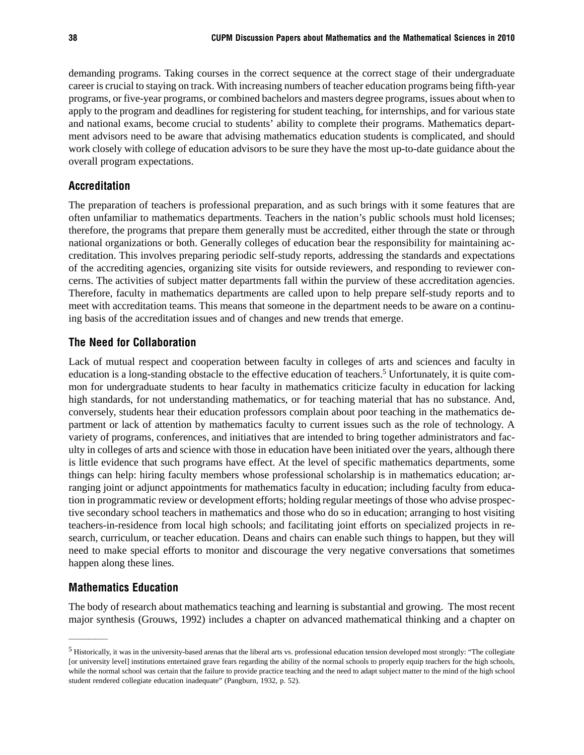demanding programs. Taking courses in the correct sequence at the correct stage of their undergraduate career is crucial to staying on track. With increasing numbers of teacher education programs being fifth-year programs, or five-year programs, or combined bachelors and masters degree programs, issues about when to apply to the program and deadlines for registering for student teaching, for internships, and for various state and national exams, become crucial to students' ability to complete their programs. Mathematics department advisors need to be aware that advising mathematics education students is complicated, and should work closely with college of education advisors to be sure they have the most up-to-date guidance about the overall program expectations.

### Accreditation

The preparation of teachers is professional preparation, and as such brings with it some features that are often unfamiliar to mathematics departments. Teachers in the nation's public schools must hold licenses; therefore, the programs that prepare them generally must be accredited, either through the state or through national organizations or both. Generally colleges of education bear the responsibility for maintaining accreditation. This involves preparing periodic self-study reports, addressing the standards and expectations of the accrediting agencies, organizing site visits for outside reviewers, and responding to reviewer concerns. The activities of subject matter departments fall within the purview of these accreditation agencies. Therefore, faculty in mathematics departments are called upon to help prepare self-study reports and to meet with accreditation teams. This means that someone in the department needs to be aware on a continuing basis of the accreditation issues and of changes and new trends that emerge.

### The Need for Collaboration

Lack of mutual respect and cooperation between faculty in colleges of arts and sciences and faculty in education is a long-standing obstacle to the effective education of teachers.[5] Unfortunately, it is quite common for undergraduate students to hear faculty in mathematics criticize faculty in education for lacking high standards, for not understanding mathematics, or for teaching material that has no substance. And, conversely, students hear their education professors complain about poor teaching in the mathematics department or lack of attention by mathematics faculty to current issues such as the role of technology. A variety of programs, conferences, and initiatives that are intended to bring together administrators and faculty in colleges of arts and science with those in education have been initiated over the years, although there is little evidence that such programs have effect. At the level of specific mathematics departments, some things can help: hiring faculty members whose professional scholarship is in mathematics education; arranging joint or adjunct appointments for mathematics faculty in education; including faculty from education in programmatic review or development efforts; holding regular meetings of those who advise prospective secondary school teachers in mathematics and those who do so in education; arranging to host visiting teachers-in-residence from local high schools; and facilitating joint efforts on specialized projects in research, curriculum, or teacher education. Deans and chairs can enable such things to happen, but they will need to make special efforts to monitor and discourage the very negative conversations that sometimes happen along these lines.

### Mathematics Education

The body of research about mathematics teaching and learning is substantial and growing. The most recent major synthesis (Grouws, 1992) includes a chapter on advanced mathematical thinking and a chapter on

---

[5] Historically, it was in the university-based arenas that the liberal arts vs. professional education tension developed most strongly: "The collegiate [or university level] institutions entertained grave fears regarding the ability of the normal schools to properly equip teachers for the high schools, while the normal school was certain that the failure to provide practice teaching and the need to adapt subject matter to the mind of the high school student rendered collegiate education inadequate" (Pangburn, 1932, p. 52).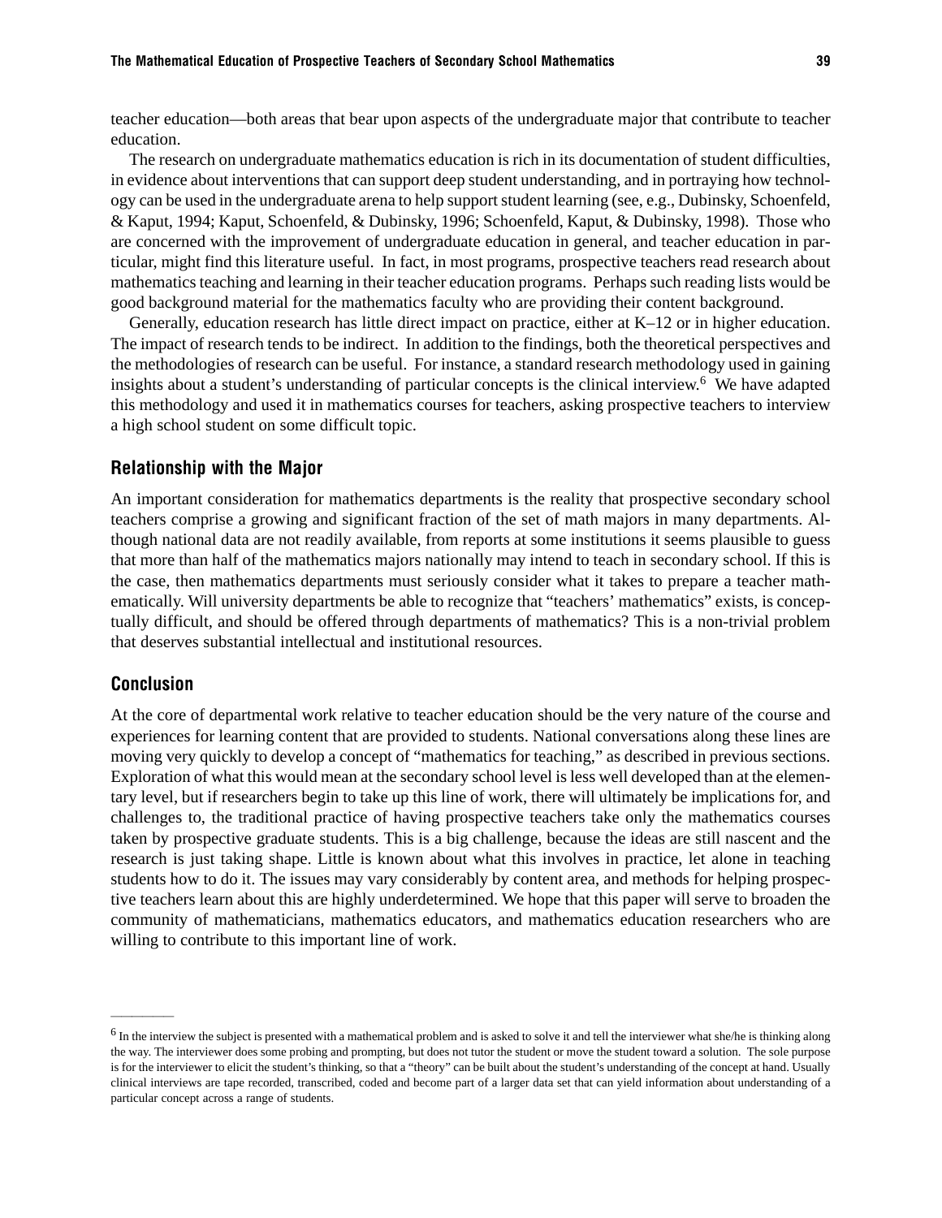teacher education—both areas that bear upon aspects of the undergraduate major that contribute to teacher education.

The research on undergraduate mathematics education is rich in its documentation of student difficulties, in evidence about interventions that can support deep student understanding, and in portraying how technology can be used in the undergraduate arena to help support student learning (see, e.g., Dubinsky, Schoenfeld, & Kaput, 1994; Kaput, Schoenfeld, & Dubinsky, 1996; Schoenfeld, Kaput, & Dubinsky, 1998). Those who are concerned with the improvement of undergraduate education in general, and teacher education in particular, might find this literature useful. In fact, in most programs, prospective teachers read research about mathematics teaching and learning in their teacher education programs. Perhaps such reading lists would be good background material for the mathematics faculty who are providing their content background.

Generally, education research has little direct impact on practice, either at K–12 or in higher education. The impact of research tends to be indirect. In addition to the findings, both the theoretical perspectives and the methodologies of research can be useful. For instance, a standard research methodology used in gaining insights about a student's understanding of particular concepts is the clinical interview.[6] We have adapted this methodology and used it in mathematics courses for teachers, asking prospective teachers to interview a high school student on some difficult topic.

## Relationship with the Major

An important consideration for mathematics departments is the reality that prospective secondary school teachers comprise a growing and significant fraction of the set of math majors in many departments. Although national data are not readily available, from reports at some institutions it seems plausible to guess that more than half of the mathematics majors nationally may intend to teach in secondary school. If this is the case, then mathematics departments must seriously consider what it takes to prepare a teacher mathematically. Will university departments be able to recognize that "teachers' mathematics" exists, is conceptually difficult, and should be offered through departments of mathematics? This is a non-trivial problem that deserves substantial intellectual and institutional resources.

## Conclusion

At the core of departmental work relative to teacher education should be the very nature of the course and experiences for learning content that are provided to students. National conversations along these lines are moving very quickly to develop a concept of "mathematics for teaching," as described in previous sections. Exploration of what this would mean at the secondary school level is less well developed than at the elementary level, but if researchers begin to take up this line of work, there will ultimately be implications for, and challenges to, the traditional practice of having prospective teachers take only the mathematics courses taken by prospective graduate students. This is a big challenge, because the ideas are still nascent and the research is just taking shape. Little is known about what this involves in practice, let alone in teaching students how to do it. The issues may vary considerably by content area, and methods for helping prospective teachers learn about this are highly underdetermined. We hope that this paper will serve to broaden the community of mathematicians, mathematics educators, and mathematics education researchers who are willing to contribute to this important line of work.

---

[6] In the interview the subject is presented with a mathematical problem and is asked to solve it and tell the interviewer what she/he is thinking along the way. The interviewer does some probing and prompting, but does not tutor the student or move the student toward a solution. The sole purpose is for the interviewer to elicit the student's thinking, so that a "theory" can be built about the student's understanding of the concept at hand. Usually clinical interviews are tape recorded, transcribed, coded and become part of a larger data set that can yield information about understanding of a particular concept across a range of students.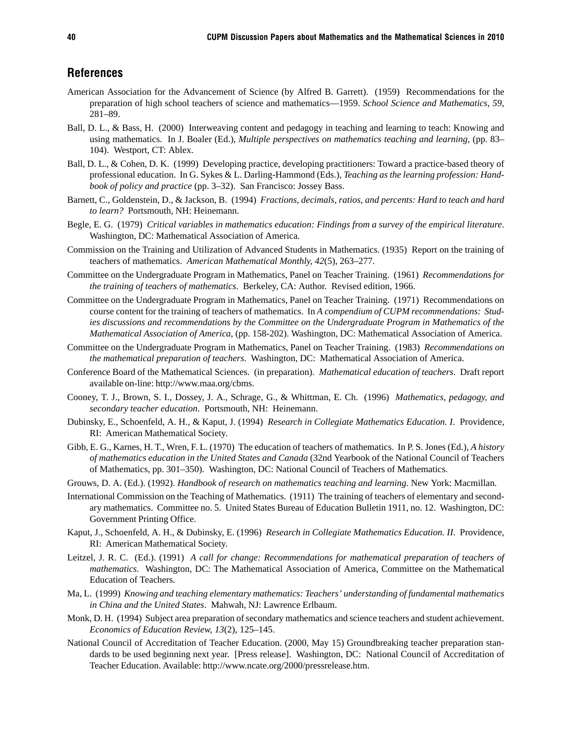## References

American Association for the Advancement of Science (by Alfred B. Garrett). (1959) Recommendations for the preparation of high school teachers of science and mathematics—1959. *School Science and Mathematics, 59*, 281–89.

Ball, D. L., & Bass, H. (2000) Interweaving content and pedagogy in teaching and learning to teach: Knowing and using mathematics. In J. Boaler (Ed.), *Multiple perspectives on mathematics teaching and learning*, (pp. 83–104). Westport, CT: Ablex.

Ball, D. L., & Cohen, D. K. (1999) Developing practice, developing practitioners: Toward a practice-based theory of professional education. In G. Sykes & L. Darling-Hammond (Eds.), *Teaching as the learning profession: Handbook of policy and practice* (pp. 3–32). San Francisco: Jossey Bass.

Barnett, C., Goldenstein, D., & Jackson, B. (1994) *Fractions, decimals, ratios, and percents: Hard to teach and hard to learn?* Portsmouth, NH: Heinemann.

Begle, E. G. (1979) *Critical variables in mathematics education: Findings from a survey of the empirical literature*. Washington, DC: Mathematical Association of America.

Commission on the Training and Utilization of Advanced Students in Mathematics. (1935) Report on the training of teachers of mathematics. *American Mathematical Monthly, 42*(5), 263–277.

Committee on the Undergraduate Program in Mathematics, Panel on Teacher Training. (1961) *Recommendations for the training of teachers of mathematics*. Berkeley, CA: Author. Revised edition, 1966.

Committee on the Undergraduate Program in Mathematics, Panel on Teacher Training. (1971) Recommendations on course content for the training of teachers of mathematics. In *A compendium of CUPM recommendations: Studies discussions and recommendations by the Committee on the Undergraduate Program in Mathematics of the Mathematical Association of America*, (pp. 158-202). Washington, DC: Mathematical Association of America.

Committee on the Undergraduate Program in Mathematics, Panel on Teacher Training. (1983) *Recommendations on the mathematical preparation of teachers*. Washington, DC: Mathematical Association of America.

Conference Board of the Mathematical Sciences. (in preparation). *Mathematical education of teachers*. Draft report available on-line: http://www.maa.org/cbms.

Cooney, T. J., Brown, S. I., Dossey, J. A., Schrage, G., & Whittman, E. Ch. (1996) *Mathematics, pedagogy, and secondary teacher education*. Portsmouth, NH: Heinemann.

Dubinsky, E., Schoenfeld, A. H., & Kaput, J. (1994) *Research in Collegiate Mathematics Education. I*. Providence, RI: American Mathematical Society.

Gibb, E. G., Karnes, H. T., Wren, F. L. (1970) The education of teachers of mathematics. In P. S. Jones (Ed.), *A history of mathematics education in the United States and Canada* (32nd Yearbook of the National Council of Teachers of Mathematics, pp. 301–350). Washington, DC: National Council of Teachers of Mathematics.

Grouws, D. A. (Ed.). (1992). *Handbook of research on mathematics teaching and learning*. New York: Macmillan.

International Commission on the Teaching of Mathematics. (1911) The training of teachers of elementary and secondary mathematics. Committee no. 5. United States Bureau of Education Bulletin 1911, no. 12. Washington, DC: Government Printing Office.

Kaput, J., Schoenfeld, A. H., & Dubinsky, E. (1996) *Research in Collegiate Mathematics Education. II*. Providence, RI: American Mathematical Society.

Leitzel, J. R. C. (Ed.). (1991) *A call for change: Recommendations for mathematical preparation of teachers of mathematics.* Washington, DC: The Mathematical Association of America, Committee on the Mathematical Education of Teachers.

Ma, L. (1999) *Knowing and teaching elementary mathematics: Teachers' understanding of fundamental mathematics in China and the United States*. Mahwah, NJ: Lawrence Erlbaum.

Monk, D. H. (1994) Subject area preparation of secondary mathematics and science teachers and student achievement. *Economics of Education Review, 13*(2), 125–145.

National Council of Accreditation of Teacher Education. (2000, May 15) Groundbreaking teacher preparation standards to be used beginning next year. [Press release]. Washington, DC: National Council of Accreditation of Teacher Education. Available: http://www.ncate.org/2000/pressrelease.htm.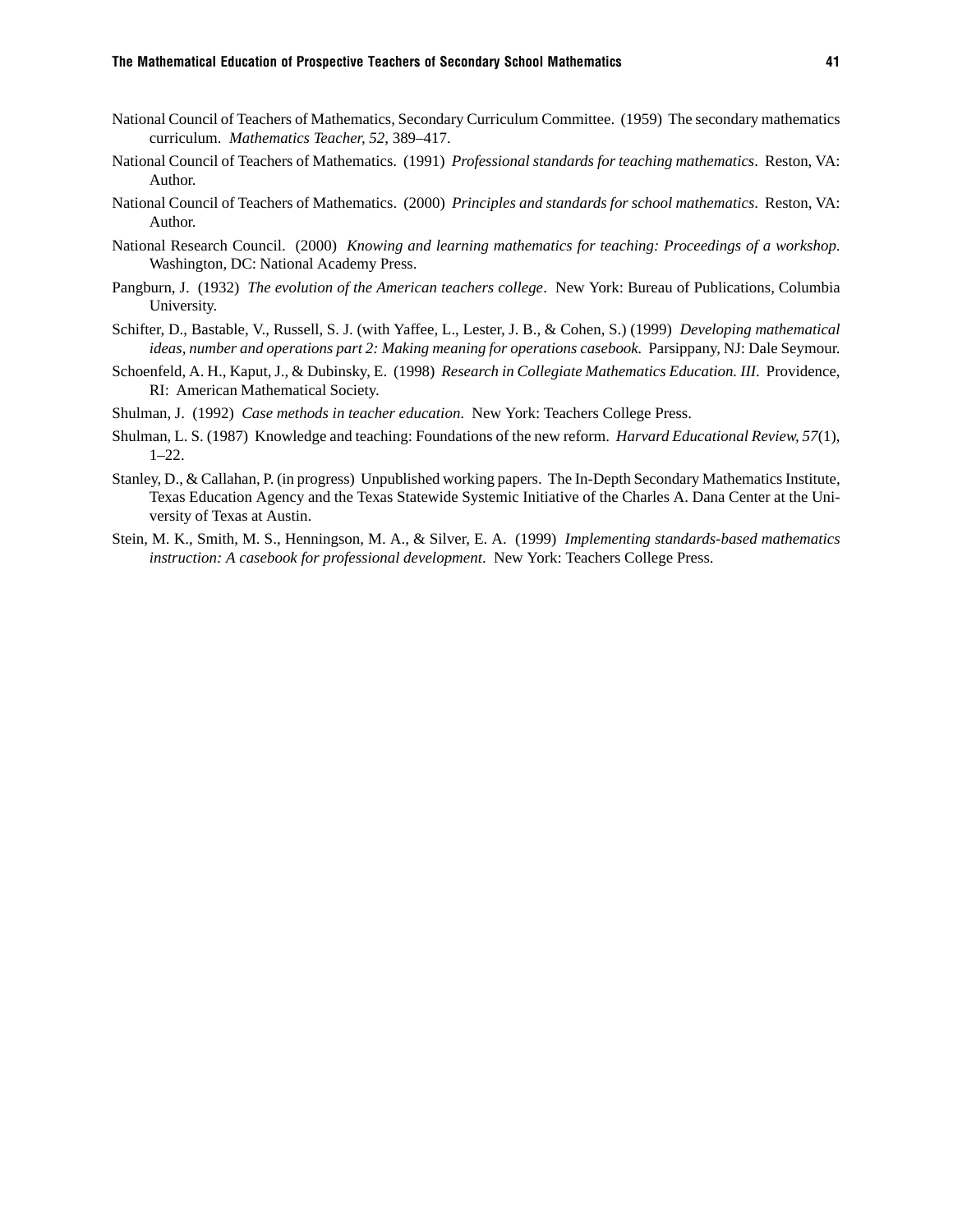National Council of Teachers of Mathematics, Secondary Curriculum Committee. (1959) The secondary mathematics curriculum. *Mathematics Teacher, 52*, 389–417.

National Council of Teachers of Mathematics. (1991) *Professional standards for teaching mathematics*. Reston, VA: Author.

National Council of Teachers of Mathematics. (2000) *Principles and standards for school mathematics*. Reston, VA: Author.

National Research Council. (2000) *Knowing and learning mathematics for teaching: Proceedings of a workshop.* Washington, DC: National Academy Press.

Pangburn, J. (1932) *The evolution of the American teachers college*. New York: Bureau of Publications, Columbia University.

Schifter, D., Bastable, V., Russell, S. J. (with Yaffee, L., Lester, J. B., & Cohen, S.) (1999) *Developing mathematical ideas, number and operations part 2: Making meaning for operations casebook.* Parsippany, NJ: Dale Seymour.

Schoenfeld, A. H., Kaput, J., & Dubinsky, E. (1998) *Research in Collegiate Mathematics Education. III*. Providence, RI: American Mathematical Society.

Shulman, J. (1992) *Case methods in teacher education*. New York: Teachers College Press.

Shulman, L. S. (1987) Knowledge and teaching: Foundations of the new reform. *Harvard Educational Review, 57*(1), 1–22.

Stanley, D., & Callahan, P. (in progress) Unpublished working papers. The In-Depth Secondary Mathematics Institute, Texas Education Agency and the Texas Statewide Systemic Initiative of the Charles A. Dana Center at the University of Texas at Austin.

Stein, M. K., Smith, M. S., Henningson, M. A., & Silver, E. A. (1999) *Implementing standards-based mathematics instruction: A casebook for professional development*. New York: Teachers College Press.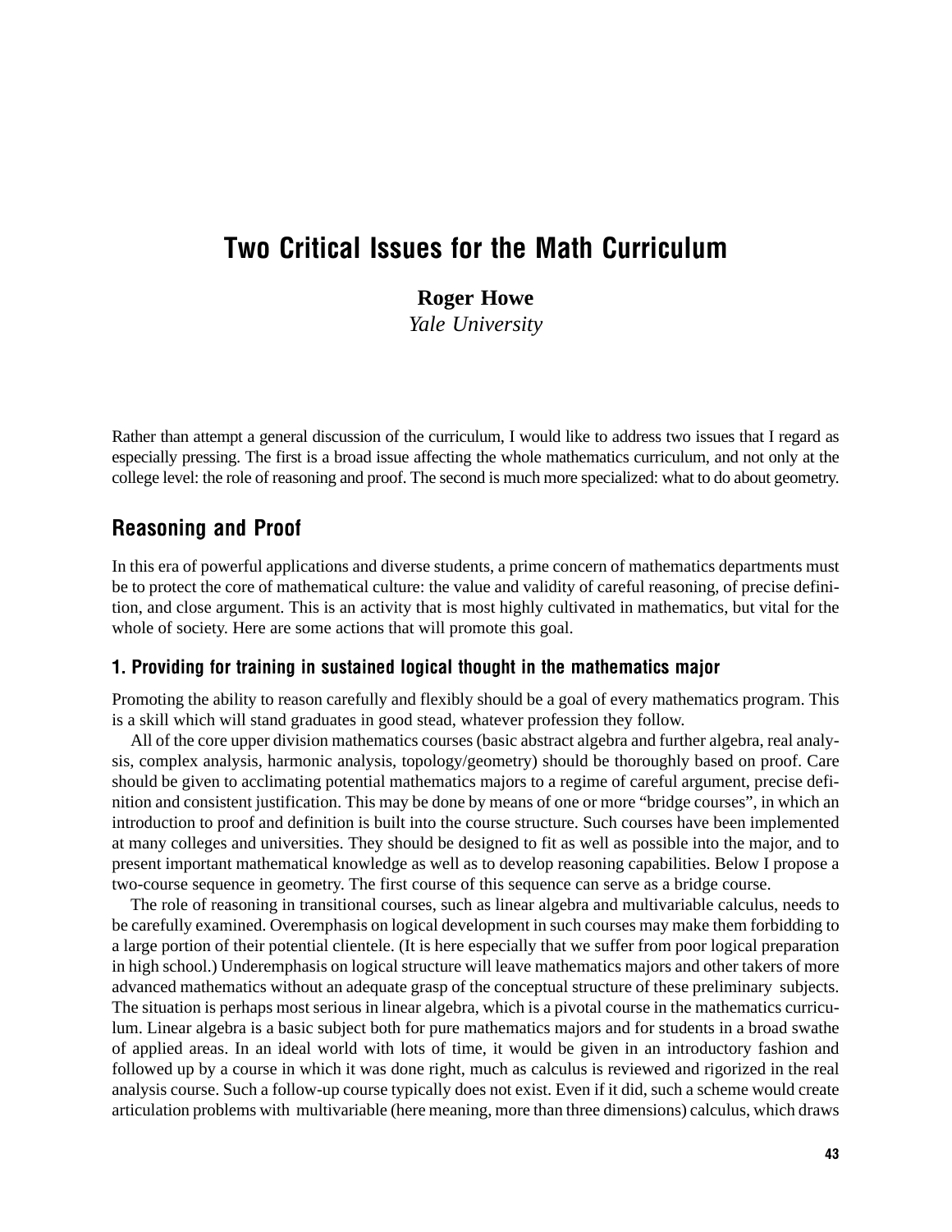# Two Critical Issues for the Math Curriculum

**Roger Howe**
*Yale University*

Rather than attempt a general discussion of the curriculum, I would like to address two issues that I regard as especially pressing. The first is a broad issue affecting the whole mathematics curriculum, and not only at the college level: the role of reasoning and proof. The second is much more specialized: what to do about geometry.

## Reasoning and Proof

In this era of powerful applications and diverse students, a prime concern of mathematics departments must be to protect the core of mathematical culture: the value and validity of careful reasoning, of precise definition, and close argument. This is an activity that is most highly cultivated in mathematics, but vital for the whole of society. Here are some actions that will promote this goal.

### 1. Providing for training in sustained logical thought in the mathematics major

Promoting the ability to reason carefully and flexibly should be a goal of every mathematics program. This is a skill which will stand graduates in good stead, whatever profession they follow.

All of the core upper division mathematics courses (basic abstract algebra and further algebra, real analysis, complex analysis, harmonic analysis, topology/geometry) should be thoroughly based on proof. Care should be given to acclimating potential mathematics majors to a regime of careful argument, precise definition and consistent justification. This may be done by means of one or more "bridge courses", in which an introduction to proof and definition is built into the course structure. Such courses have been implemented at many colleges and universities. They should be designed to fit as well as possible into the major, and to present important mathematical knowledge as well as to develop reasoning capabilities. Below I propose a two-course sequence in geometry. The first course of this sequence can serve as a bridge course.

The role of reasoning in transitional courses, such as linear algebra and multivariable calculus, needs to be carefully examined. Overemphasis on logical development in such courses may make them forbidding to a large portion of their potential clientele. (It is here especially that we suffer from poor logical preparation in high school.) Underemphasis on logical structure will leave mathematics majors and other takers of more advanced mathematics without an adequate grasp of the conceptual structure of these preliminary subjects. The situation is perhaps most serious in linear algebra, which is a pivotal course in the mathematics curriculum. Linear algebra is a basic subject both for pure mathematics majors and for students in a broad swathe of applied areas. In an ideal world with lots of time, it would be given in an introductory fashion and followed up by a course in which it was done right, much as calculus is reviewed and rigorized in the real analysis course. Such a follow-up course typically does not exist. Even if it did, such a scheme would create articulation problems with multivariable (here meaning, more than three dimensions) calculus, which draws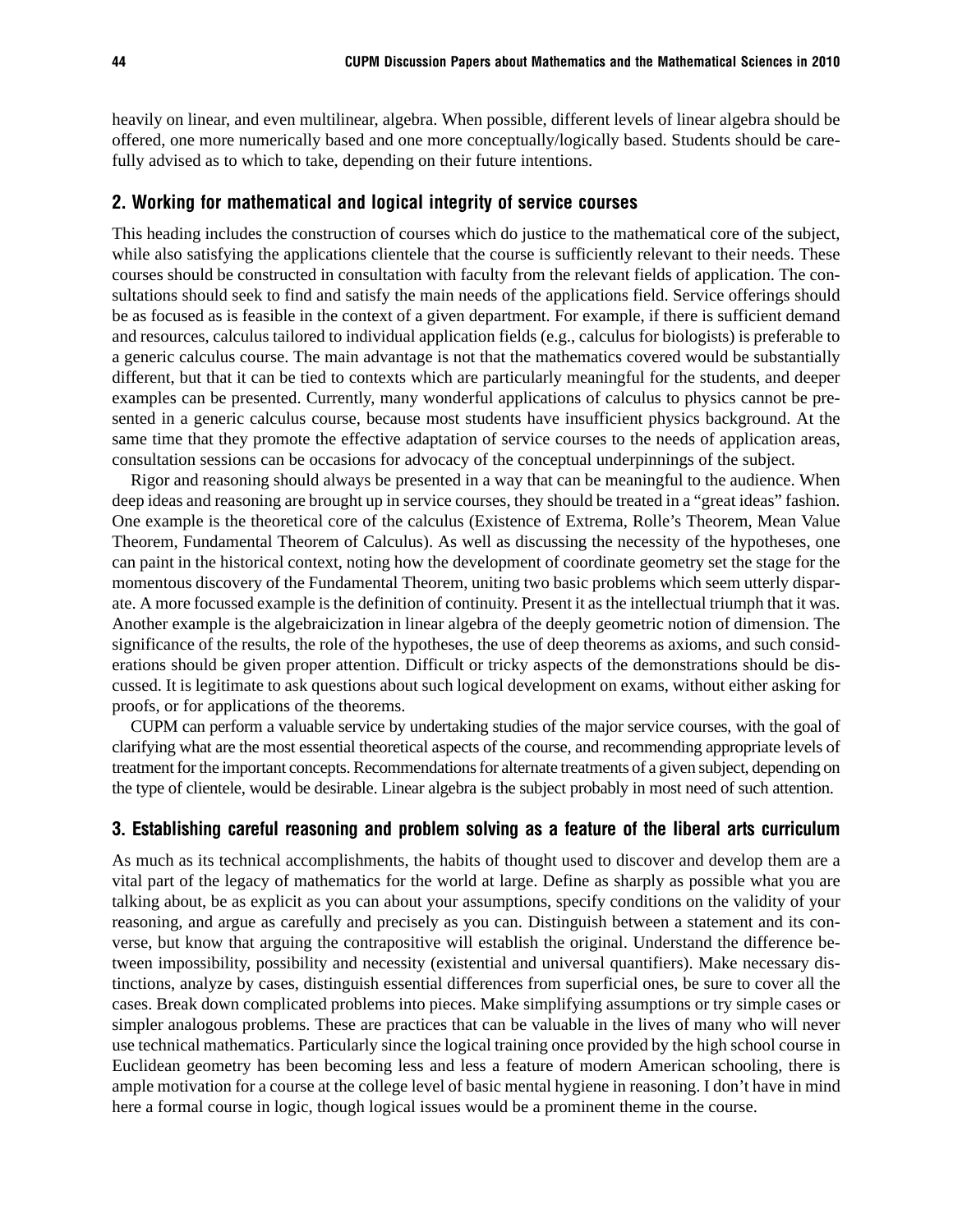heavily on linear, and even multilinear, algebra. When possible, different levels of linear algebra should be offered, one more numerically based and one more conceptually/logically based. Students should be carefully advised as to which to take, depending on their future intentions.

## 2. Working for mathematical and logical integrity of service courses

This heading includes the construction of courses which do justice to the mathematical core of the subject, while also satisfying the applications clientele that the course is sufficiently relevant to their needs. These courses should be constructed in consultation with faculty from the relevant fields of application. The consultations should seek to find and satisfy the main needs of the applications field. Service offerings should be as focused as is feasible in the context of a given department. For example, if there is sufficient demand and resources, calculus tailored to individual application fields (e.g., calculus for biologists) is preferable to a generic calculus course. The main advantage is not that the mathematics covered would be substantially different, but that it can be tied to contexts which are particularly meaningful for the students, and deeper examples can be presented. Currently, many wonderful applications of calculus to physics cannot be presented in a generic calculus course, because most students have insufficient physics background. At the same time that they promote the effective adaptation of service courses to the needs of application areas, consultation sessions can be occasions for advocacy of the conceptual underpinnings of the subject.

Rigor and reasoning should always be presented in a way that can be meaningful to the audience. When deep ideas and reasoning are brought up in service courses, they should be treated in a "great ideas" fashion. One example is the theoretical core of the calculus (Existence of Extrema, Rolle's Theorem, Mean Value Theorem, Fundamental Theorem of Calculus). As well as discussing the necessity of the hypotheses, one can paint in the historical context, noting how the development of coordinate geometry set the stage for the momentous discovery of the Fundamental Theorem, uniting two basic problems which seem utterly disparate. A more focussed example is the definition of continuity. Present it as the intellectual triumph that it was. Another example is the algebraicization in linear algebra of the deeply geometric notion of dimension. The significance of the results, the role of the hypotheses, the use of deep theorems as axioms, and such considerations should be given proper attention. Difficult or tricky aspects of the demonstrations should be discussed. It is legitimate to ask questions about such logical development on exams, without either asking for proofs, or for applications of the theorems.

CUPM can perform a valuable service by undertaking studies of the major service courses, with the goal of clarifying what are the most essential theoretical aspects of the course, and recommending appropriate levels of treatment for the important concepts. Recommendations for alternate treatments of a given subject, depending on the type of clientele, would be desirable. Linear algebra is the subject probably in most need of such attention.

## 3. Establishing careful reasoning and problem solving as a feature of the liberal arts curriculum

As much as its technical accomplishments, the habits of thought used to discover and develop them are a vital part of the legacy of mathematics for the world at large. Define as sharply as possible what you are talking about, be as explicit as you can about your assumptions, specify conditions on the validity of your reasoning, and argue as carefully and precisely as you can. Distinguish between a statement and its converse, but know that arguing the contrapositive will establish the original. Understand the difference between impossibility, possibility and necessity (existential and universal quantifiers). Make necessary distinctions, analyze by cases, distinguish essential differences from superficial ones, be sure to cover all the cases. Break down complicated problems into pieces. Make simplifying assumptions or try simple cases or simpler analogous problems. These are practices that can be valuable in the lives of many who will never use technical mathematics. Particularly since the logical training once provided by the high school course in Euclidean geometry has been becoming less and less a feature of modern American schooling, there is ample motivation for a course at the college level of basic mental hygiene in reasoning. I don't have in mind here a formal course in logic, though logical issues would be a prominent theme in the course.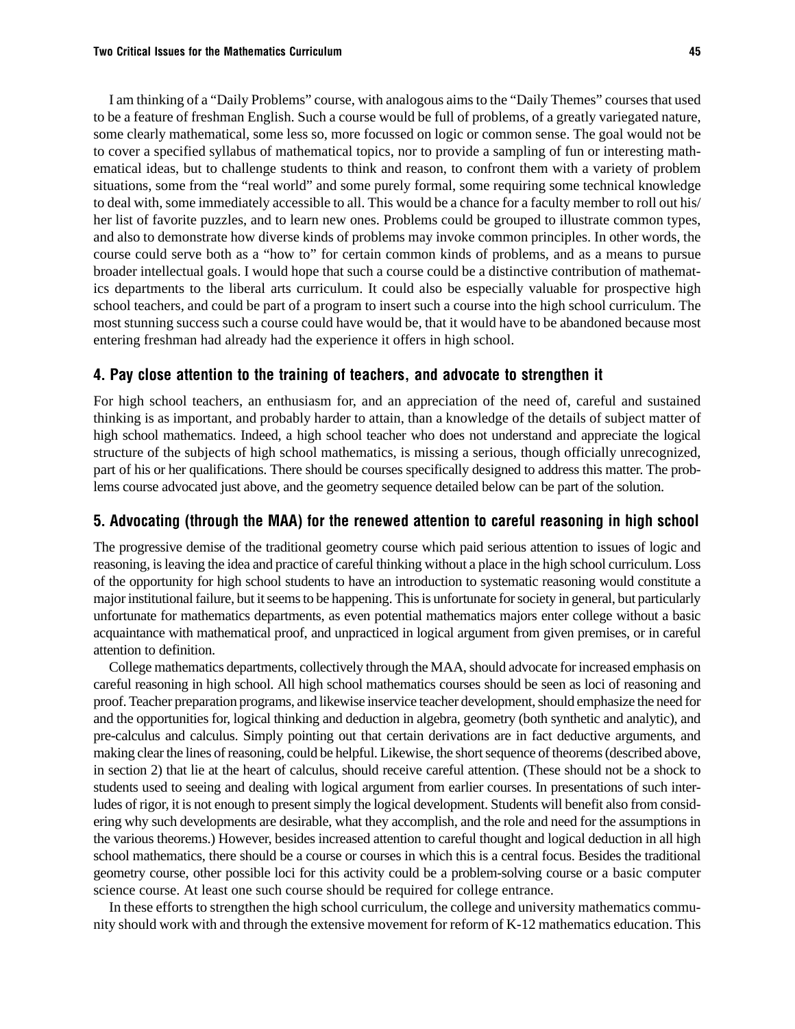I am thinking of a "Daily Problems" course, with analogous aims to the "Daily Themes" courses that used to be a feature of freshman English. Such a course would be full of problems, of a greatly variegated nature, some clearly mathematical, some less so, more focussed on logic or common sense. The goal would not be to cover a specified syllabus of mathematical topics, nor to provide a sampling of fun or interesting mathematical ideas, but to challenge students to think and reason, to confront them with a variety of problem situations, some from the "real world" and some purely formal, some requiring some technical knowledge to deal with, some immediately accessible to all. This would be a chance for a faculty member to roll out his/her list of favorite puzzles, and to learn new ones. Problems could be grouped to illustrate common types, and also to demonstrate how diverse kinds of problems may invoke common principles. In other words, the course could serve both as a "how to" for certain common kinds of problems, and as a means to pursue broader intellectual goals. I would hope that such a course could be a distinctive contribution of mathematics departments to the liberal arts curriculum. It could also be especially valuable for prospective high school teachers, and could be part of a program to insert such a course into the high school curriculum. The most stunning success such a course could have would be, that it would have to be abandoned because most entering freshman had already had the experience it offers in high school.

## 4. Pay close attention to the training of teachers, and advocate to strengthen it

For high school teachers, an enthusiasm for, and an appreciation of the need of, careful and sustained thinking is as important, and probably harder to attain, than a knowledge of the details of subject matter of high school mathematics. Indeed, a high school teacher who does not understand and appreciate the logical structure of the subjects of high school mathematics, is missing a serious, though officially unrecognized, part of his or her qualifications. There should be courses specifically designed to address this matter. The problems course advocated just above, and the geometry sequence detailed below can be part of the solution.

## 5. Advocating (through the MAA) for the renewed attention to careful reasoning in high school

The progressive demise of the traditional geometry course which paid serious attention to issues of logic and reasoning, is leaving the idea and practice of careful thinking without a place in the high school curriculum. Loss of the opportunity for high school students to have an introduction to systematic reasoning would constitute a major institutional failure, but it seems to be happening. This is unfortunate for society in general, but particularly unfortunate for mathematics departments, as even potential mathematics majors enter college without a basic acquaintance with mathematical proof, and unpracticed in logical argument from given premises, or in careful attention to definition.

College mathematics departments, collectively through the MAA, should advocate for increased emphasis on careful reasoning in high school. All high school mathematics courses should be seen as loci of reasoning and proof. Teacher preparation programs, and likewise inservice teacher development, should emphasize the need for and the opportunities for, logical thinking and deduction in algebra, geometry (both synthetic and analytic), and pre-calculus and calculus. Simply pointing out that certain derivations are in fact deductive arguments, and making clear the lines of reasoning, could be helpful. Likewise, the short sequence of theorems (described above, in section 2) that lie at the heart of calculus, should receive careful attention. (These should not be a shock to students used to seeing and dealing with logical argument from earlier courses. In presentations of such interludes of rigor, it is not enough to present simply the logical development. Students will benefit also from considering why such developments are desirable, what they accomplish, and the role and need for the assumptions in the various theorems.) However, besides increased attention to careful thought and logical deduction in all high school mathematics, there should be a course or courses in which this is a central focus. Besides the traditional geometry course, other possible loci for this activity could be a problem-solving course or a basic computer science course. At least one such course should be required for college entrance.

In these efforts to strengthen the high school curriculum, the college and university mathematics community should work with and through the extensive movement for reform of K-12 mathematics education. This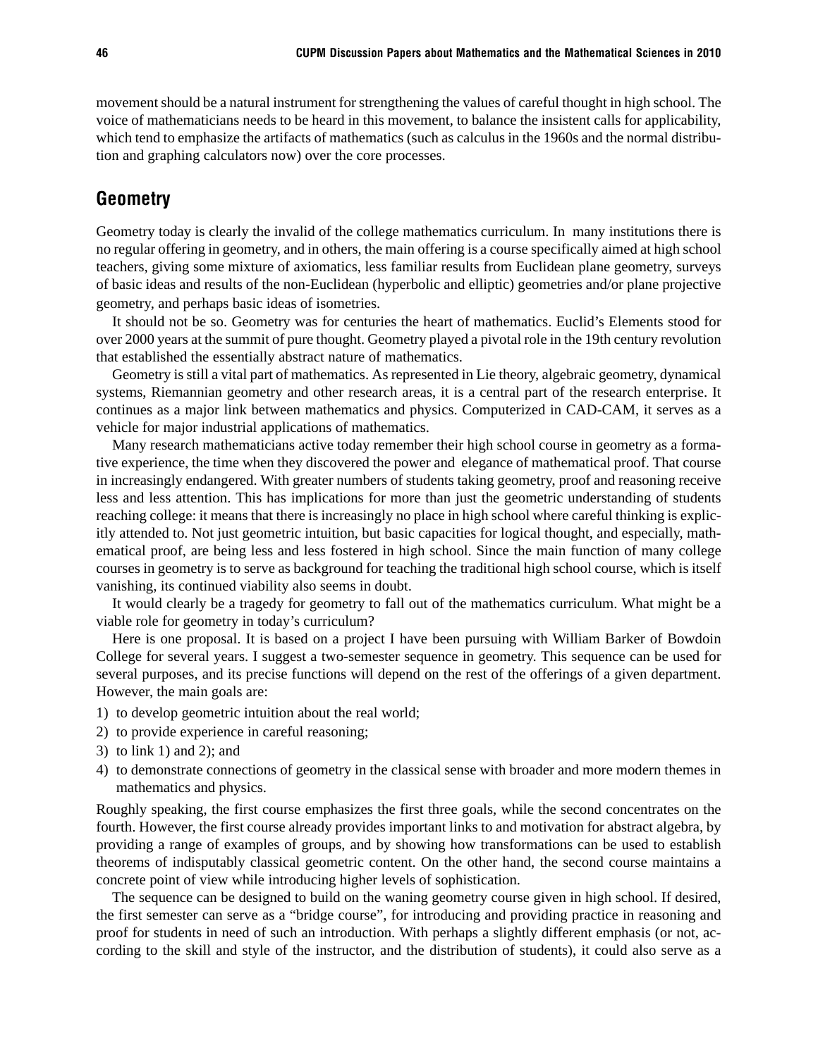movement should be a natural instrument for strengthening the values of careful thought in high school. The voice of mathematicians needs to be heard in this movement, to balance the insistent calls for applicability, which tend to emphasize the artifacts of mathematics (such as calculus in the 1960s and the normal distribution and graphing calculators now) over the core processes.

## Geometry

Geometry today is clearly the invalid of the college mathematics curriculum. In many institutions there is no regular offering in geometry, and in others, the main offering is a course specifically aimed at high school teachers, giving some mixture of axiomatics, less familiar results from Euclidean plane geometry, surveys of basic ideas and results of the non-Euclidean (hyperbolic and elliptic) geometries and/or plane projective geometry, and perhaps basic ideas of isometries.

It should not be so. Geometry was for centuries the heart of mathematics. Euclid's Elements stood for over 2000 years at the summit of pure thought. Geometry played a pivotal role in the 19th century revolution that established the essentially abstract nature of mathematics.

Geometry is still a vital part of mathematics. As represented in Lie theory, algebraic geometry, dynamical systems, Riemannian geometry and other research areas, it is a central part of the research enterprise. It continues as a major link between mathematics and physics. Computerized in CAD-CAM, it serves as a vehicle for major industrial applications of mathematics.

Many research mathematicians active today remember their high school course in geometry as a formative experience, the time when they discovered the power and elegance of mathematical proof. That course in increasingly endangered. With greater numbers of students taking geometry, proof and reasoning receive less and less attention. This has implications for more than just the geometric understanding of students reaching college: it means that there is increasingly no place in high school where careful thinking is explicitly attended to. Not just geometric intuition, but basic capacities for logical thought, and especially, mathematical proof, are being less and less fostered in high school. Since the main function of many college courses in geometry is to serve as background for teaching the traditional high school course, which is itself vanishing, its continued viability also seems in doubt.

It would clearly be a tragedy for geometry to fall out of the mathematics curriculum. What might be a viable role for geometry in today's curriculum?

Here is one proposal. It is based on a project I have been pursuing with William Barker of Bowdoin College for several years. I suggest a two-semester sequence in geometry. This sequence can be used for several purposes, and its precise functions will depend on the rest of the offerings of a given department. However, the main goals are:

1) to develop geometric intuition about the real world;
2) to provide experience in careful reasoning;
3) to link 1) and 2); and
4) to demonstrate connections of geometry in the classical sense with broader and more modern themes in mathematics and physics.

Roughly speaking, the first course emphasizes the first three goals, while the second concentrates on the fourth. However, the first course already provides important links to and motivation for abstract algebra, by providing a range of examples of groups, and by showing how transformations can be used to establish theorems of indisputably classical geometric content. On the other hand, the second course maintains a concrete point of view while introducing higher levels of sophistication.

The sequence can be designed to build on the waning geometry course given in high school. If desired, the first semester can serve as a "bridge course", for introducing and providing practice in reasoning and proof for students in need of such an introduction. With perhaps a slightly different emphasis (or not, according to the skill and style of the instructor, and the distribution of students), it could also serve as a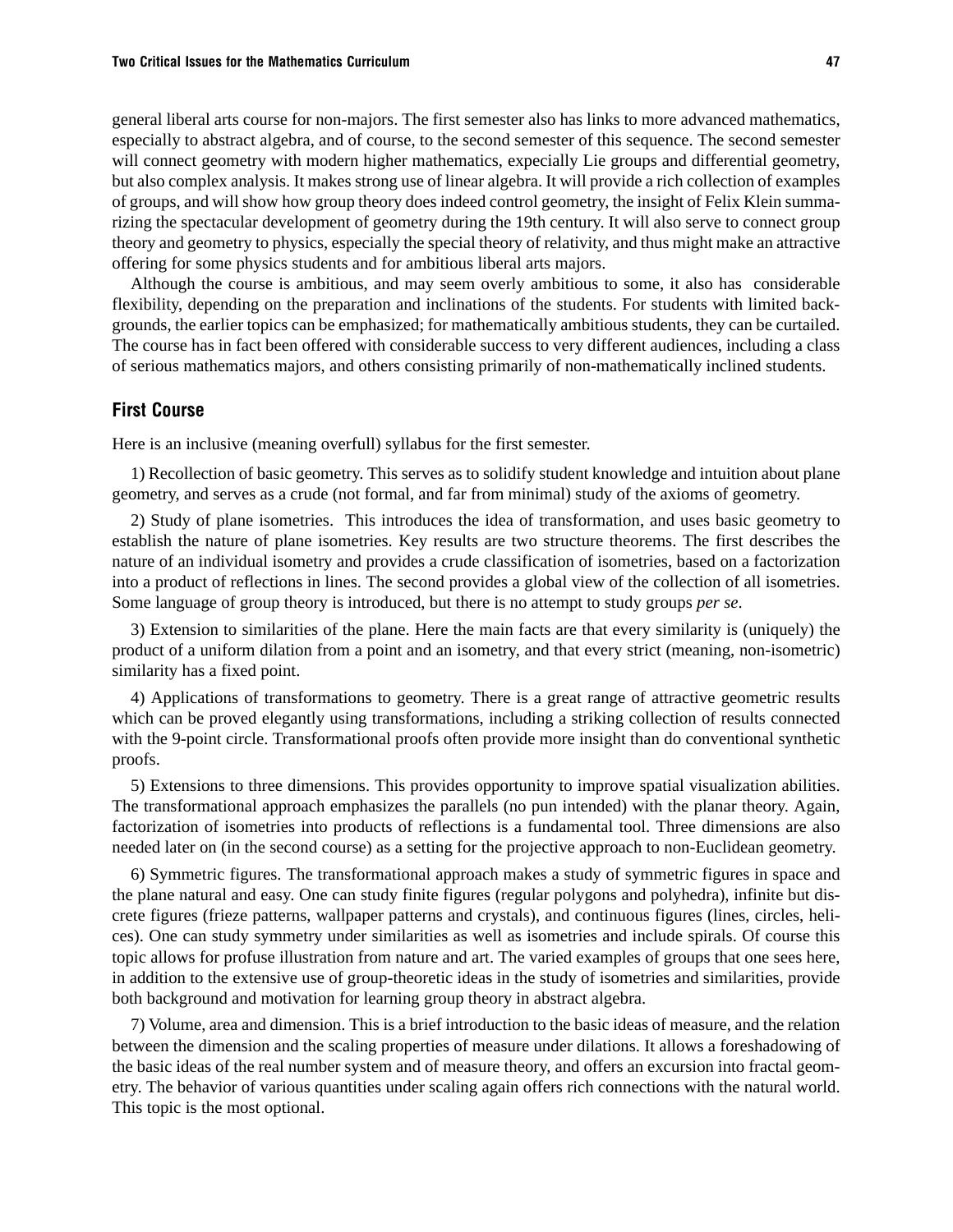general liberal arts course for non-majors. The first semester also has links to more advanced mathematics, especially to abstract algebra, and of course, to the second semester of this sequence. The second semester will connect geometry with modern higher mathematics, expecially Lie groups and differential geometry, but also complex analysis. It makes strong use of linear algebra. It will provide a rich collection of examples of groups, and will show how group theory does indeed control geometry, the insight of Felix Klein summarizing the spectacular development of geometry during the 19th century. It will also serve to connect group theory and geometry to physics, especially the special theory of relativity, and thus might make an attractive offering for some physics students and for ambitious liberal arts majors.

Although the course is ambitious, and may seem overly ambitious to some, it also has considerable flexibility, depending on the preparation and inclinations of the students. For students with limited backgrounds, the earlier topics can be emphasized; for mathematically ambitious students, they can be curtailed. The course has in fact been offered with considerable success to very different audiences, including a class of serious mathematics majors, and others consisting primarily of non-mathematically inclined students.

## First Course

Here is an inclusive (meaning overfull) syllabus for the first semester.

1) Recollection of basic geometry. This serves as to solidify student knowledge and intuition about plane geometry, and serves as a crude (not formal, and far from minimal) study of the axioms of geometry.

2) Study of plane isometries. This introduces the idea of transformation, and uses basic geometry to establish the nature of plane isometries. Key results are two structure theorems. The first describes the nature of an individual isometry and provides a crude classification of isometries, based on a factorization into a product of reflections in lines. The second provides a global view of the collection of all isometries. Some language of group theory is introduced, but there is no attempt to study groups *per se*.

3) Extension to similarities of the plane. Here the main facts are that every similarity is (uniquely) the product of a uniform dilation from a point and an isometry, and that every strict (meaning, non-isometric) similarity has a fixed point.

4) Applications of transformations to geometry. There is a great range of attractive geometric results which can be proved elegantly using transformations, including a striking collection of results connected with the 9-point circle. Transformational proofs often provide more insight than do conventional synthetic proofs.

5) Extensions to three dimensions. This provides opportunity to improve spatial visualization abilities. The transformational approach emphasizes the parallels (no pun intended) with the planar theory. Again, factorization of isometries into products of reflections is a fundamental tool. Three dimensions are also needed later on (in the second course) as a setting for the projective approach to non-Euclidean geometry.

6) Symmetric figures. The transformational approach makes a study of symmetric figures in space and the plane natural and easy. One can study finite figures (regular polygons and polyhedra), infinite but discrete figures (frieze patterns, wallpaper patterns and crystals), and continuous figures (lines, circles, helices). One can study symmetry under similarities as well as isometries and include spirals. Of course this topic allows for profuse illustration from nature and art. The varied examples of groups that one sees here, in addition to the extensive use of group-theoretic ideas in the study of isometries and similarities, provide both background and motivation for learning group theory in abstract algebra.

7) Volume, area and dimension. This is a brief introduction to the basic ideas of measure, and the relation between the dimension and the scaling properties of measure under dilations. It allows a foreshadowing of the basic ideas of the real number system and of measure theory, and offers an excursion into fractal geometry. The behavior of various quantities under scaling again offers rich connections with the natural world. This topic is the most optional.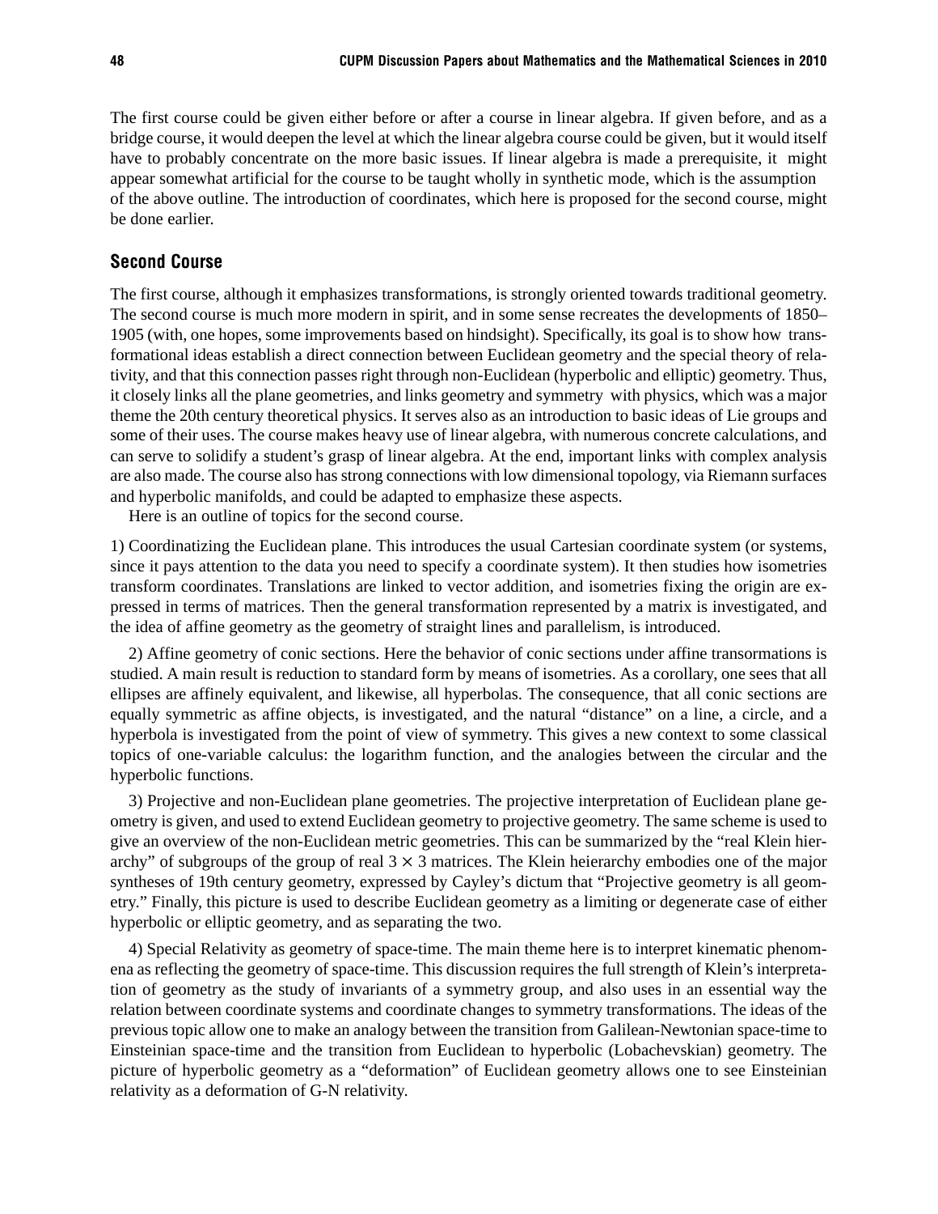The first course could be given either before or after a course in linear algebra. If given before, and as a bridge course, it would deepen the level at which the linear algebra course could be given, but it would itself have to probably concentrate on the more basic issues. If linear algebra is made a prerequisite, it might appear somewhat artificial for the course to be taught wholly in synthetic mode, which is the assumption of the above outline. The introduction of coordinates, which here is proposed for the second course, might be done earlier.

## Second Course

The first course, although it emphasizes transformations, is strongly oriented towards traditional geometry. The second course is much more modern in spirit, and in some sense recreates the developments of 1850–1905 (with, one hopes, some improvements based on hindsight). Specifically, its goal is to show how transformational ideas establish a direct connection between Euclidean geometry and the special theory of relativity, and that this connection passes right through non-Euclidean (hyperbolic and elliptic) geometry. Thus, it closely links all the plane geometries, and links geometry and symmetry with physics, which was a major theme the 20th century theoretical physics. It serves also as an introduction to basic ideas of Lie groups and some of their uses. The course makes heavy use of linear algebra, with numerous concrete calculations, and can serve to solidify a student's grasp of linear algebra. At the end, important links with complex analysis are also made. The course also has strong connections with low dimensional topology, via Riemann surfaces and hyperbolic manifolds, and could be adapted to emphasize these aspects.

Here is an outline of topics for the second course.

1) Coordinatizing the Euclidean plane. This introduces the usual Cartesian coordinate system (or systems, since it pays attention to the data you need to specify a coordinate system). It then studies how isometries transform coordinates. Translations are linked to vector addition, and isometries fixing the origin are expressed in terms of matrices. Then the general transformation represented by a matrix is investigated, and the idea of affine geometry as the geometry of straight lines and parallelism, is introduced.

2) Affine geometry of conic sections. Here the behavior of conic sections under affine transormations is studied. A main result is reduction to standard form by means of isometries. As a corollary, one sees that all ellipses are affinely equivalent, and likewise, all hyperbolas. The consequence, that all conic sections are equally symmetric as affine objects, is investigated, and the natural "distance" on a line, a circle, and a hyperbola is investigated from the point of view of symmetry. This gives a new context to some classical topics of one-variable calculus: the logarithm function, and the analogies between the circular and the hyperbolic functions.

3) Projective and non-Euclidean plane geometries. The projective interpretation of Euclidean plane geometry is given, and used to extend Euclidean geometry to projective geometry. The same scheme is used to give an overview of the non-Euclidean metric geometries. This can be summarized by the "real Klein hierarchy" of subgroups of the group of real $3 \times 3$ matrices. The Klein heierarchy embodies one of the major syntheses of 19th century geometry, expressed by Cayley's dictum that "Projective geometry is all geometry." Finally, this picture is used to describe Euclidean geometry as a limiting or degenerate case of either hyperbolic or elliptic geometry, and as separating the two.

4) Special Relativity as geometry of space-time. The main theme here is to interpret kinematic phenomena as reflecting the geometry of space-time. This discussion requires the full strength of Klein's interpretation of geometry as the study of invariants of a symmetry group, and also uses in an essential way the relation between coordinate systems and coordinate changes to symmetry transformations. The ideas of the previous topic allow one to make an analogy between the transition from Galilean-Newtonian space-time to Einsteinian space-time and the transition from Euclidean to hyperbolic (Lobachevskian) geometry. The picture of hyperbolic geometry as a "deformation" of Euclidean geometry allows one to see Einsteinian relativity as a deformation of G-N relativity.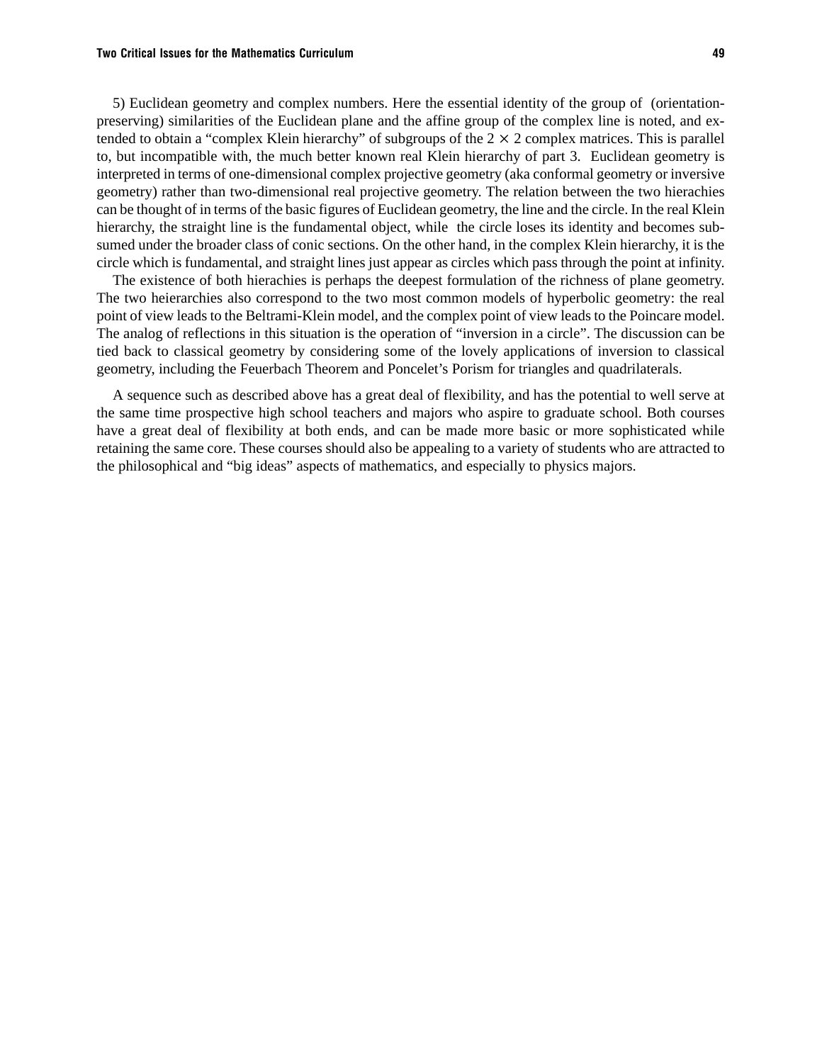5) Euclidean geometry and complex numbers. Here the essential identity of the group of (orientation-preserving) similarities of the Euclidean plane and the affine group of the complex line is noted, and extended to obtain a "complex Klein hierarchy" of subgroups of the $2 \times 2$ complex matrices. This is parallel to, but incompatible with, the much better known real Klein hierarchy of part 3. Euclidean geometry is interpreted in terms of one-dimensional complex projective geometry (aka conformal geometry or inversive geometry) rather than two-dimensional real projective geometry. The relation between the two hierachies can be thought of in terms of the basic figures of Euclidean geometry, the line and the circle. In the real Klein hierarchy, the straight line is the fundamental object, while the circle loses its identity and becomes subsumed under the broader class of conic sections. On the other hand, in the complex Klein hierarchy, it is the circle which is fundamental, and straight lines just appear as circles which pass through the point at infinity.

The existence of both hierachies is perhaps the deepest formulation of the richness of plane geometry. The two heierarchies also correspond to the two most common models of hyperbolic geometry: the real point of view leads to the Beltrami-Klein model, and the complex point of view leads to the Poincare model. The analog of reflections in this situation is the operation of "inversion in a circle". The discussion can be tied back to classical geometry by considering some of the lovely applications of inversion to classical geometry, including the Feuerbach Theorem and Poncelet's Porism for triangles and quadrilaterals.

A sequence such as described above has a great deal of flexibility, and has the potential to well serve at the same time prospective high school teachers and majors who aspire to graduate school. Both courses have a great deal of flexibility at both ends, and can be made more basic or more sophisticated while retaining the same core. These courses should also be appealing to a variety of students who are attracted to the philosophical and "big ideas" aspects of mathematics, and especially to physics majors.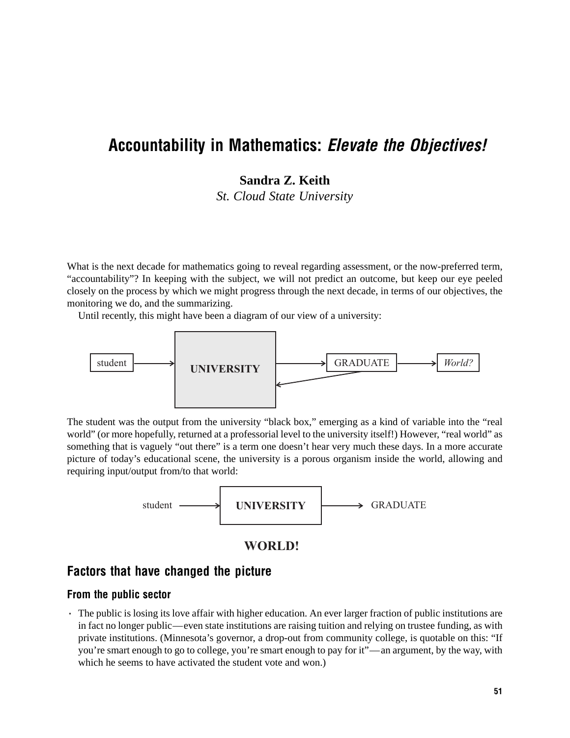# Accountability in Mathematics: *Elevate the Objectives!*

**Sandra Z. Keith**
*St. Cloud State University*

What is the next decade for mathematics going to reveal regarding assessment, or the now-preferred term, "accountability"? In keeping with the subject, we will not predict an outcome, but keep our eye peeled closely on the process by which we might progress through the next decade, in terms of our objectives, the monitoring we do, and the summarizing.

Until recently, this might have been a diagram of our view of a university:

student → **UNIVERSITY** → GRADUATE → *World?*

The student was the output from the university "black box," emerging as a kind of variable into the "real world" (or more hopefully, returned at a professorial level to the university itself!) However, "real world" as something that is vaguely "out there" is a term one doesn't hear very much these days. In a more accurate picture of today's educational scene, the university is a porous organism inside the world, allowing and requiring input/output from/to that world:

student → **UNIVERSITY** → GRADUATE

**WORLD!**

## Factors that have changed the picture

### From the public sector

- The public is losing its love affair with higher education. An ever larger fraction of public institutions are in fact no longer public—even state institutions are raising tuition and relying on trustee funding, as with private institutions. (Minnesota's governor, a drop-out from community college, is quotable on this: "If you're smart enough to go to college, you're smart enough to pay for it"—an argument, by the way, with which he seems to have activated the student vote and won.)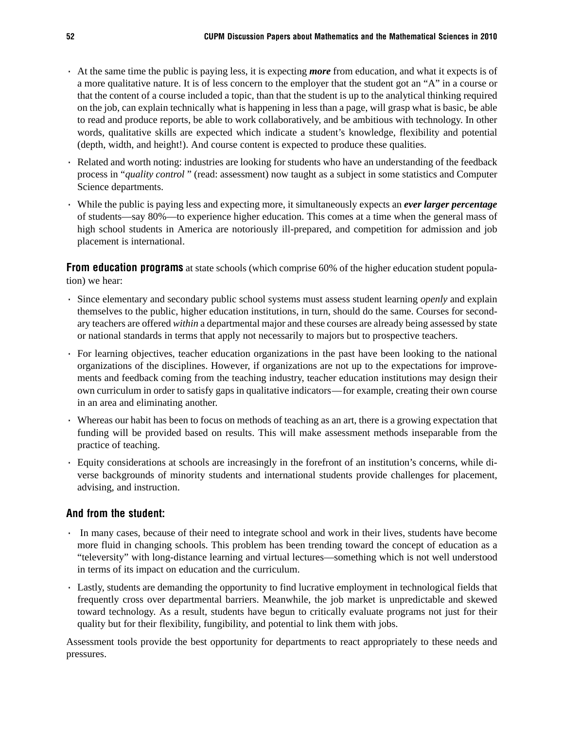- At the same time the public is paying less, it is expecting ***more*** from education, and what it expects is of a more qualitative nature. It is of less concern to the employer that the student got an "A" in a course or that the content of a course included a topic, than that the student is up to the analytical thinking required on the job, can explain technically what is happening in less than a page, will grasp what is basic, be able to read and produce reports, be able to work collaboratively, and be ambitious with technology. In other words, qualitative skills are expected which indicate a student's knowledge, flexibility and potential (depth, width, and height!). And course content is expected to produce these qualities.
- Related and worth noting: industries are looking for students who have an understanding of the feedback process in "*quality control* " (read: assessment) now taught as a subject in some statistics and Computer Science departments.
- While the public is paying less and expecting more, it simultaneously expects an ***ever larger percentage*** of students—say 80%—to experience higher education. This comes at a time when the general mass of high school students in America are notoriously ill-prepared, and competition for admission and job placement is international.

**From education programs** at state schools (which comprise 60% of the higher education student population) we hear:

- Since elementary and secondary public school systems must assess student learning *openly* and explain themselves to the public, higher education institutions, in turn, should do the same. Courses for secondary teachers are offered *within* a departmental major and these courses are already being assessed by state or national standards in terms that apply not necessarily to majors but to prospective teachers.
- For learning objectives, teacher education organizations in the past have been looking to the national organizations of the disciplines. However, if organizations are not up to the expectations for improvements and feedback coming from the teaching industry, teacher education institutions may design their own curriculum in order to satisfy gaps in qualitative indicators—for example, creating their own course in an area and eliminating another.
- Whereas our habit has been to focus on methods of teaching as an art, there is a growing expectation that funding will be provided based on results. This will make assessment methods inseparable from the practice of teaching.
- Equity considerations at schools are increasingly in the forefront of an institution's concerns, while diverse backgrounds of minority students and international students provide challenges for placement, advising, and instruction.

### And from the student:

- In many cases, because of their need to integrate school and work in their lives, students have become more fluid in changing schools. This problem has been trending toward the concept of education as a "televersity" with long-distance learning and virtual lectures—something which is not well understood in terms of its impact on education and the curriculum.
- Lastly, students are demanding the opportunity to find lucrative employment in technological fields that frequently cross over departmental barriers. Meanwhile, the job market is unpredictable and skewed toward technology. As a result, students have begun to critically evaluate programs not just for their quality but for their flexibility, fungibility, and potential to link them with jobs.

Assessment tools provide the best opportunity for departments to react appropriately to these needs and pressures.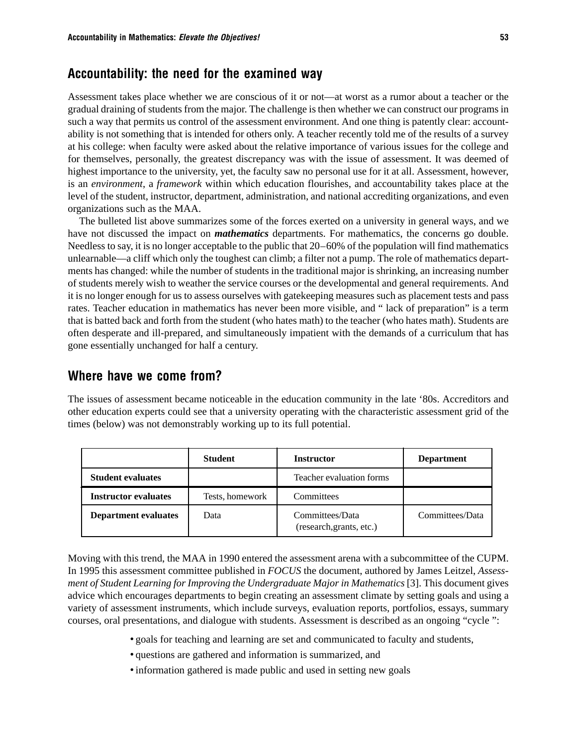## Accountability: the need for the examined way

Assessment takes place whether we are conscious of it or not—at worst as a rumor about a teacher or the gradual draining of students from the major. The challenge is then whether we can construct our programs in such a way that permits us control of the assessment environment. And one thing is patently clear: accountability is not something that is intended for others only. A teacher recently told me of the results of a survey at his college: when faculty were asked about the relative importance of various issues for the college and for themselves, personally, the greatest discrepancy was with the issue of assessment. It was deemed of highest importance to the university, yet, the faculty saw no personal use for it at all. Assessment, however, is an *environment*, a *framework* within which education flourishes, and accountability takes place at the level of the student, instructor, department, administration, and national accrediting organizations, and even organizations such as the MAA.

The bulleted list above summarizes some of the forces exerted on a university in general ways, and we have not discussed the impact on ***mathematics*** departments. For mathematics, the concerns go double. Needless to say, it is no longer acceptable to the public that 20–60% of the population will find mathematics unlearnable—a cliff which only the toughest can climb; a filter not a pump. The role of mathematics departments has changed: while the number of students in the traditional major is shrinking, an increasing number of students merely wish to weather the service courses or the developmental and general requirements. And it is no longer enough for us to assess ourselves with gatekeeping measures such as placement tests and pass rates. Teacher education in mathematics has never been more visible, and " lack of preparation" is a term that is batted back and forth from the student (who hates math) to the teacher (who hates math). Students are often desperate and ill-prepared, and simultaneously impatient with the demands of a curriculum that has gone essentially unchanged for half a century.

## Where have we come from?

The issues of assessment became noticeable in the education community in the late '80s. Accreditors and other education experts could see that a university operating with the characteristic assessment grid of the times (below) was not demonstrably working up to its full potential.

| | **Student** | **Instructor** | **Department** |
|---|---|---|---|
| **Student evaluates** | | Teacher evaluation forms | |
| **Instructor evaluates** | Tests, homework | Committees | |
| **Department evaluates** | Data | Committees/Data (research,grants, etc.) | Committees/Data |

Moving with this trend, the MAA in 1990 entered the assessment arena with a subcommittee of the CUPM. In 1995 this assessment committee published in *FOCUS* the document, authored by James Leitzel, *Assessment of Student Learning for Improving the Undergraduate Major in Mathematics* [3]. This document gives advice which encourages departments to begin creating an assessment climate by setting goals and using a variety of assessment instruments, which include surveys, evaluation reports, portfolios, essays, summary courses, oral presentations, and dialogue with students. Assessment is described as an ongoing "cycle ":

- goals for teaching and learning are set and communicated to faculty and students,
- questions are gathered and information is summarized, and
- information gathered is made public and used in setting new goals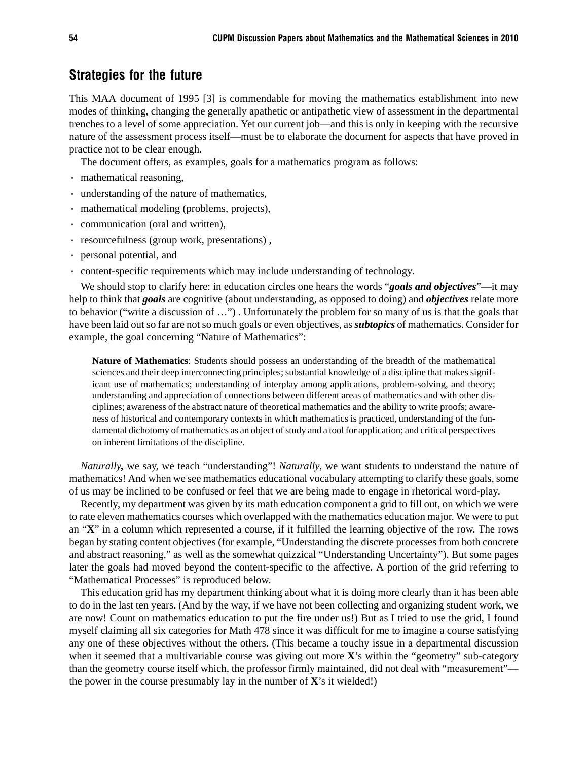## Strategies for the future

This MAA document of 1995 [3] is commendable for moving the mathematics establishment into new modes of thinking, changing the generally apathetic or antipathetic view of assessment in the departmental trenches to a level of some appreciation. Yet our current job—and this is only in keeping with the recursive nature of the assessment process itself—must be to elaborate the document for aspects that have proved in practice not to be clear enough.

The document offers, as examples, goals for a mathematics program as follows:

- mathematical reasoning,
- understanding of the nature of mathematics,
- mathematical modeling (problems, projects),
- communication (oral and written),
- resourcefulness (group work, presentations) ,
- personal potential, and
- content-specific requirements which may include understanding of technology.

We should stop to clarify here: in education circles one hears the words "***goals and objectives***"—it may help to think that ***goals*** are cognitive (about understanding, as opposed to doing) and ***objectives*** relate more to behavior ("write a discussion of …") . Unfortunately the problem for so many of us is that the goals that have been laid out so far are not so much goals or even objectives, as ***subtopics*** of mathematics. Consider for example, the goal concerning "Nature of Mathematics":

> **Nature of Mathematics**: Students should possess an understanding of the breadth of the mathematical sciences and their deep interconnecting principles; substantial knowledge of a discipline that makes significant use of mathematics; understanding of interplay among applications, problem-solving, and theory; understanding and appreciation of connections between different areas of mathematics and with other disciplines; awareness of the abstract nature of theoretical mathematics and the ability to write proofs; awareness of historical and contemporary contexts in which mathematics is practiced, understanding of the fundamental dichotomy of mathematics as an object of study and a tool for application; and critical perspectives on inherent limitations of the discipline.

*Naturally****,*** we say, we teach "understanding"! *Naturally*, we want students to understand the nature of mathematics! And when we see mathematics educational vocabulary attempting to clarify these goals, some of us may be inclined to be confused or feel that we are being made to engage in rhetorical word-play.

Recently, my department was given by its math education component a grid to fill out, on which we were to rate eleven mathematics courses which overlapped with the mathematics education major. We were to put an "**X**" in a column which represented a course, if it fulfilled the learning objective of the row. The rows began by stating content objectives (for example, "Understanding the discrete processes from both concrete and abstract reasoning," as well as the somewhat quizzical "Understanding Uncertainty"). But some pages later the goals had moved beyond the content-specific to the affective. A portion of the grid referring to "Mathematical Processes" is reproduced below.

This education grid has my department thinking about what it is doing more clearly than it has been able to do in the last ten years. (And by the way, if we have not been collecting and organizing student work, we are now! Count on mathematics education to put the fire under us!) But as I tried to use the grid, I found myself claiming all six categories for Math 478 since it was difficult for me to imagine a course satisfying any one of these objectives without the others. (This became a touchy issue in a departmental discussion when it seemed that a multivariable course was giving out more **X**'s within the "geometry" sub-category than the geometry course itself which, the professor firmly maintained, did not deal with "measurement"—the power in the course presumably lay in the number of **X**'s it wielded!)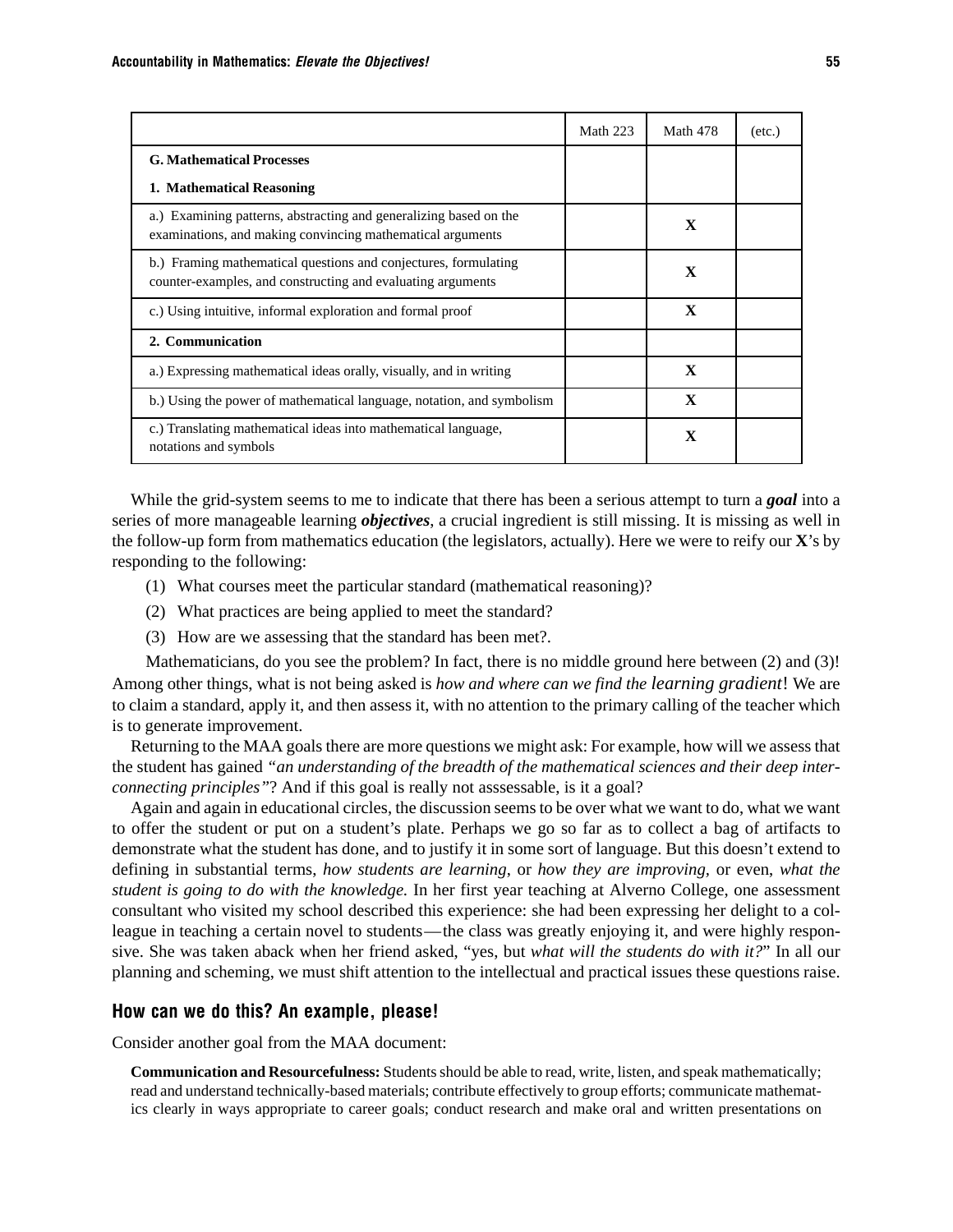| | Math 223 | Math 478 | (etc.) |
|---|---|---|---|
| **G. Mathematical Processes**<br>**1. Mathematical Reasoning** | | | |
| a.) Examining patterns, abstracting and generalizing based on the examinations, and making convincing mathematical arguments | | **X** | |
| b.) Framing mathematical questions and conjectures, formulating counter-examples, and constructing and evaluating arguments | | **X** | |
| c.) Using intuitive, informal exploration and formal proof | | **X** | |
| **2. Communication** | | | |
| a.) Expressing mathematical ideas orally, visually, and in writing | | **X** | |
| b.) Using the power of mathematical language, notation, and symbolism | | **X** | |
| c.) Translating mathematical ideas into mathematical language, notations and symbols | | **X** | |

While the grid-system seems to me to indicate that there has been a serious attempt to turn a ***goal*** into a series of more manageable learning ***objectives***, a crucial ingredient is still missing. It is missing as well in the follow-up form from mathematics education (the legislators, actually). Here we were to reify our **X**'s by responding to the following:

(1) What courses meet the particular standard (mathematical reasoning)?

(2) What practices are being applied to meet the standard?

(3) How are we assessing that the standard has been met?.

Mathematicians, do you see the problem? In fact, there is no middle ground here between (2) and (3)! Among other things, what is not being asked is *how and where can we find the learning gradient*! We are to claim a standard, apply it, and then assess it, with no attention to the primary calling of the teacher which is to generate improvement.

Returning to the MAA goals there are more questions we might ask: For example, how will we assess that the student has gained *"an understanding of the breadth of the mathematical sciences and their deep interconnecting principles"*? And if this goal is really not asssessable, is it a goal?

Again and again in educational circles, the discussion seems to be over what we want to do, what we want to offer the student or put on a student's plate. Perhaps we go so far as to collect a bag of artifacts to demonstrate what the student has done, and to justify it in some sort of language. But this doesn't extend to defining in substantial terms, *how students are learning*, or *how they are improving*, or even, *what the student is going to do with the knowledge.* In her first year teaching at Alverno College, one assessment consultant who visited my school described this experience: she had been expressing her delight to a colleague in teaching a certain novel to students—the class was greatly enjoying it, and were highly responsive. She was taken aback when her friend asked, "yes, but *what will the students do with it?*" In all our planning and scheming, we must shift attention to the intellectual and practical issues these questions raise.

## How can we do this? An example, please!

Consider another goal from the MAA document:

> **Communication and Resourcefulness:** Students should be able to read, write, listen, and speak mathematically; read and understand technically-based materials; contribute effectively to group efforts; communicate mathematics clearly in ways appropriate to career goals; conduct research and make oral and written presentations on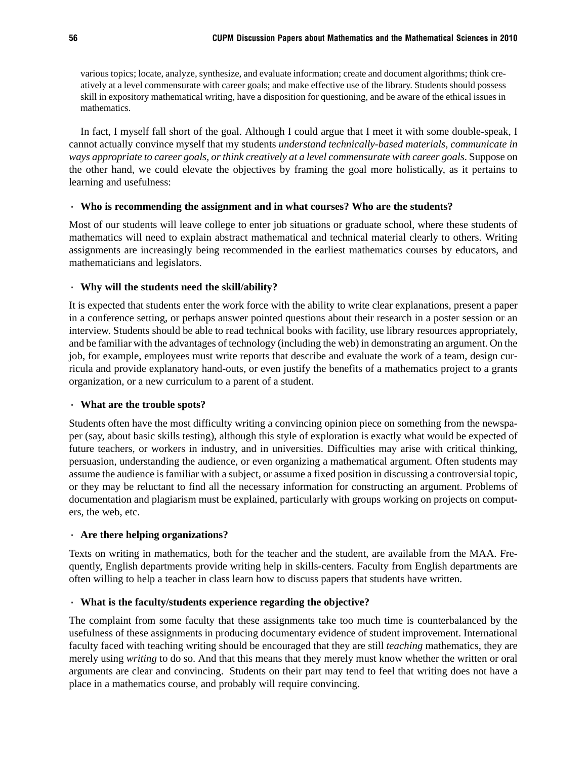various topics; locate, analyze, synthesize, and evaluate information; create and document algorithms; think creatively at a level commensurate with career goals; and make effective use of the library. Students should possess skill in expository mathematical writing, have a disposition for questioning, and be aware of the ethical issues in mathematics.

In fact, I myself fall short of the goal. Although I could argue that I meet it with some double-speak, I cannot actually convince myself that my students *understand technically-based materials, communicate in ways appropriate to career goals, or think creatively at a level commensurate with career goals*. Suppose on the other hand, we could elevate the objectives by framing the goal more holistically, as it pertains to learning and usefulness:

- **Who is recommending the assignment and in what courses? Who are the students?**

Most of our students will leave college to enter job situations or graduate school, where these students of mathematics will need to explain abstract mathematical and technical material clearly to others. Writing assignments are increasingly being recommended in the earliest mathematics courses by educators, and mathematicians and legislators.

- **Why will the students need the skill/ability?**

It is expected that students enter the work force with the ability to write clear explanations, present a paper in a conference setting, or perhaps answer pointed questions about their research in a poster session or an interview. Students should be able to read technical books with facility, use library resources appropriately, and be familiar with the advantages of technology (including the web) in demonstrating an argument. On the job, for example, employees must write reports that describe and evaluate the work of a team, design curricula and provide explanatory hand-outs, or even justify the benefits of a mathematics project to a grants organization, or a new curriculum to a parent of a student.

- **What are the trouble spots?**

Students often have the most difficulty writing a convincing opinion piece on something from the newspaper (say, about basic skills testing), although this style of exploration is exactly what would be expected of future teachers, or workers in industry, and in universities. Difficulties may arise with critical thinking, persuasion, understanding the audience, or even organizing a mathematical argument. Often students may assume the audience is familiar with a subject, or assume a fixed position in discussing a controversial topic, or they may be reluctant to find all the necessary information for constructing an argument. Problems of documentation and plagiarism must be explained, particularly with groups working on projects on computers, the web, etc.

- **Are there helping organizations?**

Texts on writing in mathematics, both for the teacher and the student, are available from the MAA. Frequently, English departments provide writing help in skills-centers. Faculty from English departments are often willing to help a teacher in class learn how to discuss papers that students have written.

- **What is the faculty/students experience regarding the objective?**

The complaint from some faculty that these assignments take too much time is counterbalanced by the usefulness of these assignments in producing documentary evidence of student improvement. International faculty faced with teaching writing should be encouraged that they are still *teaching* mathematics, they are merely using *writing* to do so. And that this means that they merely must know whether the written or oral arguments are clear and convincing. Students on their part may tend to feel that writing does not have a place in a mathematics course, and probably will require convincing.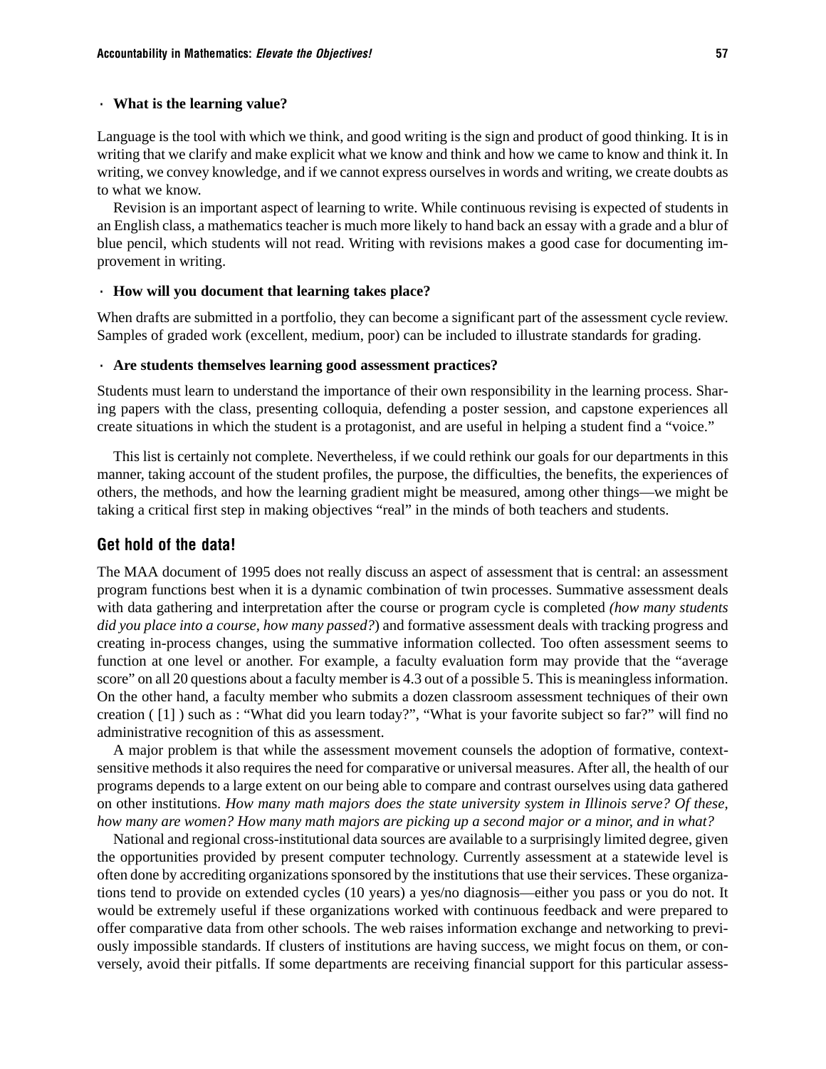- **What is the learning value?**

Language is the tool with which we think, and good writing is the sign and product of good thinking. It is in writing that we clarify and make explicit what we know and think and how we came to know and think it. In writing, we convey knowledge, and if we cannot express ourselves in words and writing, we create doubts as to what we know.

Revision is an important aspect of learning to write. While continuous revising is expected of students in an English class, a mathematics teacher is much more likely to hand back an essay with a grade and a blur of blue pencil, which students will not read. Writing with revisions makes a good case for documenting improvement in writing.

- **How will you document that learning takes place?**

When drafts are submitted in a portfolio, they can become a significant part of the assessment cycle review. Samples of graded work (excellent, medium, poor) can be included to illustrate standards for grading.

- **Are students themselves learning good assessment practices?**

Students must learn to understand the importance of their own responsibility in the learning process. Sharing papers with the class, presenting colloquia, defending a poster session, and capstone experiences all create situations in which the student is a protagonist, and are useful in helping a student find a "voice."

This list is certainly not complete. Nevertheless, if we could rethink our goals for our departments in this manner, taking account of the student profiles, the purpose, the difficulties, the benefits, the experiences of others, the methods, and how the learning gradient might be measured, among other things—we might be taking a critical first step in making objectives "real" in the minds of both teachers and students.

## Get hold of the data!

The MAA document of 1995 does not really discuss an aspect of assessment that is central: an assessment program functions best when it is a dynamic combination of twin processes. Summative assessment deals with data gathering and interpretation after the course or program cycle is completed *(how many students did you place into a course, how many passed?*) and formative assessment deals with tracking progress and creating in-process changes, using the summative information collected. Too often assessment seems to function at one level or another. For example, a faculty evaluation form may provide that the "average score" on all 20 questions about a faculty member is 4.3 out of a possible 5. This is meaningless information. On the other hand, a faculty member who submits a dozen classroom assessment techniques of their own creation ( [1] ) such as : "What did you learn today?", "What is your favorite subject so far?" will find no administrative recognition of this as assessment.

A major problem is that while the assessment movement counsels the adoption of formative, context-sensitive methods it also requires the need for comparative or universal measures. After all, the health of our programs depends to a large extent on our being able to compare and contrast ourselves using data gathered on other institutions. *How many math majors does the state university system in Illinois serve? Of these, how many are women? How many math majors are picking up a second major or a minor, and in what?*

National and regional cross-institutional data sources are available to a surprisingly limited degree, given the opportunities provided by present computer technology. Currently assessment at a statewide level is often done by accrediting organizations sponsored by the institutions that use their services. These organizations tend to provide on extended cycles (10 years) a yes/no diagnosis—either you pass or you do not. It would be extremely useful if these organizations worked with continuous feedback and were prepared to offer comparative data from other schools. The web raises information exchange and networking to previously impossible standards. If clusters of institutions are having success, we might focus on them, or conversely, avoid their pitfalls. If some departments are receiving financial support for this particular assess-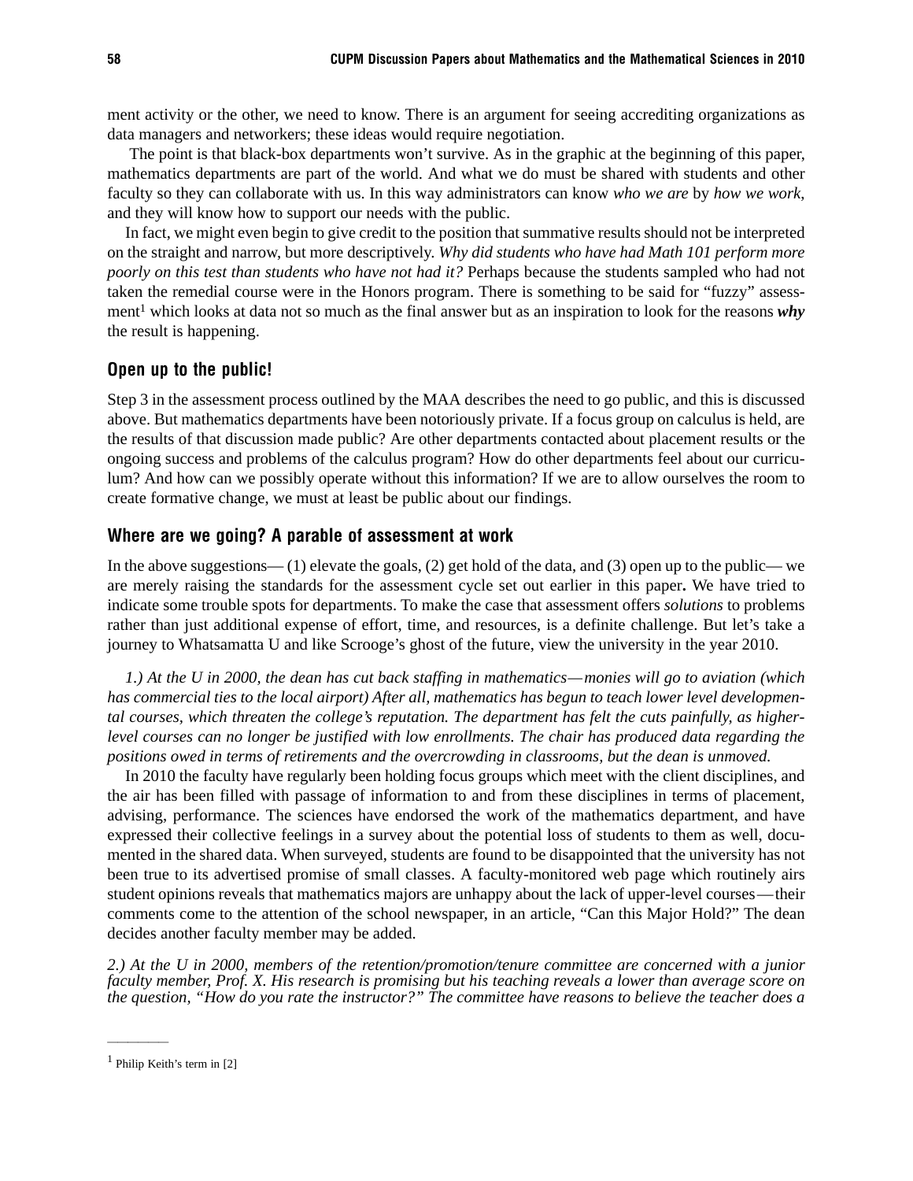ment activity or the other, we need to know. There is an argument for seeing accrediting organizations as data managers and networkers; these ideas would require negotiation.

The point is that black-box departments won't survive. As in the graphic at the beginning of this paper, mathematics departments are part of the world. And what we do must be shared with students and other faculty so they can collaborate with us. In this way administrators can know *who we are* by *how we work*, and they will know how to support our needs with the public.

In fact, we might even begin to give credit to the position that summative results should not be interpreted on the straight and narrow, but more descriptively. *Why did students who have had Math 101 perform more poorly on this test than students who have not had it?* Perhaps because the students sampled who had not taken the remedial course were in the Honors program. There is something to be said for "fuzzy" assessment[1] which looks at data not so much as the final answer but as an inspiration to look for the reasons ***why*** the result is happening.

## Open up to the public!

Step 3 in the assessment process outlined by the MAA describes the need to go public, and this is discussed above. But mathematics departments have been notoriously private. If a focus group on calculus is held, are the results of that discussion made public? Are other departments contacted about placement results or the ongoing success and problems of the calculus program? How do other departments feel about our curriculum? And how can we possibly operate without this information? If we are to allow ourselves the room to create formative change, we must at least be public about our findings.

## Where are we going? A parable of assessment at work

In the above suggestions— (1) elevate the goals, (2) get hold of the data, and (3) open up to the public— we are merely raising the standards for the assessment cycle set out earlier in this paper**.** We have tried to indicate some trouble spots for departments. To make the case that assessment offers *solutions* to problems rather than just additional expense of effort, time, and resources, is a definite challenge. But let's take a journey to Whatsamatta U and like Scrooge's ghost of the future, view the university in the year 2010.

*1.) At the U in 2000, the dean has cut back staffing in mathematics—monies will go to aviation (which has commercial ties to the local airport) After all, mathematics has begun to teach lower level developmental courses, which threaten the college's reputation. The department has felt the cuts painfully, as higher-level courses can no longer be justified with low enrollments. The chair has produced data regarding the positions owed in terms of retirements and the overcrowding in classrooms, but the dean is unmoved.*

In 2010 the faculty have regularly been holding focus groups which meet with the client disciplines, and the air has been filled with passage of information to and from these disciplines in terms of placement, advising, performance. The sciences have endorsed the work of the mathematics department, and have expressed their collective feelings in a survey about the potential loss of students to them as well, documented in the shared data. When surveyed, students are found to be disappointed that the university has not been true to its advertised promise of small classes. A faculty-monitored web page which routinely airs student opinions reveals that mathematics majors are unhappy about the lack of upper-level courses—their comments come to the attention of the school newspaper, in an article, "Can this Major Hold?" The dean decides another faculty member may be added.

*2.) At the U in 2000, members of the retention/promotion/tenure committee are concerned with a junior faculty member, Prof. X. His research is promising but his teaching reveals a lower than average score on the question, "How do you rate the instructor?" The committee have reasons to believe the teacher does a*

---

[1] Philip Keith's term in [2]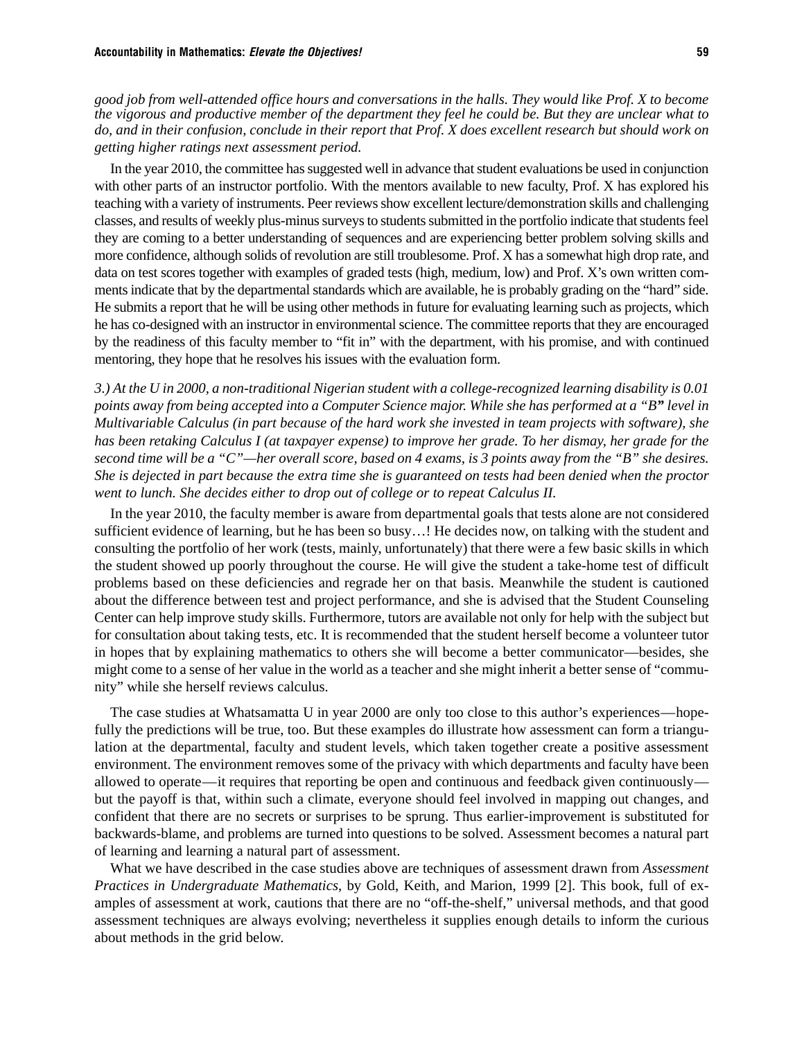*good job from well-attended office hours and conversations in the halls. They would like Prof. X to become the vigorous and productive member of the department they feel he could be. But they are unclear what to do, and in their confusion, conclude in their report that Prof. X does excellent research but should work on getting higher ratings next assessment period.*

In the year 2010, the committee has suggested well in advance that student evaluations be used in conjunction with other parts of an instructor portfolio. With the mentors available to new faculty, Prof. X has explored his teaching with a variety of instruments. Peer reviews show excellent lecture/demonstration skills and challenging classes, and results of weekly plus-minus surveys to students submitted in the portfolio indicate that students feel they are coming to a better understanding of sequences and are experiencing better problem solving skills and more confidence, although solids of revolution are still troublesome. Prof. X has a somewhat high drop rate, and data on test scores together with examples of graded tests (high, medium, low) and Prof. X's own written comments indicate that by the departmental standards which are available, he is probably grading on the "hard" side. He submits a report that he will be using other methods in future for evaluating learning such as projects, which he has co-designed with an instructor in environmental science. The committee reports that they are encouraged by the readiness of this faculty member to "fit in" with the department, with his promise, and with continued mentoring, they hope that he resolves his issues with the evaluation form.

*3.) At the U in 2000, a non-traditional Nigerian student with a college-recognized learning disability is 0.01 points away from being accepted into a Computer Science major. While she has performed at a "B" level in Multivariable Calculus (in part because of the hard work she invested in team projects with software), she has been retaking Calculus I (at taxpayer expense) to improve her grade. To her dismay, her grade for the second time will be a "C"—her overall score, based on 4 exams, is 3 points away from the "B" she desires. She is dejected in part because the extra time she is guaranteed on tests had been denied when the proctor went to lunch. She decides either to drop out of college or to repeat Calculus II.*

In the year 2010, the faculty member is aware from departmental goals that tests alone are not considered sufficient evidence of learning, but he has been so busy…! He decides now, on talking with the student and consulting the portfolio of her work (tests, mainly, unfortunately) that there were a few basic skills in which the student showed up poorly throughout the course. He will give the student a take-home test of difficult problems based on these deficiencies and regrade her on that basis. Meanwhile the student is cautioned about the difference between test and project performance, and she is advised that the Student Counseling Center can help improve study skills. Furthermore, tutors are available not only for help with the subject but for consultation about taking tests, etc. It is recommended that the student herself become a volunteer tutor in hopes that by explaining mathematics to others she will become a better communicator—besides, she might come to a sense of her value in the world as a teacher and she might inherit a better sense of "community" while she herself reviews calculus.

The case studies at Whatsamatta U in year 2000 are only too close to this author's experiences—hopefully the predictions will be true, too. But these examples do illustrate how assessment can form a triangulation at the departmental, faculty and student levels, which taken together create a positive assessment environment. The environment removes some of the privacy with which departments and faculty have been allowed to operate—it requires that reporting be open and continuous and feedback given continuously—but the payoff is that, within such a climate, everyone should feel involved in mapping out changes, and confident that there are no secrets or surprises to be sprung. Thus earlier-improvement is substituted for backwards-blame, and problems are turned into questions to be solved. Assessment becomes a natural part of learning and learning a natural part of assessment.

What we have described in the case studies above are techniques of assessment drawn from *Assessment Practices in Undergraduate Mathematics*, by Gold, Keith, and Marion, 1999 [2]. This book, full of examples of assessment at work, cautions that there are no "off-the-shelf," universal methods, and that good assessment techniques are always evolving; nevertheless it supplies enough details to inform the curious about methods in the grid below.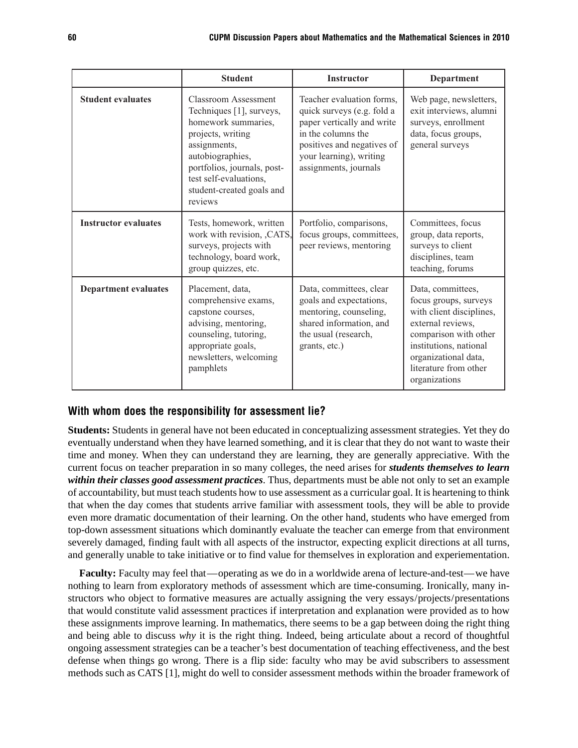| | Student | Instructor | Department |
|---|---|---|---|
| **Student evaluates** | Classroom Assessment Techniques [1], surveys, homework summaries, projects, writing assignments, autobiographies, portfolios, journals, post-test self-evaluations, student-created goals and reviews | Teacher evaluation forms, quick surveys (e.g. fold a paper vertically and write in the columns the positives and negatives of your learning), writing assignments, journals | Web page, newsletters, exit interviews, alumni surveys, enrollment data, focus groups, general surveys |
| **Instructor evaluates** | Tests, homework, written work with revision, ,CATS, surveys, projects with technology, board work, group quizzes, etc. | Portfolio, comparisons, focus groups, committees, peer reviews, mentoring | Committees, focus group, data reports, surveys to client disciplines, team teaching, forums |
| **Department evaluates** | Placement, data, comprehensive exams, capstone courses, advising, mentoring, counseling, tutoring, appropriate goals, newsletters, welcoming pamphlets | Data, committees, clear goals and expectations, mentoring, counseling, shared information, and the usual (research, grants, etc.) | Data, committees, focus groups, surveys with client disciplines, external reviews, comparison with other institutions, national organizational data, literature from other organizations |

### With whom does the responsibility for assessment lie?

**Students:** Students in general have not been educated in conceptualizing assessment strategies. Yet they do eventually understand when they have learned something, and it is clear that they do not want to waste their time and money. When they can understand they are learning, they are generally appreciative. With the current focus on teacher preparation in so many colleges, the need arises for ***students themselves to learn within their classes good assessment practices***. Thus, departments must be able not only to set an example of accountability, but must teach students how to use assessment as a curricular goal. It is heartening to think that when the day comes that students arrive familiar with assessment tools, they will be able to provide even more dramatic documentation of their learning. On the other hand, students who have emerged from top-down assessment situations which dominantly evaluate the teacher can emerge from that environment severely damaged, finding fault with all aspects of the instructor, expecting explicit directions at all turns, and generally unable to take initiative or to find value for themselves in exploration and experiementation.

**Faculty:** Faculty may feel that—operating as we do in a worldwide arena of lecture-and-test—we have nothing to learn from exploratory methods of assessment which are time-consuming. Ironically, many instructors who object to formative measures are actually assigning the very essays/projects/presentations that would constitute valid assessment practices if interpretation and explanation were provided as to how these assignments improve learning. In mathematics, there seems to be a gap between doing the right thing and being able to discuss *why* it is the right thing. Indeed, being articulate about a record of thoughtful ongoing assessment strategies can be a teacher's best documentation of teaching effectiveness, and the best defense when things go wrong. There is a flip side: faculty who may be avid subscribers to assessment methods such as CATS [1], might do well to consider assessment methods within the broader framework of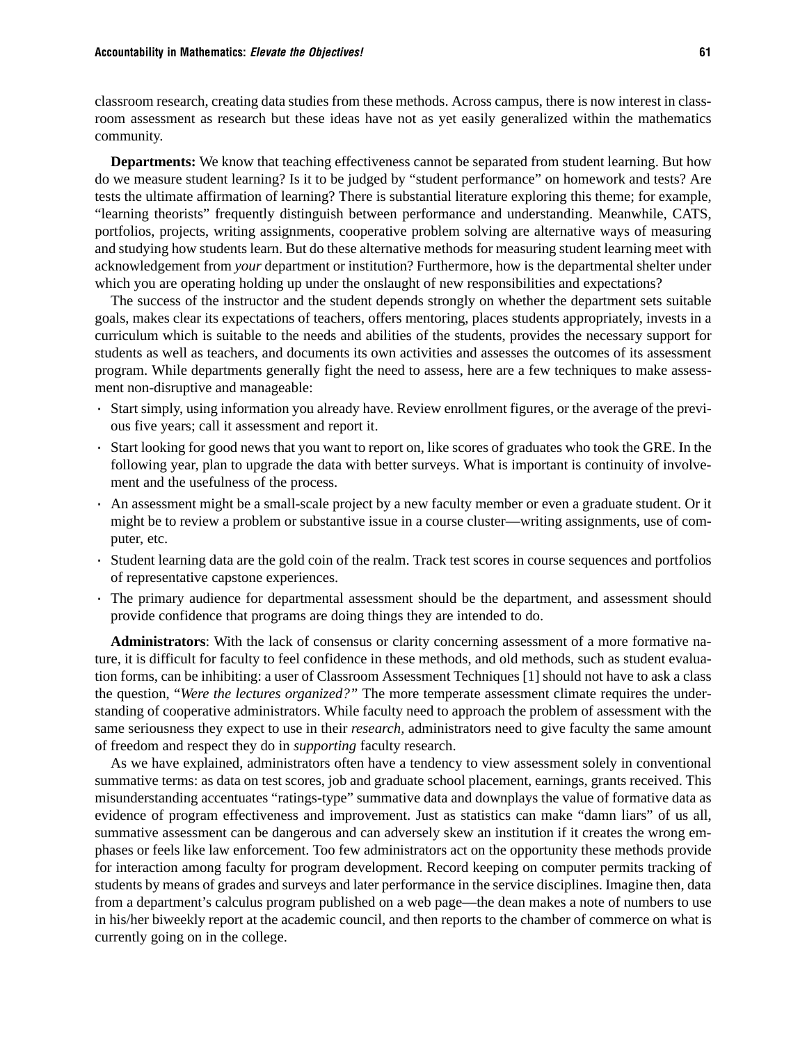classroom research, creating data studies from these methods. Across campus, there is now interest in classroom assessment as research but these ideas have not as yet easily generalized within the mathematics community.

**Departments:** We know that teaching effectiveness cannot be separated from student learning. But how do we measure student learning? Is it to be judged by "student performance" on homework and tests? Are tests the ultimate affirmation of learning? There is substantial literature exploring this theme; for example, "learning theorists" frequently distinguish between performance and understanding. Meanwhile, CATS, portfolios, projects, writing assignments, cooperative problem solving are alternative ways of measuring and studying how students learn. But do these alternative methods for measuring student learning meet with acknowledgement from *your* department or institution? Furthermore, how is the departmental shelter under which you are operating holding up under the onslaught of new responsibilities and expectations?

The success of the instructor and the student depends strongly on whether the department sets suitable goals, makes clear its expectations of teachers, offers mentoring, places students appropriately, invests in a curriculum which is suitable to the needs and abilities of the students, provides the necessary support for students as well as teachers, and documents its own activities and assesses the outcomes of its assessment program. While departments generally fight the need to assess, here are a few techniques to make assessment non-disruptive and manageable:

- Start simply, using information you already have. Review enrollment figures, or the average of the previous five years; call it assessment and report it.
- Start looking for good news that you want to report on, like scores of graduates who took the GRE. In the following year, plan to upgrade the data with better surveys. What is important is continuity of involvement and the usefulness of the process.
- An assessment might be a small-scale project by a new faculty member or even a graduate student. Or it might be to review a problem or substantive issue in a course cluster—writing assignments, use of computer, etc.
- Student learning data are the gold coin of the realm. Track test scores in course sequences and portfolios of representative capstone experiences.
- The primary audience for departmental assessment should be the department, and assessment should provide confidence that programs are doing things they are intended to do.

**Administrators**: With the lack of consensus or clarity concerning assessment of a more formative nature, it is difficult for faculty to feel confidence in these methods, and old methods, such as student evaluation forms, can be inhibiting: a user of Classroom Assessment Techniques [1] should not have to ask a class the question, "*Were the lectures organized?"* The more temperate assessment climate requires the understanding of cooperative administrators. While faculty need to approach the problem of assessment with the same seriousness they expect to use in their *research,* administrators need to give faculty the same amount of freedom and respect they do in *supporting* faculty research.

As we have explained, administrators often have a tendency to view assessment solely in conventional summative terms: as data on test scores, job and graduate school placement, earnings, grants received. This misunderstanding accentuates "ratings-type" summative data and downplays the value of formative data as evidence of program effectiveness and improvement. Just as statistics can make "damn liars" of us all, summative assessment can be dangerous and can adversely skew an institution if it creates the wrong emphases or feels like law enforcement. Too few administrators act on the opportunity these methods provide for interaction among faculty for program development. Record keeping on computer permits tracking of students by means of grades and surveys and later performance in the service disciplines. Imagine then, data from a department's calculus program published on a web page—the dean makes a note of numbers to use in his/her biweekly report at the academic council, and then reports to the chamber of commerce on what is currently going on in the college.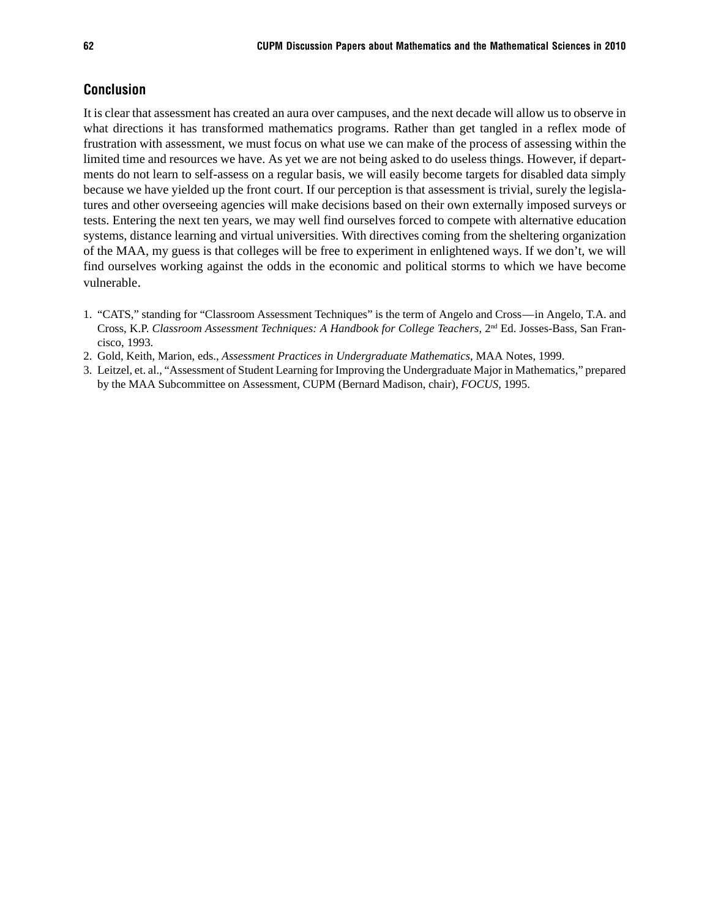## Conclusion

It is clear that assessment has created an aura over campuses, and the next decade will allow us to observe in what directions it has transformed mathematics programs. Rather than get tangled in a reflex mode of frustration with assessment, we must focus on what use we can make of the process of assessing within the limited time and resources we have. As yet we are not being asked to do useless things. However, if departments do not learn to self-assess on a regular basis, we will easily become targets for disabled data simply because we have yielded up the front court. If our perception is that assessment is trivial, surely the legislatures and other overseeing agencies will make decisions based on their own externally imposed surveys or tests. Entering the next ten years, we may well find ourselves forced to compete with alternative education systems, distance learning and virtual universities. With directives coming from the sheltering organization of the MAA, my guess is that colleges will be free to experiment in enlightened ways. If we don't, we will find ourselves working against the odds in the economic and political storms to which we have become vulnerable.

1. "CATS," standing for "Classroom Assessment Techniques" is the term of Angelo and Cross—in Angelo, T.A. and Cross, K.P. *Classroom Assessment Techniques: A Handbook for College Teachers*, 2nd Ed. Josses-Bass, San Francisco, 1993.
2. Gold, Keith, Marion, eds., *Assessment Practices in Undergraduate Mathematics*, MAA Notes, 1999.
3. Leitzel, et. al., "Assessment of Student Learning for Improving the Undergraduate Major in Mathematics," prepared by the MAA Subcommittee on Assessment, CUPM (Bernard Madison, chair), *FOCUS*, 1995.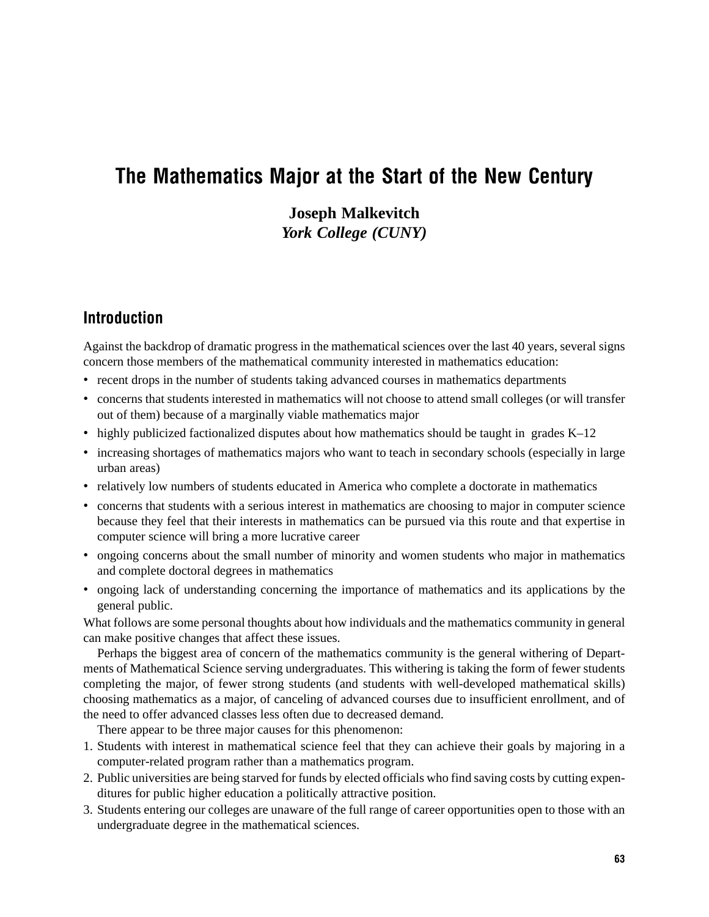# The Mathematics Major at the Start of the New Century

**Joseph Malkevitch**
***York College (CUNY)***

## Introduction

Against the backdrop of dramatic progress in the mathematical sciences over the last 40 years, several signs concern those members of the mathematical community interested in mathematics education:

- recent drops in the number of students taking advanced courses in mathematics departments
- concerns that students interested in mathematics will not choose to attend small colleges (or will transfer out of them) because of a marginally viable mathematics major
- highly publicized factionalized disputes about how mathematics should be taught in grades K–12
- increasing shortages of mathematics majors who want to teach in secondary schools (especially in large urban areas)
- relatively low numbers of students educated in America who complete a doctorate in mathematics
- concerns that students with a serious interest in mathematics are choosing to major in computer science because they feel that their interests in mathematics can be pursued via this route and that expertise in computer science will bring a more lucrative career
- ongoing concerns about the small number of minority and women students who major in mathematics and complete doctoral degrees in mathematics
- ongoing lack of understanding concerning the importance of mathematics and its applications by the general public.

What follows are some personal thoughts about how individuals and the mathematics community in general can make positive changes that affect these issues.

Perhaps the biggest area of concern of the mathematics community is the general withering of Departments of Mathematical Science serving undergraduates. This withering is taking the form of fewer students completing the major, of fewer strong students (and students with well-developed mathematical skills) choosing mathematics as a major, of canceling of advanced courses due to insufficient enrollment, and of the need to offer advanced classes less often due to decreased demand.

There appear to be three major causes for this phenomenon:

1. Students with interest in mathematical science feel that they can achieve their goals by majoring in a computer-related program rather than a mathematics program.
2. Public universities are being starved for funds by elected officials who find saving costs by cutting expenditures for public higher education a politically attractive position.
3. Students entering our colleges are unaware of the full range of career opportunities open to those with an undergraduate degree in the mathematical sciences.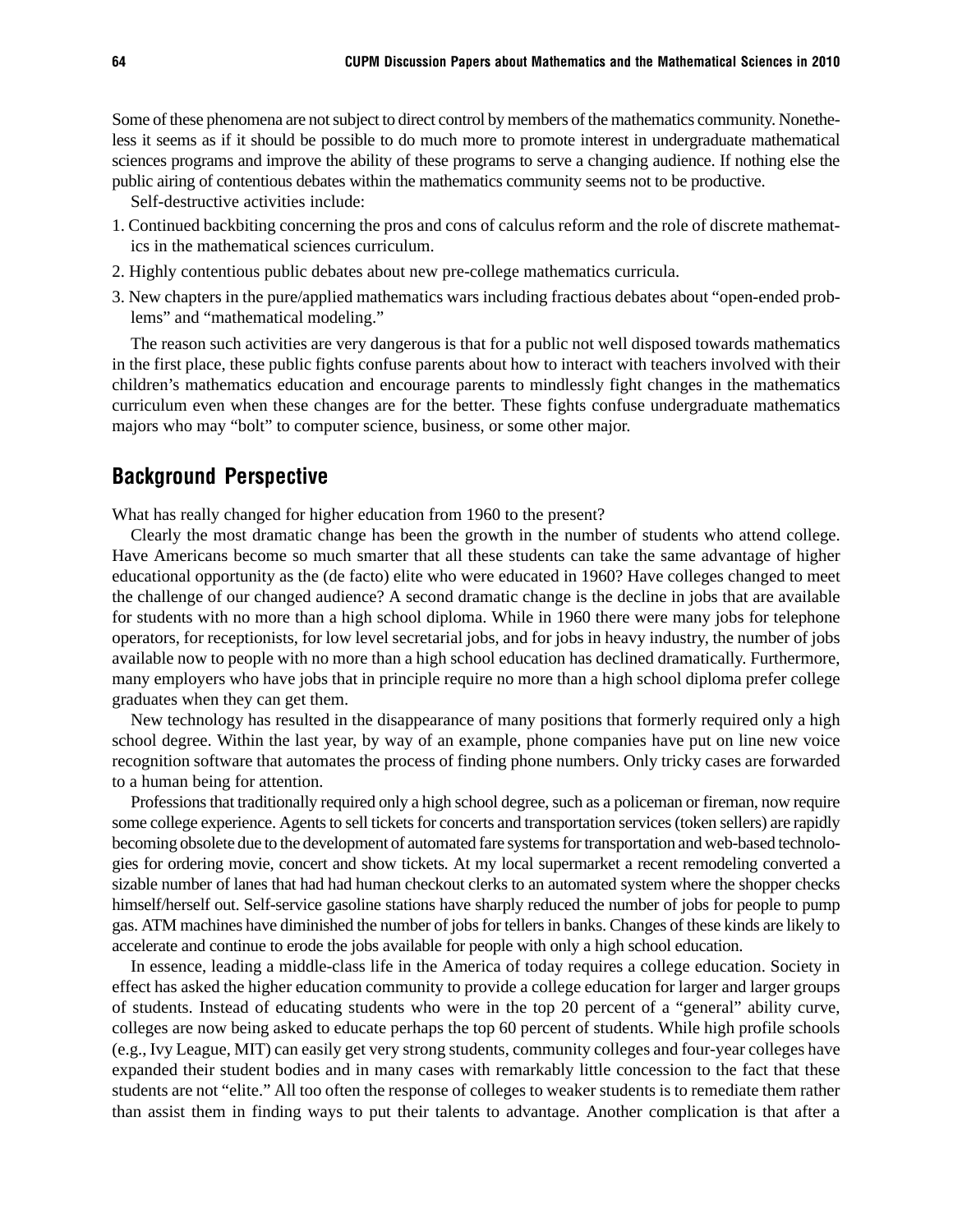Some of these phenomena are not subject to direct control by members of the mathematics community. Nonetheless it seems as if it should be possible to do much more to promote interest in undergraduate mathematical sciences programs and improve the ability of these programs to serve a changing audience. If nothing else the public airing of contentious debates within the mathematics community seems not to be productive.

Self-destructive activities include:

1. Continued backbiting concerning the pros and cons of calculus reform and the role of discrete mathematics in the mathematical sciences curriculum.
2. Highly contentious public debates about new pre-college mathematics curricula.
3. New chapters in the pure/applied mathematics wars including fractious debates about "open-ended problems" and "mathematical modeling."

The reason such activities are very dangerous is that for a public not well disposed towards mathematics in the first place, these public fights confuse parents about how to interact with teachers involved with their children's mathematics education and encourage parents to mindlessly fight changes in the mathematics curriculum even when these changes are for the better. These fights confuse undergraduate mathematics majors who may "bolt" to computer science, business, or some other major.

## Background Perspective

What has really changed for higher education from 1960 to the present?

Clearly the most dramatic change has been the growth in the number of students who attend college. Have Americans become so much smarter that all these students can take the same advantage of higher educational opportunity as the (de facto) elite who were educated in 1960? Have colleges changed to meet the challenge of our changed audience? A second dramatic change is the decline in jobs that are available for students with no more than a high school diploma. While in 1960 there were many jobs for telephone operators, for receptionists, for low level secretarial jobs, and for jobs in heavy industry, the number of jobs available now to people with no more than a high school education has declined dramatically. Furthermore, many employers who have jobs that in principle require no more than a high school diploma prefer college graduates when they can get them.

New technology has resulted in the disappearance of many positions that formerly required only a high school degree. Within the last year, by way of an example, phone companies have put on line new voice recognition software that automates the process of finding phone numbers. Only tricky cases are forwarded to a human being for attention.

Professions that traditionally required only a high school degree, such as a policeman or fireman, now require some college experience. Agents to sell tickets for concerts and transportation services (token sellers) are rapidly becoming obsolete due to the development of automated fare systems for transportation and web-based technologies for ordering movie, concert and show tickets. At my local supermarket a recent remodeling converted a sizable number of lanes that had had human checkout clerks to an automated system where the shopper checks himself/herself out. Self-service gasoline stations have sharply reduced the number of jobs for people to pump gas. ATM machines have diminished the number of jobs for tellers in banks. Changes of these kinds are likely to accelerate and continue to erode the jobs available for people with only a high school education.

In essence, leading a middle-class life in the America of today requires a college education. Society in effect has asked the higher education community to provide a college education for larger and larger groups of students. Instead of educating students who were in the top 20 percent of a "general" ability curve, colleges are now being asked to educate perhaps the top 60 percent of students. While high profile schools (e.g., Ivy League, MIT) can easily get very strong students, community colleges and four-year colleges have expanded their student bodies and in many cases with remarkably little concession to the fact that these students are not "elite." All too often the response of colleges to weaker students is to remediate them rather than assist them in finding ways to put their talents to advantage. Another complication is that after a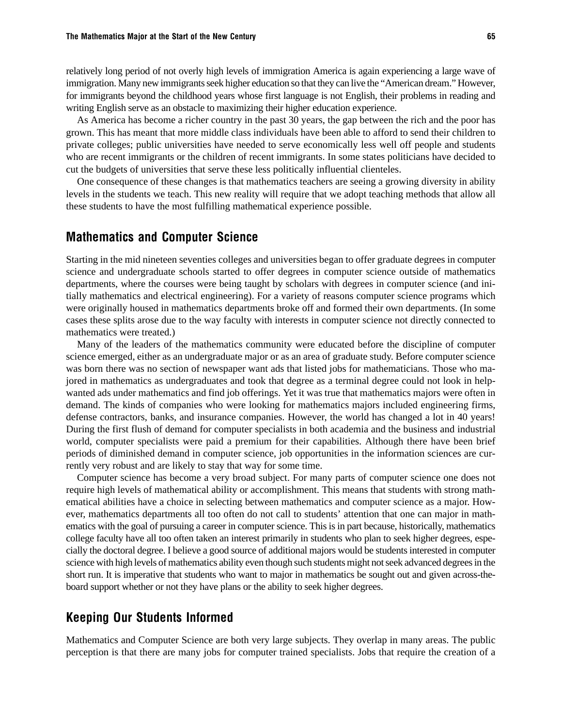relatively long period of not overly high levels of immigration America is again experiencing a large wave of immigration. Many new immigrants seek higher education so that they can live the "American dream." However, for immigrants beyond the childhood years whose first language is not English, their problems in reading and writing English serve as an obstacle to maximizing their higher education experience.

As America has become a richer country in the past 30 years, the gap between the rich and the poor has grown. This has meant that more middle class individuals have been able to afford to send their children to private colleges; public universities have needed to serve economically less well off people and students who are recent immigrants or the children of recent immigrants. In some states politicians have decided to cut the budgets of universities that serve these less politically influential clienteles.

One consequence of these changes is that mathematics teachers are seeing a growing diversity in ability levels in the students we teach. This new reality will require that we adopt teaching methods that allow all these students to have the most fulfilling mathematical experience possible.

## Mathematics and Computer Science

Starting in the mid nineteen seventies colleges and universities began to offer graduate degrees in computer science and undergraduate schools started to offer degrees in computer science outside of mathematics departments, where the courses were being taught by scholars with degrees in computer science (and initially mathematics and electrical engineering). For a variety of reasons computer science programs which were originally housed in mathematics departments broke off and formed their own departments. (In some cases these splits arose due to the way faculty with interests in computer science not directly connected to mathematics were treated.)

Many of the leaders of the mathematics community were educated before the discipline of computer science emerged, either as an undergraduate major or as an area of graduate study. Before computer science was born there was no section of newspaper want ads that listed jobs for mathematicians. Those who majored in mathematics as undergraduates and took that degree as a terminal degree could not look in help-wanted ads under mathematics and find job offerings. Yet it was true that mathematics majors were often in demand. The kinds of companies who were looking for mathematics majors included engineering firms, defense contractors, banks, and insurance companies. However, the world has changed a lot in 40 years! During the first flush of demand for computer specialists in both academia and the business and industrial world, computer specialists were paid a premium for their capabilities. Although there have been brief periods of diminished demand in computer science, job opportunities in the information sciences are currently very robust and are likely to stay that way for some time.

Computer science has become a very broad subject. For many parts of computer science one does not require high levels of mathematical ability or accomplishment. This means that students with strong mathematical abilities have a choice in selecting between mathematics and computer science as a major. However, mathematics departments all too often do not call to students' attention that one can major in mathematics with the goal of pursuing a career in computer science. This is in part because, historically, mathematics college faculty have all too often taken an interest primarily in students who plan to seek higher degrees, especially the doctoral degree. I believe a good source of additional majors would be students interested in computer science with high levels of mathematics ability even though such students might not seek advanced degrees in the short run. It is imperative that students who want to major in mathematics be sought out and given across-the-board support whether or not they have plans or the ability to seek higher degrees.

## Keeping Our Students Informed

Mathematics and Computer Science are both very large subjects. They overlap in many areas. The public perception is that there are many jobs for computer trained specialists. Jobs that require the creation of a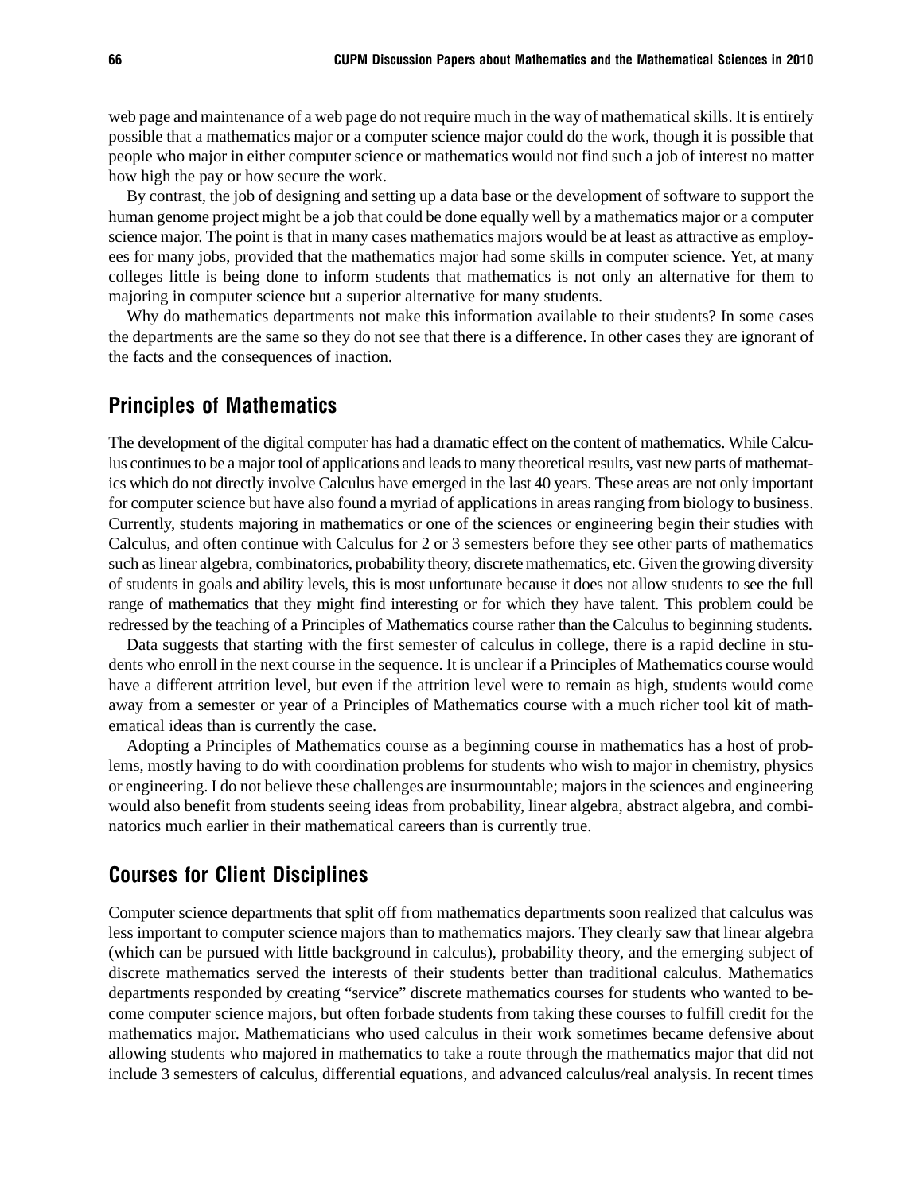web page and maintenance of a web page do not require much in the way of mathematical skills. It is entirely possible that a mathematics major or a computer science major could do the work, though it is possible that people who major in either computer science or mathematics would not find such a job of interest no matter how high the pay or how secure the work.

By contrast, the job of designing and setting up a data base or the development of software to support the human genome project might be a job that could be done equally well by a mathematics major or a computer science major. The point is that in many cases mathematics majors would be at least as attractive as employees for many jobs, provided that the mathematics major had some skills in computer science. Yet, at many colleges little is being done to inform students that mathematics is not only an alternative for them to majoring in computer science but a superior alternative for many students.

Why do mathematics departments not make this information available to their students? In some cases the departments are the same so they do not see that there is a difference. In other cases they are ignorant of the facts and the consequences of inaction.

## Principles of Mathematics

The development of the digital computer has had a dramatic effect on the content of mathematics. While Calculus continues to be a major tool of applications and leads to many theoretical results, vast new parts of mathematics which do not directly involve Calculus have emerged in the last 40 years. These areas are not only important for computer science but have also found a myriad of applications in areas ranging from biology to business. Currently, students majoring in mathematics or one of the sciences or engineering begin their studies with Calculus, and often continue with Calculus for 2 or 3 semesters before they see other parts of mathematics such as linear algebra, combinatorics, probability theory, discrete mathematics, etc. Given the growing diversity of students in goals and ability levels, this is most unfortunate because it does not allow students to see the full range of mathematics that they might find interesting or for which they have talent. This problem could be redressed by the teaching of a Principles of Mathematics course rather than the Calculus to beginning students.

Data suggests that starting with the first semester of calculus in college, there is a rapid decline in students who enroll in the next course in the sequence. It is unclear if a Principles of Mathematics course would have a different attrition level, but even if the attrition level were to remain as high, students would come away from a semester or year of a Principles of Mathematics course with a much richer tool kit of mathematical ideas than is currently the case.

Adopting a Principles of Mathematics course as a beginning course in mathematics has a host of problems, mostly having to do with coordination problems for students who wish to major in chemistry, physics or engineering. I do not believe these challenges are insurmountable; majors in the sciences and engineering would also benefit from students seeing ideas from probability, linear algebra, abstract algebra, and combinatorics much earlier in their mathematical careers than is currently true.

## Courses for Client Disciplines

Computer science departments that split off from mathematics departments soon realized that calculus was less important to computer science majors than to mathematics majors. They clearly saw that linear algebra (which can be pursued with little background in calculus), probability theory, and the emerging subject of discrete mathematics served the interests of their students better than traditional calculus. Mathematics departments responded by creating "service" discrete mathematics courses for students who wanted to become computer science majors, but often forbade students from taking these courses to fulfill credit for the mathematics major. Mathematicians who used calculus in their work sometimes became defensive about allowing students who majored in mathematics to take a route through the mathematics major that did not include 3 semesters of calculus, differential equations, and advanced calculus/real analysis. In recent times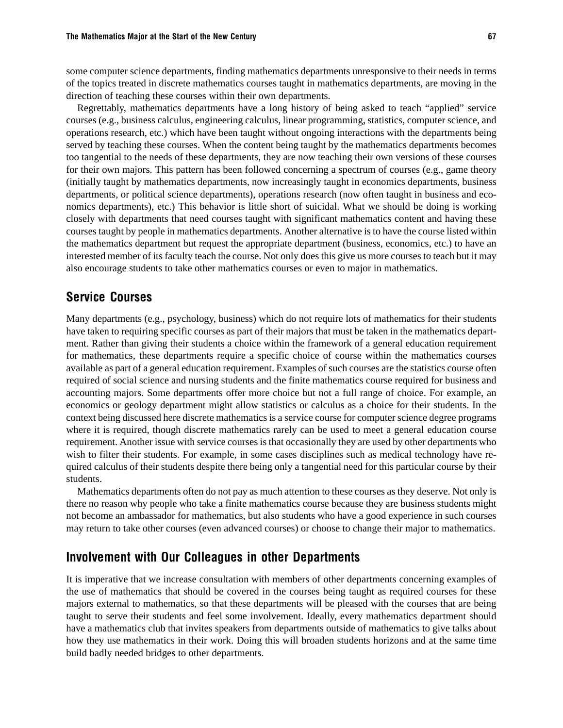some computer science departments, finding mathematics departments unresponsive to their needs in terms of the topics treated in discrete mathematics courses taught in mathematics departments, are moving in the direction of teaching these courses within their own departments.

Regrettably, mathematics departments have a long history of being asked to teach "applied" service courses (e.g., business calculus, engineering calculus, linear programming, statistics, computer science, and operations research, etc.) which have been taught without ongoing interactions with the departments being served by teaching these courses. When the content being taught by the mathematics departments becomes too tangential to the needs of these departments, they are now teaching their own versions of these courses for their own majors. This pattern has been followed concerning a spectrum of courses (e.g., game theory (initially taught by mathematics departments, now increasingly taught in economics departments, business departments, or political science departments), operations research (now often taught in business and economics departments), etc.) This behavior is little short of suicidal. What we should be doing is working closely with departments that need courses taught with significant mathematics content and having these courses taught by people in mathematics departments. Another alternative is to have the course listed within the mathematics department but request the appropriate department (business, economics, etc.) to have an interested member of its faculty teach the course. Not only does this give us more courses to teach but it may also encourage students to take other mathematics courses or even to major in mathematics.

## Service Courses

Many departments (e.g., psychology, business) which do not require lots of mathematics for their students have taken to requiring specific courses as part of their majors that must be taken in the mathematics department. Rather than giving their students a choice within the framework of a general education requirement for mathematics, these departments require a specific choice of course within the mathematics courses available as part of a general education requirement. Examples of such courses are the statistics course often required of social science and nursing students and the finite mathematics course required for business and accounting majors. Some departments offer more choice but not a full range of choice. For example, an economics or geology department might allow statistics or calculus as a choice for their students. In the context being discussed here discrete mathematics is a service course for computer science degree programs where it is required, though discrete mathematics rarely can be used to meet a general education course requirement. Another issue with service courses is that occasionally they are used by other departments who wish to filter their students. For example, in some cases disciplines such as medical technology have required calculus of their students despite there being only a tangential need for this particular course by their students.

Mathematics departments often do not pay as much attention to these courses as they deserve. Not only is there no reason why people who take a finite mathematics course because they are business students might not become an ambassador for mathematics, but also students who have a good experience in such courses may return to take other courses (even advanced courses) or choose to change their major to mathematics.

## Involvement with Our Colleagues in other Departments

It is imperative that we increase consultation with members of other departments concerning examples of the use of mathematics that should be covered in the courses being taught as required courses for these majors external to mathematics, so that these departments will be pleased with the courses that are being taught to serve their students and feel some involvement. Ideally, every mathematics department should have a mathematics club that invites speakers from departments outside of mathematics to give talks about how they use mathematics in their work. Doing this will broaden students horizons and at the same time build badly needed bridges to other departments.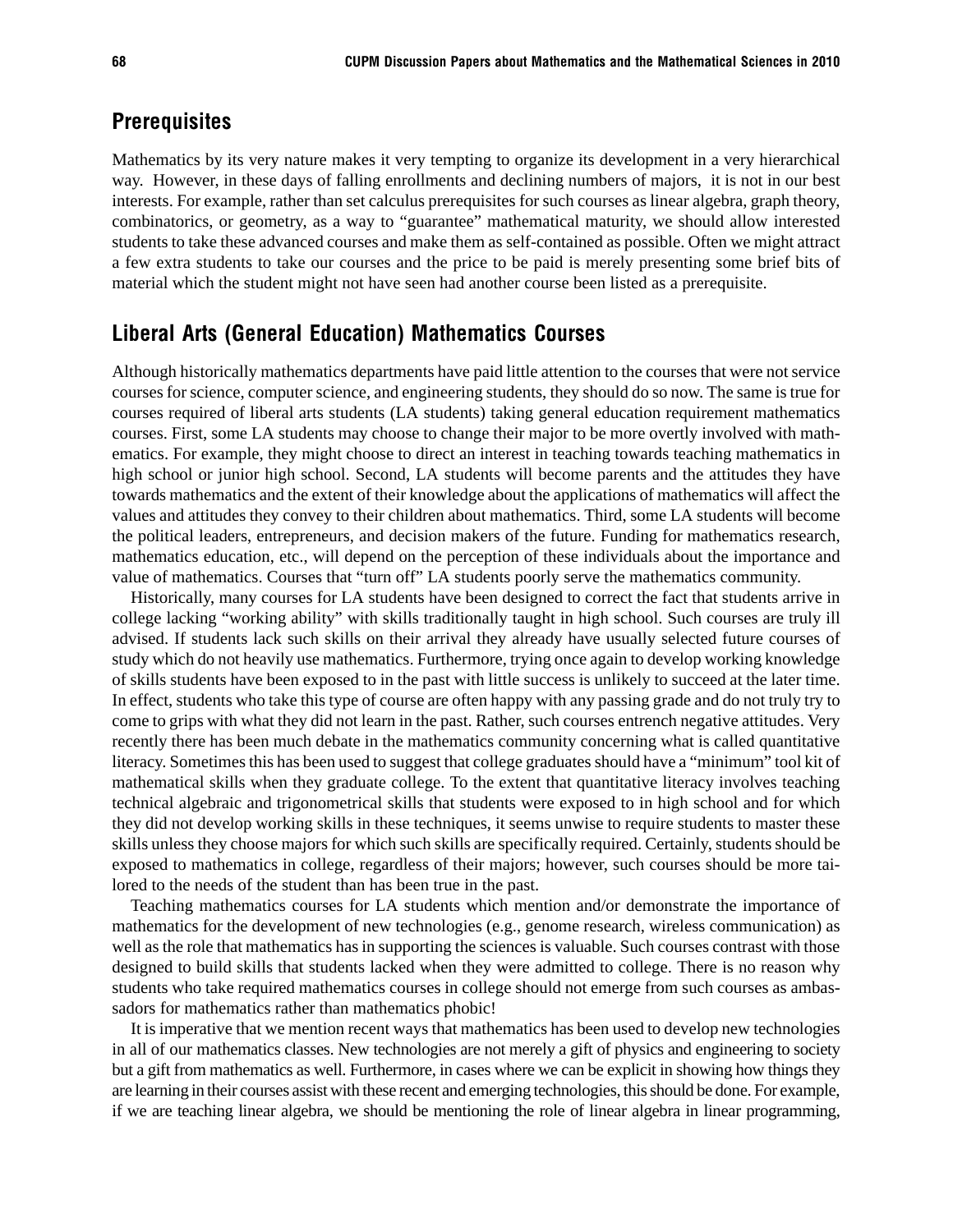## Prerequisites

Mathematics by its very nature makes it very tempting to organize its development in a very hierarchical way. However, in these days of falling enrollments and declining numbers of majors, it is not in our best interests. For example, rather than set calculus prerequisites for such courses as linear algebra, graph theory, combinatorics, or geometry, as a way to "guarantee" mathematical maturity, we should allow interested students to take these advanced courses and make them as self-contained as possible. Often we might attract a few extra students to take our courses and the price to be paid is merely presenting some brief bits of material which the student might not have seen had another course been listed as a prerequisite.

## Liberal Arts (General Education) Mathematics Courses

Although historically mathematics departments have paid little attention to the courses that were not service courses for science, computer science, and engineering students, they should do so now. The same is true for courses required of liberal arts students (LA students) taking general education requirement mathematics courses. First, some LA students may choose to change their major to be more overtly involved with mathematics. For example, they might choose to direct an interest in teaching towards teaching mathematics in high school or junior high school. Second, LA students will become parents and the attitudes they have towards mathematics and the extent of their knowledge about the applications of mathematics will affect the values and attitudes they convey to their children about mathematics. Third, some LA students will become the political leaders, entrepreneurs, and decision makers of the future. Funding for mathematics research, mathematics education, etc., will depend on the perception of these individuals about the importance and value of mathematics. Courses that "turn off" LA students poorly serve the mathematics community.

Historically, many courses for LA students have been designed to correct the fact that students arrive in college lacking "working ability" with skills traditionally taught in high school. Such courses are truly ill advised. If students lack such skills on their arrival they already have usually selected future courses of study which do not heavily use mathematics. Furthermore, trying once again to develop working knowledge of skills students have been exposed to in the past with little success is unlikely to succeed at the later time. In effect, students who take this type of course are often happy with any passing grade and do not truly try to come to grips with what they did not learn in the past. Rather, such courses entrench negative attitudes. Very recently there has been much debate in the mathematics community concerning what is called quantitative literacy. Sometimes this has been used to suggest that college graduates should have a "minimum" tool kit of mathematical skills when they graduate college. To the extent that quantitative literacy involves teaching technical algebraic and trigonometrical skills that students were exposed to in high school and for which they did not develop working skills in these techniques, it seems unwise to require students to master these skills unless they choose majors for which such skills are specifically required. Certainly, students should be exposed to mathematics in college, regardless of their majors; however, such courses should be more tailored to the needs of the student than has been true in the past.

Teaching mathematics courses for LA students which mention and/or demonstrate the importance of mathematics for the development of new technologies (e.g., genome research, wireless communication) as well as the role that mathematics has in supporting the sciences is valuable. Such courses contrast with those designed to build skills that students lacked when they were admitted to college. There is no reason why students who take required mathematics courses in college should not emerge from such courses as ambassadors for mathematics rather than mathematics phobic!

It is imperative that we mention recent ways that mathematics has been used to develop new technologies in all of our mathematics classes. New technologies are not merely a gift of physics and engineering to society but a gift from mathematics as well. Furthermore, in cases where we can be explicit in showing how things they are learning in their courses assist with these recent and emerging technologies, this should be done. For example, if we are teaching linear algebra, we should be mentioning the role of linear algebra in linear programming,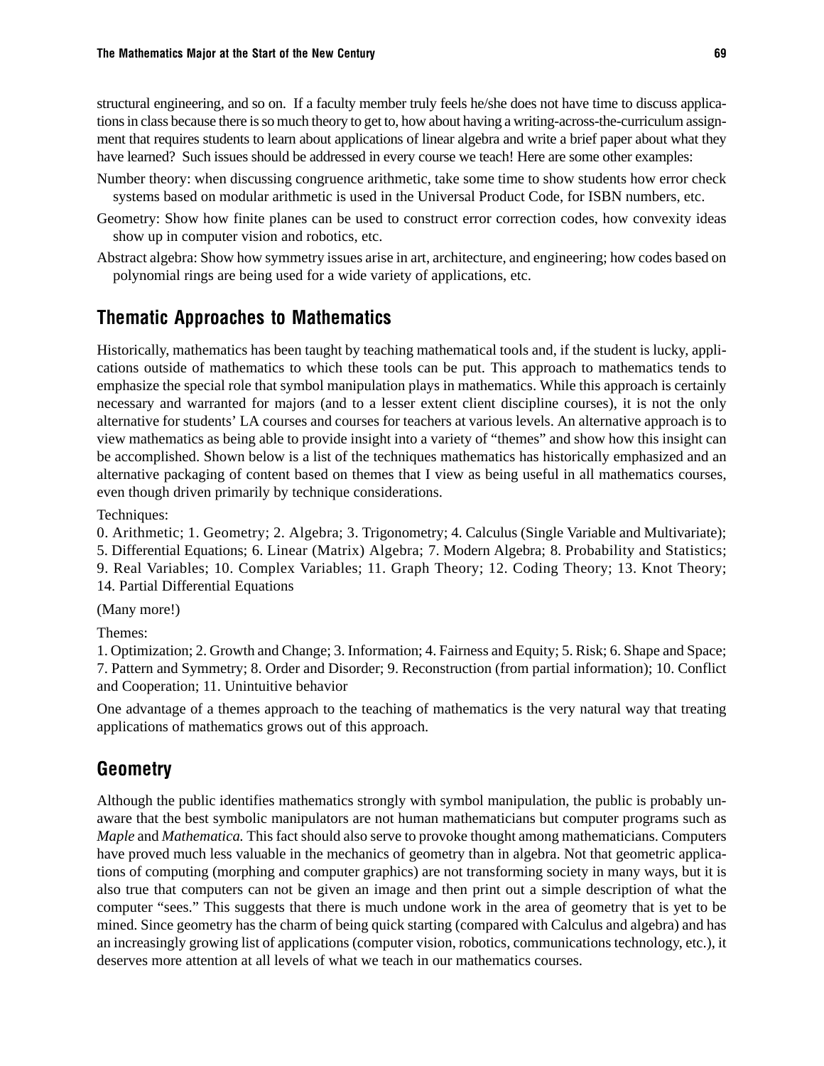structural engineering, and so on. If a faculty member truly feels he/she does not have time to discuss applications in class because there is so much theory to get to, how about having a writing-across-the-curriculum assignment that requires students to learn about applications of linear algebra and write a brief paper about what they have learned? Such issues should be addressed in every course we teach! Here are some other examples:

Number theory: when discussing congruence arithmetic, take some time to show students how error check systems based on modular arithmetic is used in the Universal Product Code, for ISBN numbers, etc.

Geometry: Show how finite planes can be used to construct error correction codes, how convexity ideas show up in computer vision and robotics, etc.

Abstract algebra: Show how symmetry issues arise in art, architecture, and engineering; how codes based on polynomial rings are being used for a wide variety of applications, etc.

## Thematic Approaches to Mathematics

Historically, mathematics has been taught by teaching mathematical tools and, if the student is lucky, applications outside of mathematics to which these tools can be put. This approach to mathematics tends to emphasize the special role that symbol manipulation plays in mathematics. While this approach is certainly necessary and warranted for majors (and to a lesser extent client discipline courses), it is not the only alternative for students' LA courses and courses for teachers at various levels. An alternative approach is to view mathematics as being able to provide insight into a variety of "themes" and show how this insight can be accomplished. Shown below is a list of the techniques mathematics has historically emphasized and an alternative packaging of content based on themes that I view as being useful in all mathematics courses, even though driven primarily by technique considerations.

Techniques:

0. Arithmetic; 1. Geometry; 2. Algebra; 3. Trigonometry; 4. Calculus (Single Variable and Multivariate); 5. Differential Equations; 6. Linear (Matrix) Algebra; 7. Modern Algebra; 8. Probability and Statistics; 9. Real Variables; 10. Complex Variables; 11. Graph Theory; 12. Coding Theory; 13. Knot Theory; 14. Partial Differential Equations

(Many more!)

Themes:

1. Optimization; 2. Growth and Change; 3. Information; 4. Fairness and Equity; 5. Risk; 6. Shape and Space; 7. Pattern and Symmetry; 8. Order and Disorder; 9. Reconstruction (from partial information); 10. Conflict and Cooperation; 11. Unintuitive behavior

One advantage of a themes approach to the teaching of mathematics is the very natural way that treating applications of mathematics grows out of this approach.

## Geometry

Although the public identifies mathematics strongly with symbol manipulation, the public is probably unaware that the best symbolic manipulators are not human mathematicians but computer programs such as *Maple* and *Mathematica.* This fact should also serve to provoke thought among mathematicians. Computers have proved much less valuable in the mechanics of geometry than in algebra. Not that geometric applications of computing (morphing and computer graphics) are not transforming society in many ways, but it is also true that computers can not be given an image and then print out a simple description of what the computer "sees." This suggests that there is much undone work in the area of geometry that is yet to be mined. Since geometry has the charm of being quick starting (compared with Calculus and algebra) and has an increasingly growing list of applications (computer vision, robotics, communications technology, etc.), it deserves more attention at all levels of what we teach in our mathematics courses.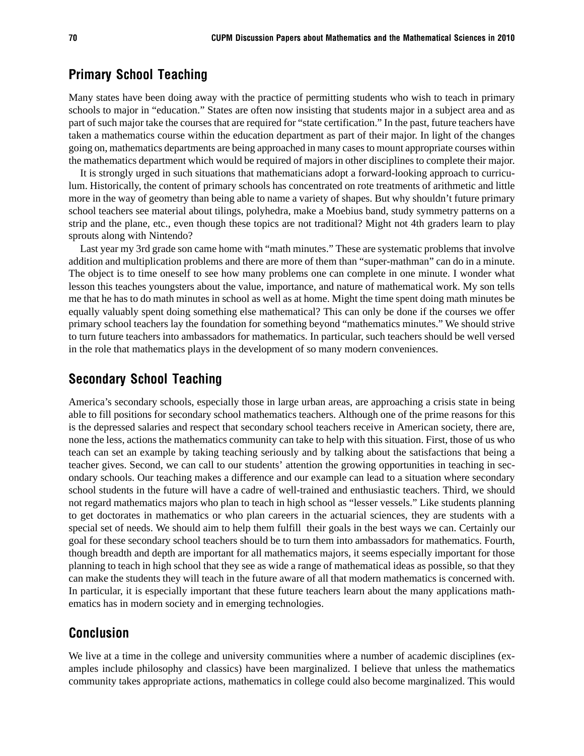## Primary School Teaching

Many states have been doing away with the practice of permitting students who wish to teach in primary schools to major in "education." States are often now insisting that students major in a subject area and as part of such major take the courses that are required for "state certification." In the past, future teachers have taken a mathematics course within the education department as part of their major. In light of the changes going on, mathematics departments are being approached in many cases to mount appropriate courses within the mathematics department which would be required of majors in other disciplines to complete their major.

It is strongly urged in such situations that mathematicians adopt a forward-looking approach to curriculum. Historically, the content of primary schools has concentrated on rote treatments of arithmetic and little more in the way of geometry than being able to name a variety of shapes. But why shouldn't future primary school teachers see material about tilings, polyhedra, make a Moebius band, study symmetry patterns on a strip and the plane, etc., even though these topics are not traditional? Might not 4th graders learn to play sprouts along with Nintendo?

Last year my 3rd grade son came home with "math minutes." These are systematic problems that involve addition and multiplication problems and there are more of them than "super-mathman" can do in a minute. The object is to time oneself to see how many problems one can complete in one minute. I wonder what lesson this teaches youngsters about the value, importance, and nature of mathematical work. My son tells me that he has to do math minutes in school as well as at home. Might the time spent doing math minutes be equally valuably spent doing something else mathematical? This can only be done if the courses we offer primary school teachers lay the foundation for something beyond "mathematics minutes." We should strive to turn future teachers into ambassadors for mathematics. In particular, such teachers should be well versed in the role that mathematics plays in the development of so many modern conveniences.

## Secondary School Teaching

America's secondary schools, especially those in large urban areas, are approaching a crisis state in being able to fill positions for secondary school mathematics teachers. Although one of the prime reasons for this is the depressed salaries and respect that secondary school teachers receive in American society, there are, none the less, actions the mathematics community can take to help with this situation. First, those of us who teach can set an example by taking teaching seriously and by talking about the satisfactions that being a teacher gives. Second, we can call to our students' attention the growing opportunities in teaching in secondary schools. Our teaching makes a difference and our example can lead to a situation where secondary school students in the future will have a cadre of well-trained and enthusiastic teachers. Third, we should not regard mathematics majors who plan to teach in high school as "lesser vessels." Like students planning to get doctorates in mathematics or who plan careers in the actuarial sciences, they are students with a special set of needs. We should aim to help them fulfill their goals in the best ways we can. Certainly our goal for these secondary school teachers should be to turn them into ambassadors for mathematics. Fourth, though breadth and depth are important for all mathematics majors, it seems especially important for those planning to teach in high school that they see as wide a range of mathematical ideas as possible, so that they can make the students they will teach in the future aware of all that modern mathematics is concerned with. In particular, it is especially important that these future teachers learn about the many applications mathematics has in modern society and in emerging technologies.

## Conclusion

We live at a time in the college and university communities where a number of academic disciplines (examples include philosophy and classics) have been marginalized. I believe that unless the mathematics community takes appropriate actions, mathematics in college could also become marginalized. This would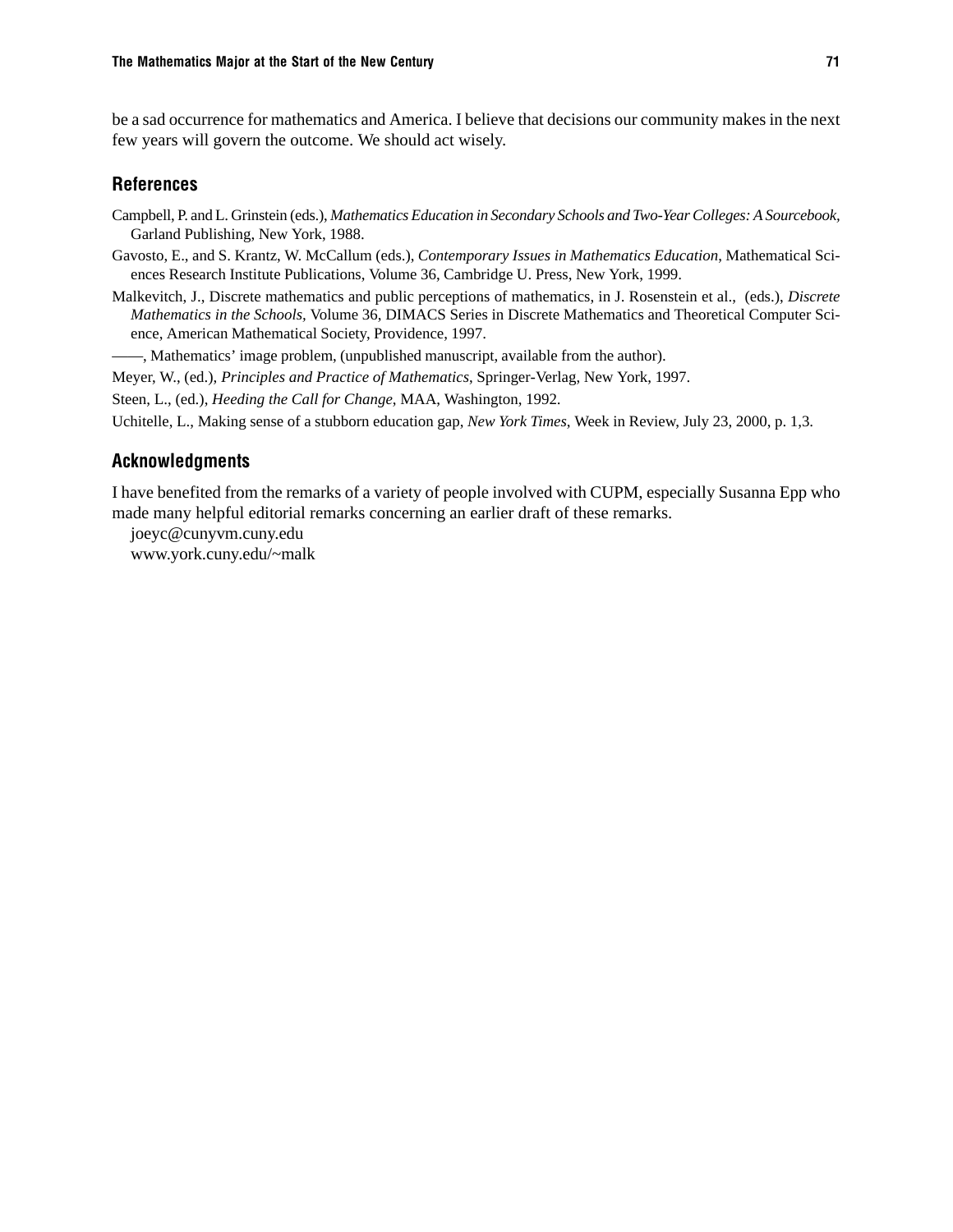be a sad occurrence for mathematics and America. I believe that decisions our community makes in the next few years will govern the outcome. We should act wisely.

## References

Campbell, P. and L. Grinstein (eds.), *Mathematics Education in Secondary Schools and Two-Year Colleges: A Sourcebook*, Garland Publishing, New York, 1988.

Gavosto, E., and S. Krantz, W. McCallum (eds.), *Contemporary Issues in Mathematics Education*, Mathematical Sciences Research Institute Publications, Volume 36, Cambridge U. Press, New York, 1999.

Malkevitch, J., Discrete mathematics and public perceptions of mathematics, in J. Rosenstein et al., (eds.), *Discrete Mathematics in the Schools*, Volume 36, DIMACS Series in Discrete Mathematics and Theoretical Computer Science, American Mathematical Society, Providence, 1997.

——, Mathematics' image problem, (unpublished manuscript, available from the author).

Meyer, W., (ed.), *Principles and Practice of Mathematics*, Springer-Verlag, New York, 1997.

Steen, L., (ed.), *Heeding the Call for Change*, MAA, Washington, 1992.

Uchitelle, L., Making sense of a stubborn education gap, *New York Times*, Week in Review, July 23, 2000, p. 1,3.

## Acknowledgments

I have benefited from the remarks of a variety of people involved with CUPM, especially Susanna Epp who made many helpful editorial remarks concerning an earlier draft of these remarks.

joeyc@cunyvm.cuny.edu
www.york.cuny.edu/~malk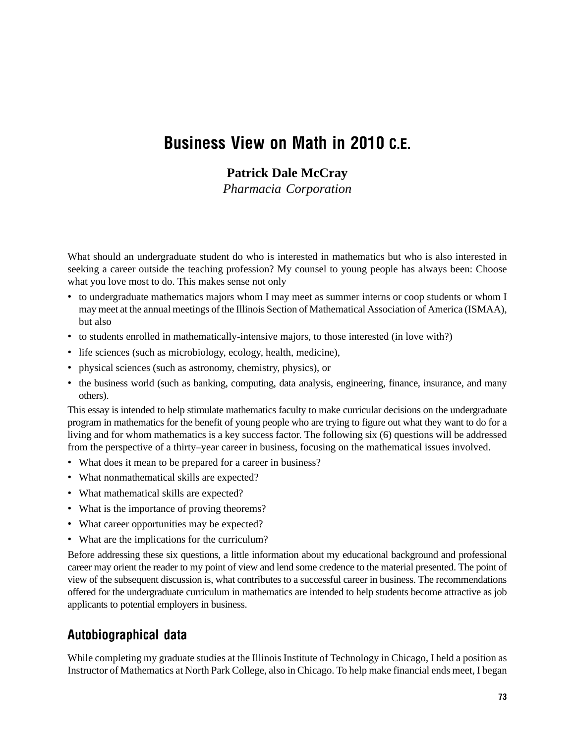# Business View on Math in 2010 C.E.

**Patrick Dale McCray**
*Pharmacia Corporation*

What should an undergraduate student do who is interested in mathematics but who is also interested in seeking a career outside the teaching profession? My counsel to young people has always been: Choose what you love most to do. This makes sense not only

- to undergraduate mathematics majors whom I may meet as summer interns or coop students or whom I may meet at the annual meetings of the Illinois Section of Mathematical Association of America (ISMAA), but also
- to students enrolled in mathematically-intensive majors, to those interested (in love with?)
- life sciences (such as microbiology, ecology, health, medicine),
- physical sciences (such as astronomy, chemistry, physics), or
- the business world (such as banking, computing, data analysis, engineering, finance, insurance, and many others).

This essay is intended to help stimulate mathematics faculty to make curricular decisions on the undergraduate program in mathematics for the benefit of young people who are trying to figure out what they want to do for a living and for whom mathematics is a key success factor. The following six (6) questions will be addressed from the perspective of a thirty–year career in business, focusing on the mathematical issues involved.

- What does it mean to be prepared for a career in business?
- What nonmathematical skills are expected?
- What mathematical skills are expected?
- What is the importance of proving theorems?
- What career opportunities may be expected?
- What are the implications for the curriculum?

Before addressing these six questions, a little information about my educational background and professional career may orient the reader to my point of view and lend some credence to the material presented. The point of view of the subsequent discussion is, what contributes to a successful career in business. The recommendations offered for the undergraduate curriculum in mathematics are intended to help students become attractive as job applicants to potential employers in business.

## Autobiographical data

While completing my graduate studies at the Illinois Institute of Technology in Chicago, I held a position as Instructor of Mathematics at North Park College, also in Chicago. To help make financial ends meet, I began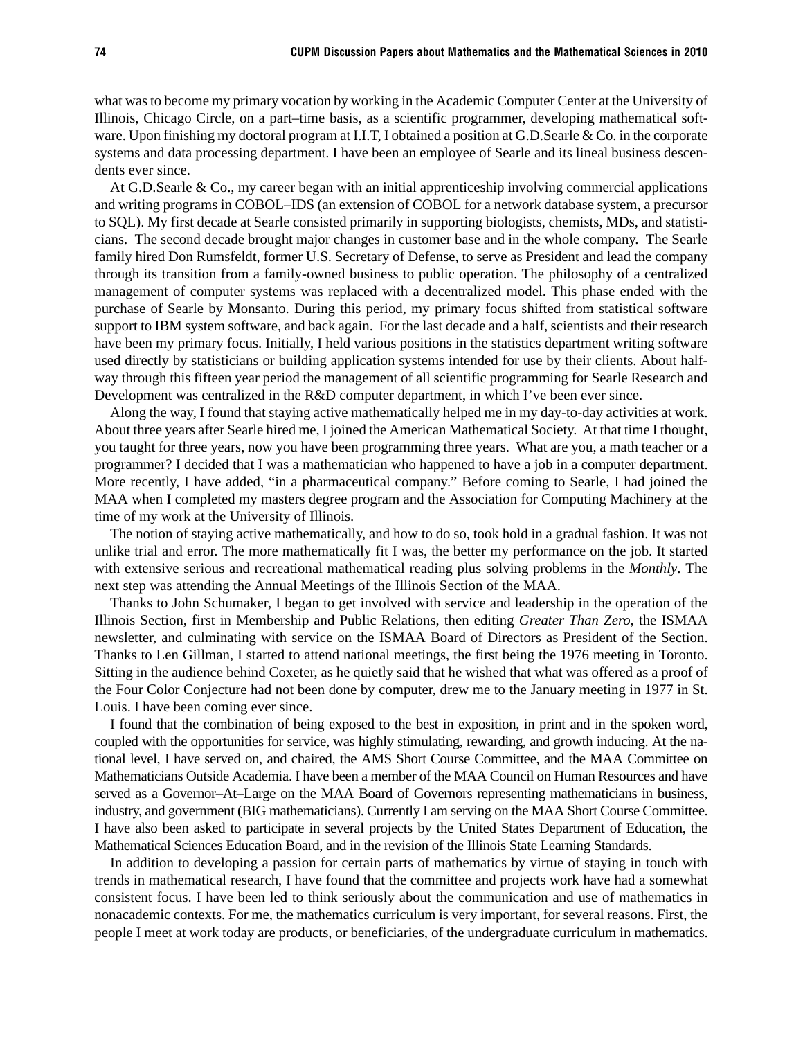what was to become my primary vocation by working in the Academic Computer Center at the University of Illinois, Chicago Circle, on a part–time basis, as a scientific programmer, developing mathematical software. Upon finishing my doctoral program at I.I.T, I obtained a position at G.D.Searle & Co. in the corporate systems and data processing department. I have been an employee of Searle and its lineal business descendents ever since.

At G.D.Searle & Co., my career began with an initial apprenticeship involving commercial applications and writing programs in COBOL–IDS (an extension of COBOL for a network database system, a precursor to SQL). My first decade at Searle consisted primarily in supporting biologists, chemists, MDs, and statisticians. The second decade brought major changes in customer base and in the whole company. The Searle family hired Don Rumsfeldt, former U.S. Secretary of Defense, to serve as President and lead the company through its transition from a family-owned business to public operation. The philosophy of a centralized management of computer systems was replaced with a decentralized model. This phase ended with the purchase of Searle by Monsanto. During this period, my primary focus shifted from statistical software support to IBM system software, and back again. For the last decade and a half, scientists and their research have been my primary focus. Initially, I held various positions in the statistics department writing software used directly by statisticians or building application systems intended for use by their clients. About halfway through this fifteen year period the management of all scientific programming for Searle Research and Development was centralized in the R&D computer department, in which I've been ever since.

Along the way, I found that staying active mathematically helped me in my day-to-day activities at work. About three years after Searle hired me, I joined the American Mathematical Society. At that time I thought, you taught for three years, now you have been programming three years. What are you, a math teacher or a programmer? I decided that I was a mathematician who happened to have a job in a computer department. More recently, I have added, "in a pharmaceutical company." Before coming to Searle, I had joined the MAA when I completed my masters degree program and the Association for Computing Machinery at the time of my work at the University of Illinois.

The notion of staying active mathematically, and how to do so, took hold in a gradual fashion. It was not unlike trial and error. The more mathematically fit I was, the better my performance on the job. It started with extensive serious and recreational mathematical reading plus solving problems in the *Monthly*. The next step was attending the Annual Meetings of the Illinois Section of the MAA.

Thanks to John Schumaker, I began to get involved with service and leadership in the operation of the Illinois Section, first in Membership and Public Relations, then editing *Greater Than Zero,* the ISMAA newsletter, and culminating with service on the ISMAA Board of Directors as President of the Section. Thanks to Len Gillman, I started to attend national meetings, the first being the 1976 meeting in Toronto. Sitting in the audience behind Coxeter, as he quietly said that he wished that what was offered as a proof of the Four Color Conjecture had not been done by computer, drew me to the January meeting in 1977 in St. Louis. I have been coming ever since.

I found that the combination of being exposed to the best in exposition, in print and in the spoken word, coupled with the opportunities for service, was highly stimulating, rewarding, and growth inducing. At the national level, I have served on, and chaired, the AMS Short Course Committee, and the MAA Committee on Mathematicians Outside Academia. I have been a member of the MAA Council on Human Resources and have served as a Governor–At–Large on the MAA Board of Governors representing mathematicians in business, industry, and government (BIG mathematicians). Currently I am serving on the MAA Short Course Committee. I have also been asked to participate in several projects by the United States Department of Education, the Mathematical Sciences Education Board, and in the revision of the Illinois State Learning Standards.

In addition to developing a passion for certain parts of mathematics by virtue of staying in touch with trends in mathematical research, I have found that the committee and projects work have had a somewhat consistent focus. I have been led to think seriously about the communication and use of mathematics in nonacademic contexts. For me, the mathematics curriculum is very important, for several reasons. First, the people I meet at work today are products, or beneficiaries, of the undergraduate curriculum in mathematics.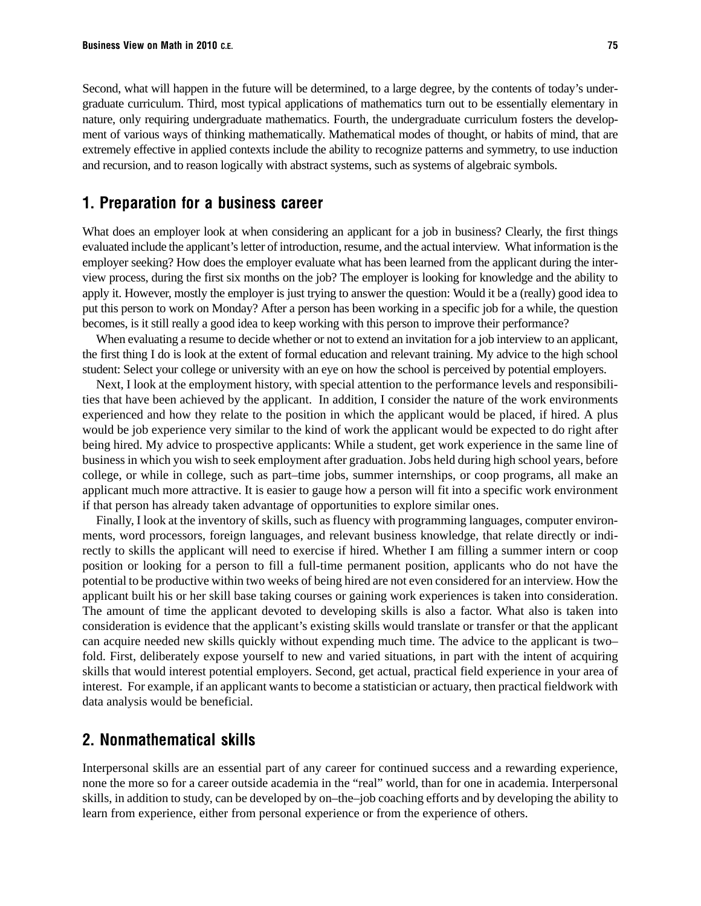Second, what will happen in the future will be determined, to a large degree, by the contents of today's undergraduate curriculum. Third, most typical applications of mathematics turn out to be essentially elementary in nature, only requiring undergraduate mathematics. Fourth, the undergraduate curriculum fosters the development of various ways of thinking mathematically. Mathematical modes of thought, or habits of mind, that are extremely effective in applied contexts include the ability to recognize patterns and symmetry, to use induction and recursion, and to reason logically with abstract systems, such as systems of algebraic symbols.

## 1. Preparation for a business career

What does an employer look at when considering an applicant for a job in business? Clearly, the first things evaluated include the applicant's letter of introduction, resume, and the actual interview. What information is the employer seeking? How does the employer evaluate what has been learned from the applicant during the interview process, during the first six months on the job? The employer is looking for knowledge and the ability to apply it. However, mostly the employer is just trying to answer the question: Would it be a (really) good idea to put this person to work on Monday? After a person has been working in a specific job for a while, the question becomes, is it still really a good idea to keep working with this person to improve their performance?

When evaluating a resume to decide whether or not to extend an invitation for a job interview to an applicant, the first thing I do is look at the extent of formal education and relevant training. My advice to the high school student: Select your college or university with an eye on how the school is perceived by potential employers.

Next, I look at the employment history, with special attention to the performance levels and responsibilities that have been achieved by the applicant. In addition, I consider the nature of the work environments experienced and how they relate to the position in which the applicant would be placed, if hired. A plus would be job experience very similar to the kind of work the applicant would be expected to do right after being hired. My advice to prospective applicants: While a student, get work experience in the same line of business in which you wish to seek employment after graduation. Jobs held during high school years, before college, or while in college, such as part–time jobs, summer internships, or coop programs, all make an applicant much more attractive. It is easier to gauge how a person will fit into a specific work environment if that person has already taken advantage of opportunities to explore similar ones.

Finally, I look at the inventory of skills, such as fluency with programming languages, computer environments, word processors, foreign languages, and relevant business knowledge, that relate directly or indirectly to skills the applicant will need to exercise if hired. Whether I am filling a summer intern or coop position or looking for a person to fill a full-time permanent position, applicants who do not have the potential to be productive within two weeks of being hired are not even considered for an interview. How the applicant built his or her skill base taking courses or gaining work experiences is taken into consideration. The amount of time the applicant devoted to developing skills is also a factor. What also is taken into consideration is evidence that the applicant's existing skills would translate or transfer or that the applicant can acquire needed new skills quickly without expending much time. The advice to the applicant is two–fold. First, deliberately expose yourself to new and varied situations, in part with the intent of acquiring skills that would interest potential employers. Second, get actual, practical field experience in your area of interest. For example, if an applicant wants to become a statistician or actuary, then practical fieldwork with data analysis would be beneficial.

## 2. Nonmathematical skills

Interpersonal skills are an essential part of any career for continued success and a rewarding experience, none the more so for a career outside academia in the "real" world, than for one in academia. Interpersonal skills, in addition to study, can be developed by on–the–job coaching efforts and by developing the ability to learn from experience, either from personal experience or from the experience of others.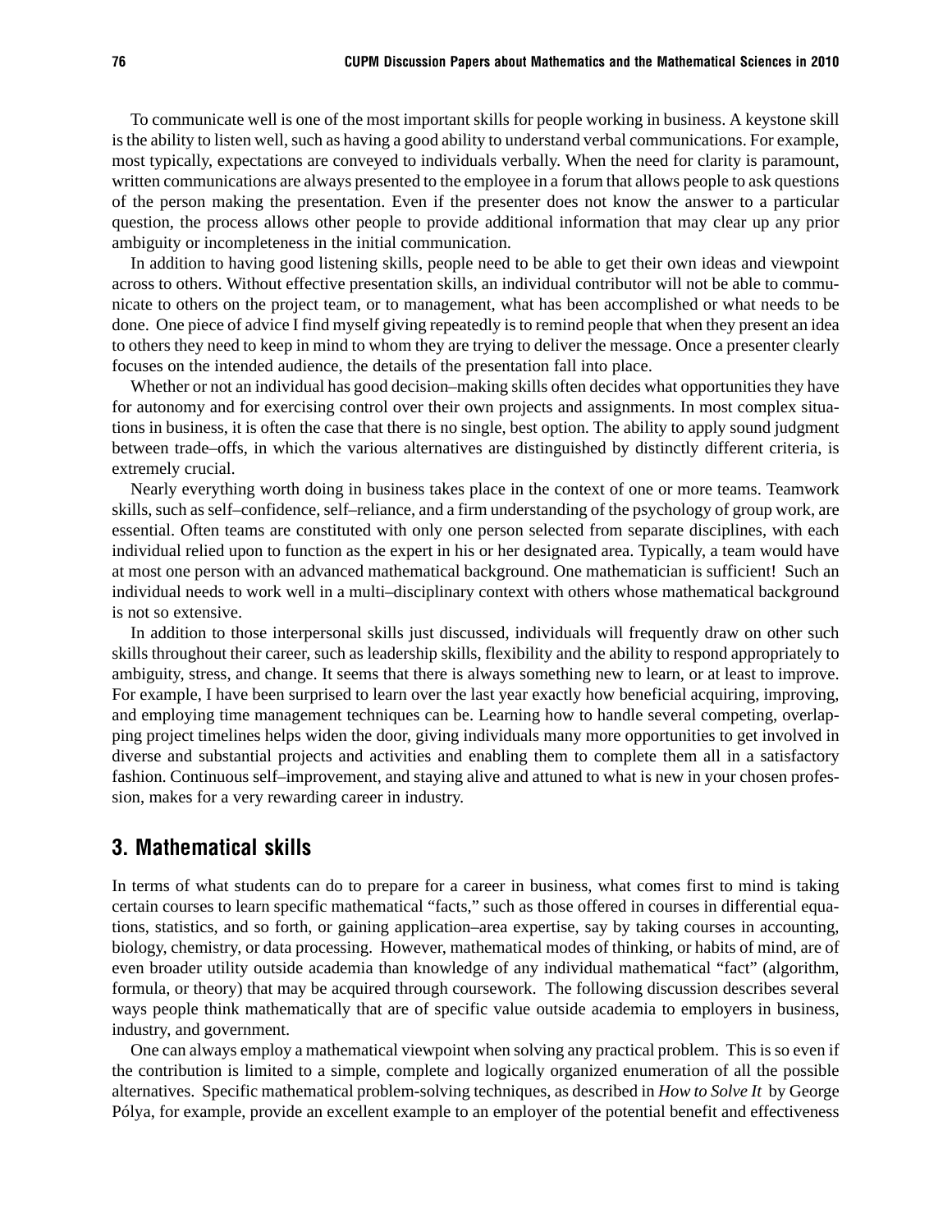To communicate well is one of the most important skills for people working in business. A keystone skill is the ability to listen well, such as having a good ability to understand verbal communications. For example, most typically, expectations are conveyed to individuals verbally. When the need for clarity is paramount, written communications are always presented to the employee in a forum that allows people to ask questions of the person making the presentation. Even if the presenter does not know the answer to a particular question, the process allows other people to provide additional information that may clear up any prior ambiguity or incompleteness in the initial communication.

In addition to having good listening skills, people need to be able to get their own ideas and viewpoint across to others. Without effective presentation skills, an individual contributor will not be able to communicate to others on the project team, or to management, what has been accomplished or what needs to be done. One piece of advice I find myself giving repeatedly is to remind people that when they present an idea to others they need to keep in mind to whom they are trying to deliver the message. Once a presenter clearly focuses on the intended audience, the details of the presentation fall into place.

Whether or not an individual has good decision–making skills often decides what opportunities they have for autonomy and for exercising control over their own projects and assignments. In most complex situations in business, it is often the case that there is no single, best option. The ability to apply sound judgment between trade–offs, in which the various alternatives are distinguished by distinctly different criteria, is extremely crucial.

Nearly everything worth doing in business takes place in the context of one or more teams. Teamwork skills, such as self–confidence, self–reliance, and a firm understanding of the psychology of group work, are essential. Often teams are constituted with only one person selected from separate disciplines, with each individual relied upon to function as the expert in his or her designated area. Typically, a team would have at most one person with an advanced mathematical background. One mathematician is sufficient! Such an individual needs to work well in a multi–disciplinary context with others whose mathematical background is not so extensive.

In addition to those interpersonal skills just discussed, individuals will frequently draw on other such skills throughout their career, such as leadership skills, flexibility and the ability to respond appropriately to ambiguity, stress, and change. It seems that there is always something new to learn, or at least to improve. For example, I have been surprised to learn over the last year exactly how beneficial acquiring, improving, and employing time management techniques can be. Learning how to handle several competing, overlapping project timelines helps widen the door, giving individuals many more opportunities to get involved in diverse and substantial projects and activities and enabling them to complete them all in a satisfactory fashion. Continuous self–improvement, and staying alive and attuned to what is new in your chosen profession, makes for a very rewarding career in industry.

## 3. Mathematical skills

In terms of what students can do to prepare for a career in business, what comes first to mind is taking certain courses to learn specific mathematical "facts," such as those offered in courses in differential equations, statistics, and so forth, or gaining application–area expertise, say by taking courses in accounting, biology, chemistry, or data processing. However, mathematical modes of thinking, or habits of mind, are of even broader utility outside academia than knowledge of any individual mathematical "fact" (algorithm, formula, or theory) that may be acquired through coursework. The following discussion describes several ways people think mathematically that are of specific value outside academia to employers in business, industry, and government.

One can always employ a mathematical viewpoint when solving any practical problem. This is so even if the contribution is limited to a simple, complete and logically organized enumeration of all the possible alternatives. Specific mathematical problem-solving techniques, as described in *How to Solve It* by George Pólya, for example, provide an excellent example to an employer of the potential benefit and effectiveness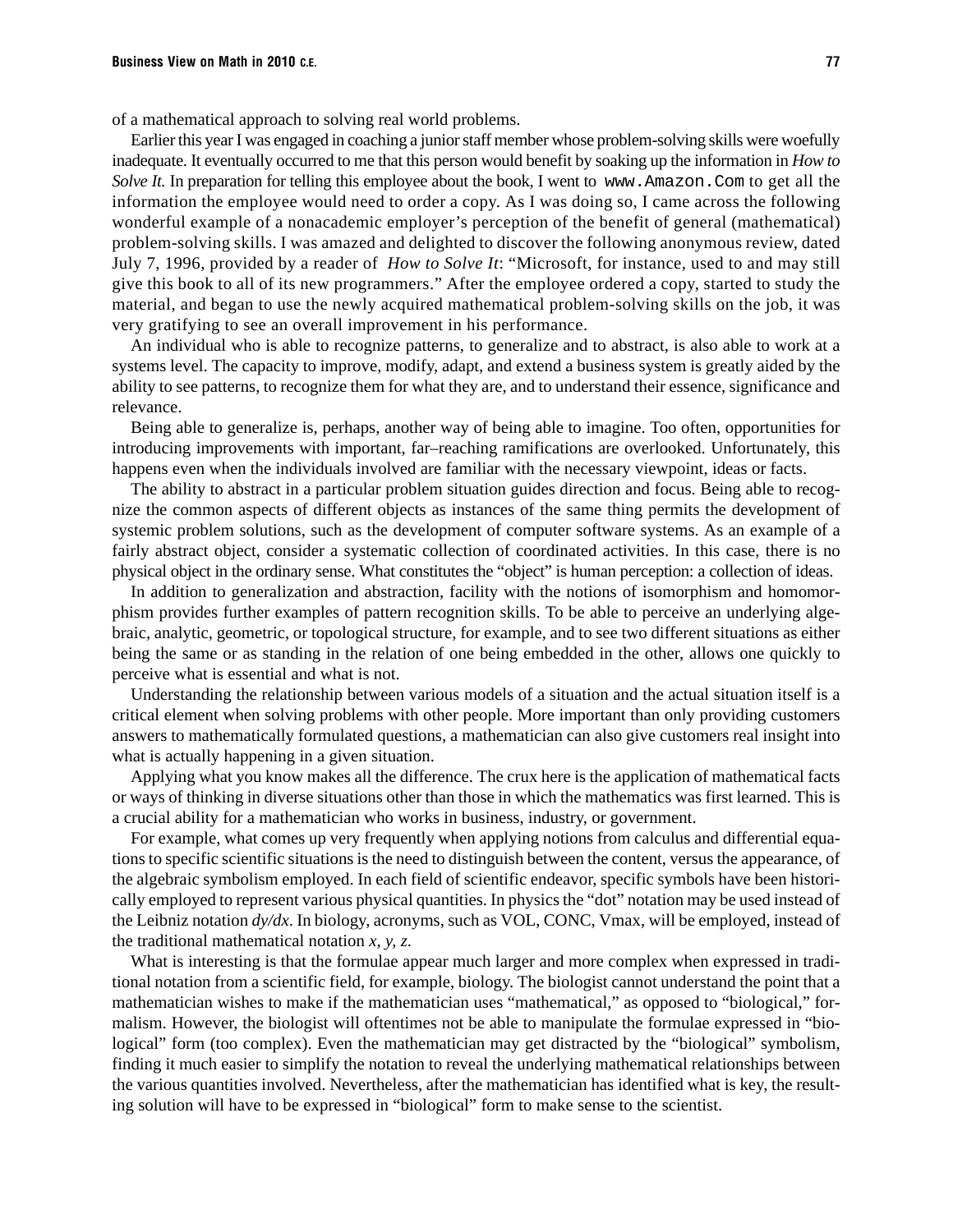of a mathematical approach to solving real world problems.

Earlier this year I was engaged in coaching a junior staff member whose problem-solving skills were woefully inadequate. It eventually occurred to me that this person would benefit by soaking up the information in *How to Solve It.* In preparation for telling this employee about the book, I went to `www.Amazon.Com` to get all the information the employee would need to order a copy. As I was doing so, I came across the following wonderful example of a nonacademic employer's perception of the benefit of general (mathematical) problem-solving skills. I was amazed and delighted to discover the following anonymous review, dated July 7, 1996, provided by a reader of *How to Solve It*: "Microsoft, for instance, used to and may still give this book to all of its new programmers." After the employee ordered a copy, started to study the material, and began to use the newly acquired mathematical problem-solving skills on the job, it was very gratifying to see an overall improvement in his performance.

An individual who is able to recognize patterns, to generalize and to abstract, is also able to work at a systems level. The capacity to improve, modify, adapt, and extend a business system is greatly aided by the ability to see patterns, to recognize them for what they are, and to understand their essence, significance and relevance.

Being able to generalize is, perhaps, another way of being able to imagine. Too often, opportunities for introducing improvements with important, far–reaching ramifications are overlooked. Unfortunately, this happens even when the individuals involved are familiar with the necessary viewpoint, ideas or facts.

The ability to abstract in a particular problem situation guides direction and focus. Being able to recognize the common aspects of different objects as instances of the same thing permits the development of systemic problem solutions, such as the development of computer software systems. As an example of a fairly abstract object, consider a systematic collection of coordinated activities. In this case, there is no physical object in the ordinary sense. What constitutes the "object" is human perception: a collection of ideas.

In addition to generalization and abstraction, facility with the notions of isomorphism and homomorphism provides further examples of pattern recognition skills. To be able to perceive an underlying algebraic, analytic, geometric, or topological structure, for example, and to see two different situations as either being the same or as standing in the relation of one being embedded in the other, allows one quickly to perceive what is essential and what is not.

Understanding the relationship between various models of a situation and the actual situation itself is a critical element when solving problems with other people. More important than only providing customers answers to mathematically formulated questions, a mathematician can also give customers real insight into what is actually happening in a given situation.

Applying what you know makes all the difference. The crux here is the application of mathematical facts or ways of thinking in diverse situations other than those in which the mathematics was first learned. This is a crucial ability for a mathematician who works in business, industry, or government.

For example, what comes up very frequently when applying notions from calculus and differential equations to specific scientific situations is the need to distinguish between the content, versus the appearance, of the algebraic symbolism employed. In each field of scientific endeavor, specific symbols have been historically employed to represent various physical quantities. In physics the "dot" notation may be used instead of the Leibniz notation $dy/dx$. In biology, acronyms, such as VOL, CONC, Vmax, will be employed, instead of the traditional mathematical notation $x, y, z$.

What is interesting is that the formulae appear much larger and more complex when expressed in traditional notation from a scientific field, for example, biology. The biologist cannot understand the point that a mathematician wishes to make if the mathematician uses "mathematical," as opposed to "biological," formalism. However, the biologist will oftentimes not be able to manipulate the formulae expressed in "biological" form (too complex). Even the mathematician may get distracted by the "biological" symbolism, finding it much easier to simplify the notation to reveal the underlying mathematical relationships between the various quantities involved. Nevertheless, after the mathematician has identified what is key, the resulting solution will have to be expressed in "biological" form to make sense to the scientist.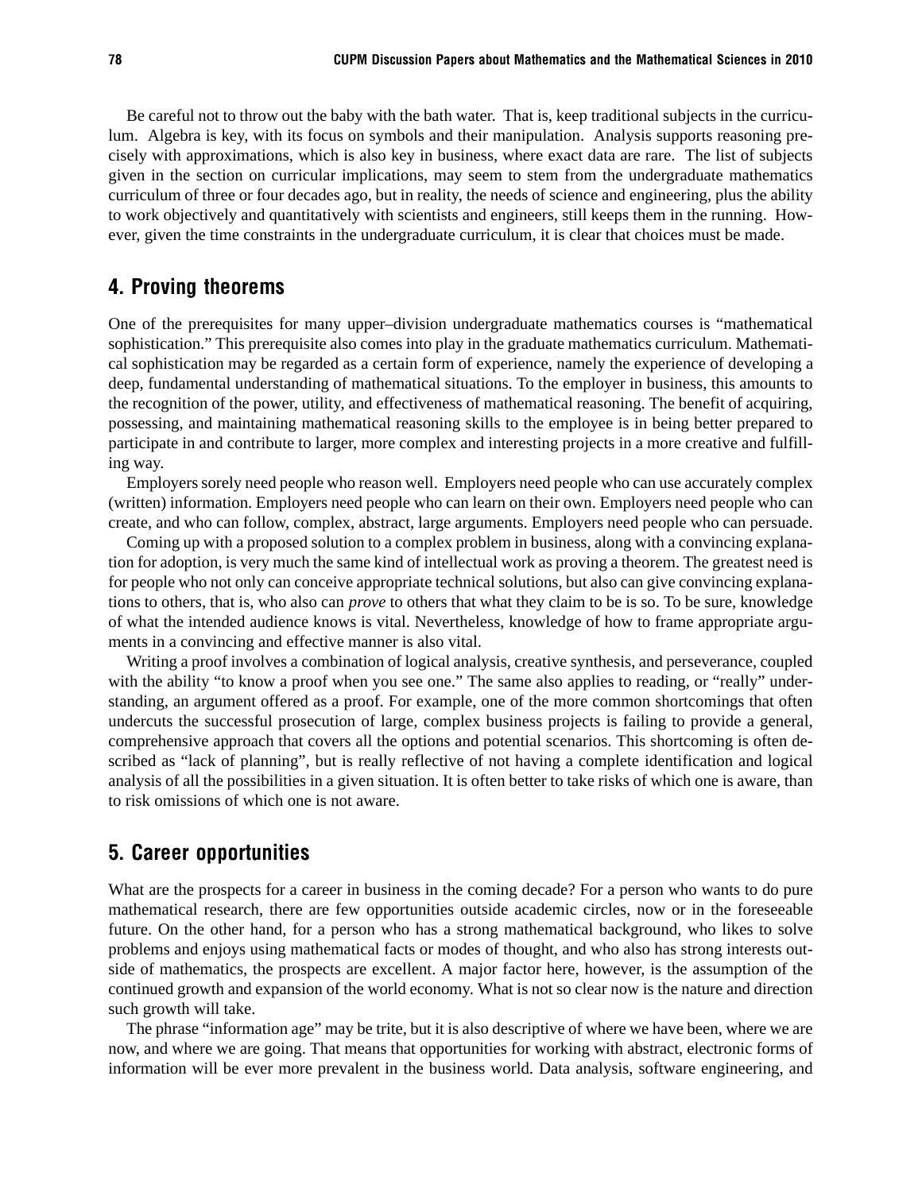Be careful not to throw out the baby with the bath water. That is, keep traditional subjects in the curriculum. Algebra is key, with its focus on symbols and their manipulation. Analysis supports reasoning precisely with approximations, which is also key in business, where exact data are rare. The list of subjects given in the section on curricular implications, may seem to stem from the undergraduate mathematics curriculum of three or four decades ago, but in reality, the needs of science and engineering, plus the ability to work objectively and quantitatively with scientists and engineers, still keeps them in the running. However, given the time constraints in the undergraduate curriculum, it is clear that choices must be made.

## 4. Proving theorems

One of the prerequisites for many upper–division undergraduate mathematics courses is "mathematical sophistication." This prerequisite also comes into play in the graduate mathematics curriculum. Mathematical sophistication may be regarded as a certain form of experience, namely the experience of developing a deep, fundamental understanding of mathematical situations. To the employer in business, this amounts to the recognition of the power, utility, and effectiveness of mathematical reasoning. The benefit of acquiring, possessing, and maintaining mathematical reasoning skills to the employee is in being better prepared to participate in and contribute to larger, more complex and interesting projects in a more creative and fulfilling way.

Employers sorely need people who reason well. Employers need people who can use accurately complex (written) information. Employers need people who can learn on their own. Employers need people who can create, and who can follow, complex, abstract, large arguments. Employers need people who can persuade.

Coming up with a proposed solution to a complex problem in business, along with a convincing explanation for adoption, is very much the same kind of intellectual work as proving a theorem. The greatest need is for people who not only can conceive appropriate technical solutions, but also can give convincing explanations to others, that is, who also can *prove* to others that what they claim to be is so. To be sure, knowledge of what the intended audience knows is vital. Nevertheless, knowledge of how to frame appropriate arguments in a convincing and effective manner is also vital.

Writing a proof involves a combination of logical analysis, creative synthesis, and perseverance, coupled with the ability "to know a proof when you see one." The same also applies to reading, or "really" understanding, an argument offered as a proof. For example, one of the more common shortcomings that often undercuts the successful prosecution of large, complex business projects is failing to provide a general, comprehensive approach that covers all the options and potential scenarios. This shortcoming is often described as "lack of planning", but is really reflective of not having a complete identification and logical analysis of all the possibilities in a given situation. It is often better to take risks of which one is aware, than to risk omissions of which one is not aware.

## 5. Career opportunities

What are the prospects for a career in business in the coming decade? For a person who wants to do pure mathematical research, there are few opportunities outside academic circles, now or in the foreseeable future. On the other hand, for a person who has a strong mathematical background, who likes to solve problems and enjoys using mathematical facts or modes of thought, and who also has strong interests outside of mathematics, the prospects are excellent. A major factor here, however, is the assumption of the continued growth and expansion of the world economy. What is not so clear now is the nature and direction such growth will take.

The phrase "information age" may be trite, but it is also descriptive of where we have been, where we are now, and where we are going. That means that opportunities for working with abstract, electronic forms of information will be ever more prevalent in the business world. Data analysis, software engineering, and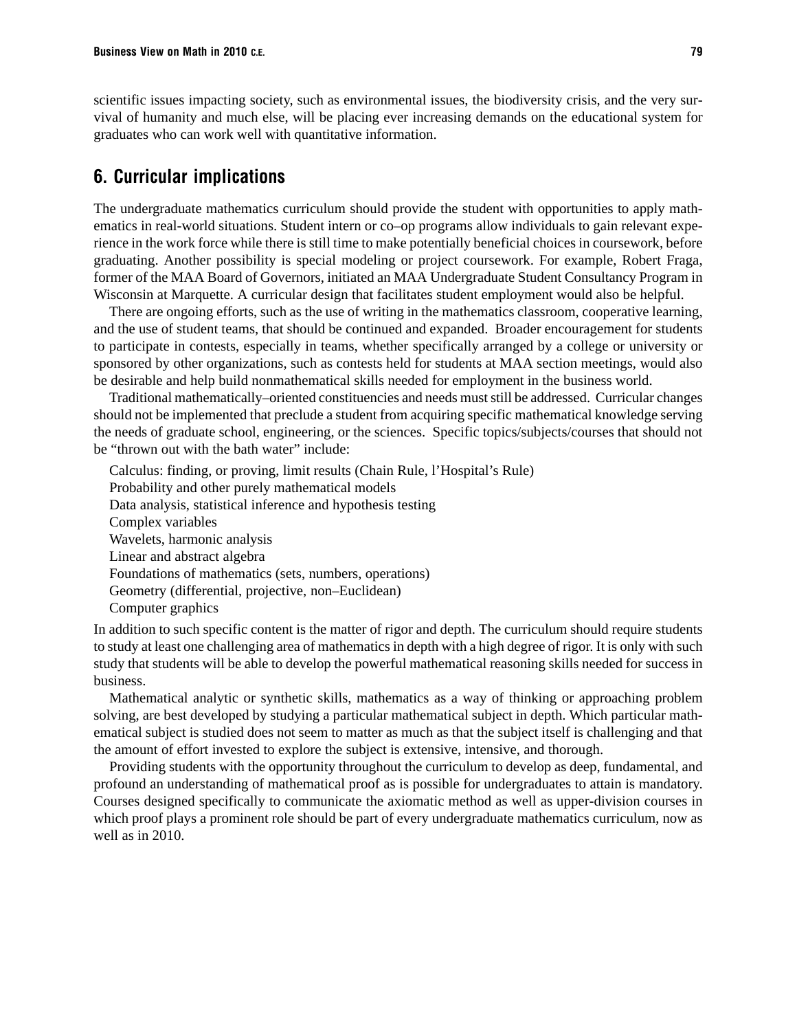scientific issues impacting society, such as environmental issues, the biodiversity crisis, and the very survival of humanity and much else, will be placing ever increasing demands on the educational system for graduates who can work well with quantitative information.

## 6. Curricular implications

The undergraduate mathematics curriculum should provide the student with opportunities to apply mathematics in real-world situations. Student intern or co–op programs allow individuals to gain relevant experience in the work force while there is still time to make potentially beneficial choices in coursework, before graduating. Another possibility is special modeling or project coursework. For example, Robert Fraga, former of the MAA Board of Governors, initiated an MAA Undergraduate Student Consultancy Program in Wisconsin at Marquette. A curricular design that facilitates student employment would also be helpful.

There are ongoing efforts, such as the use of writing in the mathematics classroom, cooperative learning, and the use of student teams, that should be continued and expanded. Broader encouragement for students to participate in contests, especially in teams, whether specifically arranged by a college or university or sponsored by other organizations, such as contests held for students at MAA section meetings, would also be desirable and help build nonmathematical skills needed for employment in the business world.

Traditional mathematically–oriented constituencies and needs must still be addressed. Curricular changes should not be implemented that preclude a student from acquiring specific mathematical knowledge serving the needs of graduate school, engineering, or the sciences. Specific topics/subjects/courses that should not be "thrown out with the bath water" include:

Calculus: finding, or proving, limit results (Chain Rule, l'Hospital's Rule)
Probability and other purely mathematical models
Data analysis, statistical inference and hypothesis testing
Complex variables
Wavelets, harmonic analysis
Linear and abstract algebra
Foundations of mathematics (sets, numbers, operations)
Geometry (differential, projective, non–Euclidean)
Computer graphics

In addition to such specific content is the matter of rigor and depth. The curriculum should require students to study at least one challenging area of mathematics in depth with a high degree of rigor. It is only with such study that students will be able to develop the powerful mathematical reasoning skills needed for success in business.

Mathematical analytic or synthetic skills, mathematics as a way of thinking or approaching problem solving, are best developed by studying a particular mathematical subject in depth. Which particular mathematical subject is studied does not seem to matter as much as that the subject itself is challenging and that the amount of effort invested to explore the subject is extensive, intensive, and thorough.

Providing students with the opportunity throughout the curriculum to develop as deep, fundamental, and profound an understanding of mathematical proof as is possible for undergraduates to attain is mandatory. Courses designed specifically to communicate the axiomatic method as well as upper-division courses in which proof plays a prominent role should be part of every undergraduate mathematics curriculum, now as well as in 2010.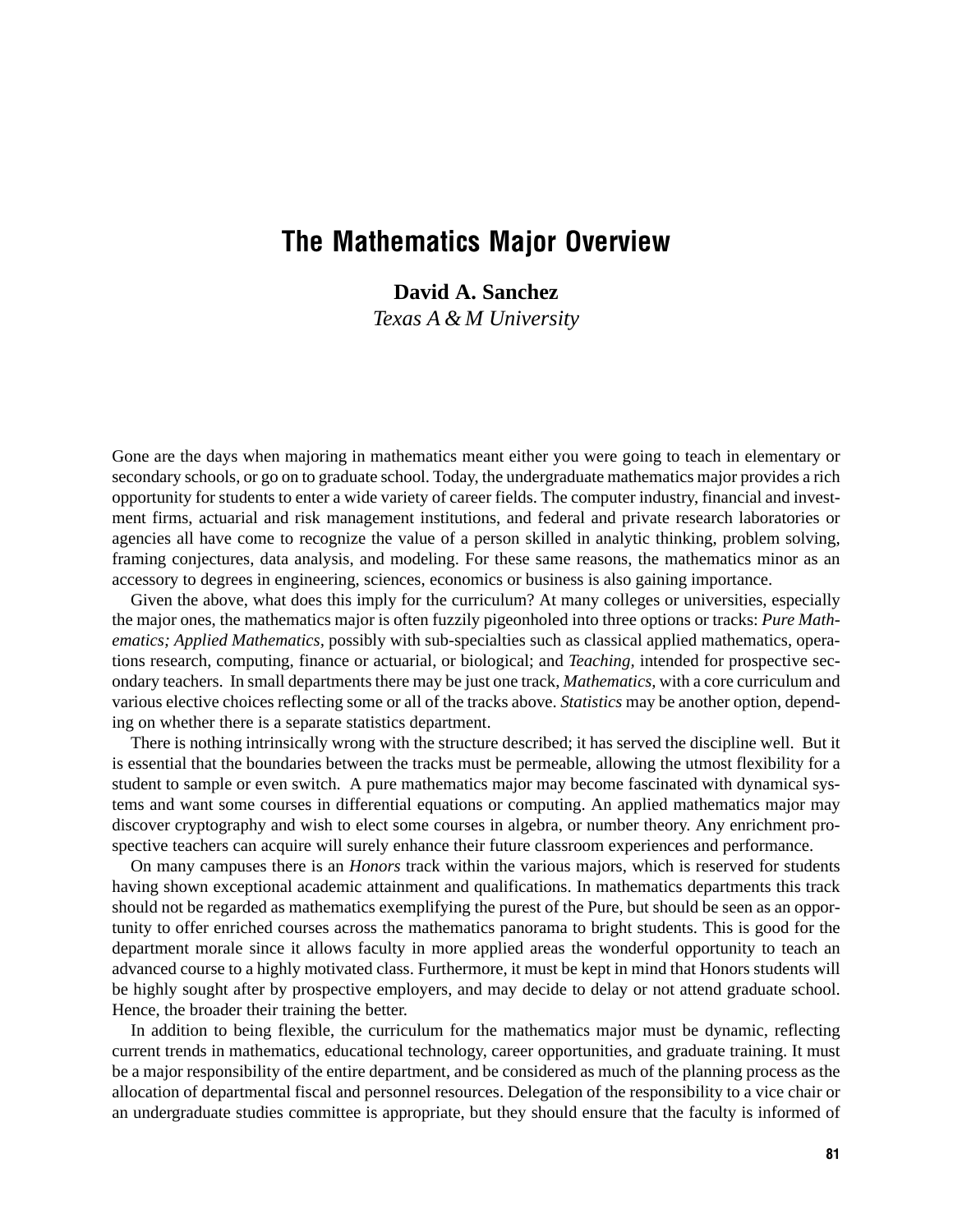# The Mathematics Major Overview

**David A. Sanchez**
*Texas A & M University*

Gone are the days when majoring in mathematics meant either you were going to teach in elementary or secondary schools, or go on to graduate school. Today, the undergraduate mathematics major provides a rich opportunity for students to enter a wide variety of career fields. The computer industry, financial and investment firms, actuarial and risk management institutions, and federal and private research laboratories or agencies all have come to recognize the value of a person skilled in analytic thinking, problem solving, framing conjectures, data analysis, and modeling. For these same reasons, the mathematics minor as an accessory to degrees in engineering, sciences, economics or business is also gaining importance.

Given the above, what does this imply for the curriculum? At many colleges or universities, especially the major ones, the mathematics major is often fuzzily pigeonholed into three options or tracks: *Pure Mathematics; Applied Mathematics,* possibly with sub-specialties such as classical applied mathematics, operations research, computing, finance or actuarial, or biological; and *Teaching,* intended for prospective secondary teachers. In small departments there may be just one track, *Mathematics,* with a core curriculum and various elective choices reflecting some or all of the tracks above. *Statistics* may be another option, depending on whether there is a separate statistics department.

There is nothing intrinsically wrong with the structure described; it has served the discipline well. But it is essential that the boundaries between the tracks must be permeable, allowing the utmost flexibility for a student to sample or even switch. A pure mathematics major may become fascinated with dynamical systems and want some courses in differential equations or computing. An applied mathematics major may discover cryptography and wish to elect some courses in algebra, or number theory. Any enrichment prospective teachers can acquire will surely enhance their future classroom experiences and performance.

On many campuses there is an *Honors* track within the various majors, which is reserved for students having shown exceptional academic attainment and qualifications. In mathematics departments this track should not be regarded as mathematics exemplifying the purest of the Pure, but should be seen as an opportunity to offer enriched courses across the mathematics panorama to bright students. This is good for the department morale since it allows faculty in more applied areas the wonderful opportunity to teach an advanced course to a highly motivated class. Furthermore, it must be kept in mind that Honors students will be highly sought after by prospective employers, and may decide to delay or not attend graduate school. Hence, the broader their training the better.

In addition to being flexible, the curriculum for the mathematics major must be dynamic, reflecting current trends in mathematics, educational technology, career opportunities, and graduate training. It must be a major responsibility of the entire department, and be considered as much of the planning process as the allocation of departmental fiscal and personnel resources. Delegation of the responsibility to a vice chair or an undergraduate studies committee is appropriate, but they should ensure that the faculty is informed of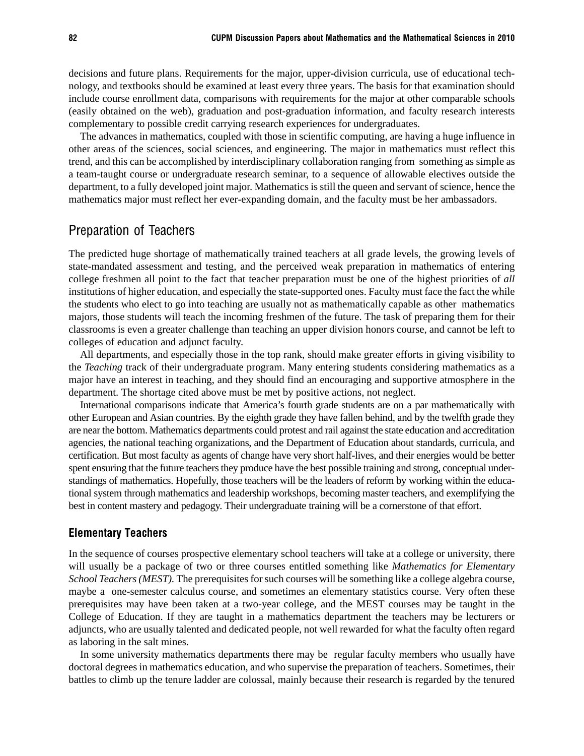decisions and future plans. Requirements for the major, upper-division curricula, use of educational technology, and textbooks should be examined at least every three years. The basis for that examination should include course enrollment data, comparisons with requirements for the major at other comparable schools (easily obtained on the web), graduation and post-graduation information, and faculty research interests complementary to possible credit carrying research experiences for undergraduates.

The advances in mathematics, coupled with those in scientific computing, are having a huge influence in other areas of the sciences, social sciences, and engineering. The major in mathematics must reflect this trend, and this can be accomplished by interdisciplinary collaboration ranging from something as simple as a team-taught course or undergraduate research seminar, to a sequence of allowable electives outside the department, to a fully developed joint major. Mathematics is still the queen and servant of science, hence the mathematics major must reflect her ever-expanding domain, and the faculty must be her ambassadors.

## Preparation of Teachers

The predicted huge shortage of mathematically trained teachers at all grade levels, the growing levels of state-mandated assessment and testing, and the perceived weak preparation in mathematics of entering college freshmen all point to the fact that teacher preparation must be one of the highest priorities of *all* institutions of higher education, and especially the state-supported ones. Faculty must face the fact the while the students who elect to go into teaching are usually not as mathematically capable as other mathematics majors, those students will teach the incoming freshmen of the future. The task of preparing them for their classrooms is even a greater challenge than teaching an upper division honors course, and cannot be left to colleges of education and adjunct faculty.

All departments, and especially those in the top rank, should make greater efforts in giving visibility to the *Teaching* track of their undergraduate program. Many entering students considering mathematics as a major have an interest in teaching, and they should find an encouraging and supportive atmosphere in the department. The shortage cited above must be met by positive actions, not neglect.

International comparisons indicate that America's fourth grade students are on a par mathematically with other European and Asian countries. By the eighth grade they have fallen behind, and by the twelfth grade they are near the bottom. Mathematics departments could protest and rail against the state education and accreditation agencies, the national teaching organizations, and the Department of Education about standards, curricula, and certification. But most faculty as agents of change have very short half-lives, and their energies would be better spent ensuring that the future teachers they produce have the best possible training and strong, conceptual understandings of mathematics. Hopefully, those teachers will be the leaders of reform by working within the educational system through mathematics and leadership workshops, becoming master teachers, and exemplifying the best in content mastery and pedagogy. Their undergraduate training will be a cornerstone of that effort.

### Elementary Teachers

In the sequence of courses prospective elementary school teachers will take at a college or university, there will usually be a package of two or three courses entitled something like *Mathematics for Elementary School Teachers (MEST).* The prerequisites for such courses will be something like a college algebra course, maybe a one-semester calculus course, and sometimes an elementary statistics course. Very often these prerequisites may have been taken at a two-year college, and the MEST courses may be taught in the College of Education. If they are taught in a mathematics department the teachers may be lecturers or adjuncts, who are usually talented and dedicated people, not well rewarded for what the faculty often regard as laboring in the salt mines.

In some university mathematics departments there may be regular faculty members who usually have doctoral degrees in mathematics education, and who supervise the preparation of teachers. Sometimes, their battles to climb up the tenure ladder are colossal, mainly because their research is regarded by the tenured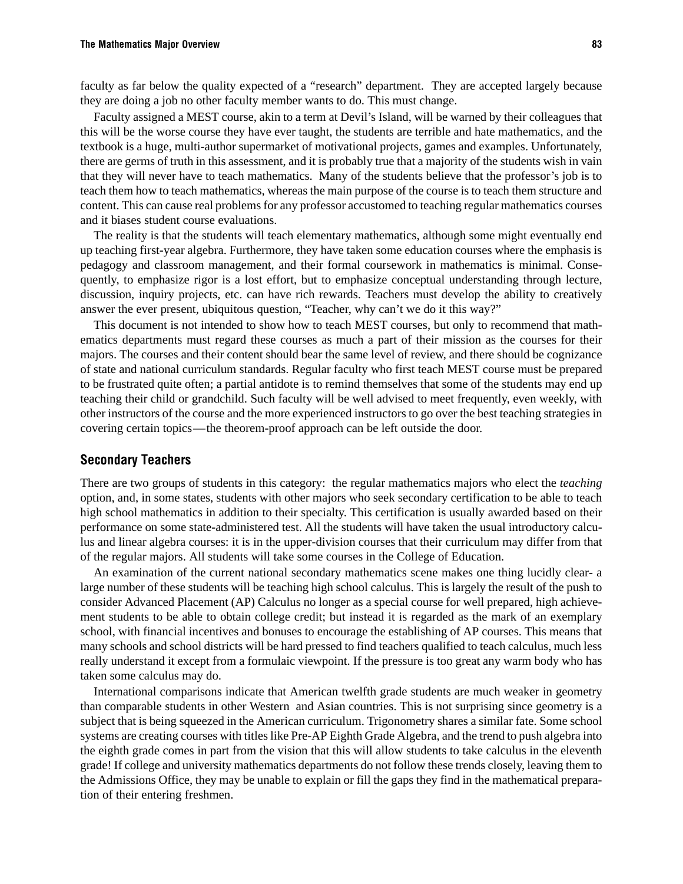faculty as far below the quality expected of a "research" department. They are accepted largely because they are doing a job no other faculty member wants to do. This must change.

Faculty assigned a MEST course, akin to a term at Devil's Island, will be warned by their colleagues that this will be the worse course they have ever taught, the students are terrible and hate mathematics, and the textbook is a huge, multi-author supermarket of motivational projects, games and examples. Unfortunately, there are germs of truth in this assessment, and it is probably true that a majority of the students wish in vain that they will never have to teach mathematics. Many of the students believe that the professor's job is to teach them how to teach mathematics, whereas the main purpose of the course is to teach them structure and content. This can cause real problems for any professor accustomed to teaching regular mathematics courses and it biases student course evaluations.

The reality is that the students will teach elementary mathematics, although some might eventually end up teaching first-year algebra. Furthermore, they have taken some education courses where the emphasis is pedagogy and classroom management, and their formal coursework in mathematics is minimal. Consequently, to emphasize rigor is a lost effort, but to emphasize conceptual understanding through lecture, discussion, inquiry projects, etc. can have rich rewards. Teachers must develop the ability to creatively answer the ever present, ubiquitous question, "Teacher, why can't we do it this way?"

This document is not intended to show how to teach MEST courses, but only to recommend that mathematics departments must regard these courses as much a part of their mission as the courses for their majors. The courses and their content should bear the same level of review, and there should be cognizance of state and national curriculum standards. Regular faculty who first teach MEST course must be prepared to be frustrated quite often; a partial antidote is to remind themselves that some of the students may end up teaching their child or grandchild. Such faculty will be well advised to meet frequently, even weekly, with other instructors of the course and the more experienced instructors to go over the best teaching strategies in covering certain topics—the theorem-proof approach can be left outside the door.

## Secondary Teachers

There are two groups of students in this category: the regular mathematics majors who elect the *teaching* option, and, in some states, students with other majors who seek secondary certification to be able to teach high school mathematics in addition to their specialty. This certification is usually awarded based on their performance on some state-administered test. All the students will have taken the usual introductory calculus and linear algebra courses: it is in the upper-division courses that their curriculum may differ from that of the regular majors. All students will take some courses in the College of Education.

An examination of the current national secondary mathematics scene makes one thing lucidly clear- a large number of these students will be teaching high school calculus. This is largely the result of the push to consider Advanced Placement (AP) Calculus no longer as a special course for well prepared, high achievement students to be able to obtain college credit; but instead it is regarded as the mark of an exemplary school, with financial incentives and bonuses to encourage the establishing of AP courses. This means that many schools and school districts will be hard pressed to find teachers qualified to teach calculus, much less really understand it except from a formulaic viewpoint. If the pressure is too great any warm body who has taken some calculus may do.

International comparisons indicate that American twelfth grade students are much weaker in geometry than comparable students in other Western and Asian countries. This is not surprising since geometry is a subject that is being squeezed in the American curriculum. Trigonometry shares a similar fate. Some school systems are creating courses with titles like Pre-AP Eighth Grade Algebra, and the trend to push algebra into the eighth grade comes in part from the vision that this will allow students to take calculus in the eleventh grade! If college and university mathematics departments do not follow these trends closely, leaving them to the Admissions Office, they may be unable to explain or fill the gaps they find in the mathematical preparation of their entering freshmen.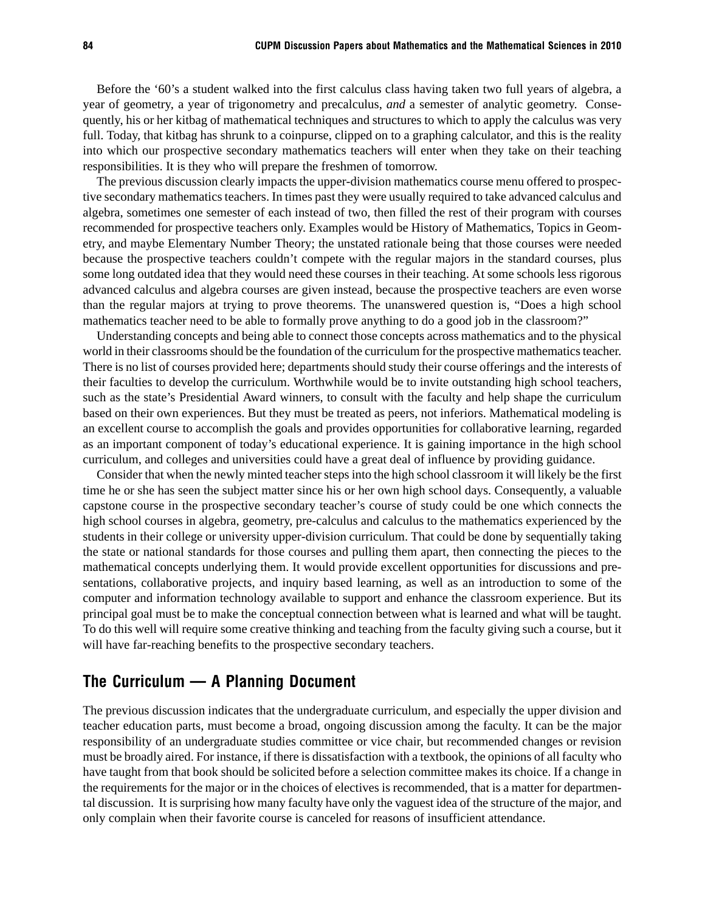Before the '60's a student walked into the first calculus class having taken two full years of algebra, a year of geometry, a year of trigonometry and precalculus, *and* a semester of analytic geometry. Consequently, his or her kitbag of mathematical techniques and structures to which to apply the calculus was very full. Today, that kitbag has shrunk to a coinpurse, clipped on to a graphing calculator, and this is the reality into which our prospective secondary mathematics teachers will enter when they take on their teaching responsibilities. It is they who will prepare the freshmen of tomorrow.

The previous discussion clearly impacts the upper-division mathematics course menu offered to prospective secondary mathematics teachers. In times past they were usually required to take advanced calculus and algebra, sometimes one semester of each instead of two, then filled the rest of their program with courses recommended for prospective teachers only. Examples would be History of Mathematics, Topics in Geometry, and maybe Elementary Number Theory; the unstated rationale being that those courses were needed because the prospective teachers couldn't compete with the regular majors in the standard courses, plus some long outdated idea that they would need these courses in their teaching. At some schools less rigorous advanced calculus and algebra courses are given instead, because the prospective teachers are even worse than the regular majors at trying to prove theorems. The unanswered question is, "Does a high school mathematics teacher need to be able to formally prove anything to do a good job in the classroom?"

Understanding concepts and being able to connect those concepts across mathematics and to the physical world in their classrooms should be the foundation of the curriculum for the prospective mathematics teacher. There is no list of courses provided here; departments should study their course offerings and the interests of their faculties to develop the curriculum. Worthwhile would be to invite outstanding high school teachers, such as the state's Presidential Award winners, to consult with the faculty and help shape the curriculum based on their own experiences. But they must be treated as peers, not inferiors. Mathematical modeling is an excellent course to accomplish the goals and provides opportunities for collaborative learning, regarded as an important component of today's educational experience. It is gaining importance in the high school curriculum, and colleges and universities could have a great deal of influence by providing guidance.

Consider that when the newly minted teacher steps into the high school classroom it will likely be the first time he or she has seen the subject matter since his or her own high school days. Consequently, a valuable capstone course in the prospective secondary teacher's course of study could be one which connects the high school courses in algebra, geometry, pre-calculus and calculus to the mathematics experienced by the students in their college or university upper-division curriculum. That could be done by sequentially taking the state or national standards for those courses and pulling them apart, then connecting the pieces to the mathematical concepts underlying them. It would provide excellent opportunities for discussions and presentations, collaborative projects, and inquiry based learning, as well as an introduction to some of the computer and information technology available to support and enhance the classroom experience. But its principal goal must be to make the conceptual connection between what is learned and what will be taught. To do this well will require some creative thinking and teaching from the faculty giving such a course, but it will have far-reaching benefits to the prospective secondary teachers.

## The Curriculum — A Planning Document

The previous discussion indicates that the undergraduate curriculum, and especially the upper division and teacher education parts, must become a broad, ongoing discussion among the faculty. It can be the major responsibility of an undergraduate studies committee or vice chair, but recommended changes or revision must be broadly aired. For instance, if there is dissatisfaction with a textbook, the opinions of all faculty who have taught from that book should be solicited before a selection committee makes its choice. If a change in the requirements for the major or in the choices of electives is recommended, that is a matter for departmental discussion. It is surprising how many faculty have only the vaguest idea of the structure of the major, and only complain when their favorite course is canceled for reasons of insufficient attendance.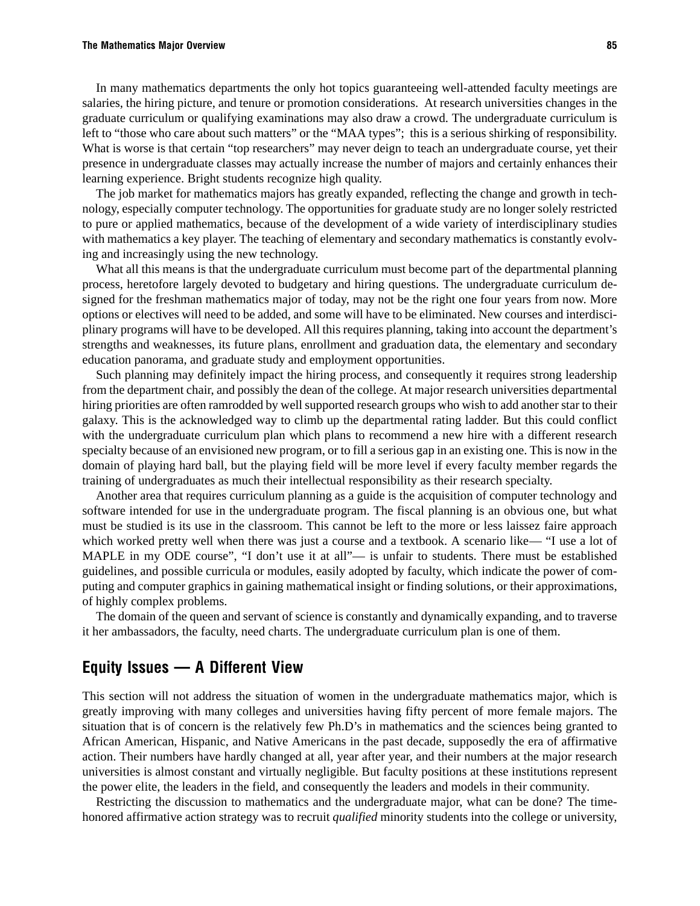In many mathematics departments the only hot topics guaranteeing well-attended faculty meetings are salaries, the hiring picture, and tenure or promotion considerations.  At research universities changes in the graduate curriculum or qualifying examinations may also draw a crowd. The undergraduate curriculum is left to “those who care about such matters” or the “MAA types”;  this is a serious shirking of responsibility. What is worse is that certain “top researchers” may never deign to teach an undergraduate course, yet their presence in undergraduate classes may actually increase the number of majors and certainly enhances their learning experience. Bright students recognize high quality.

The job market for mathematics majors has greatly expanded, reflecting the change and growth in technology, especially computer technology. The opportunities for graduate study are no longer solely restricted to pure or applied mathematics, because of the development of a wide variety of interdisciplinary studies with mathematics a key player. The teaching of elementary and secondary mathematics is constantly evolving and increasingly using the new technology.

What all this means is that the undergraduate curriculum must become part of the departmental planning process, heretofore largely devoted to budgetary and hiring questions. The undergraduate curriculum designed for the freshman mathematics major of today, may not be the right one four years from now. More options or electives will need to be added, and some will have to be eliminated. New courses and interdisciplinary programs will have to be developed. All this requires planning, taking into account the department’s strengths and weaknesses, its future plans, enrollment and graduation data, the elementary and secondary education panorama, and graduate study and employment opportunities.

Such planning may definitely impact the hiring process, and consequently it requires strong leadership from the department chair, and possibly the dean of the college. At major research universities departmental hiring priorities are often ramrodded by well supported research groups who wish to add another star to their galaxy. This is the acknowledged way to climb up the departmental rating ladder. But this could conflict with the undergraduate curriculum plan which plans to recommend a new hire with a different research specialty because of an envisioned new program, or to fill a serious gap in an existing one. This is now in the domain of playing hard ball, but the playing field will be more level if every faculty member regards the training of undergraduates as much their intellectual responsibility as their research specialty.

Another area that requires curriculum planning as a guide is the acquisition of computer technology and software intended for use in the undergraduate program. The fiscal planning is an obvious one, but what must be studied is its use in the classroom. This cannot be left to the more or less laissez faire approach which worked pretty well when there was just a course and a textbook. A scenario like— “I use a lot of MAPLE in my ODE course”, “I don’t use it at all”— is unfair to students. There must be established guidelines, and possible curricula or modules, easily adopted by faculty, which indicate the power of computing and computer graphics in gaining mathematical insight or finding solutions, or their approximations, of highly complex problems.

The domain of the queen and servant of science is constantly and dynamically expanding, and to traverse it her ambassadors, the faculty, need charts. The undergraduate curriculum plan is one of them.

## Equity Issues — A Different View

This section will not address the situation of women in the undergraduate mathematics major, which is greatly improving with many colleges and universities having fifty percent of more female majors. The situation that is of concern is the relatively few Ph.D’s in mathematics and the sciences being granted to African American, Hispanic, and Native Americans in the past decade, supposedly the era of affirmative action. Their numbers have hardly changed at all, year after year, and their numbers at the major research universities is almost constant and virtually negligible. But faculty positions at these institutions represent the power elite, the leaders in the field, and consequently the leaders and models in their community.

Restricting the discussion to mathematics and the undergraduate major, what can be done? The time-honored affirmative action strategy was to recruit *qualified* minority students into the college or university,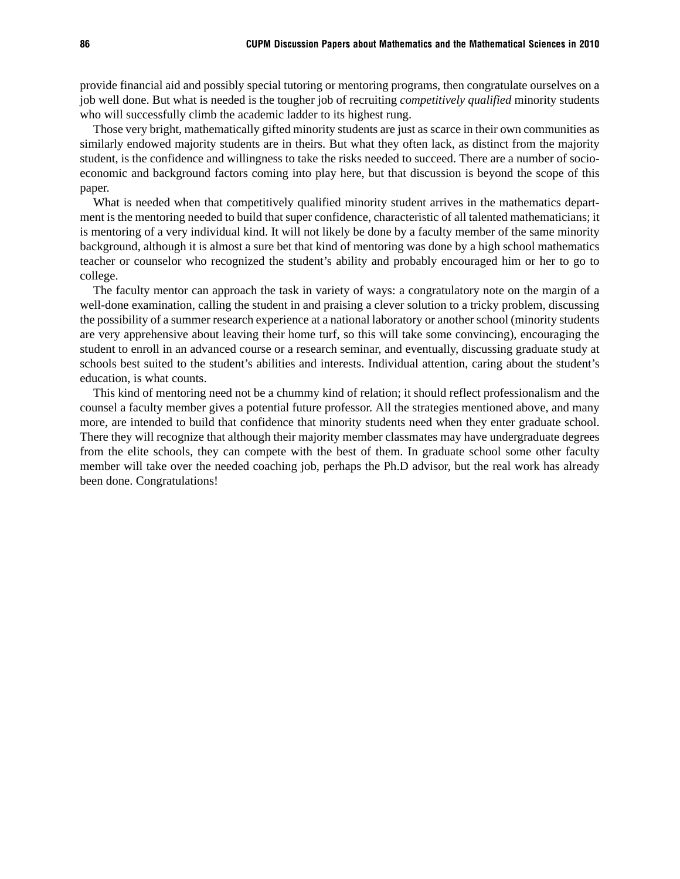provide financial aid and possibly special tutoring or mentoring programs, then congratulate ourselves on a job well done. But what is needed is the tougher job of recruiting *competitively qualified* minority students who will successfully climb the academic ladder to its highest rung.

Those very bright, mathematically gifted minority students are just as scarce in their own communities as similarly endowed majority students are in theirs. But what they often lack, as distinct from the majority student, is the confidence and willingness to take the risks needed to succeed. There are a number of socio-economic and background factors coming into play here, but that discussion is beyond the scope of this paper.

What is needed when that competitively qualified minority student arrives in the mathematics department is the mentoring needed to build that super confidence, characteristic of all talented mathematicians; it is mentoring of a very individual kind. It will not likely be done by a faculty member of the same minority background, although it is almost a sure bet that kind of mentoring was done by a high school mathematics teacher or counselor who recognized the student's ability and probably encouraged him or her to go to college.

The faculty mentor can approach the task in variety of ways: a congratulatory note on the margin of a well-done examination, calling the student in and praising a clever solution to a tricky problem, discussing the possibility of a summer research experience at a national laboratory or another school (minority students are very apprehensive about leaving their home turf, so this will take some convincing), encouraging the student to enroll in an advanced course or a research seminar, and eventually, discussing graduate study at schools best suited to the student's abilities and interests. Individual attention, caring about the student's education, is what counts.

This kind of mentoring need not be a chummy kind of relation; it should reflect professionalism and the counsel a faculty member gives a potential future professor. All the strategies mentioned above, and many more, are intended to build that confidence that minority students need when they enter graduate school. There they will recognize that although their majority member classmates may have undergraduate degrees from the elite schools, they can compete with the best of them. In graduate school some other faculty member will take over the needed coaching job, perhaps the Ph.D advisor, but the real work has already been done. Congratulations!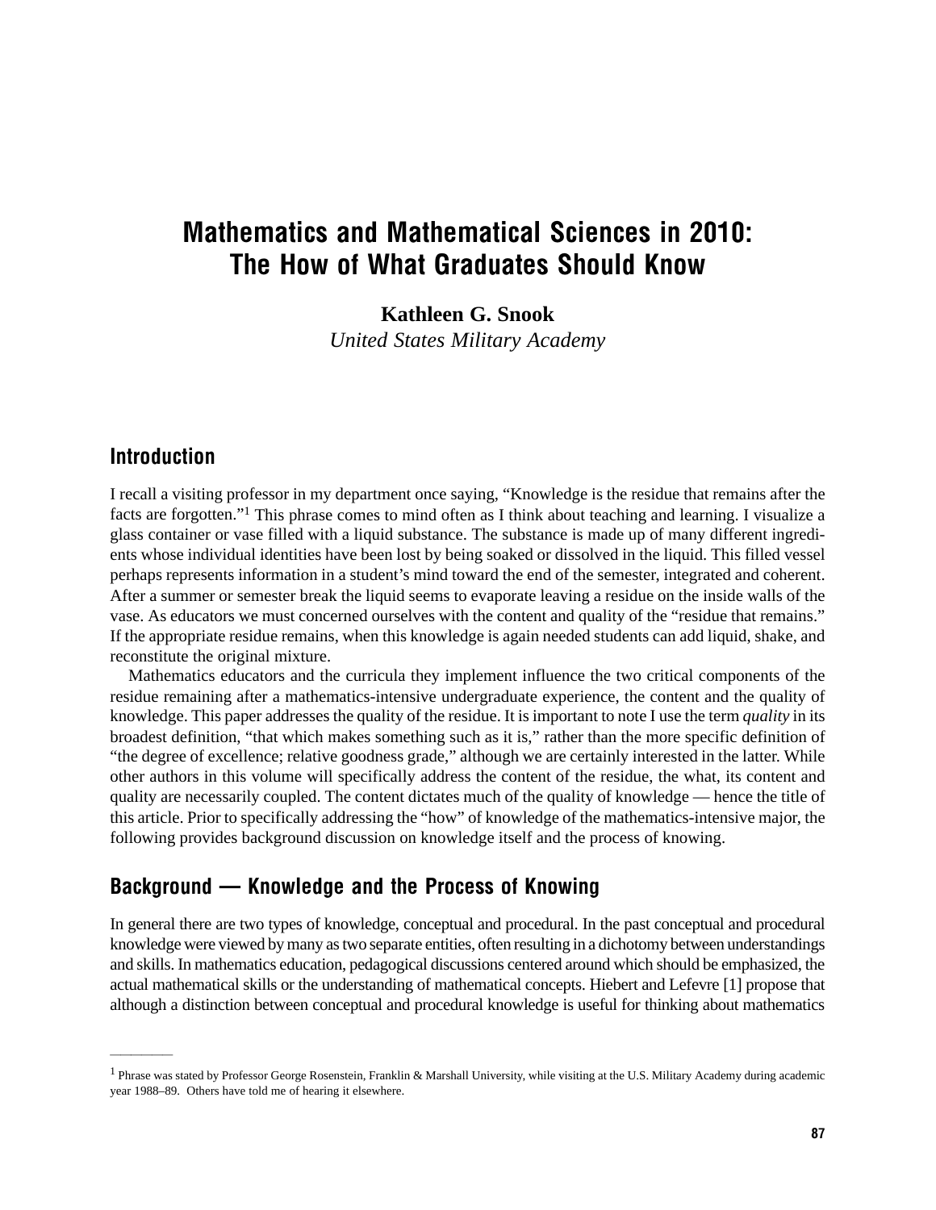# Mathematics and Mathematical Sciences in 2010: The How of What Graduates Should Know

**Kathleen G. Snook**
*United States Military Academy*

## Introduction

I recall a visiting professor in my department once saying, "Knowledge is the residue that remains after the facts are forgotten."[1] This phrase comes to mind often as I think about teaching and learning. I visualize a glass container or vase filled with a liquid substance. The substance is made up of many different ingredients whose individual identities have been lost by being soaked or dissolved in the liquid. This filled vessel perhaps represents information in a student's mind toward the end of the semester, integrated and coherent. After a summer or semester break the liquid seems to evaporate leaving a residue on the inside walls of the vase. As educators we must concerned ourselves with the content and quality of the "residue that remains." If the appropriate residue remains, when this knowledge is again needed students can add liquid, shake, and reconstitute the original mixture.

Mathematics educators and the curricula they implement influence the two critical components of the residue remaining after a mathematics-intensive undergraduate experience, the content and the quality of knowledge. This paper addresses the quality of the residue. It is important to note I use the term *quality* in its broadest definition, "that which makes something such as it is," rather than the more specific definition of "the degree of excellence; relative goodness grade," although we are certainly interested in the latter. While other authors in this volume will specifically address the content of the residue, the what, its content and quality are necessarily coupled. The content dictates much of the quality of knowledge — hence the title of this article. Prior to specifically addressing the "how" of knowledge of the mathematics-intensive major, the following provides background discussion on knowledge itself and the process of knowing.

## Background — Knowledge and the Process of Knowing

In general there are two types of knowledge, conceptual and procedural. In the past conceptual and procedural knowledge were viewed by many as two separate entities, often resulting in a dichotomy between understandings and skills. In mathematics education, pedagogical discussions centered around which should be emphasized, the actual mathematical skills or the understanding of mathematical concepts. Hiebert and Lefevre [1] propose that although a distinction between conceptual and procedural knowledge is useful for thinking about mathematics

---

[1] Phrase was stated by Professor George Rosenstein, Franklin & Marshall University, while visiting at the U.S. Military Academy during academic year 1988–89. Others have told me of hearing it elsewhere.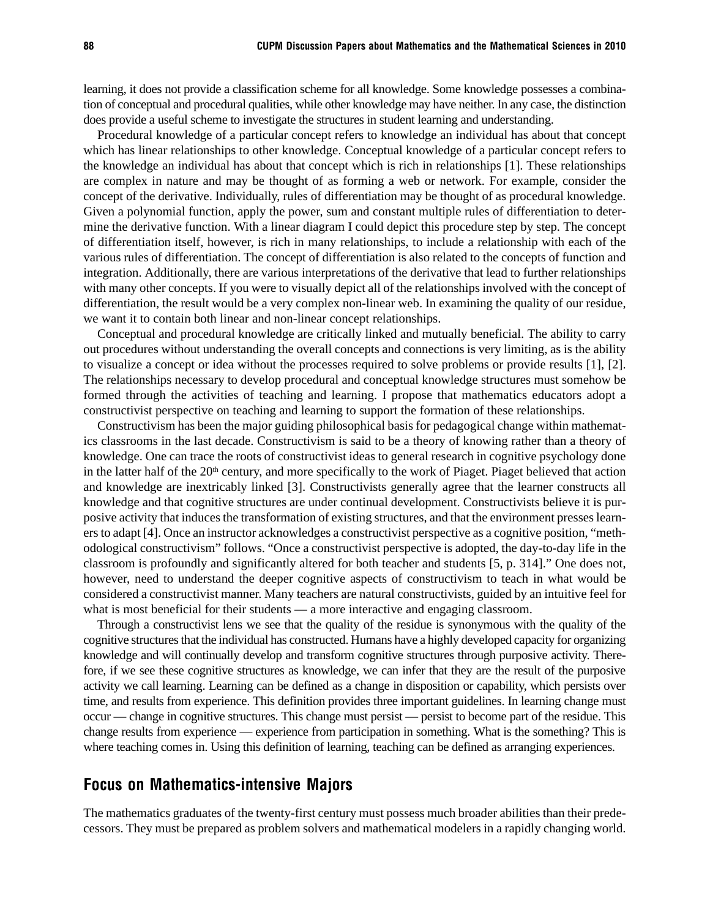learning, it does not provide a classification scheme for all knowledge. Some knowledge possesses a combination of conceptual and procedural qualities, while other knowledge may have neither. In any case, the distinction does provide a useful scheme to investigate the structures in student learning and understanding.

Procedural knowledge of a particular concept refers to knowledge an individual has about that concept which has linear relationships to other knowledge. Conceptual knowledge of a particular concept refers to the knowledge an individual has about that concept which is rich in relationships [1]. These relationships are complex in nature and may be thought of as forming a web or network. For example, consider the concept of the derivative. Individually, rules of differentiation may be thought of as procedural knowledge. Given a polynomial function, apply the power, sum and constant multiple rules of differentiation to determine the derivative function. With a linear diagram I could depict this procedure step by step. The concept of differentiation itself, however, is rich in many relationships, to include a relationship with each of the various rules of differentiation. The concept of differentiation is also related to the concepts of function and integration. Additionally, there are various interpretations of the derivative that lead to further relationships with many other concepts. If you were to visually depict all of the relationships involved with the concept of differentiation, the result would be a very complex non-linear web. In examining the quality of our residue, we want it to contain both linear and non-linear concept relationships.

Conceptual and procedural knowledge are critically linked and mutually beneficial. The ability to carry out procedures without understanding the overall concepts and connections is very limiting, as is the ability to visualize a concept or idea without the processes required to solve problems or provide results [1], [2]. The relationships necessary to develop procedural and conceptual knowledge structures must somehow be formed through the activities of teaching and learning. I propose that mathematics educators adopt a constructivist perspective on teaching and learning to support the formation of these relationships.

Constructivism has been the major guiding philosophical basis for pedagogical change within mathematics classrooms in the last decade. Constructivism is said to be a theory of knowing rather than a theory of knowledge. One can trace the roots of constructivist ideas to general research in cognitive psychology done in the latter half of the 20th century, and more specifically to the work of Piaget. Piaget believed that action and knowledge are inextricably linked [3]. Constructivists generally agree that the learner constructs all knowledge and that cognitive structures are under continual development. Constructivists believe it is purposive activity that induces the transformation of existing structures, and that the environment presses learners to adapt [4]. Once an instructor acknowledges a constructivist perspective as a cognitive position, "methodological constructivism" follows. "Once a constructivist perspective is adopted, the day-to-day life in the classroom is profoundly and significantly altered for both teacher and students [5, p. 314]." One does not, however, need to understand the deeper cognitive aspects of constructivism to teach in what would be considered a constructivist manner. Many teachers are natural constructivists, guided by an intuitive feel for what is most beneficial for their students — a more interactive and engaging classroom.

Through a constructivist lens we see that the quality of the residue is synonymous with the quality of the cognitive structures that the individual has constructed. Humans have a highly developed capacity for organizing knowledge and will continually develop and transform cognitive structures through purposive activity. Therefore, if we see these cognitive structures as knowledge, we can infer that they are the result of the purposive activity we call learning. Learning can be defined as a change in disposition or capability, which persists over time, and results from experience. This definition provides three important guidelines. In learning change must occur — change in cognitive structures. This change must persist — persist to become part of the residue. This change results from experience — experience from participation in something. What is the something? This is where teaching comes in. Using this definition of learning, teaching can be defined as arranging experiences.

## Focus on Mathematics-intensive Majors

The mathematics graduates of the twenty-first century must possess much broader abilities than their predecessors. They must be prepared as problem solvers and mathematical modelers in a rapidly changing world.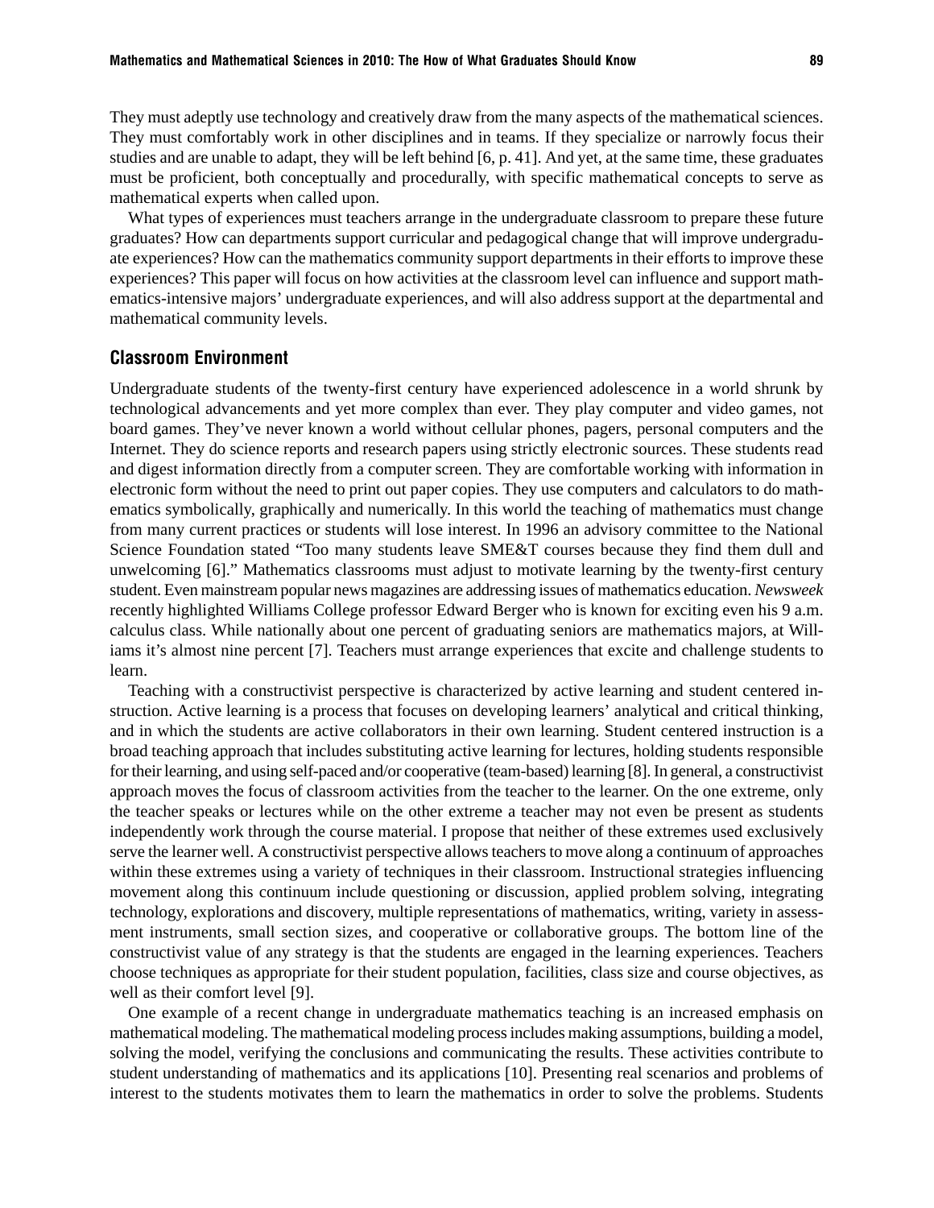They must adeptly use technology and creatively draw from the many aspects of the mathematical sciences. They must comfortably work in other disciplines and in teams. If they specialize or narrowly focus their studies and are unable to adapt, they will be left behind [6, p. 41]. And yet, at the same time, these graduates must be proficient, both conceptually and procedurally, with specific mathematical concepts to serve as mathematical experts when called upon.

What types of experiences must teachers arrange in the undergraduate classroom to prepare these future graduates? How can departments support curricular and pedagogical change that will improve undergraduate experiences? How can the mathematics community support departments in their efforts to improve these experiences? This paper will focus on how activities at the classroom level can influence and support mathematics-intensive majors' undergraduate experiences, and will also address support at the departmental and mathematical community levels.

## Classroom Environment

Undergraduate students of the twenty-first century have experienced adolescence in a world shrunk by technological advancements and yet more complex than ever. They play computer and video games, not board games. They've never known a world without cellular phones, pagers, personal computers and the Internet. They do science reports and research papers using strictly electronic sources. These students read and digest information directly from a computer screen. They are comfortable working with information in electronic form without the need to print out paper copies. They use computers and calculators to do mathematics symbolically, graphically and numerically. In this world the teaching of mathematics must change from many current practices or students will lose interest. In 1996 an advisory committee to the National Science Foundation stated "Too many students leave SME&T courses because they find them dull and unwelcoming [6]." Mathematics classrooms must adjust to motivate learning by the twenty-first century student. Even mainstream popular news magazines are addressing issues of mathematics education. *Newsweek* recently highlighted Williams College professor Edward Berger who is known for exciting even his 9 a.m. calculus class. While nationally about one percent of graduating seniors are mathematics majors, at Williams it's almost nine percent [7]. Teachers must arrange experiences that excite and challenge students to learn.

Teaching with a constructivist perspective is characterized by active learning and student centered instruction. Active learning is a process that focuses on developing learners' analytical and critical thinking, and in which the students are active collaborators in their own learning. Student centered instruction is a broad teaching approach that includes substituting active learning for lectures, holding students responsible for their learning, and using self-paced and/or cooperative (team-based) learning [8]. In general, a constructivist approach moves the focus of classroom activities from the teacher to the learner. On the one extreme, only the teacher speaks or lectures while on the other extreme a teacher may not even be present as students independently work through the course material. I propose that neither of these extremes used exclusively serve the learner well. A constructivist perspective allows teachers to move along a continuum of approaches within these extremes using a variety of techniques in their classroom. Instructional strategies influencing movement along this continuum include questioning or discussion, applied problem solving, integrating technology, explorations and discovery, multiple representations of mathematics, writing, variety in assessment instruments, small section sizes, and cooperative or collaborative groups. The bottom line of the constructivist value of any strategy is that the students are engaged in the learning experiences. Teachers choose techniques as appropriate for their student population, facilities, class size and course objectives, as well as their comfort level [9].

One example of a recent change in undergraduate mathematics teaching is an increased emphasis on mathematical modeling. The mathematical modeling process includes making assumptions, building a model, solving the model, verifying the conclusions and communicating the results. These activities contribute to student understanding of mathematics and its applications [10]. Presenting real scenarios and problems of interest to the students motivates them to learn the mathematics in order to solve the problems. Students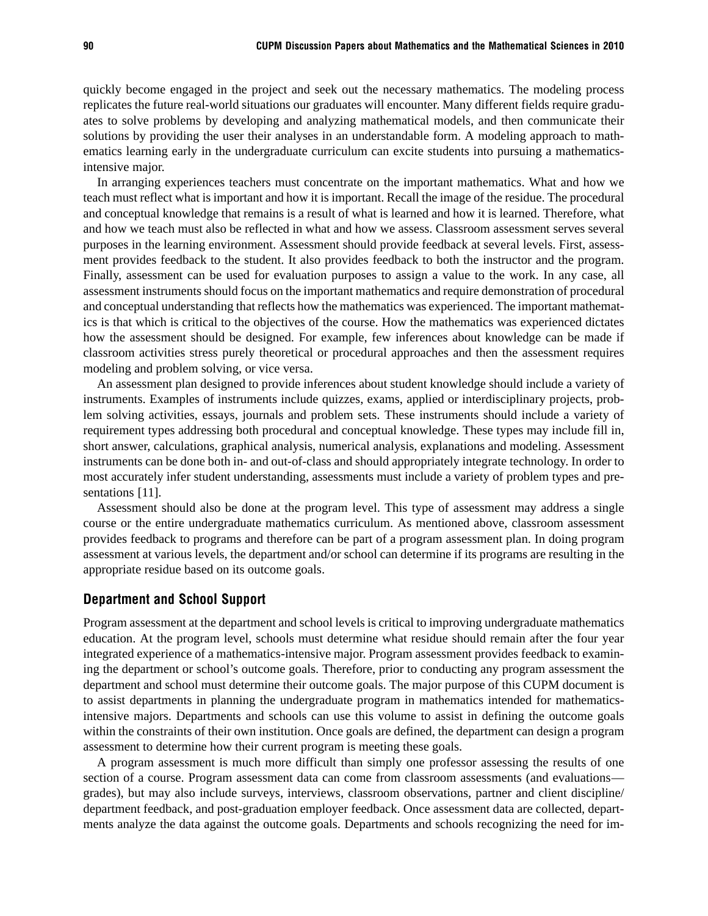quickly become engaged in the project and seek out the necessary mathematics. The modeling process replicates the future real-world situations our graduates will encounter. Many different fields require graduates to solve problems by developing and analyzing mathematical models, and then communicate their solutions by providing the user their analyses in an understandable form. A modeling approach to mathematics learning early in the undergraduate curriculum can excite students into pursuing a mathematics-intensive major.

In arranging experiences teachers must concentrate on the important mathematics. What and how we teach must reflect what is important and how it is important. Recall the image of the residue. The procedural and conceptual knowledge that remains is a result of what is learned and how it is learned. Therefore, what and how we teach must also be reflected in what and how we assess. Classroom assessment serves several purposes in the learning environment. Assessment should provide feedback at several levels. First, assessment provides feedback to the student. It also provides feedback to both the instructor and the program. Finally, assessment can be used for evaluation purposes to assign a value to the work. In any case, all assessment instruments should focus on the important mathematics and require demonstration of procedural and conceptual understanding that reflects how the mathematics was experienced. The important mathematics is that which is critical to the objectives of the course. How the mathematics was experienced dictates how the assessment should be designed. For example, few inferences about knowledge can be made if classroom activities stress purely theoretical or procedural approaches and then the assessment requires modeling and problem solving, or vice versa.

An assessment plan designed to provide inferences about student knowledge should include a variety of instruments. Examples of instruments include quizzes, exams, applied or interdisciplinary projects, problem solving activities, essays, journals and problem sets. These instruments should include a variety of requirement types addressing both procedural and conceptual knowledge. These types may include fill in, short answer, calculations, graphical analysis, numerical analysis, explanations and modeling. Assessment instruments can be done both in- and out-of-class and should appropriately integrate technology. In order to most accurately infer student understanding, assessments must include a variety of problem types and presentations [11].

Assessment should also be done at the program level. This type of assessment may address a single course or the entire undergraduate mathematics curriculum. As mentioned above, classroom assessment provides feedback to programs and therefore can be part of a program assessment plan. In doing program assessment at various levels, the department and/or school can determine if its programs are resulting in the appropriate residue based on its outcome goals.

## Department and School Support

Program assessment at the department and school levels is critical to improving undergraduate mathematics education. At the program level, schools must determine what residue should remain after the four year integrated experience of a mathematics-intensive major. Program assessment provides feedback to examining the department or school's outcome goals. Therefore, prior to conducting any program assessment the department and school must determine their outcome goals. The major purpose of this CUPM document is to assist departments in planning the undergraduate program in mathematics intended for mathematics-intensive majors. Departments and schools can use this volume to assist in defining the outcome goals within the constraints of their own institution. Once goals are defined, the department can design a program assessment to determine how their current program is meeting these goals.

A program assessment is much more difficult than simply one professor assessing the results of one section of a course. Program assessment data can come from classroom assessments (and evaluations—grades), but may also include surveys, interviews, classroom observations, partner and client discipline/department feedback, and post-graduation employer feedback. Once assessment data are collected, departments analyze the data against the outcome goals. Departments and schools recognizing the need for im-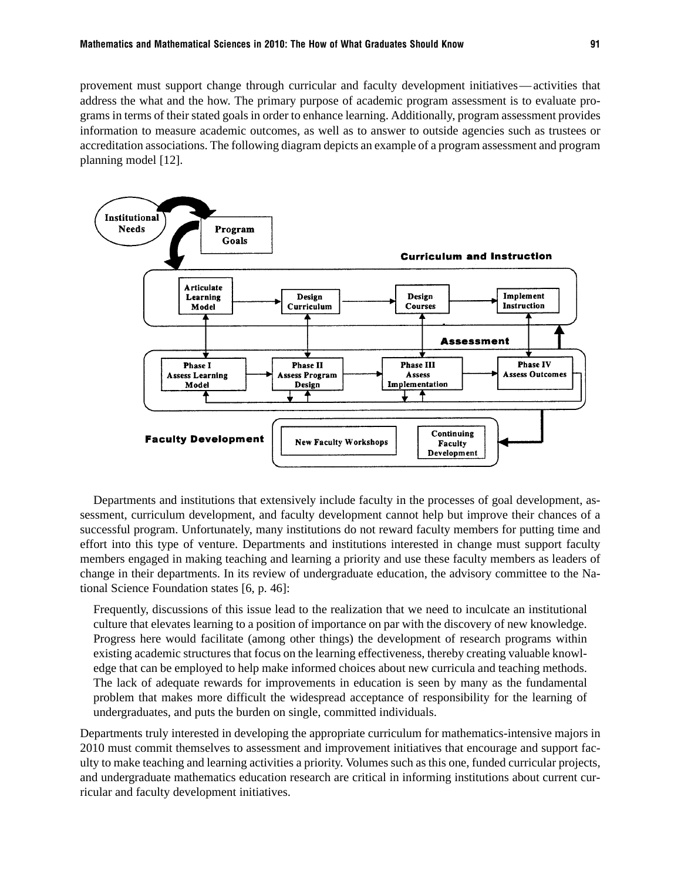provement must support change through curricular and faculty development initiatives — activities that address the what and the how. The primary purpose of academic program assessment is to evaluate programs in terms of their stated goals in order to enhance learning. Additionally, program assessment provides information to measure academic outcomes, as well as to answer to outside agencies such as trustees or accreditation associations. The following diagram depicts an example of a program assessment and program planning model [12].

Institutional Needs → Program Goals

**Curriculum and Instruction**

Articulate Learning Model → Design Curriculum → Design Courses → Implement Instruction

**Assessment**

Phase I Assess Learning Model → Phase II Assess Program Design → Phase III Assess Implementation → Phase IV Assess Outcomes

**Faculty Development**

New Faculty Workshops | Continuing Faculty Development

Departments and institutions that extensively include faculty in the processes of goal development, assessment, curriculum development, and faculty development cannot help but improve their chances of a successful program. Unfortunately, many institutions do not reward faculty members for putting time and effort into this type of venture. Departments and institutions interested in change must support faculty members engaged in making teaching and learning a priority and use these faculty members as leaders of change in their departments. In its review of undergraduate education, the advisory committee to the National Science Foundation states [6, p. 46]:

> Frequently, discussions of this issue lead to the realization that we need to inculcate an institutional culture that elevates learning to a position of importance on par with the discovery of new knowledge. Progress here would facilitate (among other things) the development of research programs within existing academic structures that focus on the learning effectiveness, thereby creating valuable knowledge that can be employed to help make informed choices about new curricula and teaching methods. The lack of adequate rewards for improvements in education is seen by many as the fundamental problem that makes more difficult the widespread acceptance of responsibility for the learning of undergraduates, and puts the burden on single, committed individuals.

Departments truly interested in developing the appropriate curriculum for mathematics-intensive majors in 2010 must commit themselves to assessment and improvement initiatives that encourage and support faculty to make teaching and learning activities a priority. Volumes such as this one, funded curricular projects, and undergraduate mathematics education research are critical in informing institutions about current curricular and faculty development initiatives.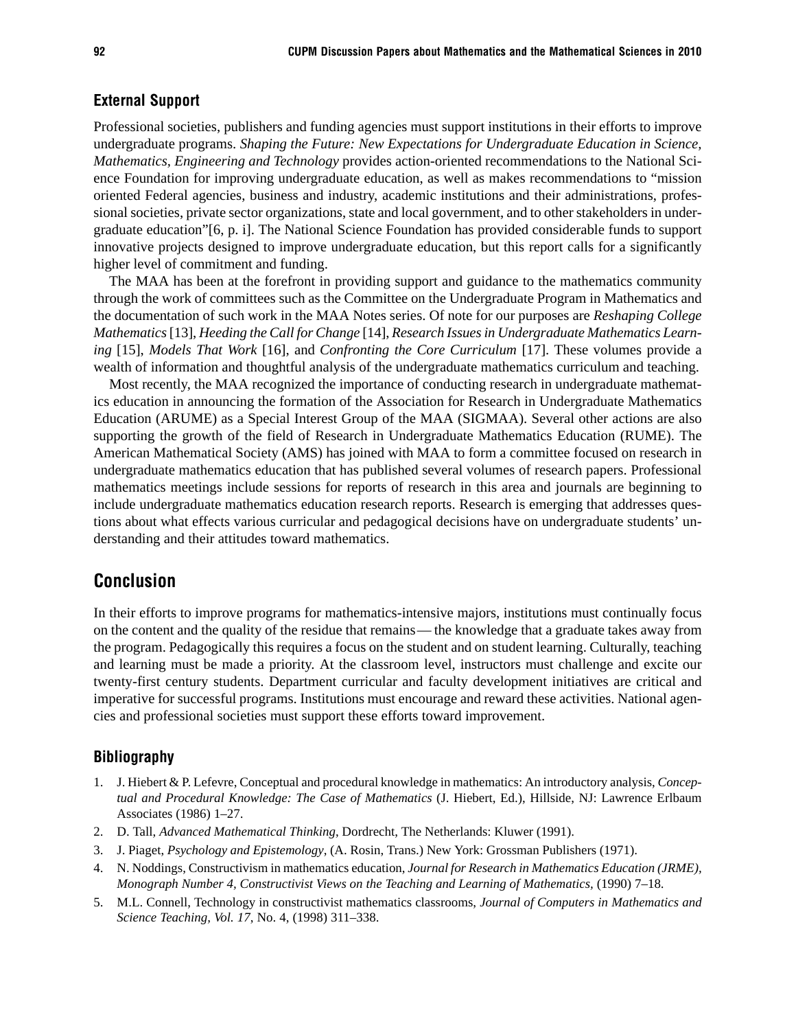### External Support

Professional societies, publishers and funding agencies must support institutions in their efforts to improve undergraduate programs. *Shaping the Future: New Expectations for Undergraduate Education in Science, Mathematics, Engineering and Technology* provides action-oriented recommendations to the National Science Foundation for improving undergraduate education, as well as makes recommendations to "mission oriented Federal agencies, business and industry, academic institutions and their administrations, professional societies, private sector organizations, state and local government, and to other stakeholders in undergraduate education"[6, p. i]. The National Science Foundation has provided considerable funds to support innovative projects designed to improve undergraduate education, but this report calls for a significantly higher level of commitment and funding.

The MAA has been at the forefront in providing support and guidance to the mathematics community through the work of committees such as the Committee on the Undergraduate Program in Mathematics and the documentation of such work in the MAA Notes series. Of note for our purposes are *Reshaping College Mathematics* [13], *Heeding the Call for Change* [14], *Research Issues in Undergraduate Mathematics Learning* [15], *Models That Work* [16], and *Confronting the Core Curriculum* [17]. These volumes provide a wealth of information and thoughtful analysis of the undergraduate mathematics curriculum and teaching.

Most recently, the MAA recognized the importance of conducting research in undergraduate mathematics education in announcing the formation of the Association for Research in Undergraduate Mathematics Education (ARUME) as a Special Interest Group of the MAA (SIGMAA). Several other actions are also supporting the growth of the field of Research in Undergraduate Mathematics Education (RUME). The American Mathematical Society (AMS) has joined with MAA to form a committee focused on research in undergraduate mathematics education that has published several volumes of research papers. Professional mathematics meetings include sessions for reports of research in this area and journals are beginning to include undergraduate mathematics education research reports. Research is emerging that addresses questions about what effects various curricular and pedagogical decisions have on undergraduate students' understanding and their attitudes toward mathematics.

## Conclusion

In their efforts to improve programs for mathematics-intensive majors, institutions must continually focus on the content and the quality of the residue that remains — the knowledge that a graduate takes away from the program. Pedagogically this requires a focus on the student and on student learning. Culturally, teaching and learning must be made a priority. At the classroom level, instructors must challenge and excite our twenty-first century students. Department curricular and faculty development initiatives are critical and imperative for successful programs. Institutions must encourage and reward these activities. National agencies and professional societies must support these efforts toward improvement.

### Bibliography

1. J. Hiebert & P. Lefevre, Conceptual and procedural knowledge in mathematics: An introductory analysis, *Conceptual and Procedural Knowledge: The Case of Mathematics* (J. Hiebert, Ed.), Hillside, NJ: Lawrence Erlbaum Associates (1986) 1–27.
2. D. Tall, *Advanced Mathematical Thinking*, Dordrecht, The Netherlands: Kluwer (1991).
3. J. Piaget, *Psychology and Epistemology*, (A. Rosin, Trans.) New York: Grossman Publishers (1971).
4. N. Noddings, Constructivism in mathematics education, *Journal for Research in Mathematics Education (JRME), Monograph Number 4, Constructivist Views on the Teaching and Learning of Mathematics,* (1990) 7–18.
5. M.L. Connell, Technology in constructivist mathematics classrooms, *Journal of Computers in Mathematics and Science Teaching, Vol. 17,* No. 4, (1998) 311–338.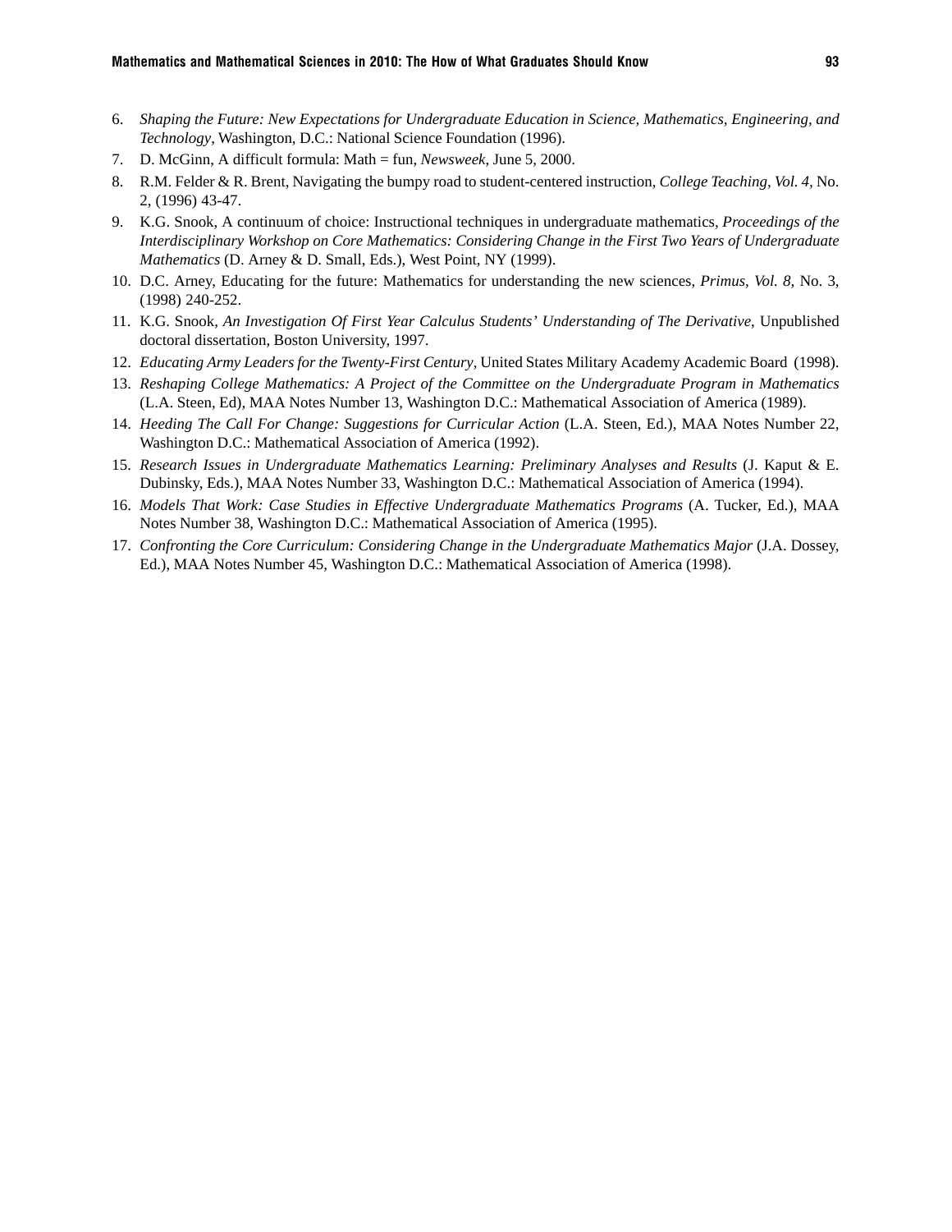6. *Shaping the Future: New Expectations for Undergraduate Education in Science, Mathematics, Engineering, and Technology*, Washington, D.C.: National Science Foundation (1996).
7. D. McGinn, A difficult formula: Math = fun, *Newsweek*, June 5, 2000.
8. R.M. Felder & R. Brent, Navigating the bumpy road to student-centered instruction, *College Teaching, Vol. 4,* No. 2, (1996) 43-47.
9. K.G. Snook, A continuum of choice: Instructional techniques in undergraduate mathematics, *Proceedings of the Interdisciplinary Workshop on Core Mathematics: Considering Change in the First Two Years of Undergraduate Mathematics* (D. Arney & D. Small, Eds.), West Point, NY (1999).
10. D.C. Arney, Educating for the future: Mathematics for understanding the new sciences, *Primus, Vol. 8*, No. 3, (1998) 240-252.
11. K.G. Snook, *An Investigation Of First Year Calculus Students' Understanding of The Derivative*, Unpublished doctoral dissertation, Boston University, 1997.
12. *Educating Army Leaders for the Twenty-First Century*, United States Military Academy Academic Board (1998).
13. *Reshaping College Mathematics: A Project of the Committee on the Undergraduate Program in Mathematics* (L.A. Steen, Ed), MAA Notes Number 13, Washington D.C.: Mathematical Association of America (1989).
14. *Heeding The Call For Change: Suggestions for Curricular Action* (L.A. Steen, Ed.), MAA Notes Number 22, Washington D.C.: Mathematical Association of America (1992).
15. *Research Issues in Undergraduate Mathematics Learning: Preliminary Analyses and Results* (J. Kaput & E. Dubinsky, Eds.), MAA Notes Number 33, Washington D.C.: Mathematical Association of America (1994).
16. *Models That Work: Case Studies in Effective Undergraduate Mathematics Programs* (A. Tucker, Ed.), MAA Notes Number 38, Washington D.C.: Mathematical Association of America (1995).
17. *Confronting the Core Curriculum: Considering Change in the Undergraduate Mathematics Major* (J.A. Dossey, Ed.), MAA Notes Number 45, Washington D.C.: Mathematical Association of America (1998).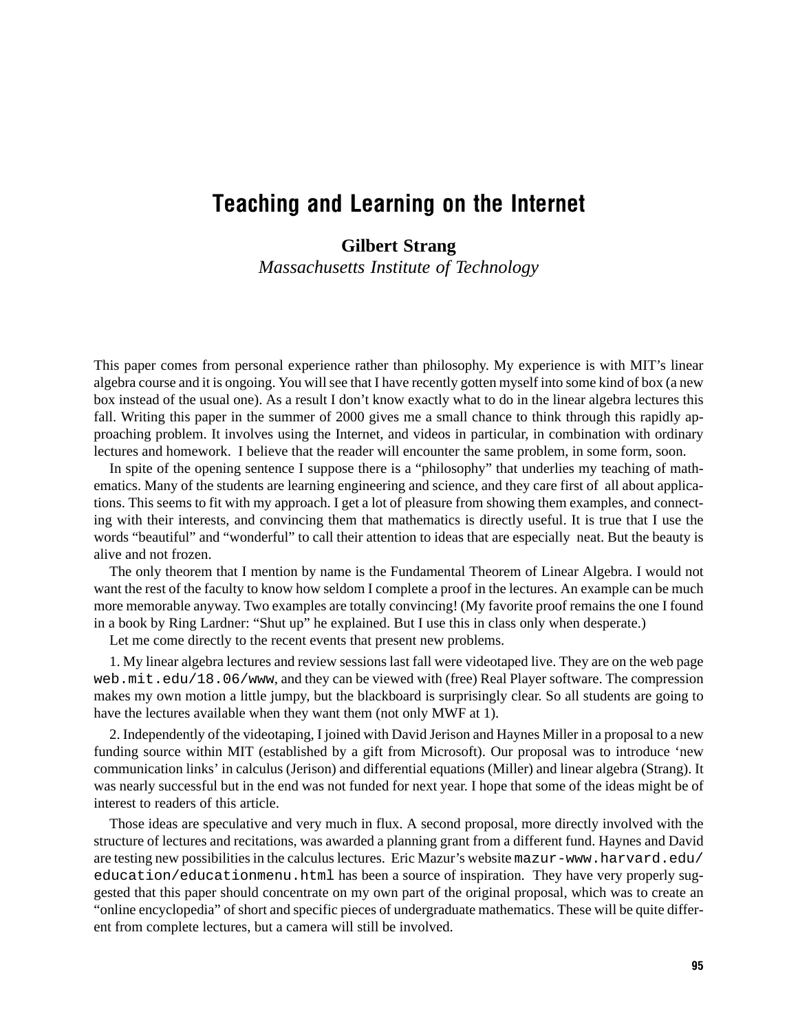# Teaching and Learning on the Internet

**Gilbert Strang**
*Massachusetts Institute of Technology*

This paper comes from personal experience rather than philosophy. My experience is with MIT's linear algebra course and it is ongoing. You will see that I have recently gotten myself into some kind of box (a new box instead of the usual one). As a result I don't know exactly what to do in the linear algebra lectures this fall. Writing this paper in the summer of 2000 gives me a small chance to think through this rapidly approaching problem. It involves using the Internet, and videos in particular, in combination with ordinary lectures and homework. I believe that the reader will encounter the same problem, in some form, soon.

In spite of the opening sentence I suppose there is a "philosophy" that underlies my teaching of mathematics. Many of the students are learning engineering and science, and they care first of all about applications. This seems to fit with my approach. I get a lot of pleasure from showing them examples, and connecting with their interests, and convincing them that mathematics is directly useful. It is true that I use the words "beautiful" and "wonderful" to call their attention to ideas that are especially neat. But the beauty is alive and not frozen.

The only theorem that I mention by name is the Fundamental Theorem of Linear Algebra. I would not want the rest of the faculty to know how seldom I complete a proof in the lectures. An example can be much more memorable anyway. Two examples are totally convincing! (My favorite proof remains the one I found in a book by Ring Lardner: "Shut up" he explained. But I use this in class only when desperate.)

Let me come directly to the recent events that present new problems.

1. My linear algebra lectures and review sessions last fall were videotaped live. They are on the web page `web.mit.edu/18.06/www`, and they can be viewed with (free) Real Player software. The compression makes my own motion a little jumpy, but the blackboard is surprisingly clear. So all students are going to have the lectures available when they want them (not only MWF at 1).

2. Independently of the videotaping, I joined with David Jerison and Haynes Miller in a proposal to a new funding source within MIT (established by a gift from Microsoft). Our proposal was to introduce 'new communication links' in calculus (Jerison) and differential equations (Miller) and linear algebra (Strang). It was nearly successful but in the end was not funded for next year. I hope that some of the ideas might be of interest to readers of this article.

Those ideas are speculative and very much in flux. A second proposal, more directly involved with the structure of lectures and recitations, was awarded a planning grant from a different fund. Haynes and David are testing new possibilities in the calculus lectures. Eric Mazur's website `mazur-www.harvard.edu/education/educationmenu.html` has been a source of inspiration. They have very properly suggested that this paper should concentrate on my own part of the original proposal, which was to create an "online encyclopedia" of short and specific pieces of undergraduate mathematics. These will be quite different from complete lectures, but a camera will still be involved.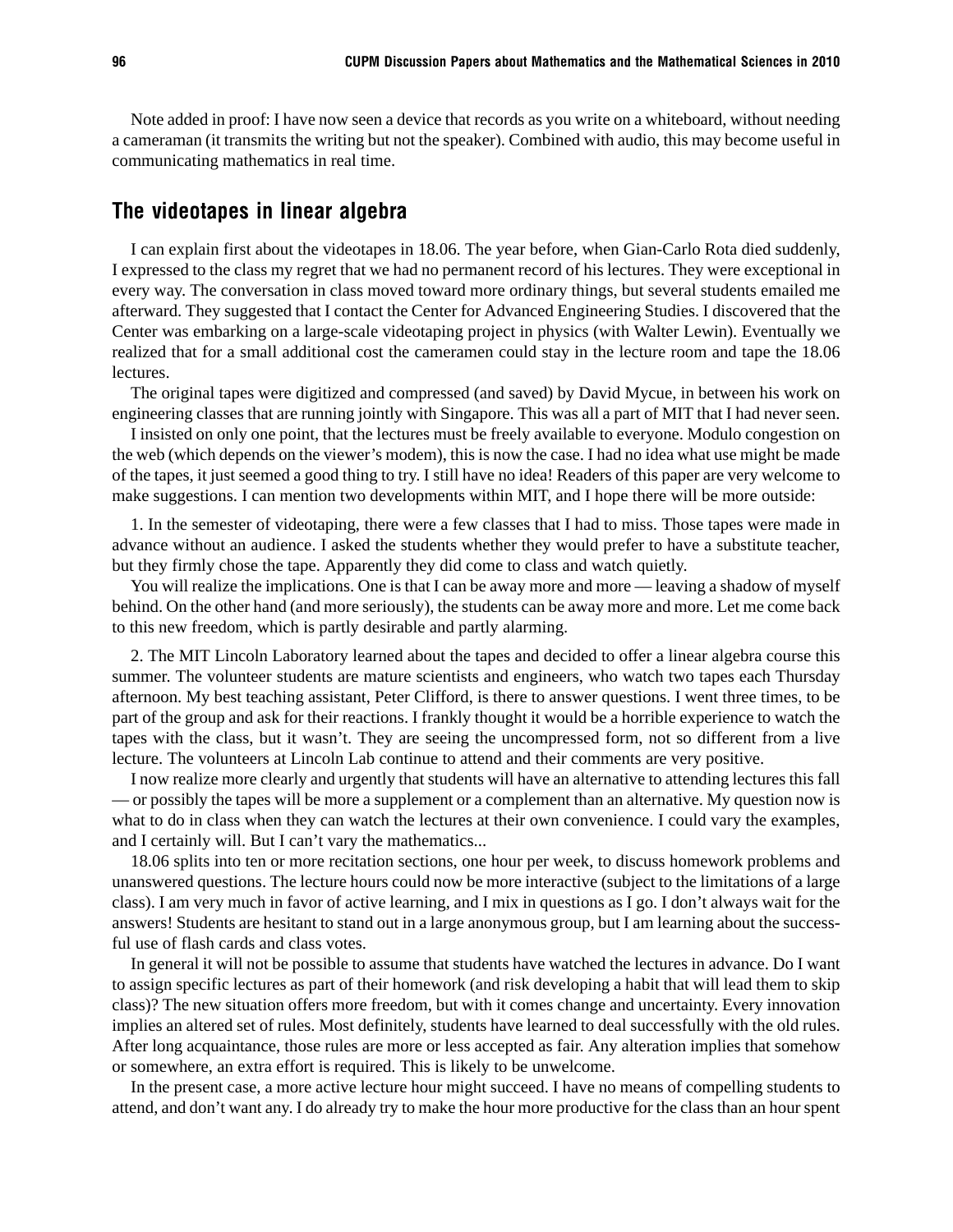Note added in proof: I have now seen a device that records as you write on a whiteboard, without needing a cameraman (it transmits the writing but not the speaker). Combined with audio, this may become useful in communicating mathematics in real time.

## The videotapes in linear algebra

I can explain first about the videotapes in 18.06. The year before, when Gian-Carlo Rota died suddenly, I expressed to the class my regret that we had no permanent record of his lectures. They were exceptional in every way. The conversation in class moved toward more ordinary things, but several students emailed me afterward. They suggested that I contact the Center for Advanced Engineering Studies. I discovered that the Center was embarking on a large-scale videotaping project in physics (with Walter Lewin). Eventually we realized that for a small additional cost the cameramen could stay in the lecture room and tape the 18.06 lectures.

The original tapes were digitized and compressed (and saved) by David Mycue, in between his work on engineering classes that are running jointly with Singapore. This was all a part of MIT that I had never seen.

I insisted on only one point, that the lectures must be freely available to everyone. Modulo congestion on the web (which depends on the viewer's modem), this is now the case. I had no idea what use might be made of the tapes, it just seemed a good thing to try. I still have no idea! Readers of this paper are very welcome to make suggestions. I can mention two developments within MIT, and I hope there will be more outside:

1. In the semester of videotaping, there were a few classes that I had to miss. Those tapes were made in advance without an audience. I asked the students whether they would prefer to have a substitute teacher, but they firmly chose the tape. Apparently they did come to class and watch quietly.

You will realize the implications. One is that I can be away more and more — leaving a shadow of myself behind. On the other hand (and more seriously), the students can be away more and more. Let me come back to this new freedom, which is partly desirable and partly alarming.

2. The MIT Lincoln Laboratory learned about the tapes and decided to offer a linear algebra course this summer. The volunteer students are mature scientists and engineers, who watch two tapes each Thursday afternoon. My best teaching assistant, Peter Clifford, is there to answer questions. I went three times, to be part of the group and ask for their reactions. I frankly thought it would be a horrible experience to watch the tapes with the class, but it wasn't. They are seeing the uncompressed form, not so different from a live lecture. The volunteers at Lincoln Lab continue to attend and their comments are very positive.

I now realize more clearly and urgently that students will have an alternative to attending lectures this fall — or possibly the tapes will be more a supplement or a complement than an alternative. My question now is what to do in class when they can watch the lectures at their own convenience. I could vary the examples, and I certainly will. But I can't vary the mathematics...

18.06 splits into ten or more recitation sections, one hour per week, to discuss homework problems and unanswered questions. The lecture hours could now be more interactive (subject to the limitations of a large class). I am very much in favor of active learning, and I mix in questions as I go. I don't always wait for the answers! Students are hesitant to stand out in a large anonymous group, but I am learning about the successful use of flash cards and class votes.

In general it will not be possible to assume that students have watched the lectures in advance. Do I want to assign specific lectures as part of their homework (and risk developing a habit that will lead them to skip class)? The new situation offers more freedom, but with it comes change and uncertainty. Every innovation implies an altered set of rules. Most definitely, students have learned to deal successfully with the old rules. After long acquaintance, those rules are more or less accepted as fair. Any alteration implies that somehow or somewhere, an extra effort is required. This is likely to be unwelcome.

In the present case, a more active lecture hour might succeed. I have no means of compelling students to attend, and don't want any. I do already try to make the hour more productive for the class than an hour spent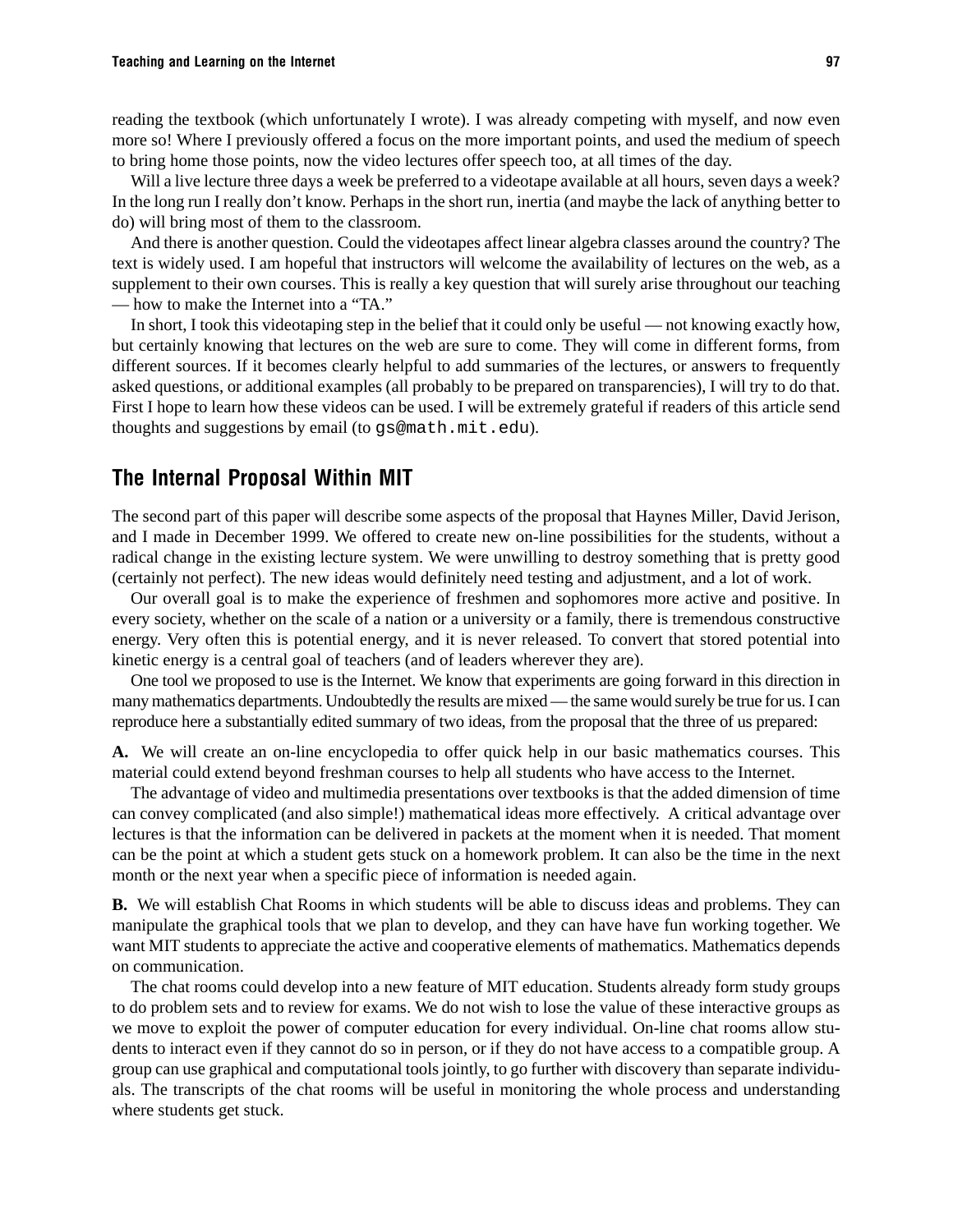reading the textbook (which unfortunately I wrote). I was already competing with myself, and now even more so! Where I previously offered a focus on the more important points, and used the medium of speech to bring home those points, now the video lectures offer speech too, at all times of the day.

Will a live lecture three days a week be preferred to a videotape available at all hours, seven days a week? In the long run I really don't know. Perhaps in the short run, inertia (and maybe the lack of anything better to do) will bring most of them to the classroom.

And there is another question. Could the videotapes affect linear algebra classes around the country? The text is widely used. I am hopeful that instructors will welcome the availability of lectures on the web, as a supplement to their own courses. This is really a key question that will surely arise throughout our teaching — how to make the Internet into a "TA."

In short, I took this videotaping step in the belief that it could only be useful — not knowing exactly how, but certainly knowing that lectures on the web are sure to come. They will come in different forms, from different sources. If it becomes clearly helpful to add summaries of the lectures, or answers to frequently asked questions, or additional examples (all probably to be prepared on transparencies), I will try to do that. First I hope to learn how these videos can be used. I will be extremely grateful if readers of this article send thoughts and suggestions by email (to `gs@math.mit.edu`).

## The Internal Proposal Within MIT

The second part of this paper will describe some aspects of the proposal that Haynes Miller, David Jerison, and I made in December 1999. We offered to create new on-line possibilities for the students, without a radical change in the existing lecture system. We were unwilling to destroy something that is pretty good (certainly not perfect). The new ideas would definitely need testing and adjustment, and a lot of work.

Our overall goal is to make the experience of freshmen and sophomores more active and positive. In every society, whether on the scale of a nation or a university or a family, there is tremendous constructive energy. Very often this is potential energy, and it is never released. To convert that stored potential into kinetic energy is a central goal of teachers (and of leaders wherever they are).

One tool we proposed to use is the Internet. We know that experiments are going forward in this direction in many mathematics departments. Undoubtedly the results are mixed — the same would surely be true for us. I can reproduce here a substantially edited summary of two ideas, from the proposal that the three of us prepared:

**A.** We will create an on-line encyclopedia to offer quick help in our basic mathematics courses. This material could extend beyond freshman courses to help all students who have access to the Internet.

The advantage of video and multimedia presentations over textbooks is that the added dimension of time can convey complicated (and also simple!) mathematical ideas more effectively. A critical advantage over lectures is that the information can be delivered in packets at the moment when it is needed. That moment can be the point at which a student gets stuck on a homework problem. It can also be the time in the next month or the next year when a specific piece of information is needed again.

**B.** We will establish Chat Rooms in which students will be able to discuss ideas and problems. They can manipulate the graphical tools that we plan to develop, and they can have have fun working together. We want MIT students to appreciate the active and cooperative elements of mathematics. Mathematics depends on communication.

The chat rooms could develop into a new feature of MIT education. Students already form study groups to do problem sets and to review for exams. We do not wish to lose the value of these interactive groups as we move to exploit the power of computer education for every individual. On-line chat rooms allow students to interact even if they cannot do so in person, or if they do not have access to a compatible group. A group can use graphical and computational tools jointly, to go further with discovery than separate individuals. The transcripts of the chat rooms will be useful in monitoring the whole process and understanding where students get stuck.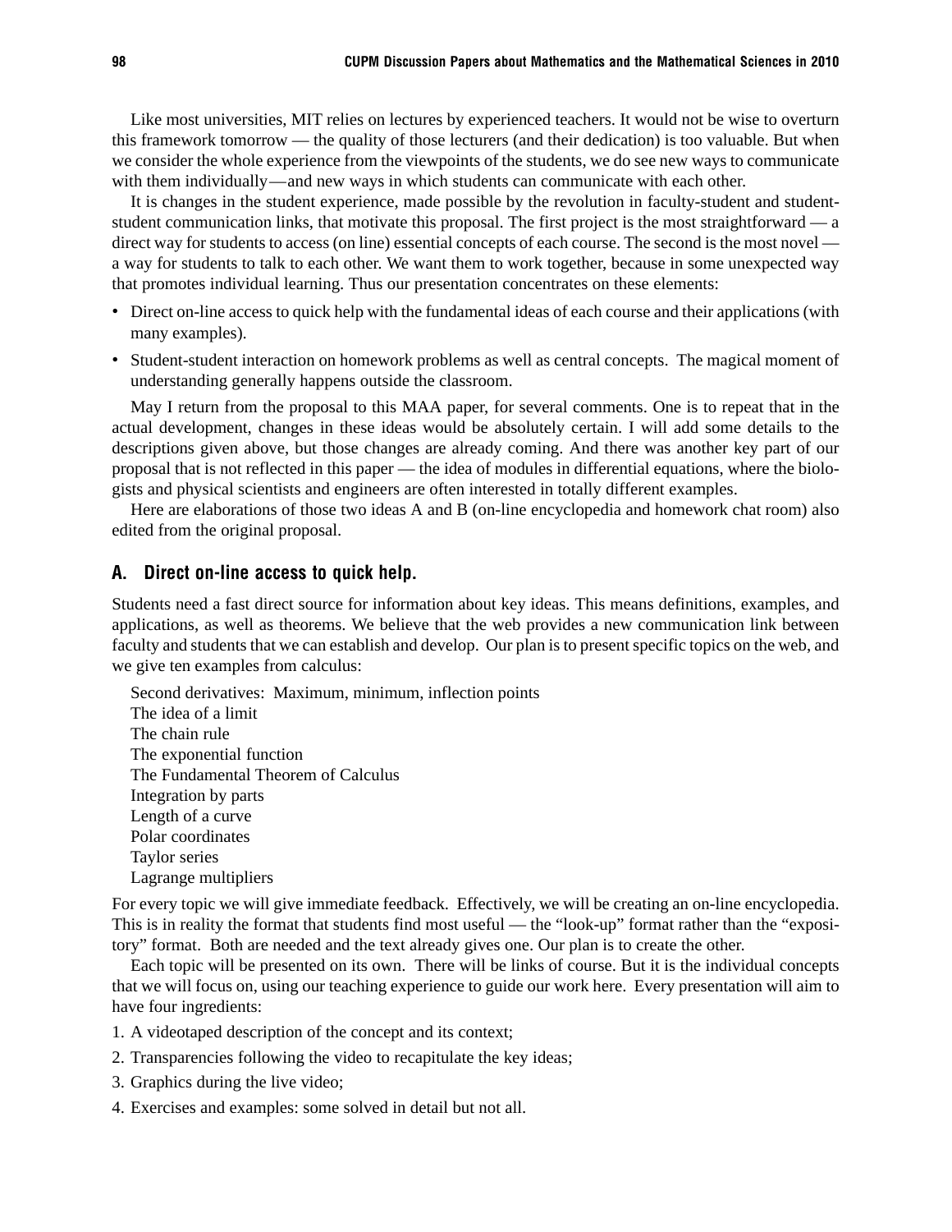Like most universities, MIT relies on lectures by experienced teachers. It would not be wise to overturn this framework tomorrow — the quality of those lecturers (and their dedication) is too valuable. But when we consider the whole experience from the viewpoints of the students, we do see new ways to communicate with them individually—and new ways in which students can communicate with each other.

It is changes in the student experience, made possible by the revolution in faculty-student and student-student communication links, that motivate this proposal. The first project is the most straightforward — a direct way for students to access (on line) essential concepts of each course. The second is the most novel — a way for students to talk to each other. We want them to work together, because in some unexpected way that promotes individual learning. Thus our presentation concentrates on these elements:

- Direct on-line access to quick help with the fundamental ideas of each course and their applications (with many examples).
- Student-student interaction on homework problems as well as central concepts. The magical moment of understanding generally happens outside the classroom.

May I return from the proposal to this MAA paper, for several comments. One is to repeat that in the actual development, changes in these ideas would be absolutely certain. I will add some details to the descriptions given above, but those changes are already coming. And there was another key part of our proposal that is not reflected in this paper — the idea of modules in differential equations, where the biologists and physical scientists and engineers are often interested in totally different examples.

Here are elaborations of those two ideas A and B (on-line encyclopedia and homework chat room) also edited from the original proposal.

### A. Direct on-line access to quick help.

Students need a fast direct source for information about key ideas. This means definitions, examples, and applications, as well as theorems. We believe that the web provides a new communication link between faculty and students that we can establish and develop. Our plan is to present specific topics on the web, and we give ten examples from calculus:

Second derivatives: Maximum, minimum, inflection points
The idea of a limit
The chain rule
The exponential function
The Fundamental Theorem of Calculus
Integration by parts
Length of a curve
Polar coordinates
Taylor series
Lagrange multipliers

For every topic we will give immediate feedback. Effectively, we will be creating an on-line encyclopedia. This is in reality the format that students find most useful — the "look-up" format rather than the "expository" format. Both are needed and the text already gives one. Our plan is to create the other.

Each topic will be presented on its own. There will be links of course. But it is the individual concepts that we will focus on, using our teaching experience to guide our work here. Every presentation will aim to have four ingredients:

1. A videotaped description of the concept and its context;
2. Transparencies following the video to recapitulate the key ideas;
3. Graphics during the live video;
4. Exercises and examples: some solved in detail but not all.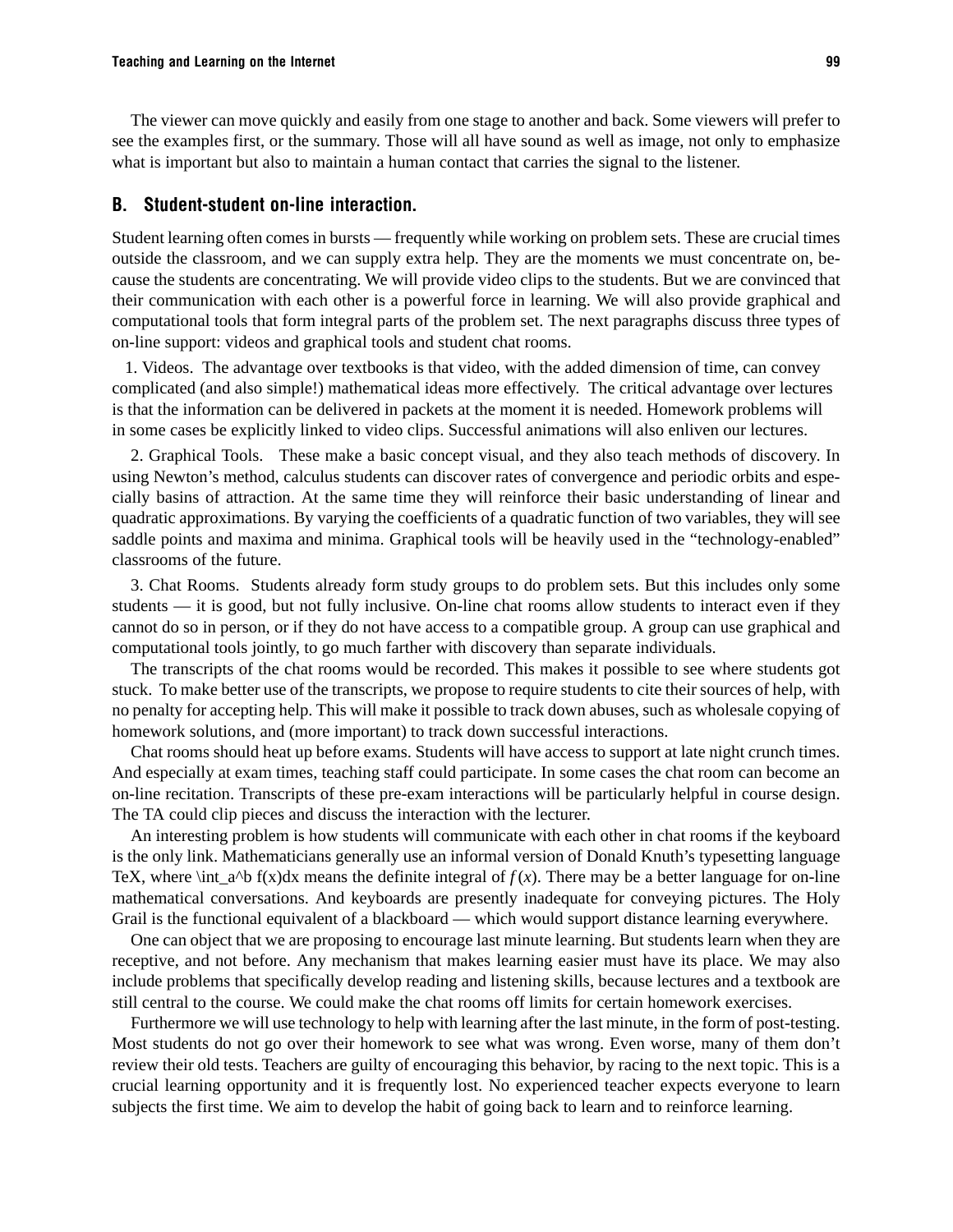The viewer can move quickly and easily from one stage to another and back. Some viewers will prefer to see the examples first, or the summary. Those will all have sound as well as image, not only to emphasize what is important but also to maintain a human contact that carries the signal to the listener.

## B. Student-student on-line interaction.

Student learning often comes in bursts — frequently while working on problem sets. These are crucial times outside the classroom, and we can supply extra help. They are the moments we must concentrate on, because the students are concentrating. We will provide video clips to the students. But we are convinced that their communication with each other is a powerful force in learning. We will also provide graphical and computational tools that form integral parts of the problem set. The next paragraphs discuss three types of on-line support: videos and graphical tools and student chat rooms.

1. Videos. The advantage over textbooks is that video, with the added dimension of time, can convey complicated (and also simple!) mathematical ideas more effectively. The critical advantage over lectures is that the information can be delivered in packets at the moment it is needed. Homework problems will in some cases be explicitly linked to video clips. Successful animations will also enliven our lectures.

2. Graphical Tools. These make a basic concept visual, and they also teach methods of discovery. In using Newton's method, calculus students can discover rates of convergence and periodic orbits and especially basins of attraction. At the same time they will reinforce their basic understanding of linear and quadratic approximations. By varying the coefficients of a quadratic function of two variables, they will see saddle points and maxima and minima. Graphical tools will be heavily used in the "technology-enabled" classrooms of the future.

3. Chat Rooms. Students already form study groups to do problem sets. But this includes only some students — it is good, but not fully inclusive. On-line chat rooms allow students to interact even if they cannot do so in person, or if they do not have access to a compatible group. A group can use graphical and computational tools jointly, to go much farther with discovery than separate individuals.

The transcripts of the chat rooms would be recorded. This makes it possible to see where students got stuck. To make better use of the transcripts, we propose to require students to cite their sources of help, with no penalty for accepting help. This will make it possible to track down abuses, such as wholesale copying of homework solutions, and (more important) to track down successful interactions.

Chat rooms should heat up before exams. Students will have access to support at late night crunch times. And especially at exam times, teaching staff could participate. In some cases the chat room can become an on-line recitation. Transcripts of these pre-exam interactions will be particularly helpful in course design. The TA could clip pieces and discuss the interaction with the lecturer.

An interesting problem is how students will communicate with each other in chat rooms if the keyboard is the only link. Mathematicians generally use an informal version of Donald Knuth's typesetting language TeX, where \int_a^b f(x)dx means the definite integral of $f(x)$. There may be a better language for on-line mathematical conversations. And keyboards are presently inadequate for conveying pictures. The Holy Grail is the functional equivalent of a blackboard — which would support distance learning everywhere.

One can object that we are proposing to encourage last minute learning. But students learn when they are receptive, and not before. Any mechanism that makes learning easier must have its place. We may also include problems that specifically develop reading and listening skills, because lectures and a textbook are still central to the course. We could make the chat rooms off limits for certain homework exercises.

Furthermore we will use technology to help with learning after the last minute, in the form of post-testing. Most students do not go over their homework to see what was wrong. Even worse, many of them don't review their old tests. Teachers are guilty of encouraging this behavior, by racing to the next topic. This is a crucial learning opportunity and it is frequently lost. No experienced teacher expects everyone to learn subjects the first time. We aim to develop the habit of going back to learn and to reinforce learning.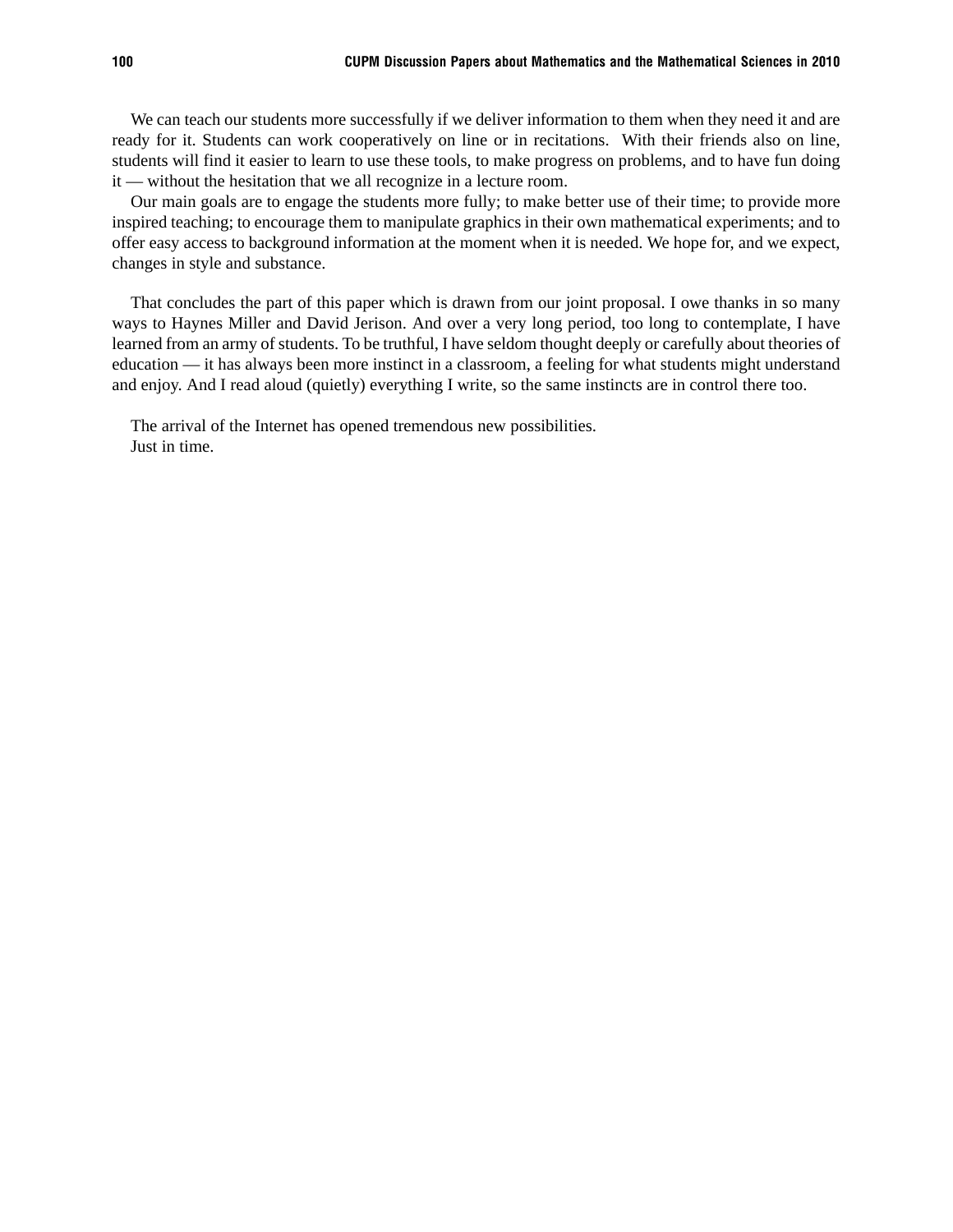We can teach our students more successfully if we deliver information to them when they need it and are ready for it. Students can work cooperatively on line or in recitations. With their friends also on line, students will find it easier to learn to use these tools, to make progress on problems, and to have fun doing it — without the hesitation that we all recognize in a lecture room.

Our main goals are to engage the students more fully; to make better use of their time; to provide more inspired teaching; to encourage them to manipulate graphics in their own mathematical experiments; and to offer easy access to background information at the moment when it is needed. We hope for, and we expect, changes in style and substance.

That concludes the part of this paper which is drawn from our joint proposal. I owe thanks in so many ways to Haynes Miller and David Jerison. And over a very long period, too long to contemplate, I have learned from an army of students. To be truthful, I have seldom thought deeply or carefully about theories of education — it has always been more instinct in a classroom, a feeling for what students might understand and enjoy. And I read aloud (quietly) everything I write, so the same instincts are in control there too.

The arrival of the Internet has opened tremendous new possibilities.
Just in time.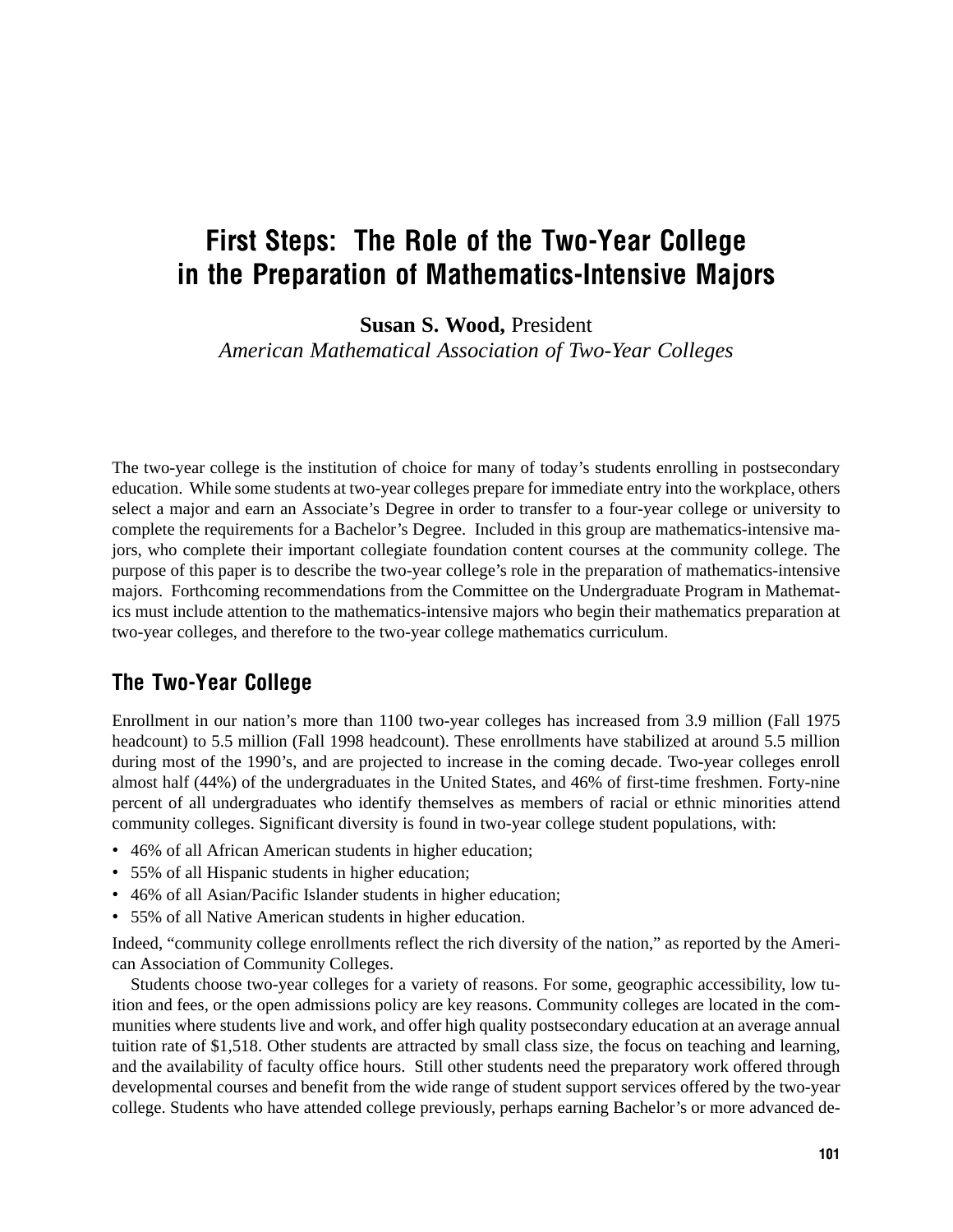# First Steps: The Role of the Two-Year College in the Preparation of Mathematics-Intensive Majors

**Susan S. Wood,** President
*American Mathematical Association of Two-Year Colleges*

The two-year college is the institution of choice for many of today's students enrolling in postsecondary education. While some students at two-year colleges prepare for immediate entry into the workplace, others select a major and earn an Associate's Degree in order to transfer to a four-year college or university to complete the requirements for a Bachelor's Degree. Included in this group are mathematics-intensive majors, who complete their important collegiate foundation content courses at the community college. The purpose of this paper is to describe the two-year college's role in the preparation of mathematics-intensive majors. Forthcoming recommendations from the Committee on the Undergraduate Program in Mathematics must include attention to the mathematics-intensive majors who begin their mathematics preparation at two-year colleges, and therefore to the two-year college mathematics curriculum.

## The Two-Year College

Enrollment in our nation's more than 1100 two-year colleges has increased from 3.9 million (Fall 1975 headcount) to 5.5 million (Fall 1998 headcount). These enrollments have stabilized at around 5.5 million during most of the 1990's, and are projected to increase in the coming decade. Two-year colleges enroll almost half (44%) of the undergraduates in the United States, and 46% of first-time freshmen. Forty-nine percent of all undergraduates who identify themselves as members of racial or ethnic minorities attend community colleges. Significant diversity is found in two-year college student populations, with:

- 46% of all African American students in higher education;
- 55% of all Hispanic students in higher education;
- 46% of all Asian/Pacific Islander students in higher education;
- 55% of all Native American students in higher education.

Indeed, "community college enrollments reflect the rich diversity of the nation," as reported by the American Association of Community Colleges.

Students choose two-year colleges for a variety of reasons. For some, geographic accessibility, low tuition and fees, or the open admissions policy are key reasons. Community colleges are located in the communities where students live and work, and offer high quality postsecondary education at an average annual tuition rate of $1,518. Other students are attracted by small class size, the focus on teaching and learning, and the availability of faculty office hours. Still other students need the preparatory work offered through developmental courses and benefit from the wide range of student support services offered by the two-year college. Students who have attended college previously, perhaps earning Bachelor's or more advanced de-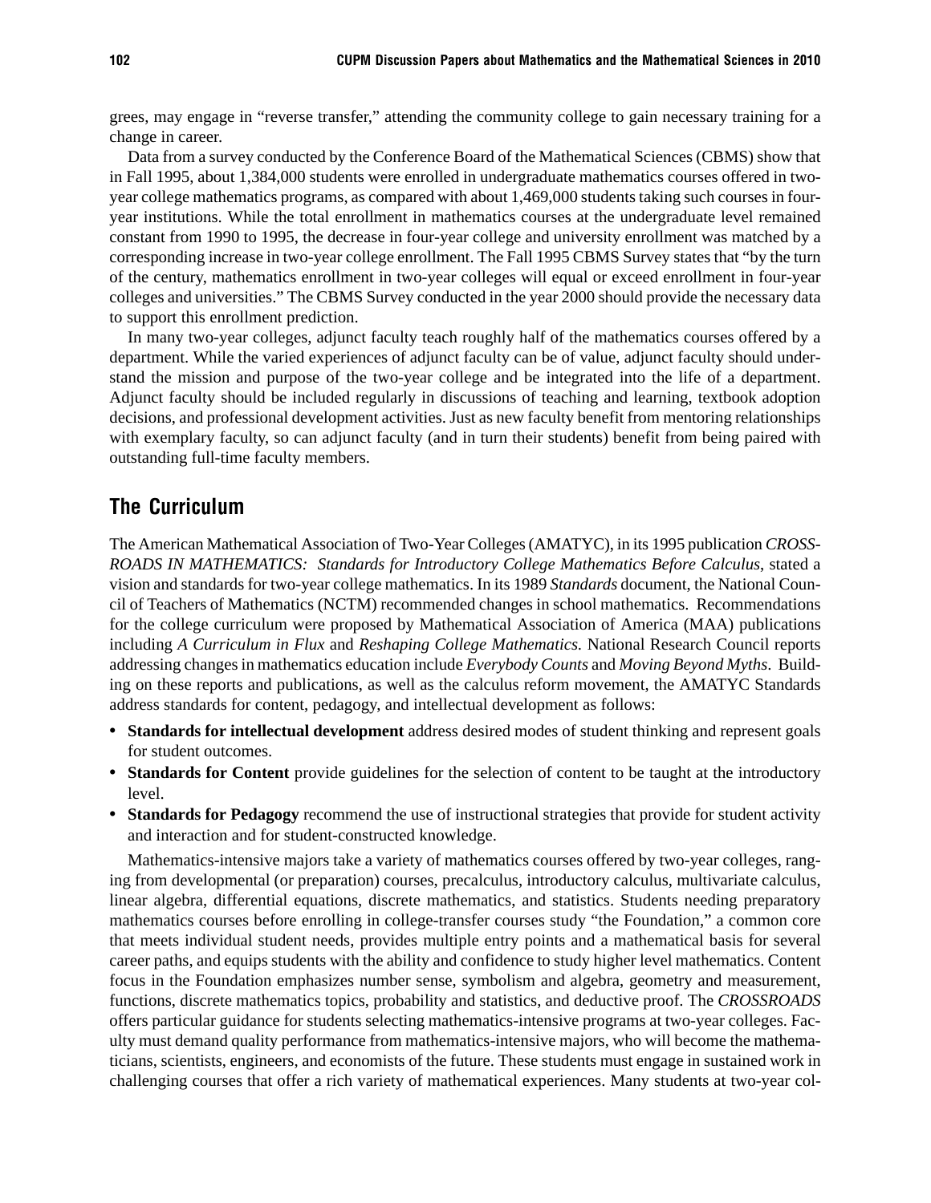grees, may engage in "reverse transfer," attending the community college to gain necessary training for a change in career.

Data from a survey conducted by the Conference Board of the Mathematical Sciences (CBMS) show that in Fall 1995, about 1,384,000 students were enrolled in undergraduate mathematics courses offered in two-year college mathematics programs, as compared with about 1,469,000 students taking such courses in four-year institutions. While the total enrollment in mathematics courses at the undergraduate level remained constant from 1990 to 1995, the decrease in four-year college and university enrollment was matched by a corresponding increase in two-year college enrollment. The Fall 1995 CBMS Survey states that "by the turn of the century, mathematics enrollment in two-year colleges will equal or exceed enrollment in four-year colleges and universities." The CBMS Survey conducted in the year 2000 should provide the necessary data to support this enrollment prediction.

In many two-year colleges, adjunct faculty teach roughly half of the mathematics courses offered by a department. While the varied experiences of adjunct faculty can be of value, adjunct faculty should understand the mission and purpose of the two-year college and be integrated into the life of a department. Adjunct faculty should be included regularly in discussions of teaching and learning, textbook adoption decisions, and professional development activities. Just as new faculty benefit from mentoring relationships with exemplary faculty, so can adjunct faculty (and in turn their students) benefit from being paired with outstanding full-time faculty members.

## The Curriculum

The American Mathematical Association of Two-Year Colleges (AMATYC), in its 1995 publication *CROSSROADS IN MATHEMATICS: Standards for Introductory College Mathematics Before Calculus*, stated a vision and standards for two-year college mathematics. In its 1989 *Standards* document, the National Council of Teachers of Mathematics (NCTM) recommended changes in school mathematics. Recommendations for the college curriculum were proposed by Mathematical Association of America (MAA) publications including *A Curriculum in Flux* and *Reshaping College Mathematics*. National Research Council reports addressing changes in mathematics education include *Everybody Counts* and *Moving Beyond Myths*. Building on these reports and publications, as well as the calculus reform movement, the AMATYC Standards address standards for content, pedagogy, and intellectual development as follows:

- **Standards for intellectual development** address desired modes of student thinking and represent goals for student outcomes.
- **Standards for Content** provide guidelines for the selection of content to be taught at the introductory level.
- **Standards for Pedagogy** recommend the use of instructional strategies that provide for student activity and interaction and for student-constructed knowledge.

Mathematics-intensive majors take a variety of mathematics courses offered by two-year colleges, ranging from developmental (or preparation) courses, precalculus, introductory calculus, multivariate calculus, linear algebra, differential equations, discrete mathematics, and statistics. Students needing preparatory mathematics courses before enrolling in college-transfer courses study "the Foundation," a common core that meets individual student needs, provides multiple entry points and a mathematical basis for several career paths, and equips students with the ability and confidence to study higher level mathematics. Content focus in the Foundation emphasizes number sense, symbolism and algebra, geometry and measurement, functions, discrete mathematics topics, probability and statistics, and deductive proof. The *CROSSROADS* offers particular guidance for students selecting mathematics-intensive programs at two-year colleges. Faculty must demand quality performance from mathematics-intensive majors, who will become the mathematicians, scientists, engineers, and economists of the future. These students must engage in sustained work in challenging courses that offer a rich variety of mathematical experiences. Many students at two-year col-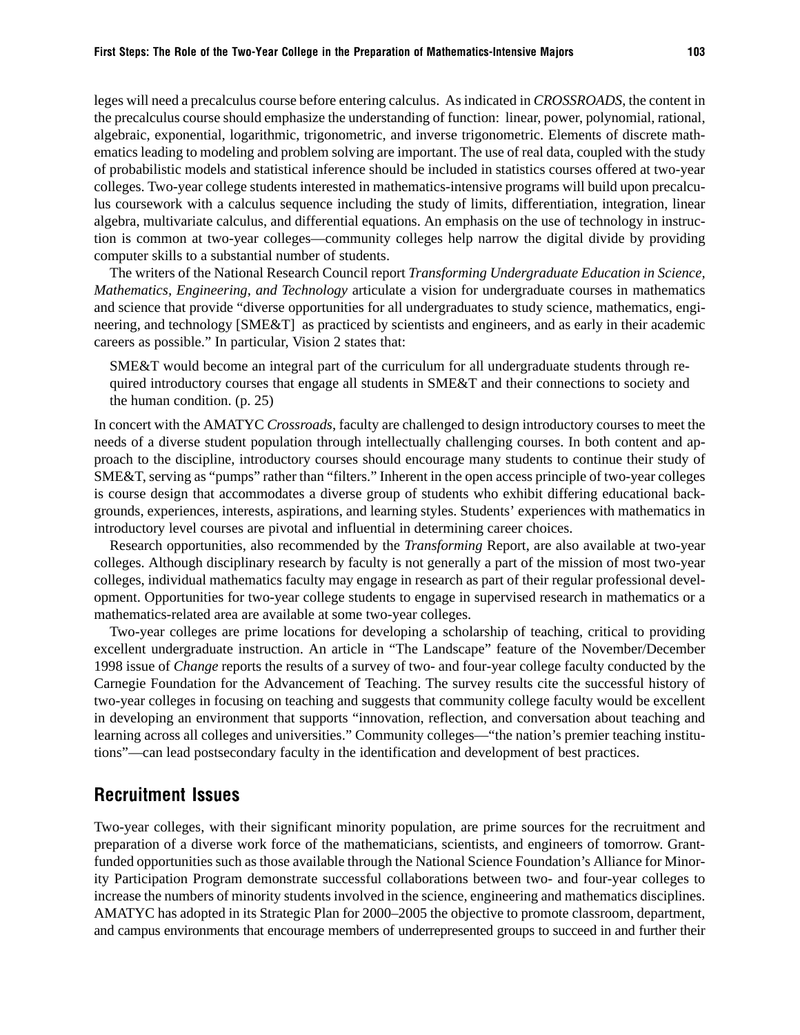leges will need a precalculus course before entering calculus. As indicated in *CROSSROADS*, the content in the precalculus course should emphasize the understanding of function: linear, power, polynomial, rational, algebraic, exponential, logarithmic, trigonometric, and inverse trigonometric. Elements of discrete mathematics leading to modeling and problem solving are important. The use of real data, coupled with the study of probabilistic models and statistical inference should be included in statistics courses offered at two-year colleges. Two-year college students interested in mathematics-intensive programs will build upon precalculus coursework with a calculus sequence including the study of limits, differentiation, integration, linear algebra, multivariate calculus, and differential equations. An emphasis on the use of technology in instruction is common at two-year colleges—community colleges help narrow the digital divide by providing computer skills to a substantial number of students.

The writers of the National Research Council report *Transforming Undergraduate Education in Science, Mathematics, Engineering, and Technology* articulate a vision for undergraduate courses in mathematics and science that provide "diverse opportunities for all undergraduates to study science, mathematics, engineering, and technology [SME&T] as practiced by scientists and engineers, and as early in their academic careers as possible." In particular, Vision 2 states that:

> SME&T would become an integral part of the curriculum for all undergraduate students through required introductory courses that engage all students in SME&T and their connections to society and the human condition. (p. 25)

In concert with the AMATYC *Crossroads*, faculty are challenged to design introductory courses to meet the needs of a diverse student population through intellectually challenging courses. In both content and approach to the discipline, introductory courses should encourage many students to continue their study of SME&T, serving as "pumps" rather than "filters." Inherent in the open access principle of two-year colleges is course design that accommodates a diverse group of students who exhibit differing educational backgrounds, experiences, interests, aspirations, and learning styles. Students' experiences with mathematics in introductory level courses are pivotal and influential in determining career choices.

Research opportunities, also recommended by the *Transforming* Report, are also available at two-year colleges. Although disciplinary research by faculty is not generally a part of the mission of most two-year colleges, individual mathematics faculty may engage in research as part of their regular professional development. Opportunities for two-year college students to engage in supervised research in mathematics or a mathematics-related area are available at some two-year colleges.

Two-year colleges are prime locations for developing a scholarship of teaching, critical to providing excellent undergraduate instruction. An article in "The Landscape" feature of the November/December 1998 issue of *Change* reports the results of a survey of two- and four-year college faculty conducted by the Carnegie Foundation for the Advancement of Teaching. The survey results cite the successful history of two-year colleges in focusing on teaching and suggests that community college faculty would be excellent in developing an environment that supports "innovation, reflection, and conversation about teaching and learning across all colleges and universities." Community colleges—"the nation's premier teaching institutions"—can lead postsecondary faculty in the identification and development of best practices.

## Recruitment Issues

Two-year colleges, with their significant minority population, are prime sources for the recruitment and preparation of a diverse work force of the mathematicians, scientists, and engineers of tomorrow. Grant-funded opportunities such as those available through the National Science Foundation's Alliance for Minority Participation Program demonstrate successful collaborations between two- and four-year colleges to increase the numbers of minority students involved in the science, engineering and mathematics disciplines. AMATYC has adopted in its Strategic Plan for 2000–2005 the objective to promote classroom, department, and campus environments that encourage members of underrepresented groups to succeed in and further their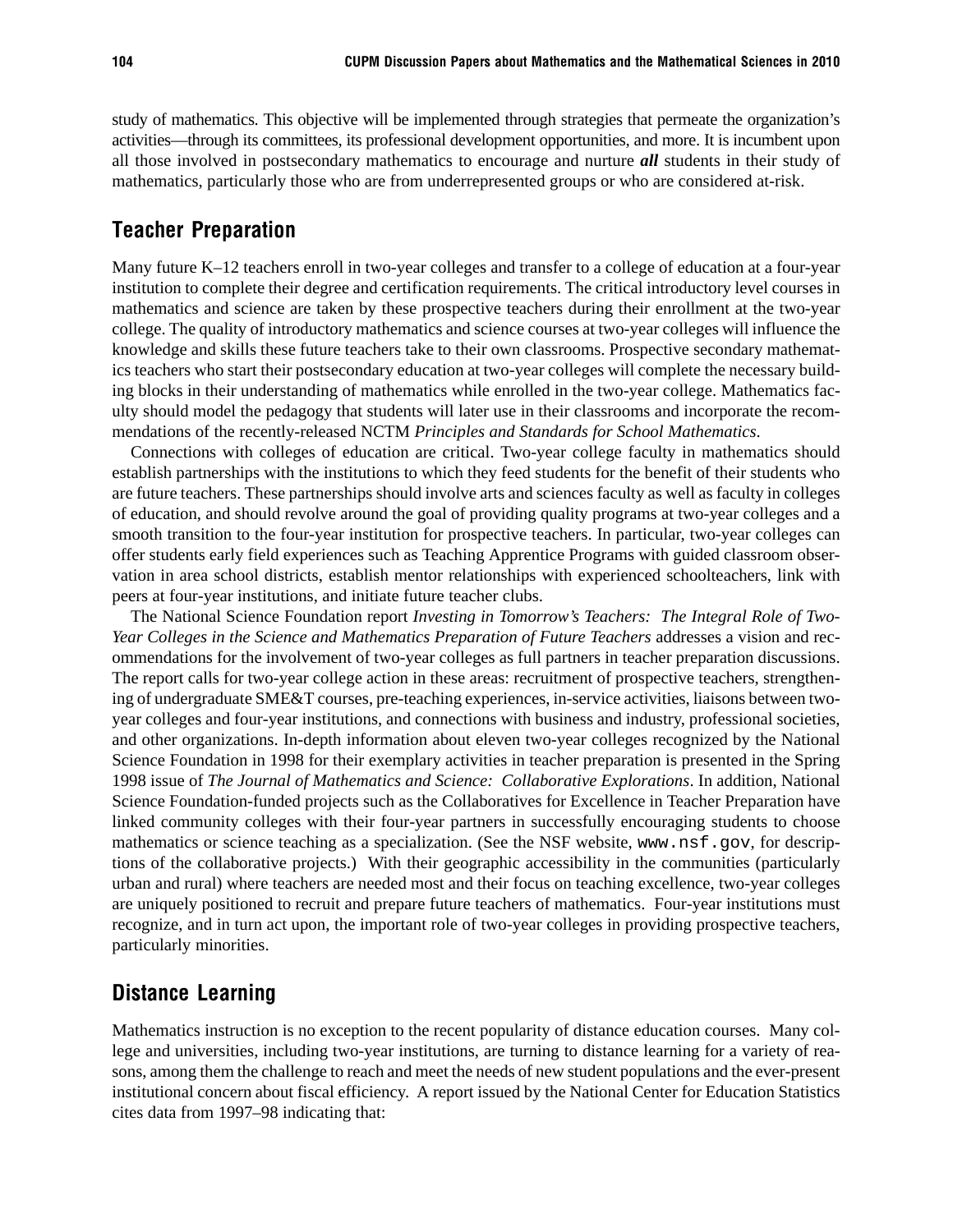study of mathematics. This objective will be implemented through strategies that permeate the organization's activities—through its committees, its professional development opportunities, and more. It is incumbent upon all those involved in postsecondary mathematics to encourage and nurture ***all*** students in their study of mathematics, particularly those who are from underrepresented groups or who are considered at-risk.

## Teacher Preparation

Many future K–12 teachers enroll in two-year colleges and transfer to a college of education at a four-year institution to complete their degree and certification requirements. The critical introductory level courses in mathematics and science are taken by these prospective teachers during their enrollment at the two-year college. The quality of introductory mathematics and science courses at two-year colleges will influence the knowledge and skills these future teachers take to their own classrooms. Prospective secondary mathematics teachers who start their postsecondary education at two-year colleges will complete the necessary building blocks in their understanding of mathematics while enrolled in the two-year college. Mathematics faculty should model the pedagogy that students will later use in their classrooms and incorporate the recommendations of the recently-released NCTM *Principles and Standards for School Mathematics*.

Connections with colleges of education are critical. Two-year college faculty in mathematics should establish partnerships with the institutions to which they feed students for the benefit of their students who are future teachers. These partnerships should involve arts and sciences faculty as well as faculty in colleges of education, and should revolve around the goal of providing quality programs at two-year colleges and a smooth transition to the four-year institution for prospective teachers. In particular, two-year colleges can offer students early field experiences such as Teaching Apprentice Programs with guided classroom observation in area school districts, establish mentor relationships with experienced schoolteachers, link with peers at four-year institutions, and initiate future teacher clubs.

The National Science Foundation report *Investing in Tomorrow's Teachers: The Integral Role of Two-Year Colleges in the Science and Mathematics Preparation of Future Teachers* addresses a vision and recommendations for the involvement of two-year colleges as full partners in teacher preparation discussions. The report calls for two-year college action in these areas: recruitment of prospective teachers, strengthening of undergraduate SME&T courses, pre-teaching experiences, in-service activities, liaisons between two-year colleges and four-year institutions, and connections with business and industry, professional societies, and other organizations. In-depth information about eleven two-year colleges recognized by the National Science Foundation in 1998 for their exemplary activities in teacher preparation is presented in the Spring 1998 issue of *The Journal of Mathematics and Science: Collaborative Explorations*. In addition, National Science Foundation-funded projects such as the Collaboratives for Excellence in Teacher Preparation have linked community colleges with their four-year partners in successfully encouraging students to choose mathematics or science teaching as a specialization. (See the NSF website, `www.nsf.gov`, for descriptions of the collaborative projects.) With their geographic accessibility in the communities (particularly urban and rural) where teachers are needed most and their focus on teaching excellence, two-year colleges are uniquely positioned to recruit and prepare future teachers of mathematics. Four-year institutions must recognize, and in turn act upon, the important role of two-year colleges in providing prospective teachers, particularly minorities.

## Distance Learning

Mathematics instruction is no exception to the recent popularity of distance education courses. Many college and universities, including two-year institutions, are turning to distance learning for a variety of reasons, among them the challenge to reach and meet the needs of new student populations and the ever-present institutional concern about fiscal efficiency. A report issued by the National Center for Education Statistics cites data from 1997–98 indicating that: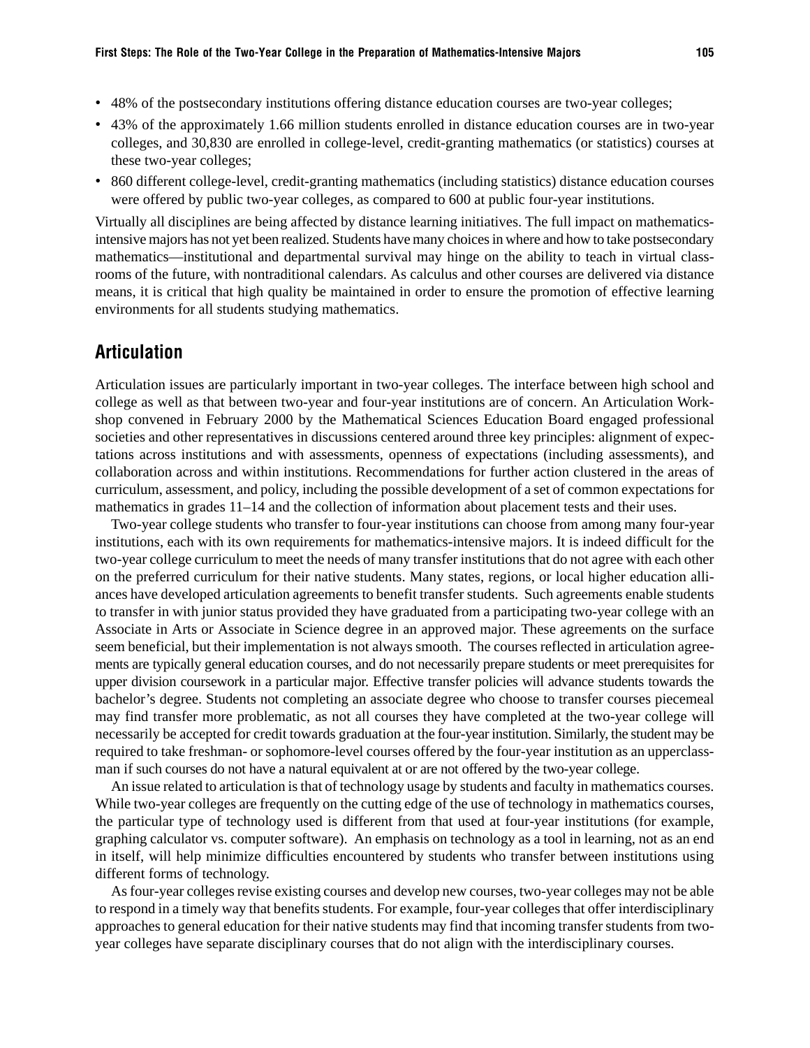- 48% of the postsecondary institutions offering distance education courses are two-year colleges;
- 43% of the approximately 1.66 million students enrolled in distance education courses are in two-year colleges, and 30,830 are enrolled in college-level, credit-granting mathematics (or statistics) courses at these two-year colleges;
- 860 different college-level, credit-granting mathematics (including statistics) distance education courses were offered by public two-year colleges, as compared to 600 at public four-year institutions.

Virtually all disciplines are being affected by distance learning initiatives. The full impact on mathematics-intensive majors has not yet been realized. Students have many choices in where and how to take postsecondary mathematics—institutional and departmental survival may hinge on the ability to teach in virtual classrooms of the future, with nontraditional calendars. As calculus and other courses are delivered via distance means, it is critical that high quality be maintained in order to ensure the promotion of effective learning environments for all students studying mathematics.

## Articulation

Articulation issues are particularly important in two-year colleges. The interface between high school and college as well as that between two-year and four-year institutions are of concern. An Articulation Workshop convened in February 2000 by the Mathematical Sciences Education Board engaged professional societies and other representatives in discussions centered around three key principles: alignment of expectations across institutions and with assessments, openness of expectations (including assessments), and collaboration across and within institutions. Recommendations for further action clustered in the areas of curriculum, assessment, and policy, including the possible development of a set of common expectations for mathematics in grades 11–14 and the collection of information about placement tests and their uses.

Two-year college students who transfer to four-year institutions can choose from among many four-year institutions, each with its own requirements for mathematics-intensive majors. It is indeed difficult for the two-year college curriculum to meet the needs of many transfer institutions that do not agree with each other on the preferred curriculum for their native students. Many states, regions, or local higher education alliances have developed articulation agreements to benefit transfer students. Such agreements enable students to transfer in with junior status provided they have graduated from a participating two-year college with an Associate in Arts or Associate in Science degree in an approved major. These agreements on the surface seem beneficial, but their implementation is not always smooth. The courses reflected in articulation agreements are typically general education courses, and do not necessarily prepare students or meet prerequisites for upper division coursework in a particular major. Effective transfer policies will advance students towards the bachelor's degree. Students not completing an associate degree who choose to transfer courses piecemeal may find transfer more problematic, as not all courses they have completed at the two-year college will necessarily be accepted for credit towards graduation at the four-year institution. Similarly, the student may be required to take freshman- or sophomore-level courses offered by the four-year institution as an upperclassman if such courses do not have a natural equivalent at or are not offered by the two-year college.

An issue related to articulation is that of technology usage by students and faculty in mathematics courses. While two-year colleges are frequently on the cutting edge of the use of technology in mathematics courses, the particular type of technology used is different from that used at four-year institutions (for example, graphing calculator vs. computer software). An emphasis on technology as a tool in learning, not as an end in itself, will help minimize difficulties encountered by students who transfer between institutions using different forms of technology.

As four-year colleges revise existing courses and develop new courses, two-year colleges may not be able to respond in a timely way that benefits students. For example, four-year colleges that offer interdisciplinary approaches to general education for their native students may find that incoming transfer students from two-year colleges have separate disciplinary courses that do not align with the interdisciplinary courses.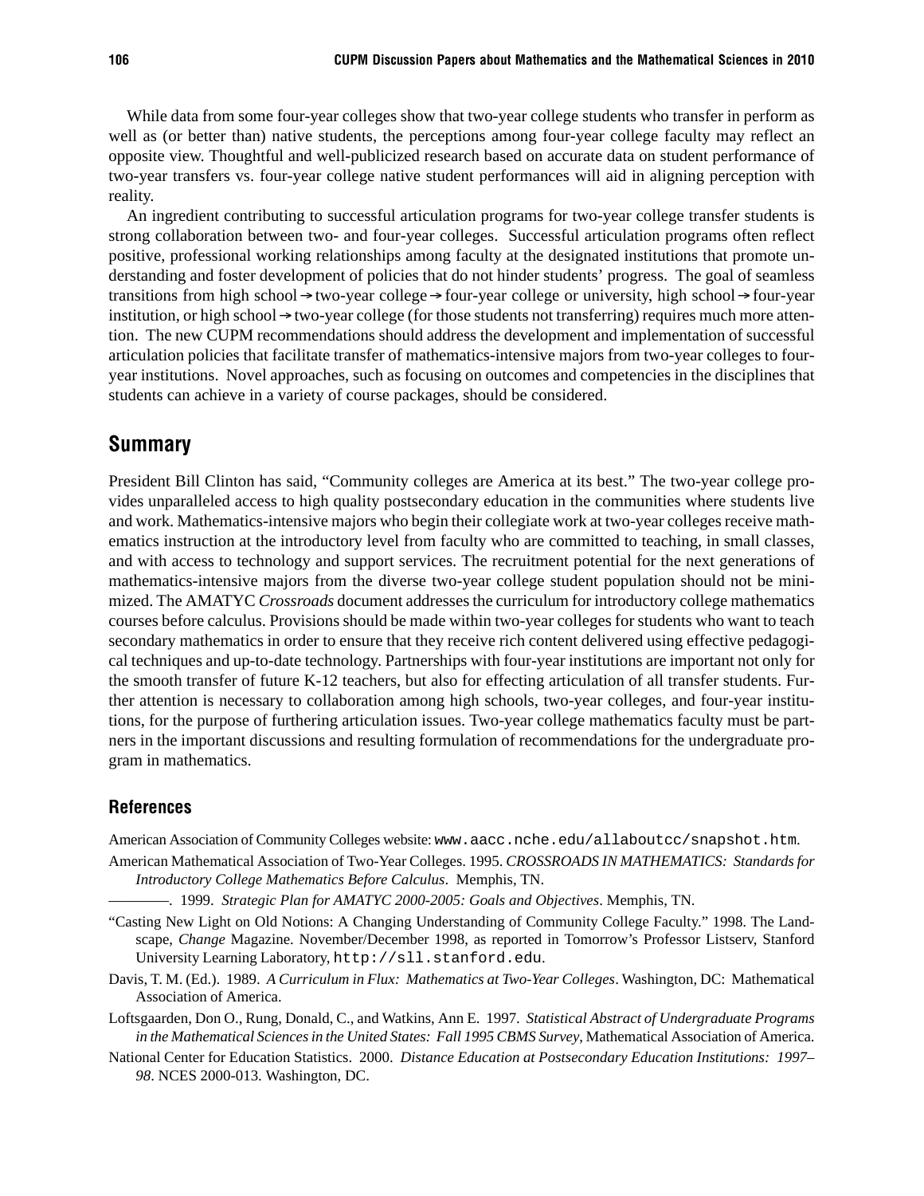While data from some four-year colleges show that two-year college students who transfer in perform as well as (or better than) native students, the perceptions among four-year college faculty may reflect an opposite view. Thoughtful and well-publicized research based on accurate data on student performance of two-year transfers vs. four-year college native student performances will aid in aligning perception with reality.

An ingredient contributing to successful articulation programs for two-year college transfer students is strong collaboration between two- and four-year colleges. Successful articulation programs often reflect positive, professional working relationships among faculty at the designated institutions that promote understanding and foster development of policies that do not hinder students' progress. The goal of seamless transitions from high school → two-year college → four-year college or university, high school → four-year institution, or high school → two-year college (for those students not transferring) requires much more attention. The new CUPM recommendations should address the development and implementation of successful articulation policies that facilitate transfer of mathematics-intensive majors from two-year colleges to four-year institutions. Novel approaches, such as focusing on outcomes and competencies in the disciplines that students can achieve in a variety of course packages, should be considered.

## Summary

President Bill Clinton has said, "Community colleges are America at its best." The two-year college provides unparalleled access to high quality postsecondary education in the communities where students live and work. Mathematics-intensive majors who begin their collegiate work at two-year colleges receive mathematics instruction at the introductory level from faculty who are committed to teaching, in small classes, and with access to technology and support services. The recruitment potential for the next generations of mathematics-intensive majors from the diverse two-year college student population should not be minimized. The AMATYC *Crossroads* document addresses the curriculum for introductory college mathematics courses before calculus. Provisions should be made within two-year colleges for students who want to teach secondary mathematics in order to ensure that they receive rich content delivered using effective pedagogical techniques and up-to-date technology. Partnerships with four-year institutions are important not only for the smooth transfer of future K-12 teachers, but also for effecting articulation of all transfer students. Further attention is necessary to collaboration among high schools, two-year colleges, and four-year institutions, for the purpose of furthering articulation issues. Two-year college mathematics faculty must be partners in the important discussions and resulting formulation of recommendations for the undergraduate program in mathematics.

### References

American Association of Community Colleges website: `www.aacc.nche.edu/allaboutcc/snapshot.htm`.

American Mathematical Association of Two-Year Colleges. 1995. *CROSSROADS IN MATHEMATICS: Standards for Introductory College Mathematics Before Calculus*. Memphis, TN.

————. 1999. *Strategic Plan for AMATYC 2000-2005: Goals and Objectives*. Memphis, TN.

"Casting New Light on Old Notions: A Changing Understanding of Community College Faculty." 1998. The Landscape, *Change* Magazine. November/December 1998, as reported in Tomorrow's Professor Listserv, Stanford University Learning Laboratory, `http://sll.stanford.edu`.

Davis, T. M. (Ed.). 1989. *A Curriculum in Flux: Mathematics at Two-Year Colleges*. Washington, DC: Mathematical Association of America.

Loftsgaarden, Don O., Rung, Donald, C., and Watkins, Ann E. 1997. *Statistical Abstract of Undergraduate Programs in the Mathematical Sciences in the United States: Fall 1995 CBMS Survey*, Mathematical Association of America.

National Center for Education Statistics. 2000. *Distance Education at Postsecondary Education Institutions: 1997–98*. NCES 2000-013. Washington, DC.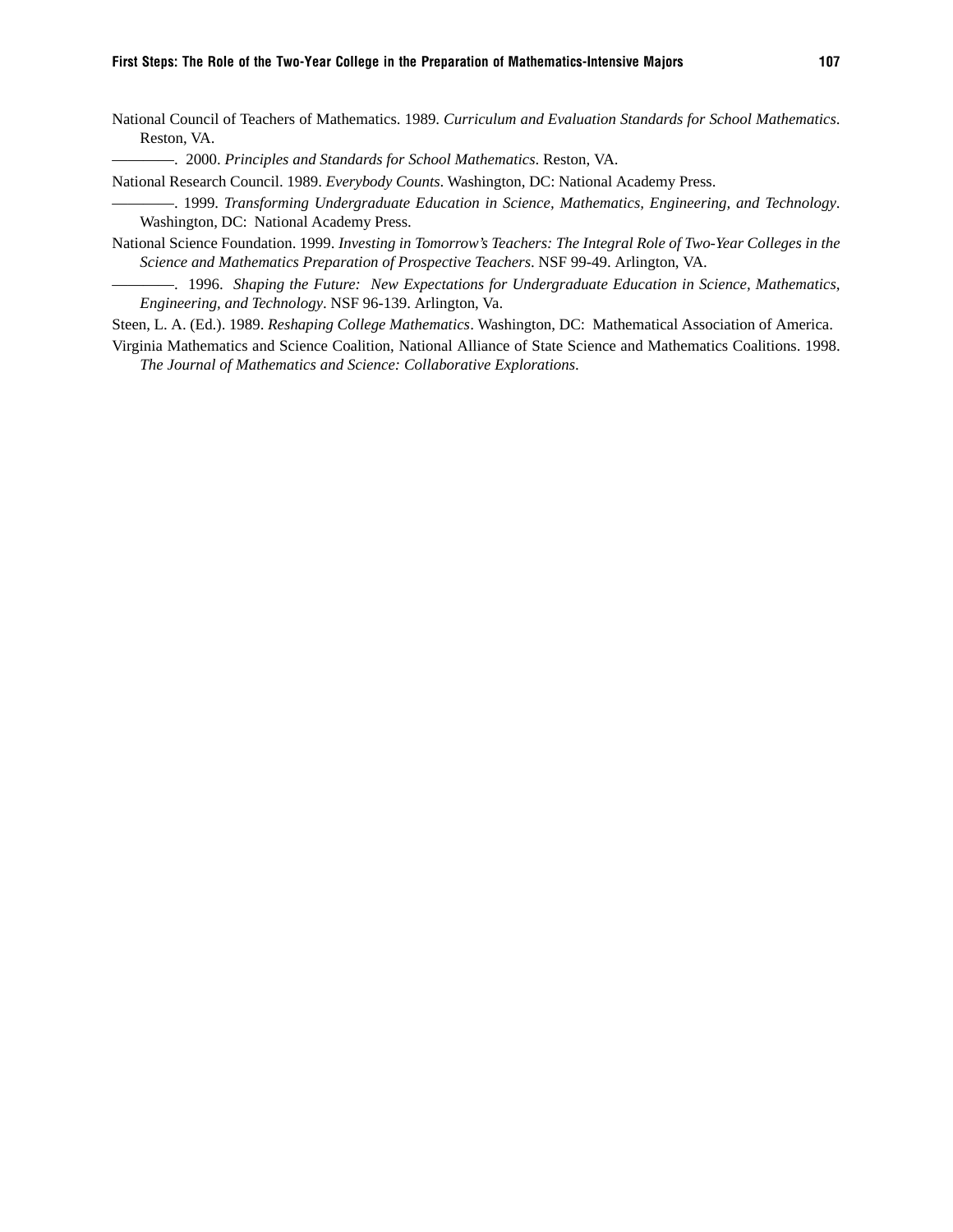National Council of Teachers of Mathematics. 1989. *Curriculum and Evaluation Standards for School Mathematics*. Reston, VA.

————. 2000. *Principles and Standards for School Mathematics*. Reston, VA.

National Research Council. 1989. *Everybody Counts*. Washington, DC: National Academy Press.

————. 1999. *Transforming Undergraduate Education in Science, Mathematics, Engineering, and Technology*. Washington, DC: National Academy Press.

National Science Foundation. 1999. *Investing in Tomorrow's Teachers: The Integral Role of Two-Year Colleges in the Science and Mathematics Preparation of Prospective Teachers*. NSF 99-49. Arlington, VA.

————. 1996. *Shaping the Future: New Expectations for Undergraduate Education in Science, Mathematics, Engineering, and Technology*. NSF 96-139. Arlington, Va.

Steen, L. A. (Ed.). 1989. *Reshaping College Mathematics*. Washington, DC: Mathematical Association of America.

Virginia Mathematics and Science Coalition, National Alliance of State Science and Mathematics Coalitions. 1998. *The Journal of Mathematics and Science: Collaborative Explorations*.